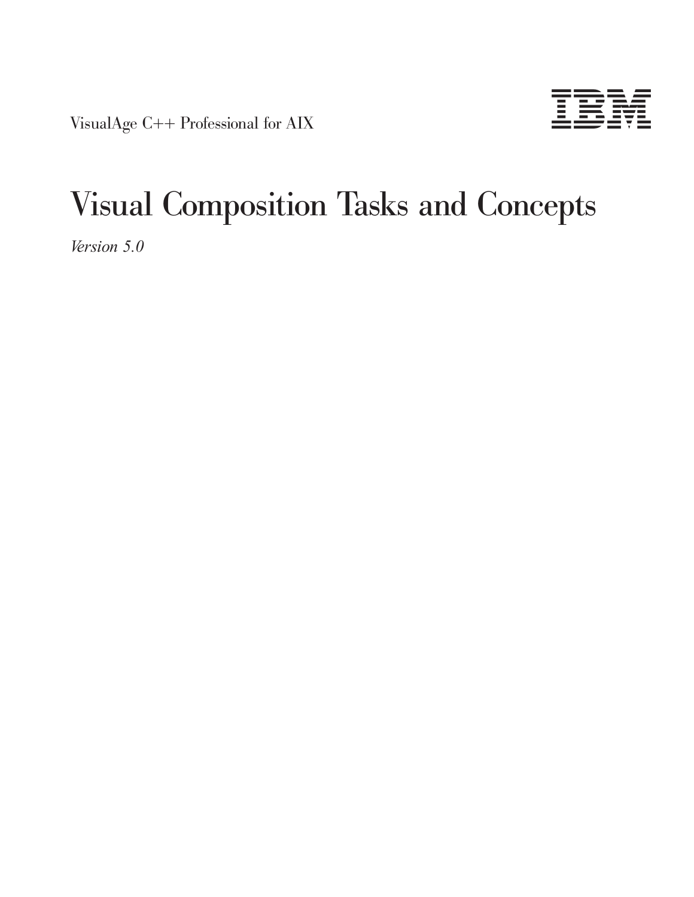VisualAge C++ Professional for AIX

IBM

# Visual Composition Tasks and Concepts

*Version 5.0*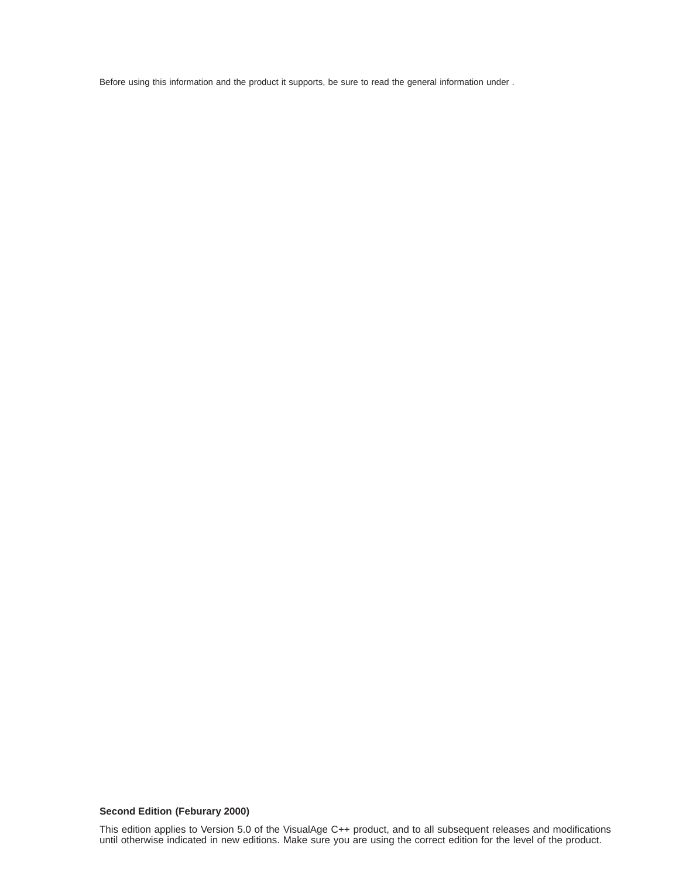Before using this information and the product it supports, be sure to read the general information under .

**Second Edition (Feburary 2000)**

This edition applies to Version 5.0 of the VisualAge C++ product, and to all subsequent releases and modifications until otherwise indicated in new editions. Make sure you are using the correct edition for the level of the product.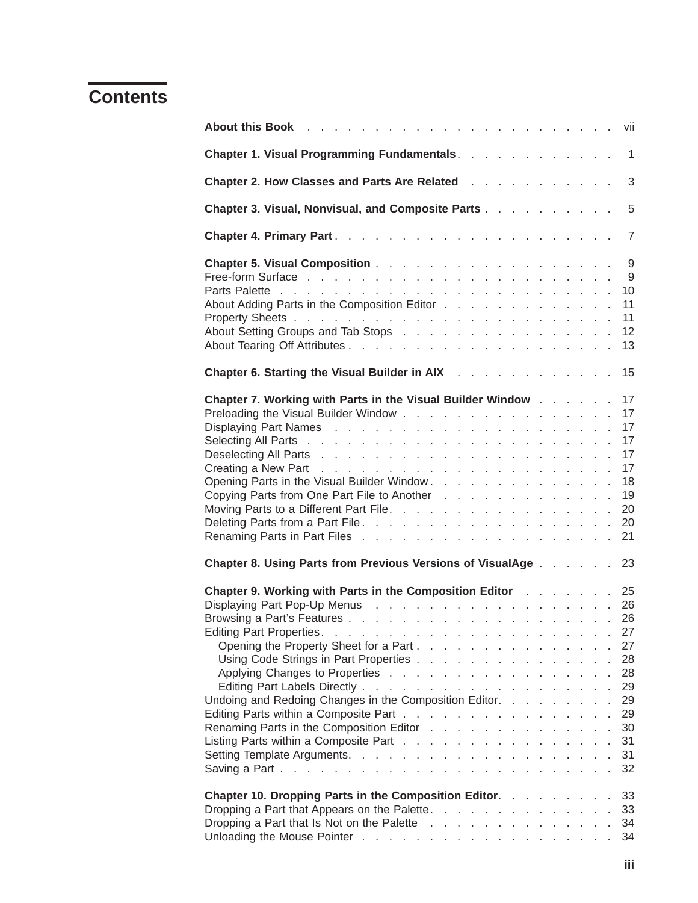# Contents

**About this Book** . . . . . . . . . . . . . . . . . . . . . . . vii

**Chapter 1. Visual Programming Fundamentals** . . . . . . . . . . . . 1

**Chapter 2. How Classes and Parts Are Related** . . . . . . . . . . . 3

**Chapter 3. Visual, Nonvisual, and Composite Parts** . . . . . . . . . . 5

**Chapter 4. Primary Part** . . . . . . . . . . . . . . . . . . . . 7

**Chapter 5. Visual Composition** . . . . . . . . . . . . . . . . . . 9
Free-form Surface . . . . . . . . . . . . . . . . . . . . . . . 9
Parts Palette . . . . . . . . . . . . . . . . . . . . . . . . . 10
About Adding Parts in the Composition Editor . . . . . . . . . . . . . 11
Property Sheets . . . . . . . . . . . . . . . . . . . . . . . . 11
About Setting Groups and Tab Stops . . . . . . . . . . . . . . . . 12
About Tearing Off Attributes . . . . . . . . . . . . . . . . . . . 13

**Chapter 6. Starting the Visual Builder in AIX** . . . . . . . . . . . . 15

**Chapter 7. Working with Parts in the Visual Builder Window** . . . . . . 17
Preloading the Visual Builder Window . . . . . . . . . . . . . . . . 17
Displaying Part Names . . . . . . . . . . . . . . . . . . . . . 17
Selecting All Parts . . . . . . . . . . . . . . . . . . . . . . 17
Deselecting All Parts . . . . . . . . . . . . . . . . . . . . . . 17
Creating a New Part . . . . . . . . . . . . . . . . . . . . . . 17
Opening Parts in the Visual Builder Window . . . . . . . . . . . . . 18
Copying Parts from One Part File to Another . . . . . . . . . . . . 19
Moving Parts to a Different Part File . . . . . . . . . . . . . . . . 20
Deleting Parts from a Part File . . . . . . . . . . . . . . . . . . 20
Renaming Parts in Part Files . . . . . . . . . . . . . . . . . . . 21

**Chapter 8. Using Parts from Previous Versions of VisualAge** . . . . . . 23

**Chapter 9. Working with Parts in the Composition Editor** . . . . . . . 25
Displaying Part Pop-Up Menus . . . . . . . . . . . . . . . . . . 26
Browsing a Part's Features . . . . . . . . . . . . . . . . . . . 26
Editing Part Properties . . . . . . . . . . . . . . . . . . . . . 27
  Opening the Property Sheet for a Part . . . . . . . . . . . . . . . 27
  Using Code Strings in Part Properties . . . . . . . . . . . . . . . 28
  Applying Changes to Properties . . . . . . . . . . . . . . . . . 28
  Editing Part Labels Directly . . . . . . . . . . . . . . . . . . 29
Undoing and Redoing Changes in the Composition Editor . . . . . . . . . 29
Editing Parts within a Composite Part . . . . . . . . . . . . . . . 29
Renaming Parts in the Composition Editor . . . . . . . . . . . . . . 30
Listing Parts within a Composite Part . . . . . . . . . . . . . . . 31
Setting Template Arguments . . . . . . . . . . . . . . . . . . . 31
Saving a Part . . . . . . . . . . . . . . . . . . . . . . . . 32

**Chapter 10. Dropping Parts in the Composition Editor** . . . . . . . . . 33
Dropping a Part that Appears on the Palette . . . . . . . . . . . . . 33
Dropping a Part that Is Not on the Palette . . . . . . . . . . . . . 34
Unloading the Mouse Pointer . . . . . . . . . . . . . . . . . . . 34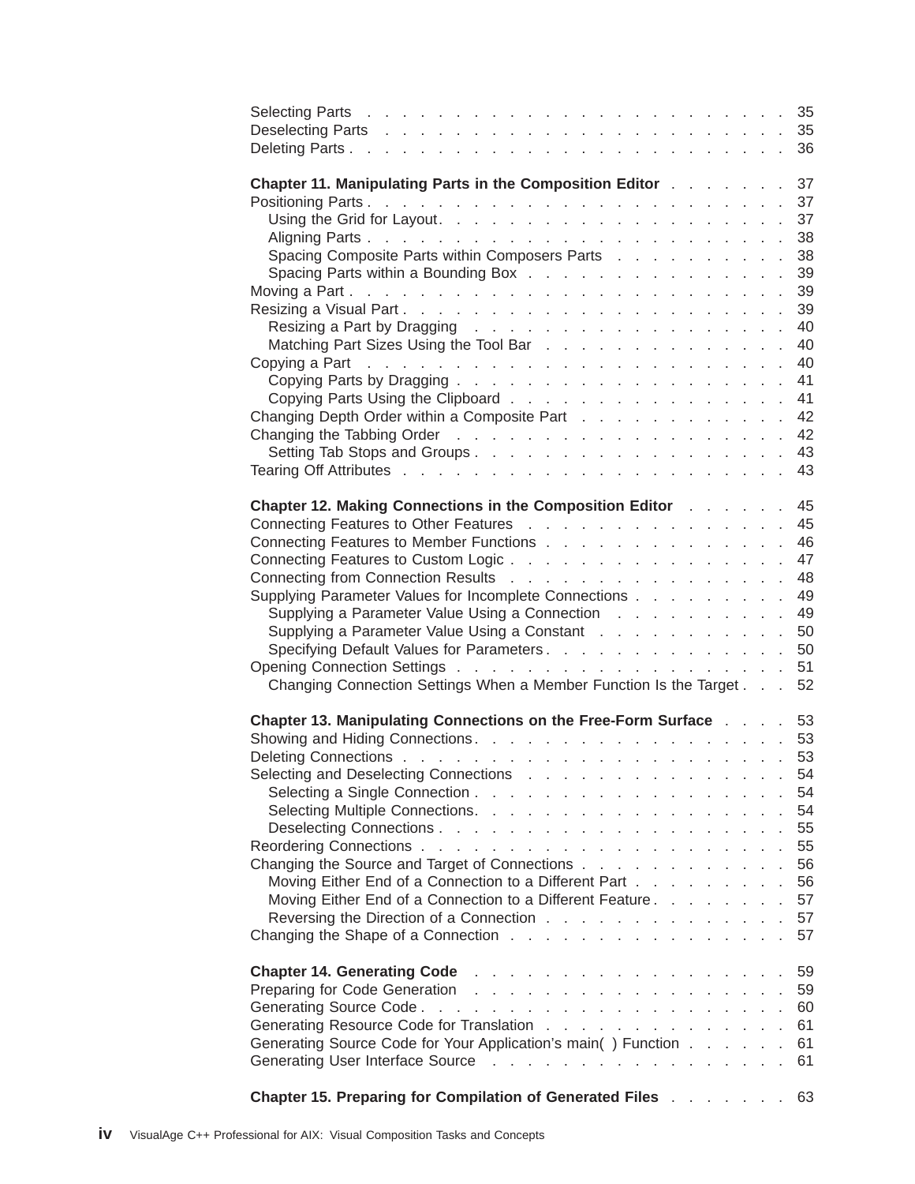Selecting Parts . . . . . . . . . . . . . . . . . . . . . . . . . 35
Deselecting Parts . . . . . . . . . . . . . . . . . . . . . . . . 35
Deleting Parts . . . . . . . . . . . . . . . . . . . . . . . . . 36

**Chapter 11. Manipulating Parts in the Composition Editor** . . . . . . . 37
Positioning Parts . . . . . . . . . . . . . . . . . . . . . . . . 37
  Using the Grid for Layout. . . . . . . . . . . . . . . . . . . . 37
  Aligning Parts . . . . . . . . . . . . . . . . . . . . . . . . 38
  Spacing Composite Parts within Composers Parts . . . . . . . . . . 38
  Spacing Parts within a Bounding Box . . . . . . . . . . . . . . . 39
Moving a Part . . . . . . . . . . . . . . . . . . . . . . . . . 39
Resizing a Visual Part . . . . . . . . . . . . . . . . . . . . . 39
  Resizing a Part by Dragging . . . . . . . . . . . . . . . . . . 40
  Matching Part Sizes Using the Tool Bar . . . . . . . . . . . . . 40
Copying a Part . . . . . . . . . . . . . . . . . . . . . . . . . 40
  Copying Parts by Dragging . . . . . . . . . . . . . . . . . . . 41
  Copying Parts Using the Clipboard . . . . . . . . . . . . . . . . 41
Changing Depth Order within a Composite Part . . . . . . . . . . . . 42
Changing the Tabbing Order . . . . . . . . . . . . . . . . . . . 42
  Setting Tab Stops and Groups . . . . . . . . . . . . . . . . . . 43
Tearing Off Attributes . . . . . . . . . . . . . . . . . . . . . 43

**Chapter 12. Making Connections in the Composition Editor** . . . . . . 45
Connecting Features to Other Features . . . . . . . . . . . . . . . 45
Connecting Features to Member Functions . . . . . . . . . . . . . . 46
Connecting Features to Custom Logic . . . . . . . . . . . . . . . . 47
Connecting from Connection Results . . . . . . . . . . . . . . . . 48
Supplying Parameter Values for Incomplete Connections . . . . . . . . . 49
  Supplying a Parameter Value Using a Connection . . . . . . . . . . 49
  Supplying a Parameter Value Using a Constant . . . . . . . . . . . 50
  Specifying Default Values for Parameters . . . . . . . . . . . . . 50
Opening Connection Settings . . . . . . . . . . . . . . . . . . . 51
  Changing Connection Settings When a Member Function Is the Target . . . 52

**Chapter 13. Manipulating Connections on the Free-Form Surface** . . . . 53
Showing and Hiding Connections. . . . . . . . . . . . . . . . . . 53
Deleting Connections . . . . . . . . . . . . . . . . . . . . . . 53
Selecting and Deselecting Connections . . . . . . . . . . . . . . . 54
  Selecting a Single Connection . . . . . . . . . . . . . . . . . . 54
  Selecting Multiple Connections. . . . . . . . . . . . . . . . . . 54
  Deselecting Connections . . . . . . . . . . . . . . . . . . . . 55
Reordering Connections . . . . . . . . . . . . . . . . . . . . . 55
Changing the Source and Target of Connections . . . . . . . . . . . . 56
  Moving Either End of a Connection to a Different Part . . . . . . . . 56
  Moving Either End of a Connection to a Different Feature. . . . . . . . 57
  Reversing the Direction of a Connection . . . . . . . . . . . . . . 57
Changing the Shape of a Connection . . . . . . . . . . . . . . . . 57

**Chapter 14. Generating Code** . . . . . . . . . . . . . . . . . . 59
Preparing for Code Generation . . . . . . . . . . . . . . . . . . 59
Generating Source Code . . . . . . . . . . . . . . . . . . . . . 60
Generating Resource Code for Translation . . . . . . . . . . . . . . 61
Generating Source Code for Your Application's main( ) Function . . . . . . 61
Generating User Interface Source . . . . . . . . . . . . . . . . . 61

**Chapter 15. Preparing for Compilation of Generated Files** . . . . . . . 63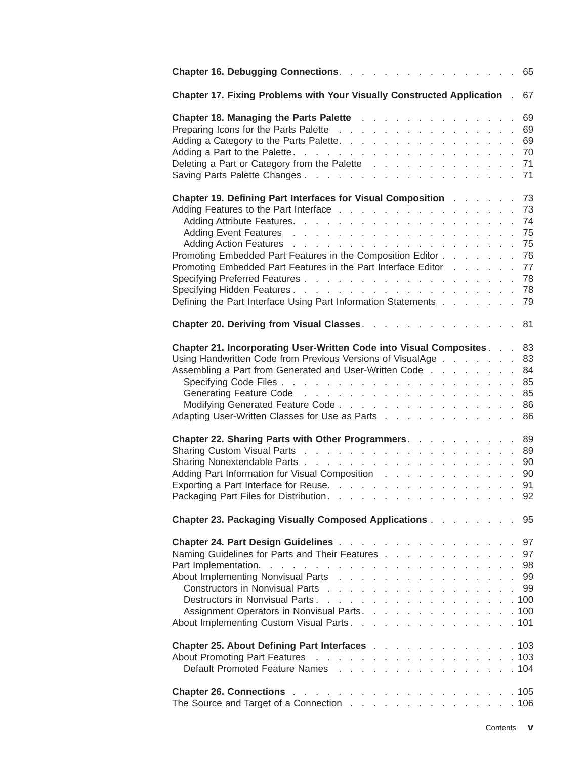**Chapter 16. Debugging Connections** . . . . . . . . . . . . . . . . 65

**Chapter 17. Fixing Problems with Your Visually Constructed Application** . 67

**Chapter 18. Managing the Parts Palette** . . . . . . . . . . . . . . 69
Preparing Icons for the Parts Palette . . . . . . . . . . . . . . . . 69
Adding a Category to the Parts Palette. . . . . . . . . . . . . . . . 69
Adding a Part to the Palette . . . . . . . . . . . . . . . . . . . . 70
Deleting a Part or Category from the Palette . . . . . . . . . . . . . 71
Saving Parts Palette Changes . . . . . . . . . . . . . . . . . . . 71

**Chapter 19. Defining Part Interfaces for Visual Composition** . . . . . . 73
Adding Features to the Part Interface . . . . . . . . . . . . . . . . 73
  Adding Attribute Features. . . . . . . . . . . . . . . . . . . . 74
  Adding Event Features . . . . . . . . . . . . . . . . . . . . . 75
  Adding Action Features . . . . . . . . . . . . . . . . . . . . . 75
Promoting Embedded Part Features in the Composition Editor . . . . . . . 76
Promoting Embedded Part Features in the Part Interface Editor . . . . . . 77
Specifying Preferred Features . . . . . . . . . . . . . . . . . . . 78
Specifying Hidden Features . . . . . . . . . . . . . . . . . . . . 78
Defining the Part Interface Using Part Information Statements . . . . . . . 79

**Chapter 20. Deriving from Visual Classes**. . . . . . . . . . . . . . 81

**Chapter 21. Incorporating User-Written Code into Visual Composites** . . . 83
Using Handwritten Code from Previous Versions of VisualAge . . . . . . . 83
Assembling a Part from Generated and User-Written Code . . . . . . . . 84
  Specifying Code Files . . . . . . . . . . . . . . . . . . . . . . 85
  Generating Feature Code . . . . . . . . . . . . . . . . . . . . 85
  Modifying Generated Feature Code . . . . . . . . . . . . . . . . 86
Adapting User-Written Classes for Use as Parts . . . . . . . . . . . . 86

**Chapter 22. Sharing Parts with Other Programmers**. . . . . . . . . . 89
Sharing Custom Visual Parts . . . . . . . . . . . . . . . . . . . . 89
Sharing Nonextendable Parts . . . . . . . . . . . . . . . . . . . 90
Adding Part Information for Visual Composition . . . . . . . . . . . . 90
Exporting a Part Interface for Reuse. . . . . . . . . . . . . . . . . 91
Packaging Part Files for Distribution. . . . . . . . . . . . . . . . . 92

**Chapter 23. Packaging Visually Composed Applications** . . . . . . . . 95

**Chapter 24. Part Design Guidelines** . . . . . . . . . . . . . . . . 97
Naming Guidelines for Parts and Their Features . . . . . . . . . . . . 97
Part Implementation. . . . . . . . . . . . . . . . . . . . . . . . 98
About Implementing Nonvisual Parts . . . . . . . . . . . . . . . . . 99
  Constructors in Nonvisual Parts . . . . . . . . . . . . . . . . . 99
  Destructors in Nonvisual Parts . . . . . . . . . . . . . . . . . . 100
  Assignment Operators in Nonvisual Parts. . . . . . . . . . . . . . 100
About Implementing Custom Visual Parts. . . . . . . . . . . . . . . . 101

**Chapter 25. About Defining Part Interfaces** . . . . . . . . . . . . . 103
About Promoting Part Features . . . . . . . . . . . . . . . . . . . 103
  Default Promoted Feature Names . . . . . . . . . . . . . . . . . 104

**Chapter 26. Connections** . . . . . . . . . . . . . . . . . . . . . 105
The Source and Target of a Connection . . . . . . . . . . . . . . . . 106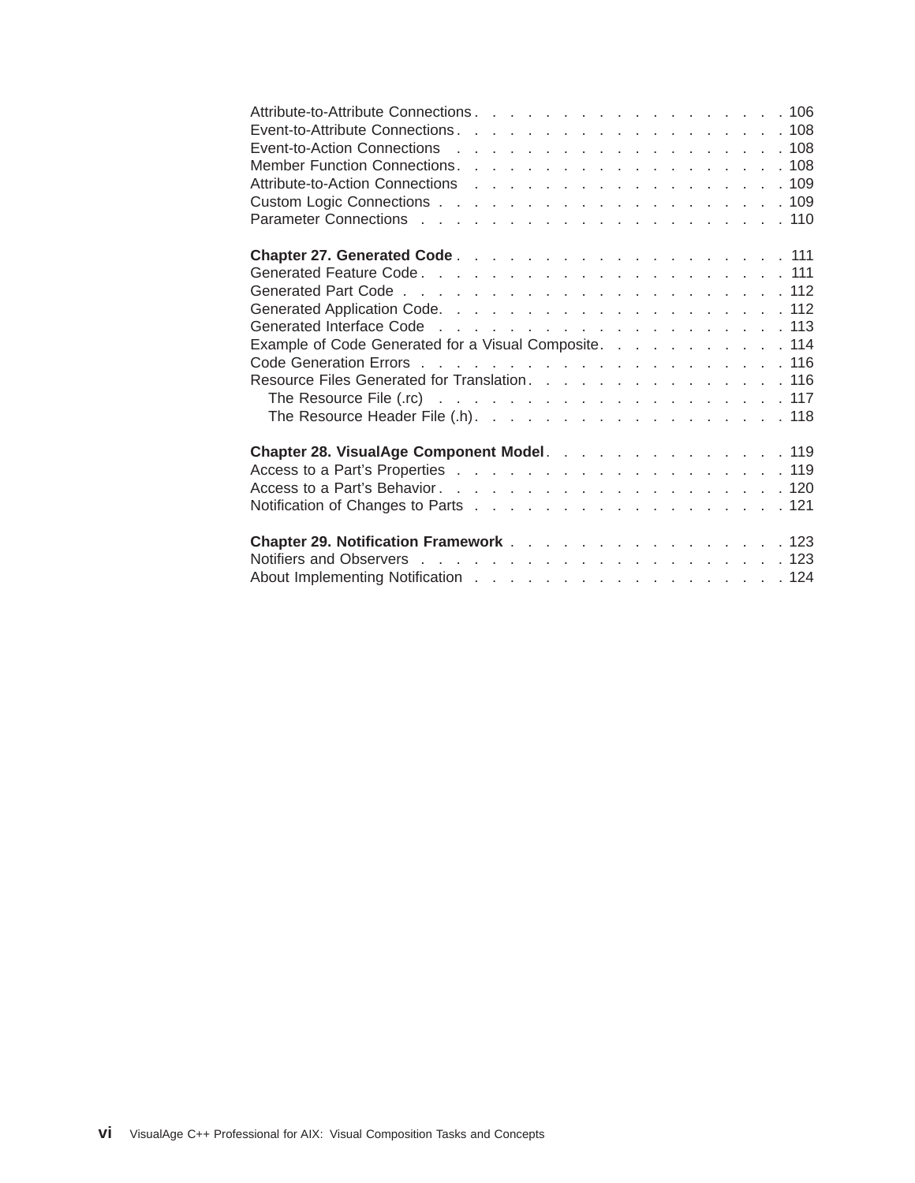Attribute-to-Attribute Connections . . . . . . . . . . . . . . . . . . . . 106
Event-to-Attribute Connections . . . . . . . . . . . . . . . . . . . . 108
Event-to-Action Connections . . . . . . . . . . . . . . . . . . . . 108
Member Function Connections . . . . . . . . . . . . . . . . . . . . 108
Attribute-to-Action Connections . . . . . . . . . . . . . . . . . . . . 109
Custom Logic Connections . . . . . . . . . . . . . . . . . . . . 109
Parameter Connections . . . . . . . . . . . . . . . . . . . . 110

**Chapter 27. Generated Code** . . . . . . . . . . . . . . . . . . . . 111
Generated Feature Code . . . . . . . . . . . . . . . . . . . . 111
Generated Part Code . . . . . . . . . . . . . . . . . . . . 112
Generated Application Code. . . . . . . . . . . . . . . . . . . . 112
Generated Interface Code . . . . . . . . . . . . . . . . . . . . 113
Example of Code Generated for a Visual Composite. . . . . . . . . . . 114
Code Generation Errors . . . . . . . . . . . . . . . . . . . . 116
Resource Files Generated for Translation. . . . . . . . . . . . . . . 116
  The Resource File (.rc) . . . . . . . . . . . . . . . . . . . . 117
  The Resource Header File (.h). . . . . . . . . . . . . . . . . . 118

**Chapter 28. VisualAge Component Model**. . . . . . . . . . . . . . 119
Access to a Part's Properties . . . . . . . . . . . . . . . . . . . . 119
Access to a Part's Behavior . . . . . . . . . . . . . . . . . . . . 120
Notification of Changes to Parts . . . . . . . . . . . . . . . . . . 121

**Chapter 29. Notification Framework** . . . . . . . . . . . . . . . . 123
Notifiers and Observers . . . . . . . . . . . . . . . . . . . . 123
About Implementing Notification . . . . . . . . . . . . . . . . . . 124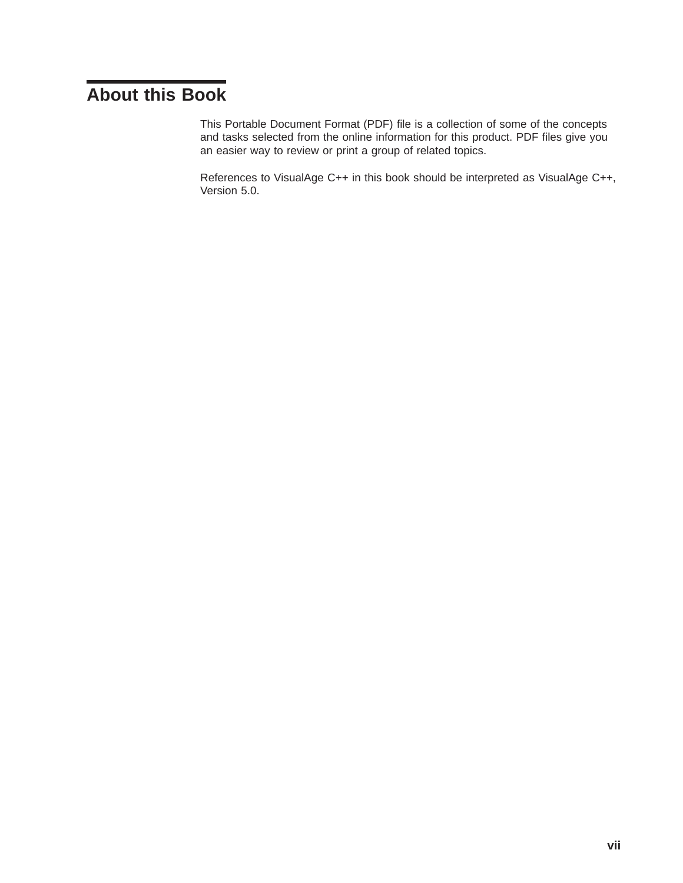# About this Book

This Portable Document Format (PDF) file is a collection of some of the concepts and tasks selected from the online information for this product. PDF files give you an easier way to review or print a group of related topics.

References to VisualAge C++ in this book should be interpreted as VisualAge C++, Version 5.0.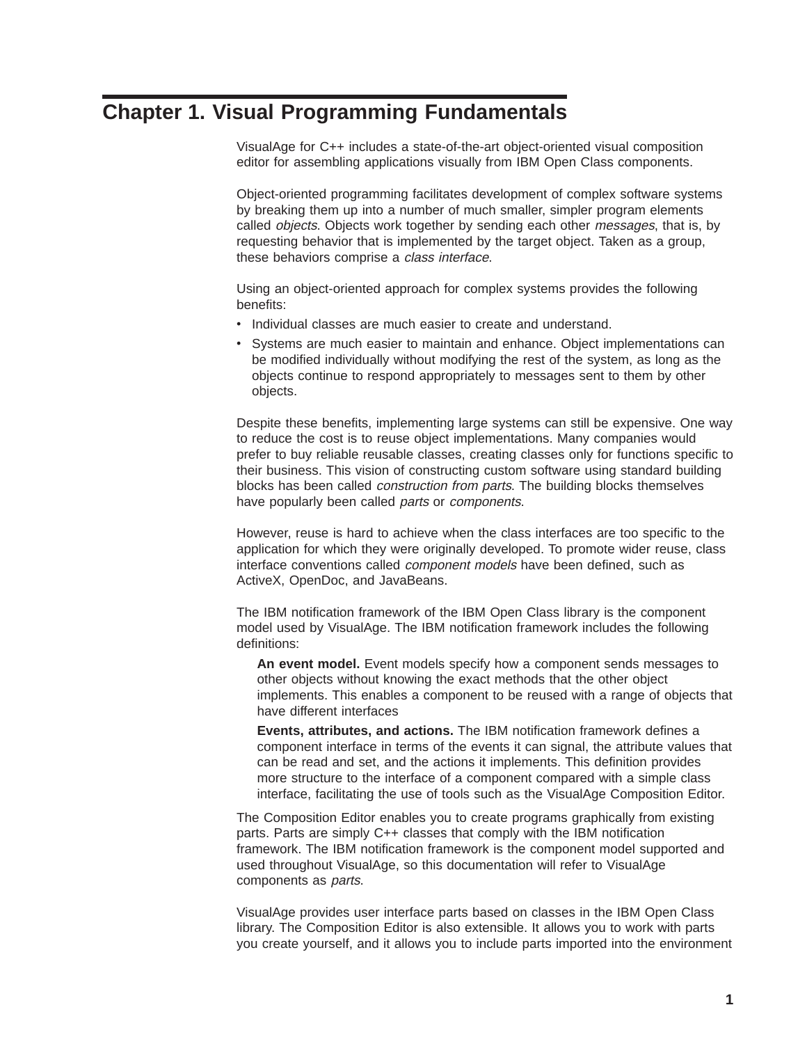# Chapter 1. Visual Programming Fundamentals

VisualAge for C++ includes a state-of-the-art object-oriented visual composition editor for assembling applications visually from IBM Open Class components.

Object-oriented programming facilitates development of complex software systems by breaking them up into a number of much smaller, simpler program elements called *objects*. Objects work together by sending each other *messages*, that is, by requesting behavior that is implemented by the target object. Taken as a group, these behaviors comprise a *class interface*.

Using an object-oriented approach for complex systems provides the following benefits:

- Individual classes are much easier to create and understand.
- Systems are much easier to maintain and enhance. Object implementations can be modified individually without modifying the rest of the system, as long as the objects continue to respond appropriately to messages sent to them by other objects.

Despite these benefits, implementing large systems can still be expensive. One way to reduce the cost is to reuse object implementations. Many companies would prefer to buy reliable reusable classes, creating classes only for functions specific to their business. This vision of constructing custom software using standard building blocks has been called *construction from parts*. The building blocks themselves have popularly been called *parts* or *components*.

However, reuse is hard to achieve when the class interfaces are too specific to the application for which they were originally developed. To promote wider reuse, class interface conventions called *component models* have been defined, such as ActiveX, OpenDoc, and JavaBeans.

The IBM notification framework of the IBM Open Class library is the component model used by VisualAge. The IBM notification framework includes the following definitions:

**An event model.** Event models specify how a component sends messages to other objects without knowing the exact methods that the other object implements. This enables a component to be reused with a range of objects that have different interfaces

**Events, attributes, and actions.** The IBM notification framework defines a component interface in terms of the events it can signal, the attribute values that can be read and set, and the actions it implements. This definition provides more structure to the interface of a component compared with a simple class interface, facilitating the use of tools such as the VisualAge Composition Editor.

The Composition Editor enables you to create programs graphically from existing parts. Parts are simply C++ classes that comply with the IBM notification framework. The IBM notification framework is the component model supported and used throughout VisualAge, so this documentation will refer to VisualAge components as *parts*.

VisualAge provides user interface parts based on classes in the IBM Open Class library. The Composition Editor is also extensible. It allows you to work with parts you create yourself, and it allows you to include parts imported into the environment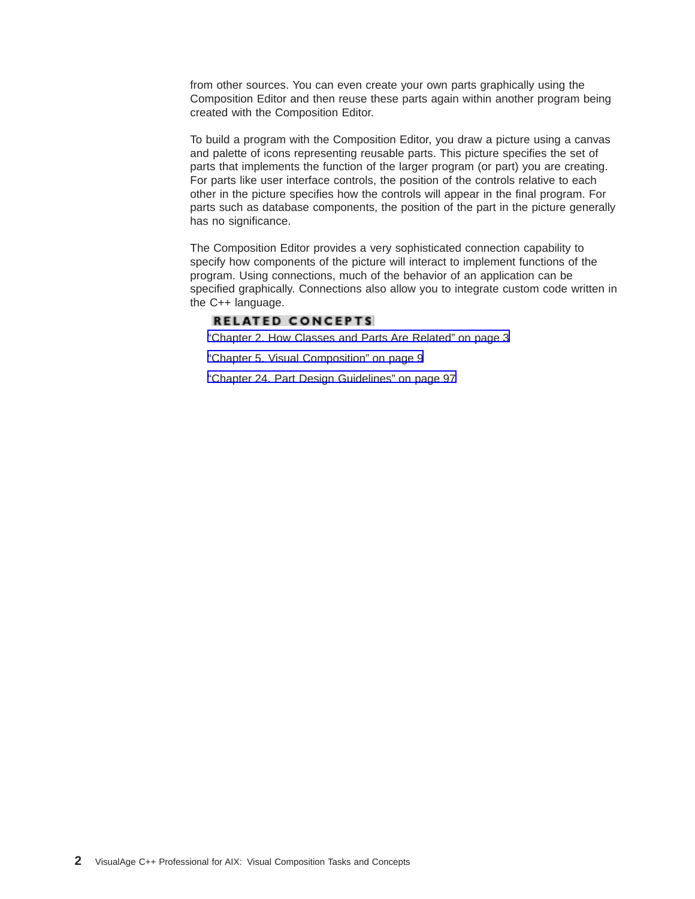from other sources. You can even create your own parts graphically using the Composition Editor and then reuse these parts again within another program being created with the Composition Editor.

To build a program with the Composition Editor, you draw a picture using a canvas and palette of icons representing reusable parts. This picture specifies the set of parts that implements the function of the larger program (or part) you are creating. For parts like user interface controls, the position of the controls relative to each other in the picture specifies how the controls will appear in the final program. For parts such as database components, the position of the part in the picture generally has no significance.

The Composition Editor provides a very sophisticated connection capability to specify how components of the picture will interact to implement functions of the program. Using connections, much of the behavior of an application can be specified graphically. Connections also allow you to integrate custom code written in the C++ language.

**RELATED CONCEPTS**

"Chapter 2. How Classes and Parts Are Related" on page 3

"Chapter 5. Visual Composition" on page 9

"Chapter 24. Part Design Guidelines" on page 97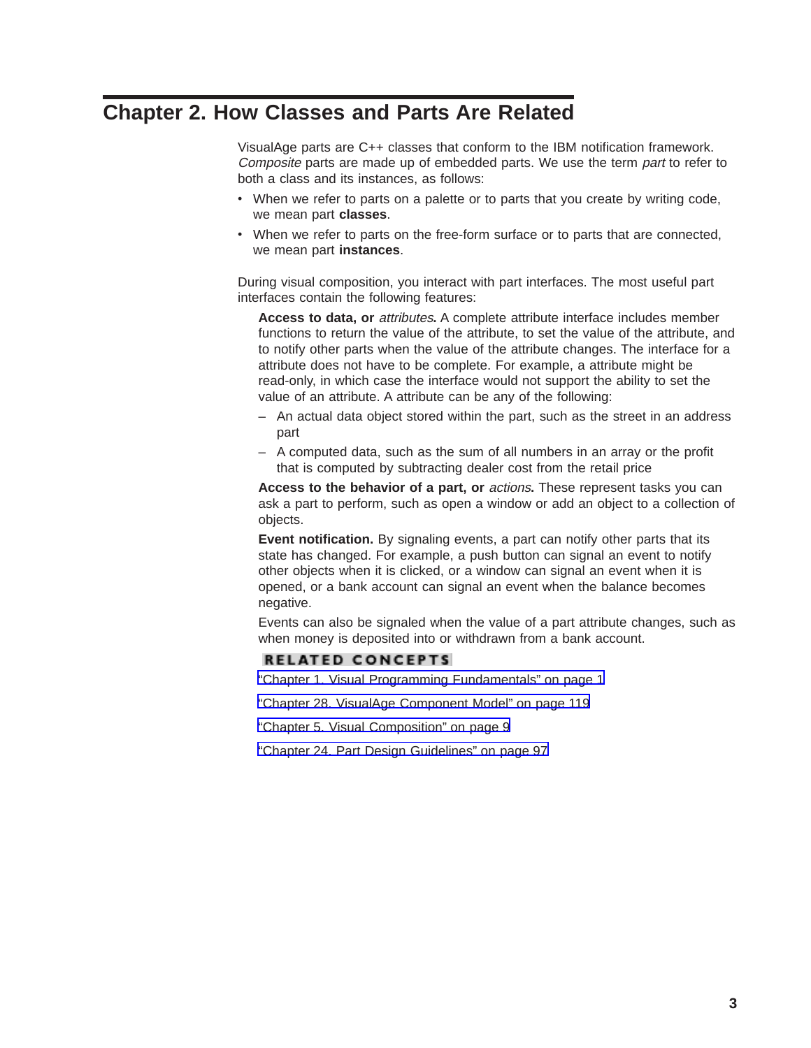# Chapter 2. How Classes and Parts Are Related

VisualAge parts are C++ classes that conform to the IBM notification framework. *Composite* parts are made up of embedded parts. We use the term *part* to refer to both a class and its instances, as follows:

- When we refer to parts on a palette or to parts that you create by writing code, we mean part **classes**.
- When we refer to parts on the free-form surface or to parts that are connected, we mean part **instances**.

During visual composition, you interact with part interfaces. The most useful part interfaces contain the following features:

**Access to data, or *attributes*.** A complete attribute interface includes member functions to return the value of the attribute, to set the value of the attribute, and to notify other parts when the value of the attribute changes. The interface for a attribute does not have to be complete. For example, a attribute might be read-only, in which case the interface would not support the ability to set the value of an attribute. A attribute can be any of the following:

– An actual data object stored within the part, such as the street in an address part

– A computed data, such as the sum of all numbers in an array or the profit that is computed by subtracting dealer cost from the retail price

**Access to the behavior of a part, or *actions*.** These represent tasks you can ask a part to perform, such as open a window or add an object to a collection of objects.

**Event notification.** By signaling events, a part can notify other parts that its state has changed. For example, a push button can signal an event to notify other objects when it is clicked, or a window can signal an event when it is opened, or a bank account can signal an event when the balance becomes negative.

Events can also be signaled when the value of a part attribute changes, such as when money is deposited into or withdrawn from a bank account.

**RELATED CONCEPTS**

"Chapter 1. Visual Programming Fundamentals" on page 1

"Chapter 28. VisualAge Component Model" on page 119

"Chapter 5. Visual Composition" on page 9

"Chapter 24. Part Design Guidelines" on page 97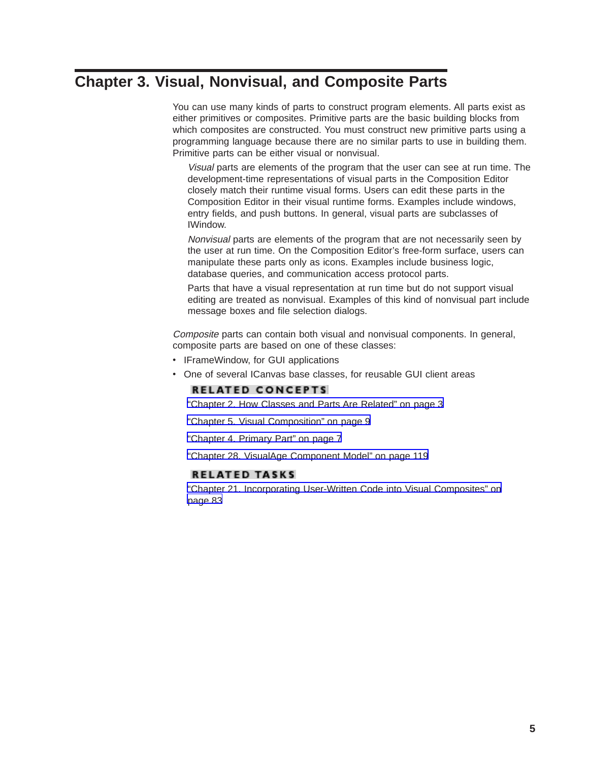# Chapter 3. Visual, Nonvisual, and Composite Parts

You can use many kinds of parts to construct program elements. All parts exist as either primitives or composites. Primitive parts are the basic building blocks from which composites are constructed. You must construct new primitive parts using a programming language because there are no similar parts to use in building them. Primitive parts can be either visual or nonvisual.

*Visual* parts are elements of the program that the user can see at run time. The development-time representations of visual parts in the Composition Editor closely match their runtime visual forms. Users can edit these parts in the Composition Editor in their visual runtime forms. Examples include windows, entry fields, and push buttons. In general, visual parts are subclasses of IWindow.

*Nonvisual* parts are elements of the program that are not necessarily seen by the user at run time. On the Composition Editor's free-form surface, users can manipulate these parts only as icons. Examples include business logic, database queries, and communication access protocol parts.

Parts that have a visual representation at run time but do not support visual editing are treated as nonvisual. Examples of this kind of nonvisual part include message boxes and file selection dialogs.

*Composite* parts can contain both visual and nonvisual components. In general, composite parts are based on one of these classes:

- IFrameWindow, for GUI applications
- One of several ICanvas base classes, for reusable GUI client areas

**RELATED CONCEPTS**

"Chapter 2. How Classes and Parts Are Related" on page 3

"Chapter 5. Visual Composition" on page 9

"Chapter 4. Primary Part" on page 7

"Chapter 28. VisualAge Component Model" on page 119

**RELATED TASKS**

"Chapter 21. Incorporating User-Written Code into Visual Composites" on page 83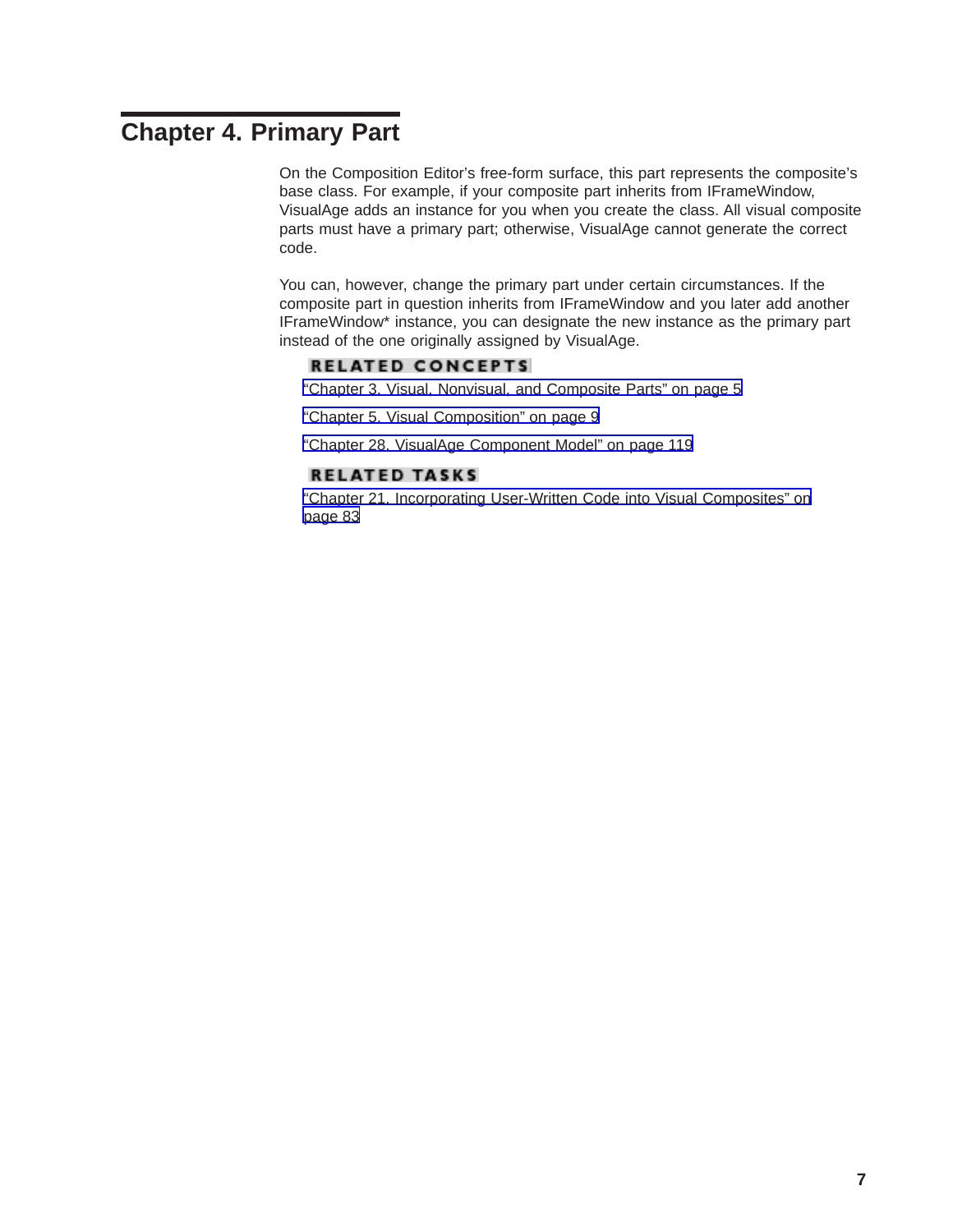# Chapter 4. Primary Part

On the Composition Editor's free-form surface, this part represents the composite's base class. For example, if your composite part inherits from IFrameWindow, VisualAge adds an instance for you when you create the class. All visual composite parts must have a primary part; otherwise, VisualAge cannot generate the correct code.

You can, however, change the primary part under certain circumstances. If the composite part in question inherits from IFrameWindow and you later add another IFrameWindow* instance, you can designate the new instance as the primary part instead of the one originally assigned by VisualAge.

**RELATED CONCEPTS**

"Chapter 3. Visual, Nonvisual, and Composite Parts" on page 5

"Chapter 5. Visual Composition" on page 9

"Chapter 28. VisualAge Component Model" on page 119

**RELATED TASKS**

"Chapter 21. Incorporating User-Written Code into Visual Composites" on page 83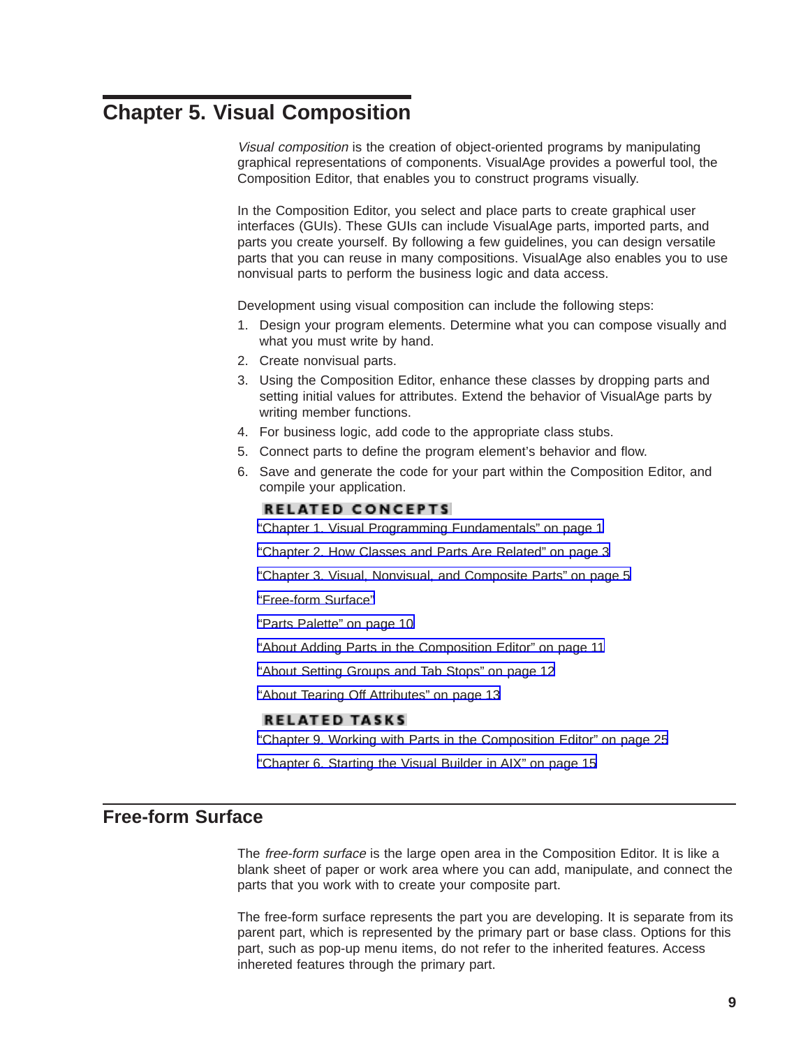# Chapter 5. Visual Composition

*Visual composition* is the creation of object-oriented programs by manipulating graphical representations of components. VisualAge provides a powerful tool, the Composition Editor, that enables you to construct programs visually.

In the Composition Editor, you select and place parts to create graphical user interfaces (GUIs). These GUIs can include VisualAge parts, imported parts, and parts you create yourself. By following a few guidelines, you can design versatile parts that you can reuse in many compositions. VisualAge also enables you to use nonvisual parts to perform the business logic and data access.

Development using visual composition can include the following steps:

1. Design your program elements. Determine what you can compose visually and what you must write by hand.
2. Create nonvisual parts.
3. Using the Composition Editor, enhance these classes by dropping parts and setting initial values for attributes. Extend the behavior of VisualAge parts by writing member functions.
4. For business logic, add code to the appropriate class stubs.
5. Connect parts to define the program element's behavior and flow.
6. Save and generate the code for your part within the Composition Editor, and compile your application.

**RELATED CONCEPTS**

"Chapter 1. Visual Programming Fundamentals" on page 1

"Chapter 2. How Classes and Parts Are Related" on page 3

"Chapter 3. Visual, Nonvisual, and Composite Parts" on page 5

"Free-form Surface"

"Parts Palette" on page 10

"About Adding Parts in the Composition Editor" on page 11

"About Setting Groups and Tab Stops" on page 12

"About Tearing Off Attributes" on page 13

**RELATED TASKS**

"Chapter 9. Working with Parts in the Composition Editor" on page 25

"Chapter 6. Starting the Visual Builder in AIX" on page 15

## Free-form Surface

The *free-form surface* is the large open area in the Composition Editor. It is like a blank sheet of paper or work area where you can add, manipulate, and connect the parts that you work with to create your composite part.

The free-form surface represents the part you are developing. It is separate from its parent part, which is represented by the primary part or base class. Options for this part, such as pop-up menu items, do not refer to the inherited features. Access inhereted features through the primary part.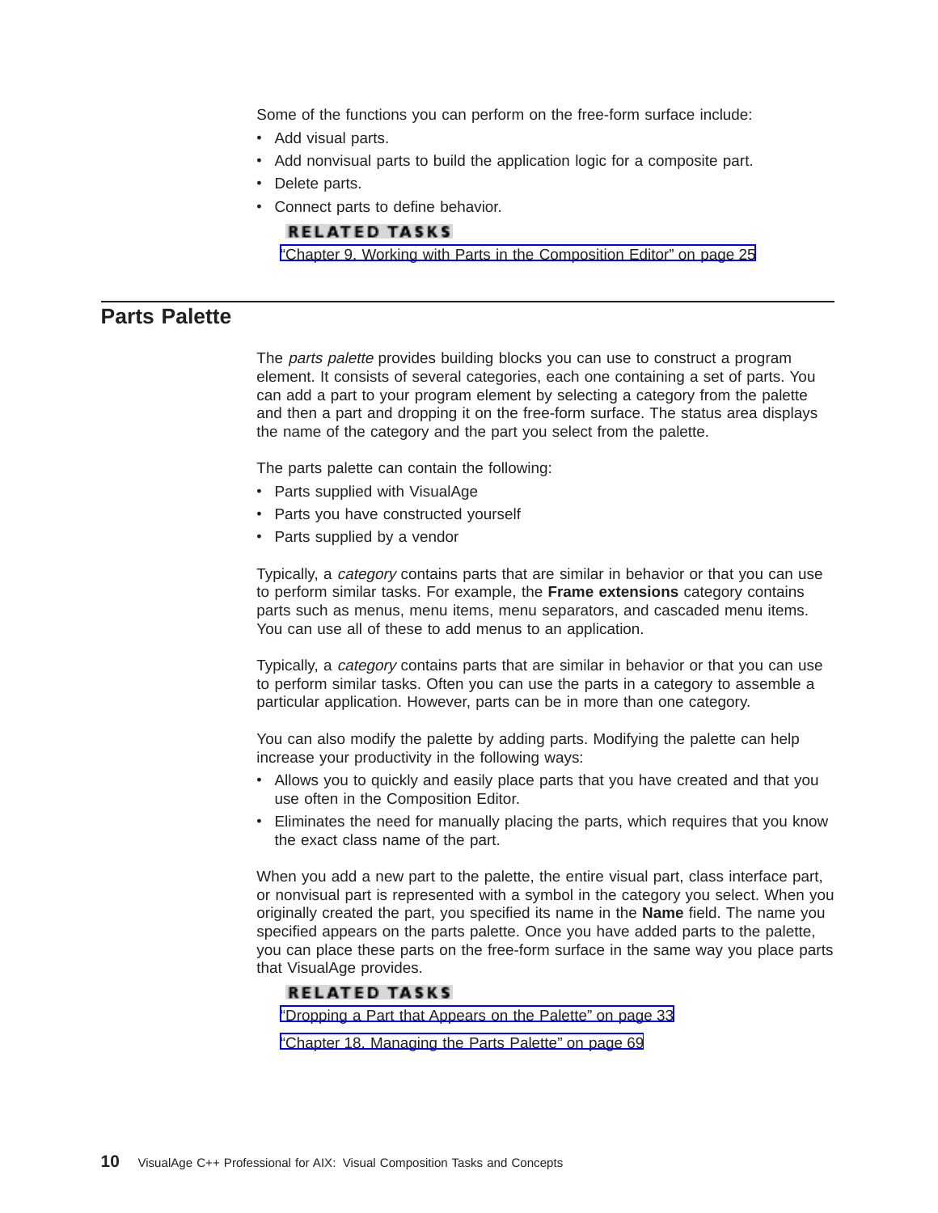Some of the functions you can perform on the free-form surface include:

- Add visual parts.
- Add nonvisual parts to build the application logic for a composite part.
- Delete parts.
- Connect parts to define behavior.

**RELATED TASKS**

"Chapter 9. Working with Parts in the Composition Editor" on page 25

## Parts Palette

The *parts palette* provides building blocks you can use to construct a program element. It consists of several categories, each one containing a set of parts. You can add a part to your program element by selecting a category from the palette and then a part and dropping it on the free-form surface. The status area displays the name of the category and the part you select from the palette.

The parts palette can contain the following:

- Parts supplied with VisualAge
- Parts you have constructed yourself
- Parts supplied by a vendor

Typically, a *category* contains parts that are similar in behavior or that you can use to perform similar tasks. For example, the **Frame extensions** category contains parts such as menus, menu items, menu separators, and cascaded menu items. You can use all of these to add menus to an application.

Typically, a *category* contains parts that are similar in behavior or that you can use to perform similar tasks. Often you can use the parts in a category to assemble a particular application. However, parts can be in more than one category.

You can also modify the palette by adding parts. Modifying the palette can help increase your productivity in the following ways:

- Allows you to quickly and easily place parts that you have created and that you use often in the Composition Editor.
- Eliminates the need for manually placing the parts, which requires that you know the exact class name of the part.

When you add a new part to the palette, the entire visual part, class interface part, or nonvisual part is represented with a symbol in the category you select. When you originally created the part, you specified its name in the **Name** field. The name you specified appears on the parts palette. Once you have added parts to the palette, you can place these parts on the free-form surface in the same way you place parts that VisualAge provides.

**RELATED TASKS**

"Dropping a Part that Appears on the Palette" on page 33

"Chapter 18. Managing the Parts Palette" on page 69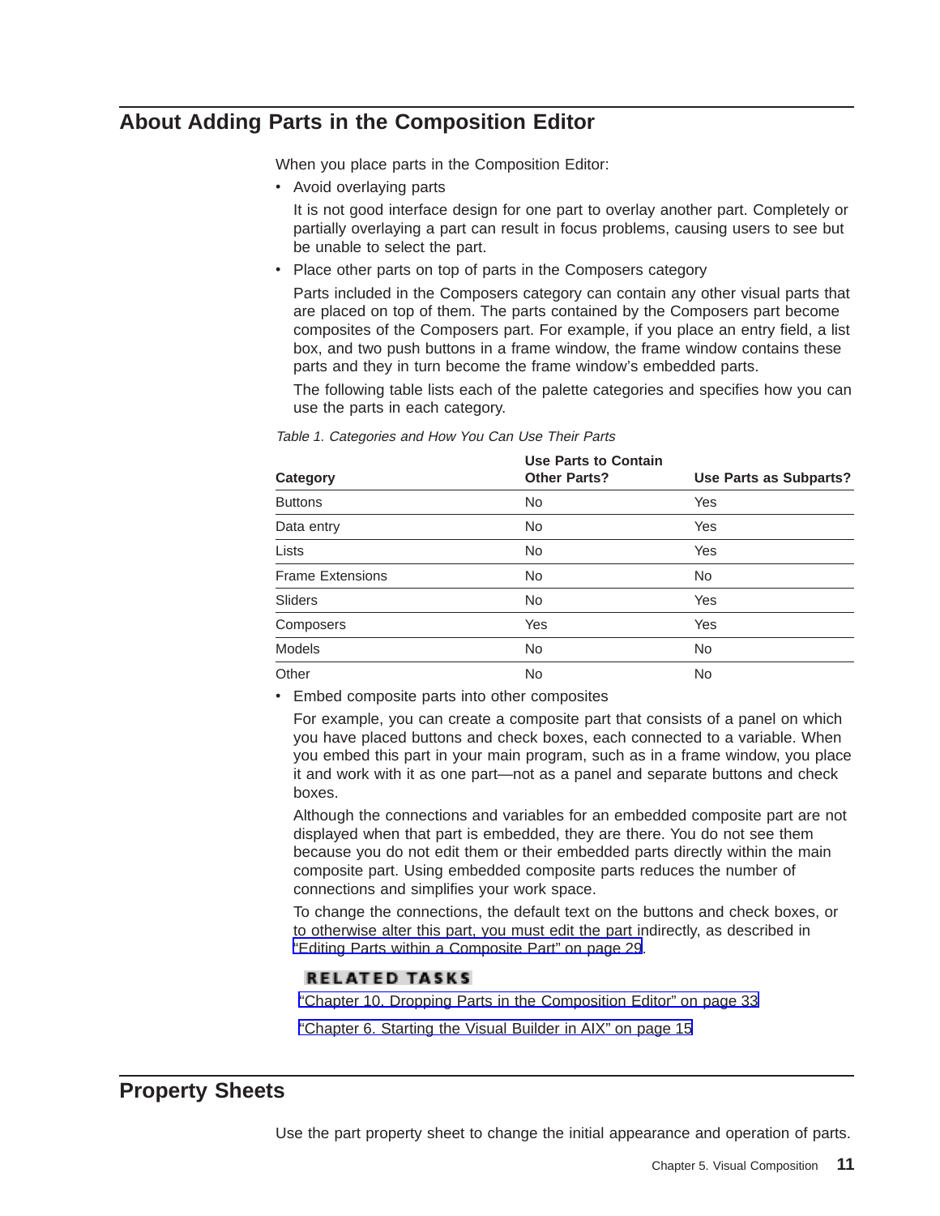## About Adding Parts in the Composition Editor

When you place parts in the Composition Editor:

- Avoid overlaying parts

  It is not good interface design for one part to overlay another part. Completely or partially overlaying a part can result in focus problems, causing users to see but be unable to select the part.

- Place other parts on top of parts in the Composers category

  Parts included in the Composers category can contain any other visual parts that are placed on top of them. The parts contained by the Composers part become composites of the Composers part. For example, if you place an entry field, a list box, and two push buttons in a frame window, the frame window contains these parts and they in turn become the frame window's embedded parts.

  The following table lists each of the palette categories and specifies how you can use the parts in each category.

*Table 1. Categories and How You Can Use Their Parts*

| Category | Use Parts to Contain Other Parts? | Use Parts as Subparts? |
| --- | --- | --- |
| Buttons | No | Yes |
| Data entry | No | Yes |
| Lists | No | Yes |
| Frame Extensions | No | No |
| Sliders | No | Yes |
| Composers | Yes | Yes |
| Models | No | No |
| Other | No | No |

- Embed composite parts into other composites

  For example, you can create a composite part that consists of a panel on which you have placed buttons and check boxes, each connected to a variable. When you embed this part in your main program, such as in a frame window, you place it and work with it as one part—not as a panel and separate buttons and check boxes.

  Although the connections and variables for an embedded composite part are not displayed when that part is embedded, they are there. You do not see them because you do not edit them or their embedded parts directly within the main composite part. Using embedded composite parts reduces the number of connections and simplifies your work space.

  To change the connections, the default text on the buttons and check boxes, or to otherwise alter this part, you must edit the part indirectly, as described in "Editing Parts within a Composite Part" on page 29.

**RELATED TASKS**

"Chapter 10. Dropping Parts in the Composition Editor" on page 33

"Chapter 6. Starting the Visual Builder in AIX" on page 15

## Property Sheets

Use the part property sheet to change the initial appearance and operation of parts.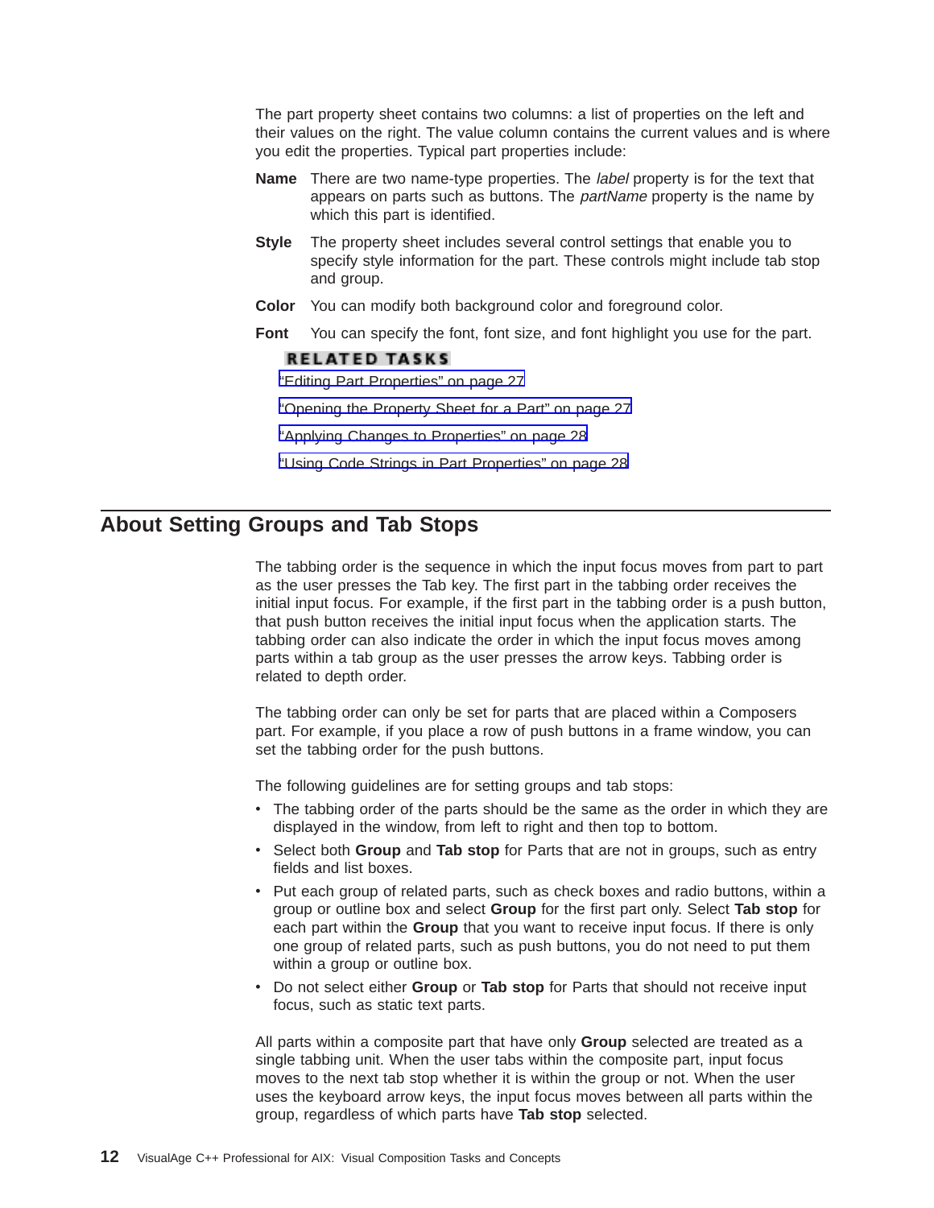The part property sheet contains two columns: a list of properties on the left and their values on the right. The value column contains the current values and is where you edit the properties. Typical part properties include:

**Name** There are two name-type properties. The *label* property is for the text that appears on parts such as buttons. The *partName* property is the name by which this part is identified.

**Style** The property sheet includes several control settings that enable you to specify style information for the part. These controls might include tab stop and group.

**Color** You can modify both background color and foreground color.

**Font** You can specify the font, font size, and font highlight you use for the part.

**RELATED TASKS**

"Editing Part Properties" on page 27

"Opening the Property Sheet for a Part" on page 27

"Applying Changes to Properties" on page 28

"Using Code Strings in Part Properties" on page 28

## About Setting Groups and Tab Stops

The tabbing order is the sequence in which the input focus moves from part to part as the user presses the Tab key. The first part in the tabbing order receives the initial input focus. For example, if the first part in the tabbing order is a push button, that push button receives the initial input focus when the application starts. The tabbing order can also indicate the order in which the input focus moves among parts within a tab group as the user presses the arrow keys. Tabbing order is related to depth order.

The tabbing order can only be set for parts that are placed within a Composers part. For example, if you place a row of push buttons in a frame window, you can set the tabbing order for the push buttons.

The following guidelines are for setting groups and tab stops:

- The tabbing order of the parts should be the same as the order in which they are displayed in the window, from left to right and then top to bottom.
- Select both **Group** and **Tab stop** for Parts that are not in groups, such as entry fields and list boxes.
- Put each group of related parts, such as check boxes and radio buttons, within a group or outline box and select **Group** for the first part only. Select **Tab stop** for each part within the **Group** that you want to receive input focus. If there is only one group of related parts, such as push buttons, you do not need to put them within a group or outline box.
- Do not select either **Group** or **Tab stop** for Parts that should not receive input focus, such as static text parts.

All parts within a composite part that have only **Group** selected are treated as a single tabbing unit. When the user tabs within the composite part, input focus moves to the next tab stop whether it is within the group or not. When the user uses the keyboard arrow keys, the input focus moves between all parts within the group, regardless of which parts have **Tab stop** selected.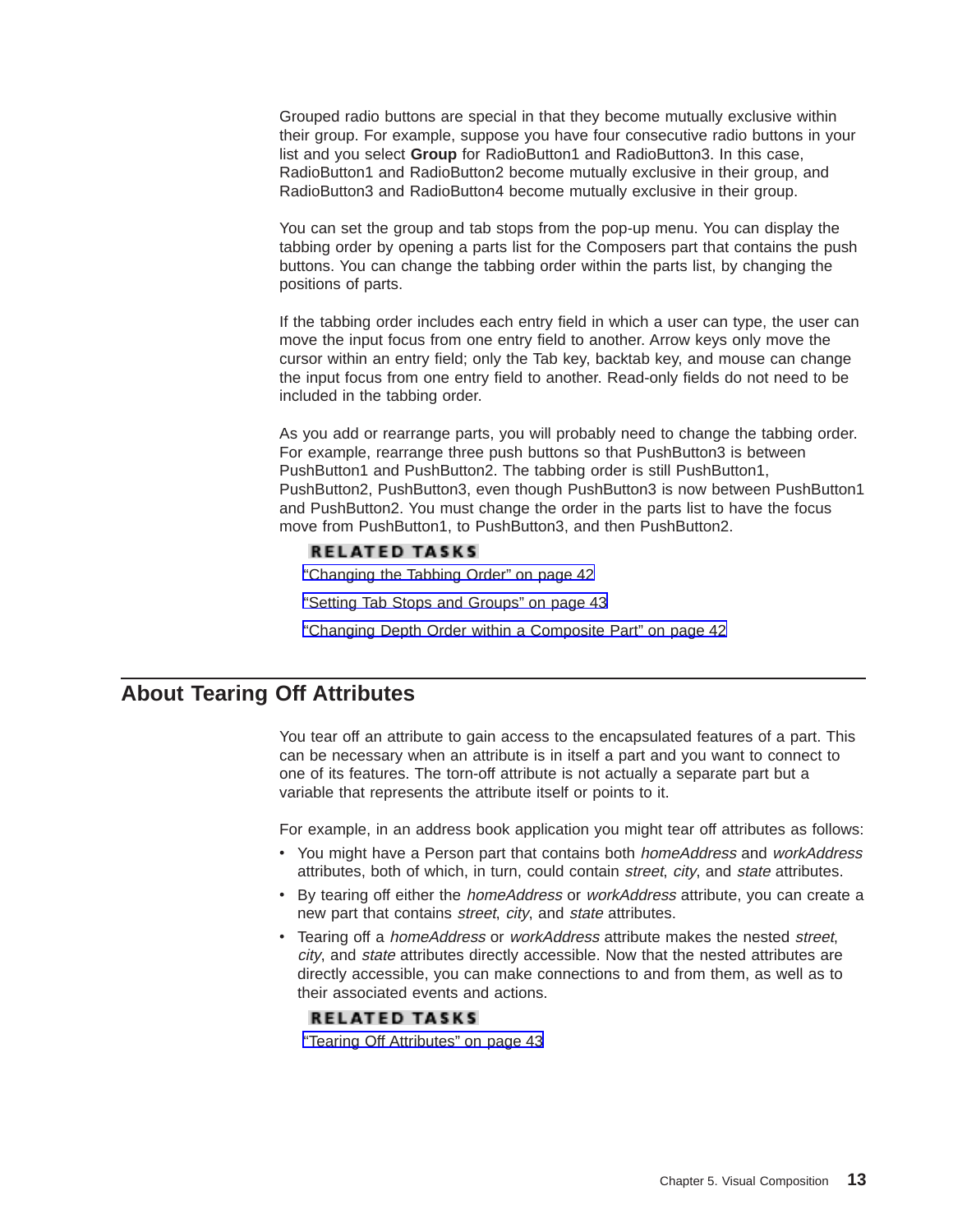Grouped radio buttons are special in that they become mutually exclusive within their group. For example, suppose you have four consecutive radio buttons in your list and you select **Group** for RadioButton1 and RadioButton3. In this case, RadioButton1 and RadioButton2 become mutually exclusive in their group, and RadioButton3 and RadioButton4 become mutually exclusive in their group.

You can set the group and tab stops from the pop-up menu. You can display the tabbing order by opening a parts list for the Composers part that contains the push buttons. You can change the tabbing order within the parts list, by changing the positions of parts.

If the tabbing order includes each entry field in which a user can type, the user can move the input focus from one entry field to another. Arrow keys only move the cursor within an entry field; only the Tab key, backtab key, and mouse can change the input focus from one entry field to another. Read-only fields do not need to be included in the tabbing order.

As you add or rearrange parts, you will probably need to change the tabbing order. For example, rearrange three push buttons so that PushButton3 is between PushButton1 and PushButton2. The tabbing order is still PushButton1, PushButton2, PushButton3, even though PushButton3 is now between PushButton1 and PushButton2. You must change the order in the parts list to have the focus move from PushButton1, to PushButton3, and then PushButton2.

**RELATED TASKS**

"Changing the Tabbing Order" on page 42

"Setting Tab Stops and Groups" on page 43

"Changing Depth Order within a Composite Part" on page 42

## About Tearing Off Attributes

You tear off an attribute to gain access to the encapsulated features of a part. This can be necessary when an attribute is in itself a part and you want to connect to one of its features. The torn-off attribute is not actually a separate part but a variable that represents the attribute itself or points to it.

For example, in an address book application you might tear off attributes as follows:

- You might have a Person part that contains both *homeAddress* and *workAddress* attributes, both of which, in turn, could contain *street*, *city*, and *state* attributes.
- By tearing off either the *homeAddress* or *workAddress* attribute, you can create a new part that contains *street*, *city*, and *state* attributes.
- Tearing off a *homeAddress* or *workAddress* attribute makes the nested *street*, *city*, and *state* attributes directly accessible. Now that the nested attributes are directly accessible, you can make connections to and from them, as well as to their associated events and actions.

**RELATED TASKS**

"Tearing Off Attributes" on page 43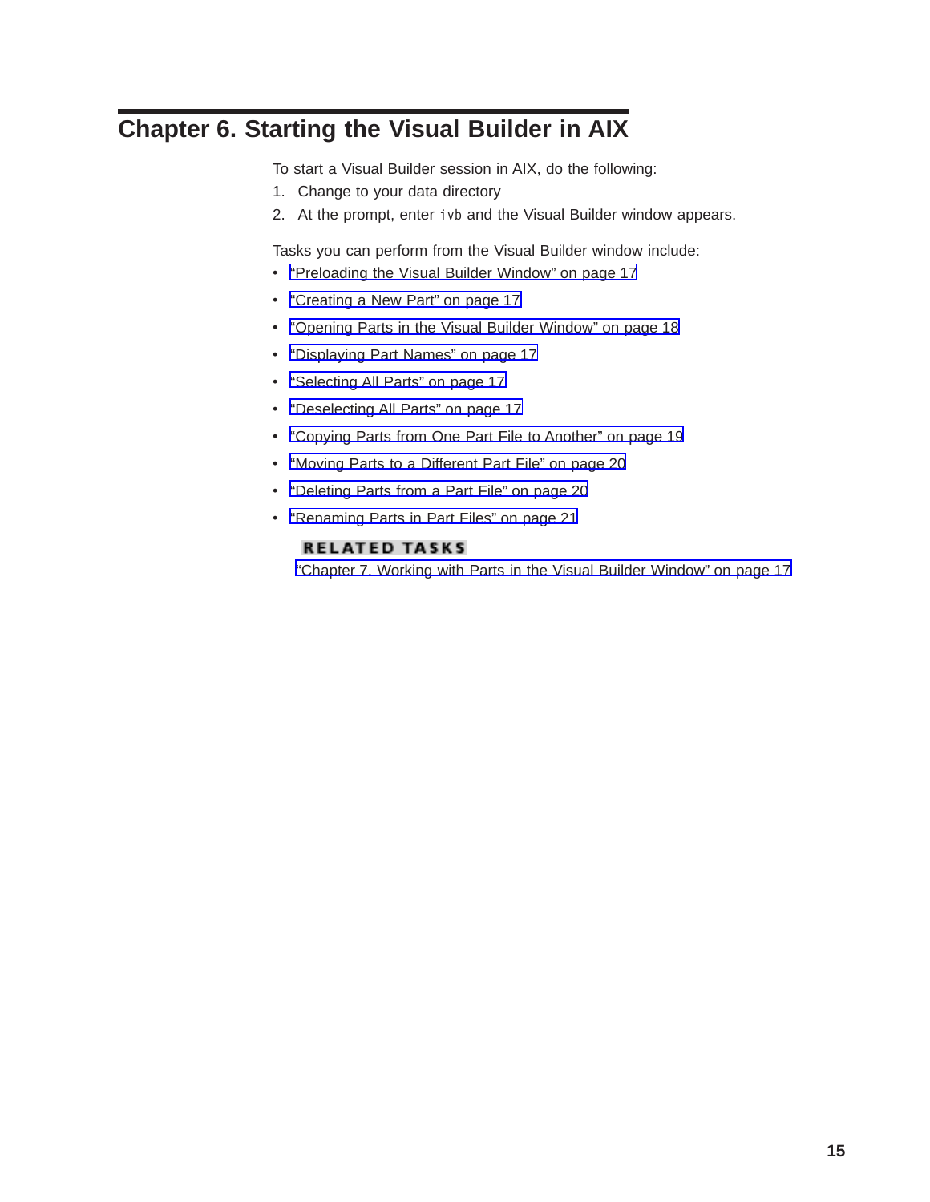# Chapter 6. Starting the Visual Builder in AIX

To start a Visual Builder session in AIX, do the following:

1. Change to your data directory
2. At the prompt, enter `ivb` and the Visual Builder window appears.

Tasks you can perform from the Visual Builder window include:

- "Preloading the Visual Builder Window" on page 17
- "Creating a New Part" on page 17
- "Opening Parts in the Visual Builder Window" on page 18
- "Displaying Part Names" on page 17
- "Selecting All Parts" on page 17
- "Deselecting All Parts" on page 17
- "Copying Parts from One Part File to Another" on page 19
- "Moving Parts to a Different Part File" on page 20
- "Deleting Parts from a Part File" on page 20
- "Renaming Parts in Part Files" on page 21

**RELATED TASKS**

"Chapter 7. Working with Parts in the Visual Builder Window" on page 17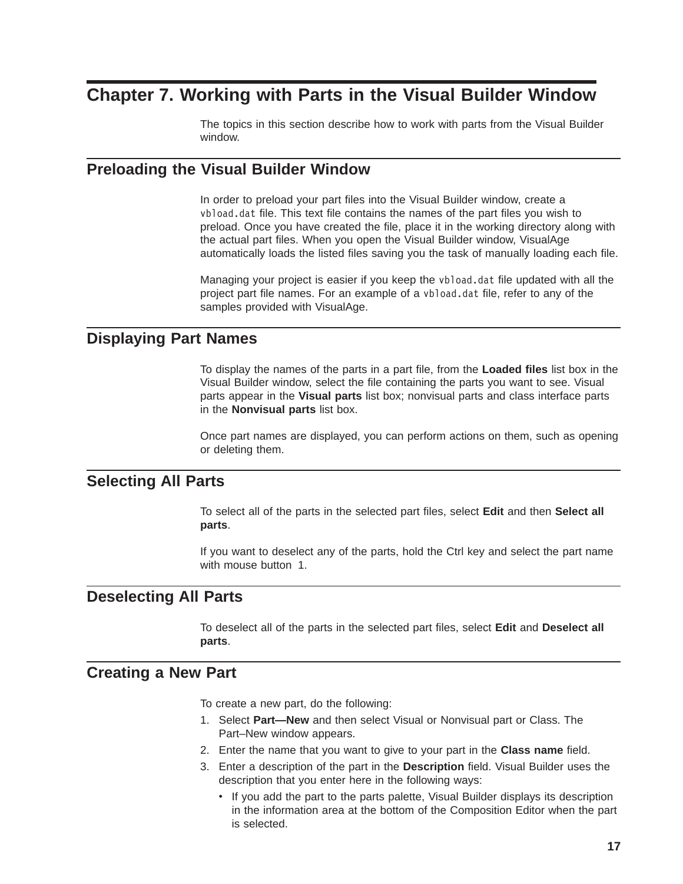# Chapter 7. Working with Parts in the Visual Builder Window

The topics in this section describe how to work with parts from the Visual Builder window.

## Preloading the Visual Builder Window

In order to preload your part files into the Visual Builder window, create a `vbload.dat` file. This text file contains the names of the part files you wish to preload. Once you have created the file, place it in the working directory along with the actual part files. When you open the Visual Builder window, VisualAge automatically loads the listed files saving you the task of manually loading each file.

Managing your project is easier if you keep the `vbload.dat` file updated with all the project part file names. For an example of a `vbload.dat` file, refer to any of the samples provided with VisualAge.

## Displaying Part Names

To display the names of the parts in a part file, from the **Loaded files** list box in the Visual Builder window, select the file containing the parts you want to see. Visual parts appear in the **Visual parts** list box; nonvisual parts and class interface parts in the **Nonvisual parts** list box.

Once part names are displayed, you can perform actions on them, such as opening or deleting them.

## Selecting All Parts

To select all of the parts in the selected part files, select **Edit** and then **Select all parts**.

If you want to deselect any of the parts, hold the Ctrl key and select the part name with mouse button 1.

## Deselecting All Parts

To deselect all of the parts in the selected part files, select **Edit** and **Deselect all parts**.

## Creating a New Part

To create a new part, do the following:

1. Select **Part—New** and then select Visual or Nonvisual part or Class. The Part–New window appears.
2. Enter the name that you want to give to your part in the **Class name** field.
3. Enter a description of the part in the **Description** field. Visual Builder uses the description that you enter here in the following ways:
   - If you add the part to the parts palette, Visual Builder displays its description in the information area at the bottom of the Composition Editor when the part is selected.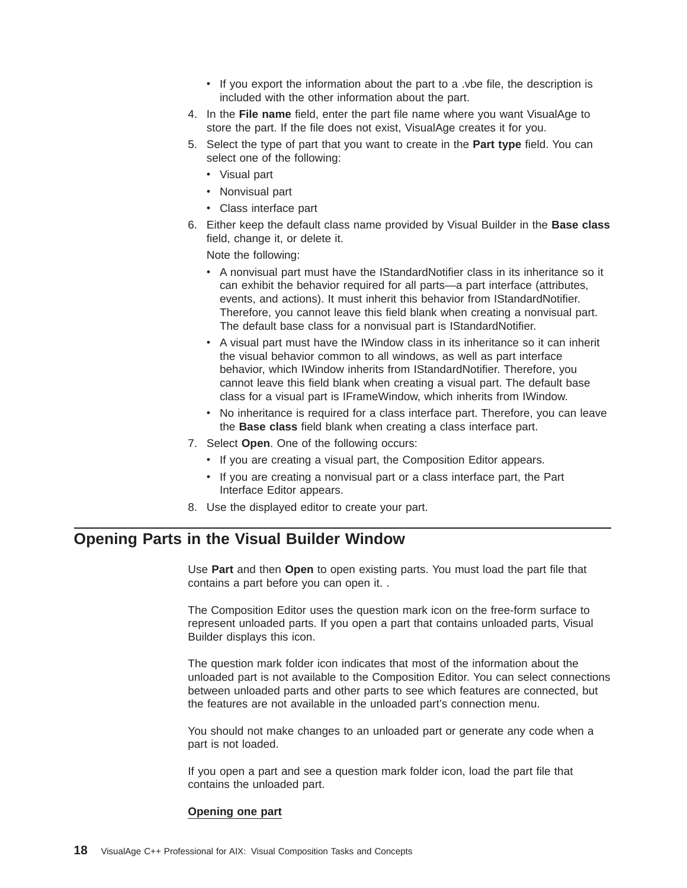- If you export the information about the part to a .vbe file, the description is included with the other information about the part.
4. In the **File name** field, enter the part file name where you want VisualAge to store the part. If the file does not exist, VisualAge creates it for you.
5. Select the type of part that you want to create in the **Part type** field. You can select one of the following:
   - Visual part
   - Nonvisual part
   - Class interface part
6. Either keep the default class name provided by Visual Builder in the **Base class** field, change it, or delete it.

   Note the following:
   - A nonvisual part must have the IStandardNotifier class in its inheritance so it can exhibit the behavior required for all parts—a part interface (attributes, events, and actions). It must inherit this behavior from IStandardNotifier. Therefore, you cannot leave this field blank when creating a nonvisual part. The default base class for a nonvisual part is IStandardNotifier.
   - A visual part must have the IWindow class in its inheritance so it can inherit the visual behavior common to all windows, as well as part interface behavior, which IWindow inherits from IStandardNotifier. Therefore, you cannot leave this field blank when creating a visual part. The default base class for a visual part is IFrameWindow, which inherits from IWindow.
   - No inheritance is required for a class interface part. Therefore, you can leave the **Base class** field blank when creating a class interface part.
7. Select **Open**. One of the following occurs:
   - If you are creating a visual part, the Composition Editor appears.
   - If you are creating a nonvisual part or a class interface part, the Part Interface Editor appears.
8. Use the displayed editor to create your part.

## Opening Parts in the Visual Builder Window

Use **Part** and then **Open** to open existing parts. You must load the part file that contains a part before you can open it. .

The Composition Editor uses the question mark icon on the free-form surface to represent unloaded parts. If you open a part that contains unloaded parts, Visual Builder displays this icon.

The question mark folder icon indicates that most of the information about the unloaded part is not available to the Composition Editor. You can select connections between unloaded parts and other parts to see which features are connected, but the features are not available in the unloaded part's connection menu.

You should not make changes to an unloaded part or generate any code when a part is not loaded.

If you open a part and see a question mark folder icon, load the part file that contains the unloaded part.

**Opening one part**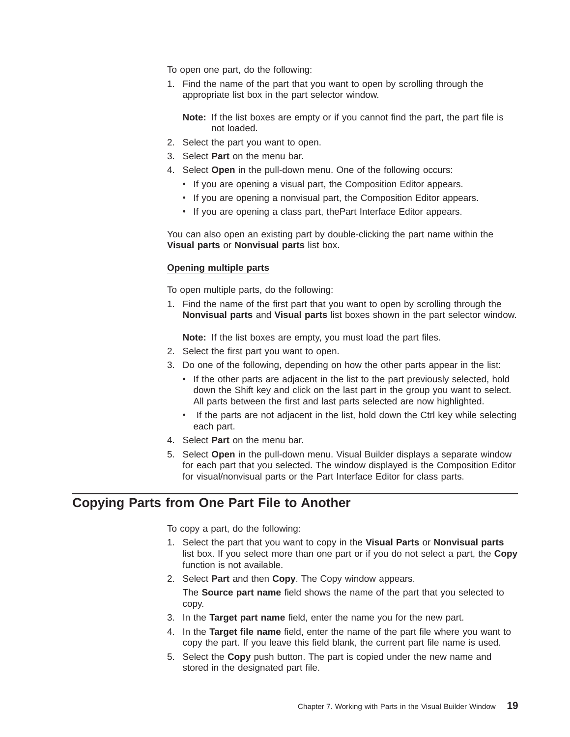To open one part, do the following:

1. Find the name of the part that you want to open by scrolling through the appropriate list box in the part selector window.

   **Note:** If the list boxes are empty or if you cannot find the part, the part file is not loaded.

2. Select the part you want to open.
3. Select **Part** on the menu bar.
4. Select **Open** in the pull-down menu. One of the following occurs:
   - If you are opening a visual part, the Composition Editor appears.
   - If you are opening a nonvisual part, the Composition Editor appears.
   - If you are opening a class part, thePart Interface Editor appears.

You can also open an existing part by double-clicking the part name within the **Visual parts** or **Nonvisual parts** list box.

#### Opening multiple parts

To open multiple parts, do the following:

1. Find the name of the first part that you want to open by scrolling through the **Nonvisual parts** and **Visual parts** list boxes shown in the part selector window.

   **Note:** If the list boxes are empty, you must load the part files.

2. Select the first part you want to open.
3. Do one of the following, depending on how the other parts appear in the list:
   - If the other parts are adjacent in the list to the part previously selected, hold down the Shift key and click on the last part in the group you want to select. All parts between the first and last parts selected are now highlighted.
   - If the parts are not adjacent in the list, hold down the Ctrl key while selecting each part.
4. Select **Part** on the menu bar.
5. Select **Open** in the pull-down menu. Visual Builder displays a separate window for each part that you selected. The window displayed is the Composition Editor for visual/nonvisual parts or the Part Interface Editor for class parts.

## Copying Parts from One Part File to Another

To copy a part, do the following:

1. Select the part that you want to copy in the **Visual Parts** or **Nonvisual parts** list box. If you select more than one part or if you do not select a part, the **Copy** function is not available.
2. Select **Part** and then **Copy**. The Copy window appears.

   The **Source part name** field shows the name of the part that you selected to copy.
3. In the **Target part name** field, enter the name you for the new part.
4. In the **Target file name** field, enter the name of the part file where you want to copy the part. If you leave this field blank, the current part file name is used.
5. Select the **Copy** push button. The part is copied under the new name and stored in the designated part file.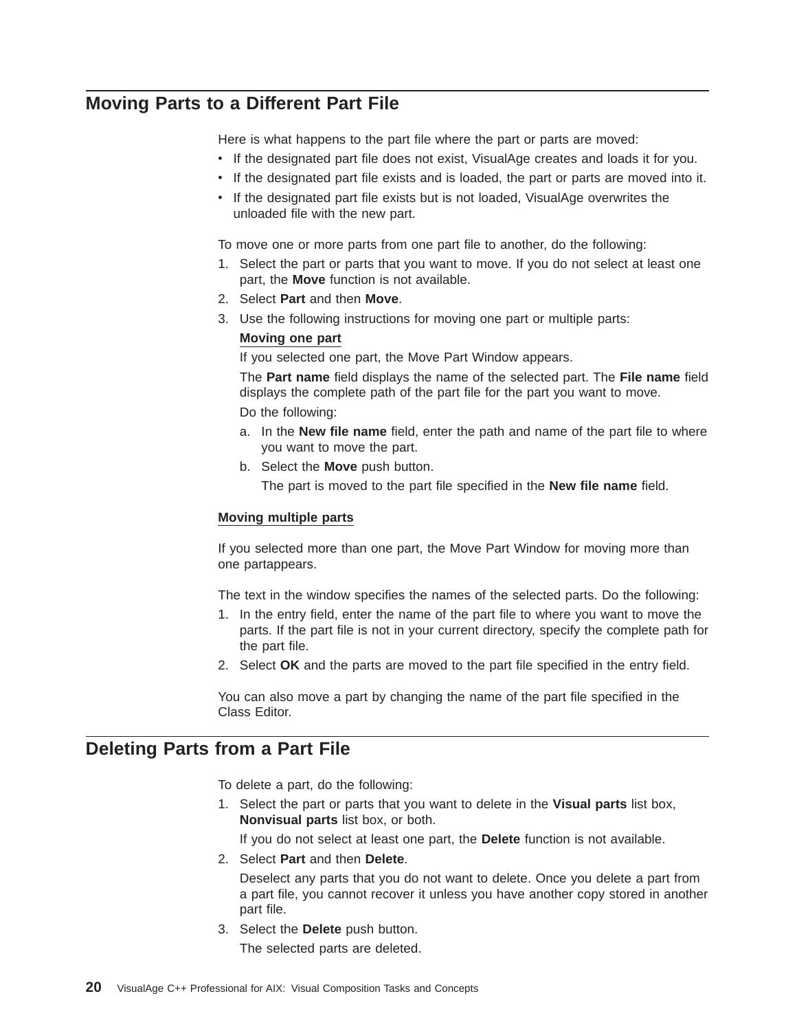## Moving Parts to a Different Part File

Here is what happens to the part file where the part or parts are moved:

- If the designated part file does not exist, VisualAge creates and loads it for you.
- If the designated part file exists and is loaded, the part or parts are moved into it.
- If the designated part file exists but is not loaded, VisualAge overwrites the unloaded file with the new part.

To move one or more parts from one part file to another, do the following:

1. Select the part or parts that you want to move. If you do not select at least one part, the **Move** function is not available.
2. Select **Part** and then **Move**.
3. Use the following instructions for moving one part or multiple parts:

   **Moving one part**

   If you selected one part, the Move Part Window appears.

   The **Part name** field displays the name of the selected part. The **File name** field displays the complete path of the part file for the part you want to move.

   Do the following:

   a. In the **New file name** field, enter the path and name of the part file to where you want to move the part.
   b. Select the **Move** push button.

      The part is moved to the part file specified in the **New file name** field.

**Moving multiple parts**

If you selected more than one part, the Move Part Window for moving more than one partappears.

The text in the window specifies the names of the selected parts. Do the following:

1. In the entry field, enter the name of the part file to where you want to move the parts. If the part file is not in your current directory, specify the complete path for the part file.
2. Select **OK** and the parts are moved to the part file specified in the entry field.

You can also move a part by changing the name of the part file specified in the Class Editor.

## Deleting Parts from a Part File

To delete a part, do the following:

1. Select the part or parts that you want to delete in the **Visual parts** list box, **Nonvisual parts** list box, or both.

   If you do not select at least one part, the **Delete** function is not available.

2. Select **Part** and then **Delete**.

   Deselect any parts that you do not want to delete. Once you delete a part from a part file, you cannot recover it unless you have another copy stored in another part file.

3. Select the **Delete** push button.

   The selected parts are deleted.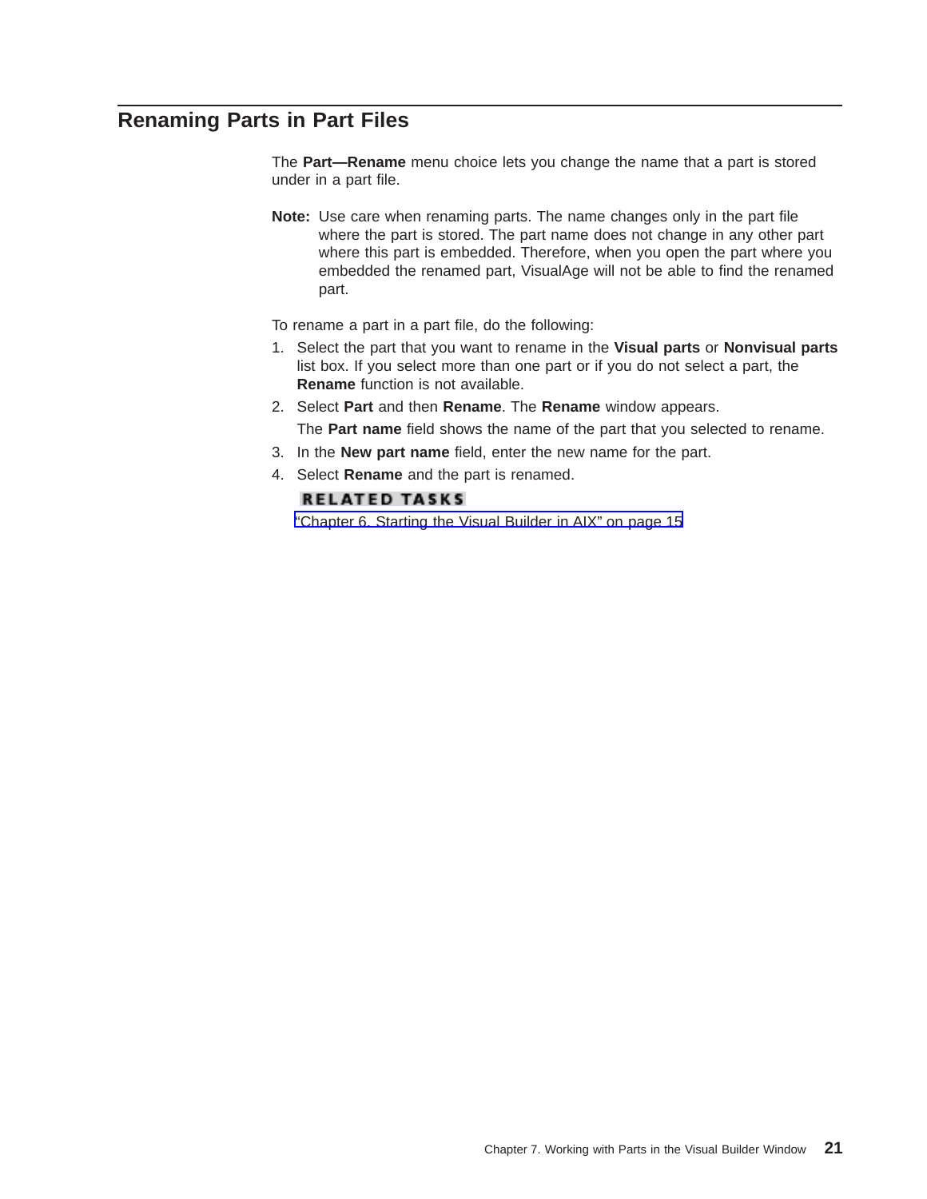## Renaming Parts in Part Files

The **Part—Rename** menu choice lets you change the name that a part is stored under in a part file.

**Note:** Use care when renaming parts. The name changes only in the part file where the part is stored. The part name does not change in any other part where this part is embedded. Therefore, when you open the part where you embedded the renamed part, VisualAge will not be able to find the renamed part.

To rename a part in a part file, do the following:

1. Select the part that you want to rename in the **Visual parts** or **Nonvisual parts** list box. If you select more than one part or if you do not select a part, the **Rename** function is not available.
2. Select **Part** and then **Rename**. The **Rename** window appears.

   The **Part name** field shows the name of the part that you selected to rename.
3. In the **New part name** field, enter the new name for the part.
4. Select **Rename** and the part is renamed.

**RELATED TASKS**

"Chapter 6. Starting the Visual Builder in AIX" on page 15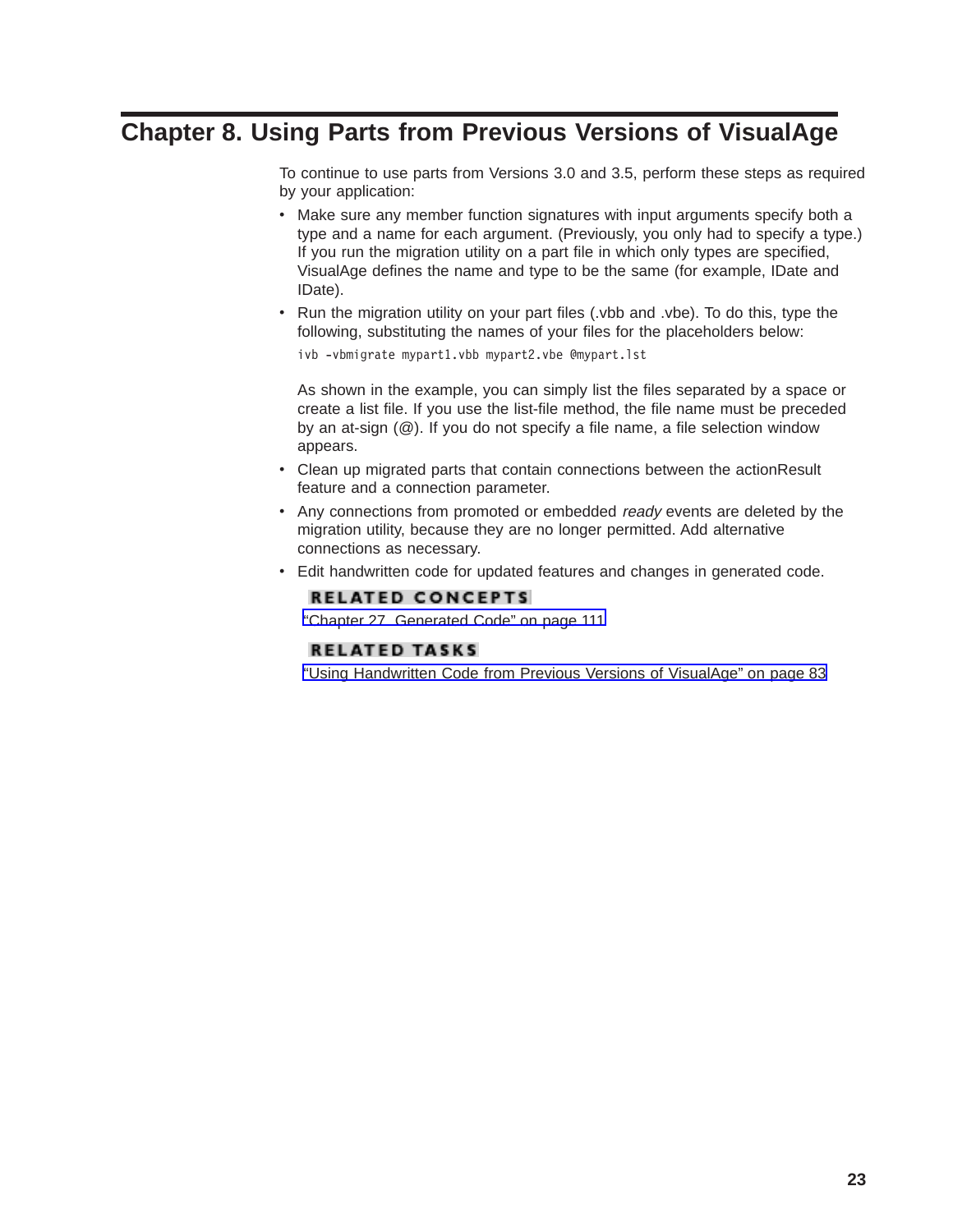# Chapter 8. Using Parts from Previous Versions of VisualAge

To continue to use parts from Versions 3.0 and 3.5, perform these steps as required by your application:

- Make sure any member function signatures with input arguments specify both a type and a name for each argument. (Previously, you only had to specify a type.) If you run the migration utility on a part file in which only types are specified, VisualAge defines the name and type to be the same (for example, IDate and IDate).
- Run the migration utility on your part files (.vbb and .vbe). To do this, type the following, substituting the names of your files for the placeholders below:

  ```
  ivb -vbmigrate mypart1.vbb mypart2.vbe @mypart.lst
  ```

  As shown in the example, you can simply list the files separated by a space or create a list file. If you use the list-file method, the file name must be preceded by an at-sign (@). If you do not specify a file name, a file selection window appears.
- Clean up migrated parts that contain connections between the actionResult feature and a connection parameter.
- Any connections from promoted or embedded *ready* events are deleted by the migration utility, because they are no longer permitted. Add alternative connections as necessary.
- Edit handwritten code for updated features and changes in generated code.

**RELATED CONCEPTS**

"Chapter 27. Generated Code" on page 111

**RELATED TASKS**

"Using Handwritten Code from Previous Versions of VisualAge" on page 83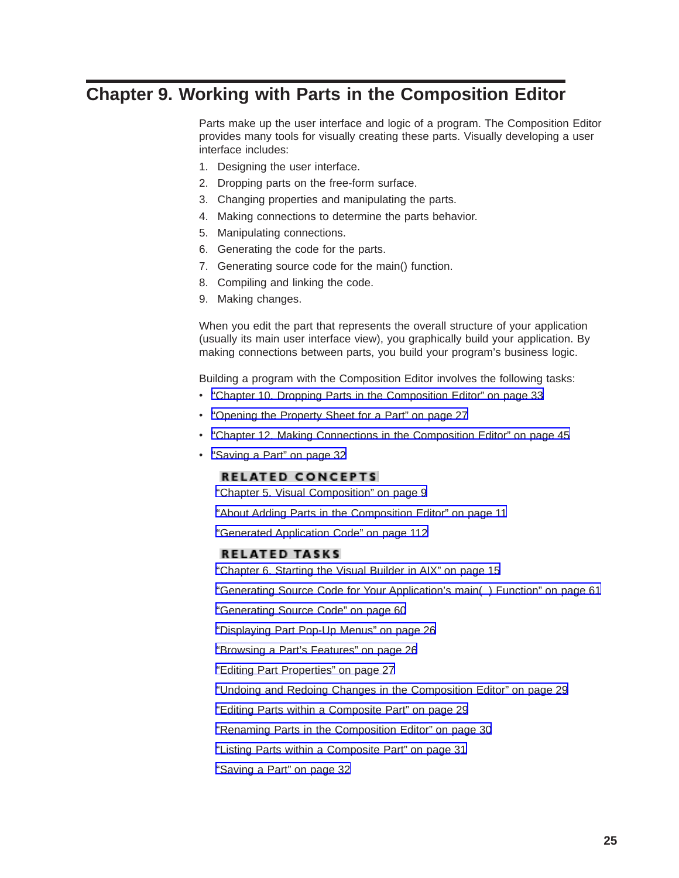# Chapter 9. Working with Parts in the Composition Editor

Parts make up the user interface and logic of a program. The Composition Editor provides many tools for visually creating these parts. Visually developing a user interface includes:

1. Designing the user interface.
2. Dropping parts on the free-form surface.
3. Changing properties and manipulating the parts.
4. Making connections to determine the parts behavior.
5. Manipulating connections.
6. Generating the code for the parts.
7. Generating source code for the main() function.
8. Compiling and linking the code.
9. Making changes.

When you edit the part that represents the overall structure of your application (usually its main user interface view), you graphically build your application. By making connections between parts, you build your program's business logic.

Building a program with the Composition Editor involves the following tasks:

- "Chapter 10. Dropping Parts in the Composition Editor" on page 33
- "Opening the Property Sheet for a Part" on page 27
- "Chapter 12. Making Connections in the Composition Editor" on page 45
- "Saving a Part" on page 32

**RELATED CONCEPTS**

"Chapter 5. Visual Composition" on page 9

"About Adding Parts in the Composition Editor" on page 11

"Generated Application Code" on page 112

**RELATED TASKS**

"Chapter 6. Starting the Visual Builder in AIX" on page 15

"Generating Source Code for Your Application's main( ) Function" on page 61

"Generating Source Code" on page 60

"Displaying Part Pop-Up Menus" on page 26

"Browsing a Part's Features" on page 26

"Editing Part Properties" on page 27

"Undoing and Redoing Changes in the Composition Editor" on page 29

"Editing Parts within a Composite Part" on page 29

"Renaming Parts in the Composition Editor" on page 30

"Listing Parts within a Composite Part" on page 31

"Saving a Part" on page 32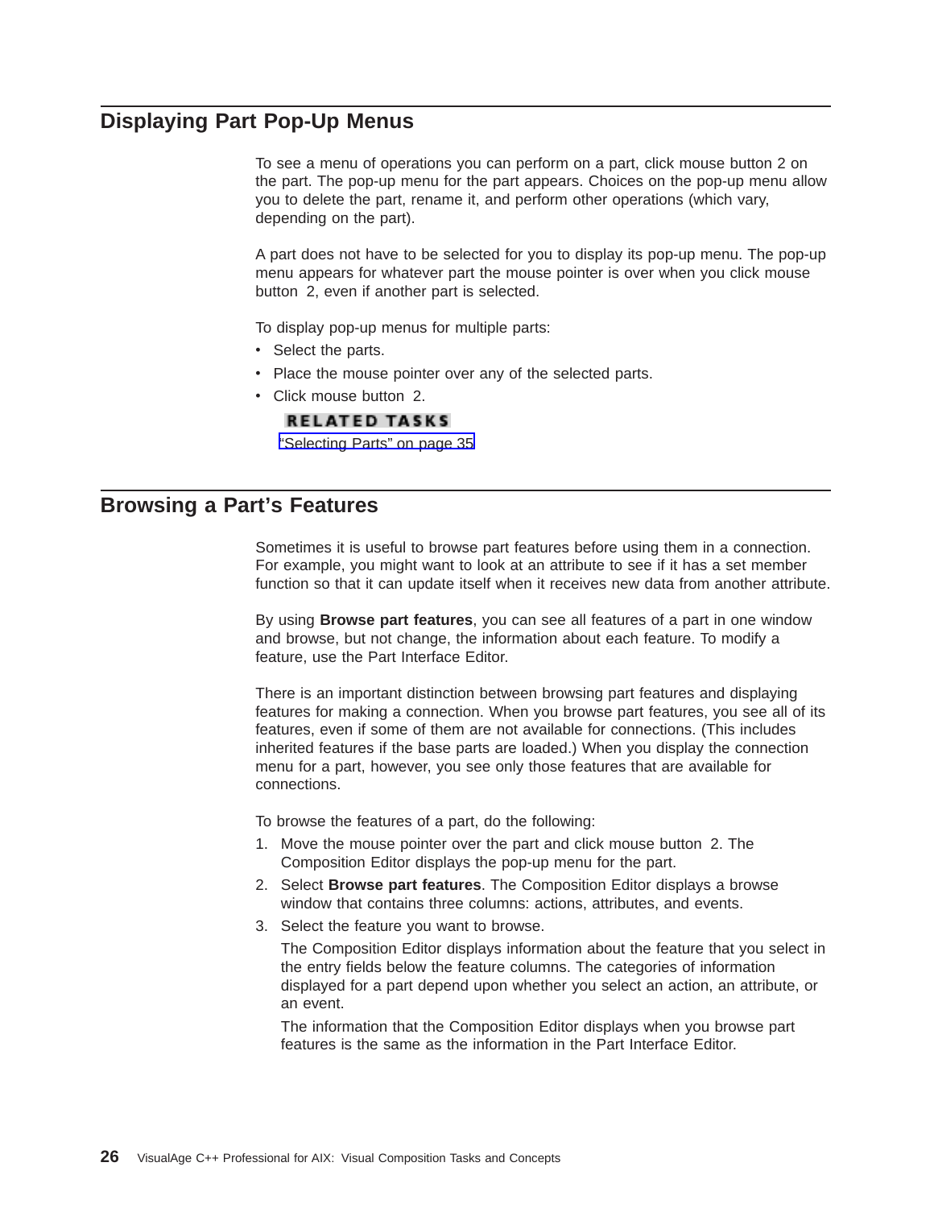## Displaying Part Pop-Up Menus

To see a menu of operations you can perform on a part, click mouse button 2 on the part. The pop-up menu for the part appears. Choices on the pop-up menu allow you to delete the part, rename it, and perform other operations (which vary, depending on the part).

A part does not have to be selected for you to display its pop-up menu. The pop-up menu appears for whatever part the mouse pointer is over when you click mouse button 2, even if another part is selected.

To display pop-up menus for multiple parts:

- Select the parts.
- Place the mouse pointer over any of the selected parts.
- Click mouse button 2.

**RELATED TASKS**

"Selecting Parts" on page 35

## Browsing a Part's Features

Sometimes it is useful to browse part features before using them in a connection. For example, you might want to look at an attribute to see if it has a set member function so that it can update itself when it receives new data from another attribute.

By using **Browse part features**, you can see all features of a part in one window and browse, but not change, the information about each feature. To modify a feature, use the Part Interface Editor.

There is an important distinction between browsing part features and displaying features for making a connection. When you browse part features, you see all of its features, even if some of them are not available for connections. (This includes inherited features if the base parts are loaded.) When you display the connection menu for a part, however, you see only those features that are available for connections.

To browse the features of a part, do the following:

1. Move the mouse pointer over the part and click mouse button 2. The Composition Editor displays the pop-up menu for the part.
2. Select **Browse part features**. The Composition Editor displays a browse window that contains three columns: actions, attributes, and events.
3. Select the feature you want to browse.

   The Composition Editor displays information about the feature that you select in the entry fields below the feature columns. The categories of information displayed for a part depend upon whether you select an action, an attribute, or an event.

   The information that the Composition Editor displays when you browse part features is the same as the information in the Part Interface Editor.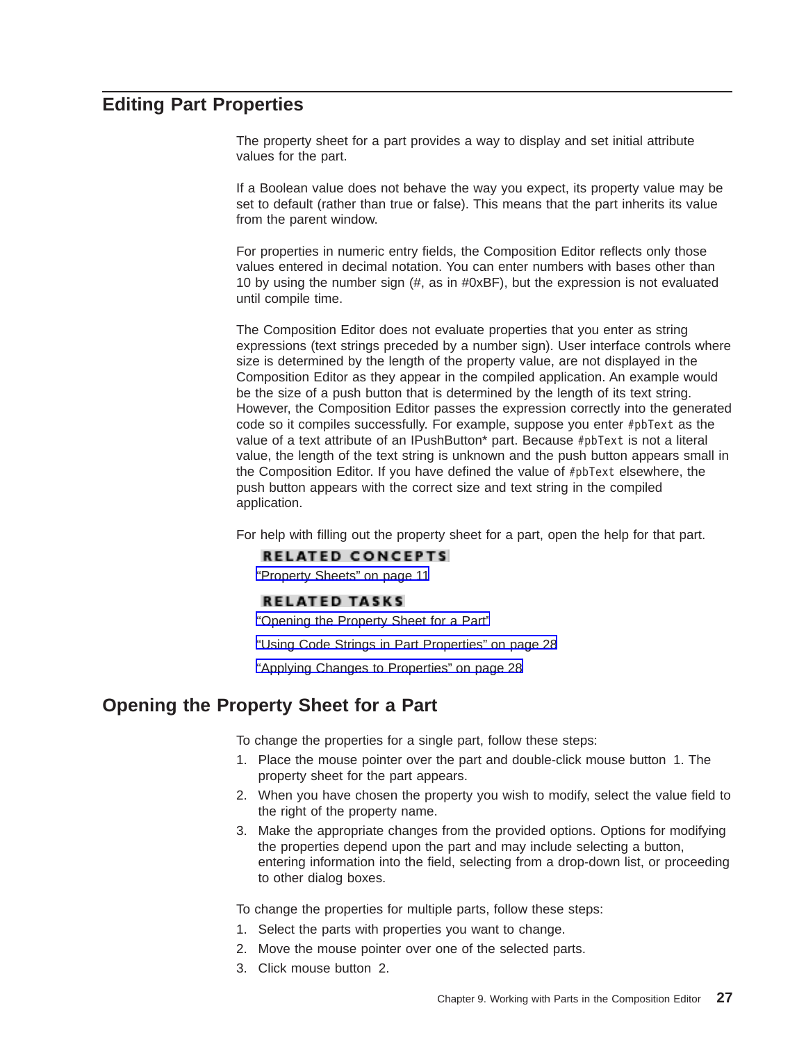## Editing Part Properties

The property sheet for a part provides a way to display and set initial attribute values for the part.

If a Boolean value does not behave the way you expect, its property value may be set to default (rather than true or false). This means that the part inherits its value from the parent window.

For properties in numeric entry fields, the Composition Editor reflects only those values entered in decimal notation. You can enter numbers with bases other than 10 by using the number sign (#, as in #0xBF), but the expression is not evaluated until compile time.

The Composition Editor does not evaluate properties that you enter as string expressions (text strings preceded by a number sign). User interface controls where size is determined by the length of the property value, are not displayed in the Composition Editor as they appear in the compiled application. An example would be the size of a push button that is determined by the length of its text string. However, the Composition Editor passes the expression correctly into the generated code so it compiles successfully. For example, suppose you enter `#pbText` as the value of a text attribute of an IPushButton* part. Because `#pbText` is not a literal value, the length of the text string is unknown and the push button appears small in the Composition Editor. If you have defined the value of `#pbText` elsewhere, the push button appears with the correct size and text string in the compiled application.

For help with filling out the property sheet for a part, open the help for that part.

**RELATED CONCEPTS**

"Property Sheets" on page 11

**RELATED TASKS**

"Opening the Property Sheet for a Part"

"Using Code Strings in Part Properties" on page 28

"Applying Changes to Properties" on page 28

## Opening the Property Sheet for a Part

To change the properties for a single part, follow these steps:

1. Place the mouse pointer over the part and double-click mouse button 1. The property sheet for the part appears.
2. When you have chosen the property you wish to modify, select the value field to the right of the property name.
3. Make the appropriate changes from the provided options. Options for modifying the properties depend upon the part and may include selecting a button, entering information into the field, selecting from a drop-down list, or proceeding to other dialog boxes.

To change the properties for multiple parts, follow these steps:

1. Select the parts with properties you want to change.
2. Move the mouse pointer over one of the selected parts.
3. Click mouse button 2.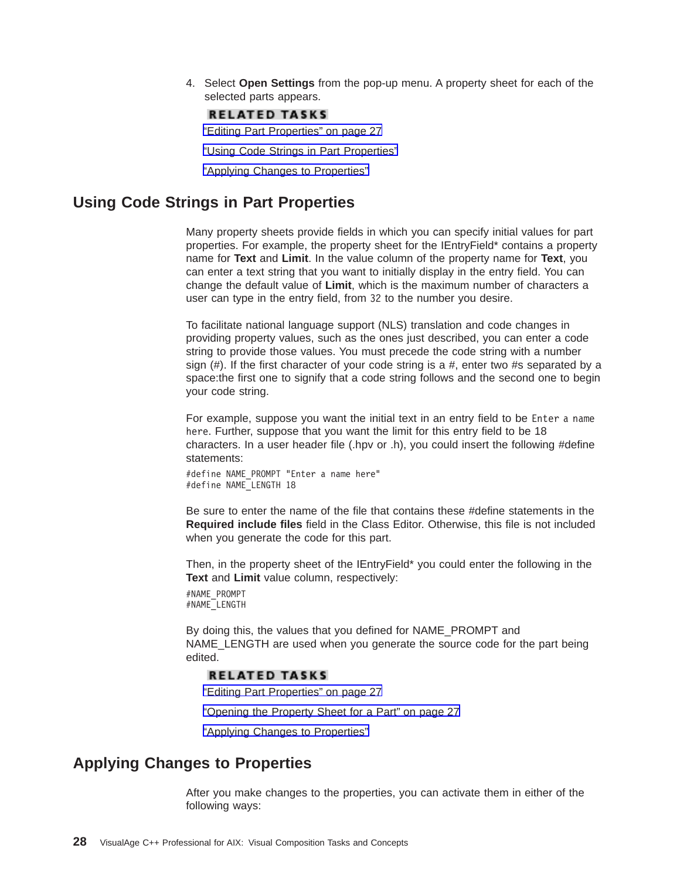4. Select **Open Settings** from the pop-up menu. A property sheet for each of the selected parts appears.

   **RELATED TASKS**

   "Editing Part Properties" on page 27

   "Using Code Strings in Part Properties"

   "Applying Changes to Properties"

## Using Code Strings in Part Properties

Many property sheets provide fields in which you can specify initial values for part properties. For example, the property sheet for the IEntryField* contains a property name for **Text** and **Limit**. In the value column of the property name for **Text**, you can enter a text string that you want to initially display in the entry field. You can change the default value of **Limit**, which is the maximum number of characters a user can type in the entry field, from `32` to the number you desire.

To facilitate national language support (NLS) translation and code changes in providing property values, such as the ones just described, you can enter a code string to provide those values. You must precede the code string with a number sign (#). If the first character of your code string is a #, enter two #s separated by a space:the first one to signify that a code string follows and the second one to begin your code string.

For example, suppose you want the initial text in an entry field to be `Enter a name here`. Further, suppose that you want the limit for this entry field to be 18 characters. In a user header file (.hpv or .h), you could insert the following #define statements:

```
#define NAME_PROMPT "Enter a name here"
#define NAME_LENGTH 18
```

Be sure to enter the name of the file that contains these #define statements in the **Required include files** field in the Class Editor. Otherwise, this file is not included when you generate the code for this part.

Then, in the property sheet of the IEntryField* you could enter the following in the **Text** and **Limit** value column, respectively:

```
#NAME_PROMPT
#NAME_LENGTH
```

By doing this, the values that you defined for NAME_PROMPT and NAME_LENGTH are used when you generate the source code for the part being edited.

**RELATED TASKS**

"Editing Part Properties" on page 27

"Opening the Property Sheet for a Part" on page 27

"Applying Changes to Properties"

## Applying Changes to Properties

After you make changes to the properties, you can activate them in either of the following ways: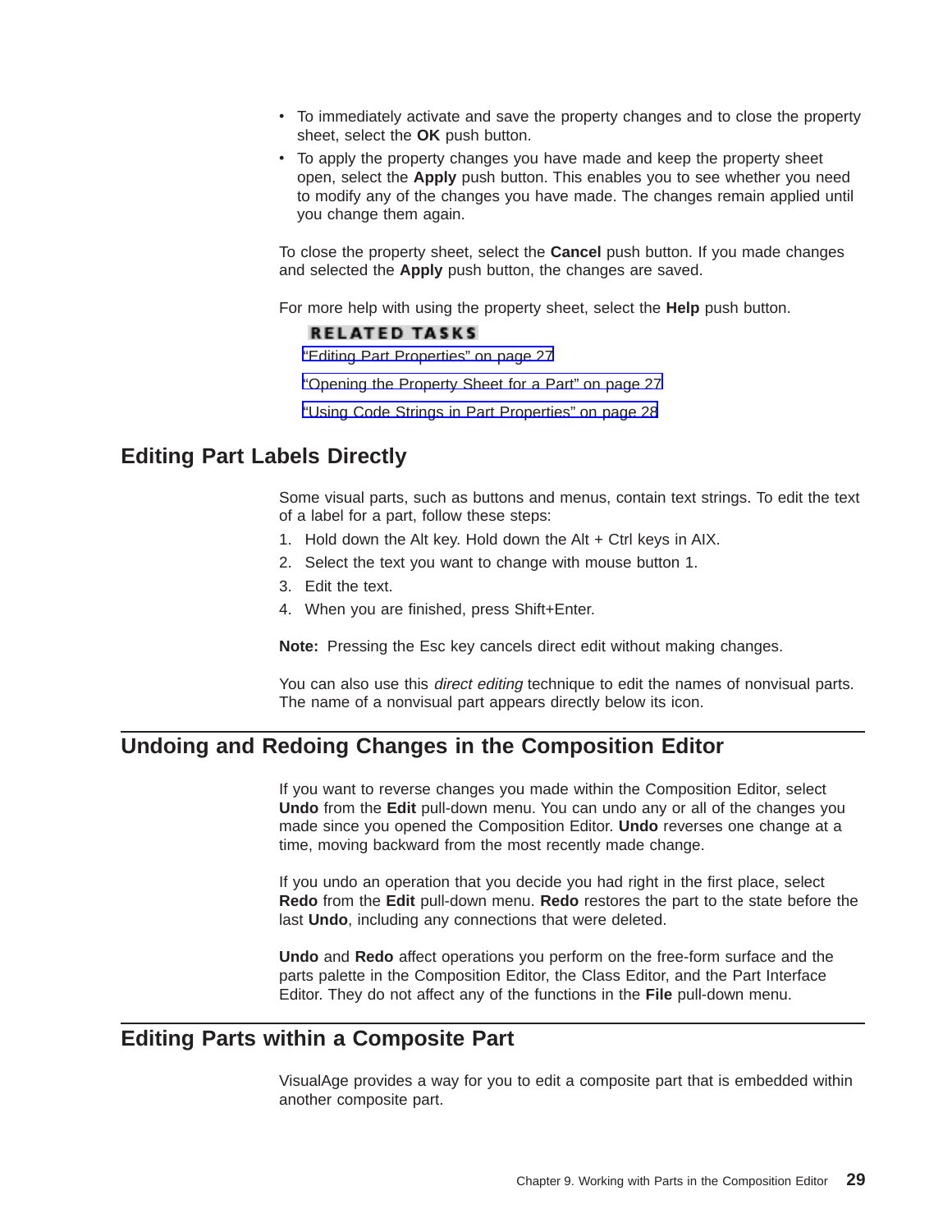- To immediately activate and save the property changes and to close the property sheet, select the **OK** push button.
- To apply the property changes you have made and keep the property sheet open, select the **Apply** push button. This enables you to see whether you need to modify any of the changes you have made. The changes remain applied until you change them again.

To close the property sheet, select the **Cancel** push button. If you made changes and selected the **Apply** push button, the changes are saved.

For more help with using the property sheet, select the **Help** push button.

**RELATED TASKS**

"Editing Part Properties" on page 27

"Opening the Property Sheet for a Part" on page 27

"Using Code Strings in Part Properties" on page 28

## Editing Part Labels Directly

Some visual parts, such as buttons and menus, contain text strings. To edit the text of a label for a part, follow these steps:

1. Hold down the Alt key. Hold down the Alt + Ctrl keys in AIX.
2. Select the text you want to change with mouse button 1.
3. Edit the text.
4. When you are finished, press Shift+Enter.

**Note:** Pressing the Esc key cancels direct edit without making changes.

You can also use this *direct editing* technique to edit the names of nonvisual parts. The name of a nonvisual part appears directly below its icon.

## Undoing and Redoing Changes in the Composition Editor

If you want to reverse changes you made within the Composition Editor, select **Undo** from the **Edit** pull-down menu. You can undo any or all of the changes you made since you opened the Composition Editor. **Undo** reverses one change at a time, moving backward from the most recently made change.

If you undo an operation that you decide you had right in the first place, select **Redo** from the **Edit** pull-down menu. **Redo** restores the part to the state before the last **Undo**, including any connections that were deleted.

**Undo** and **Redo** affect operations you perform on the free-form surface and the parts palette in the Composition Editor, the Class Editor, and the Part Interface Editor. They do not affect any of the functions in the **File** pull-down menu.

## Editing Parts within a Composite Part

VisualAge provides a way for you to edit a composite part that is embedded within another composite part.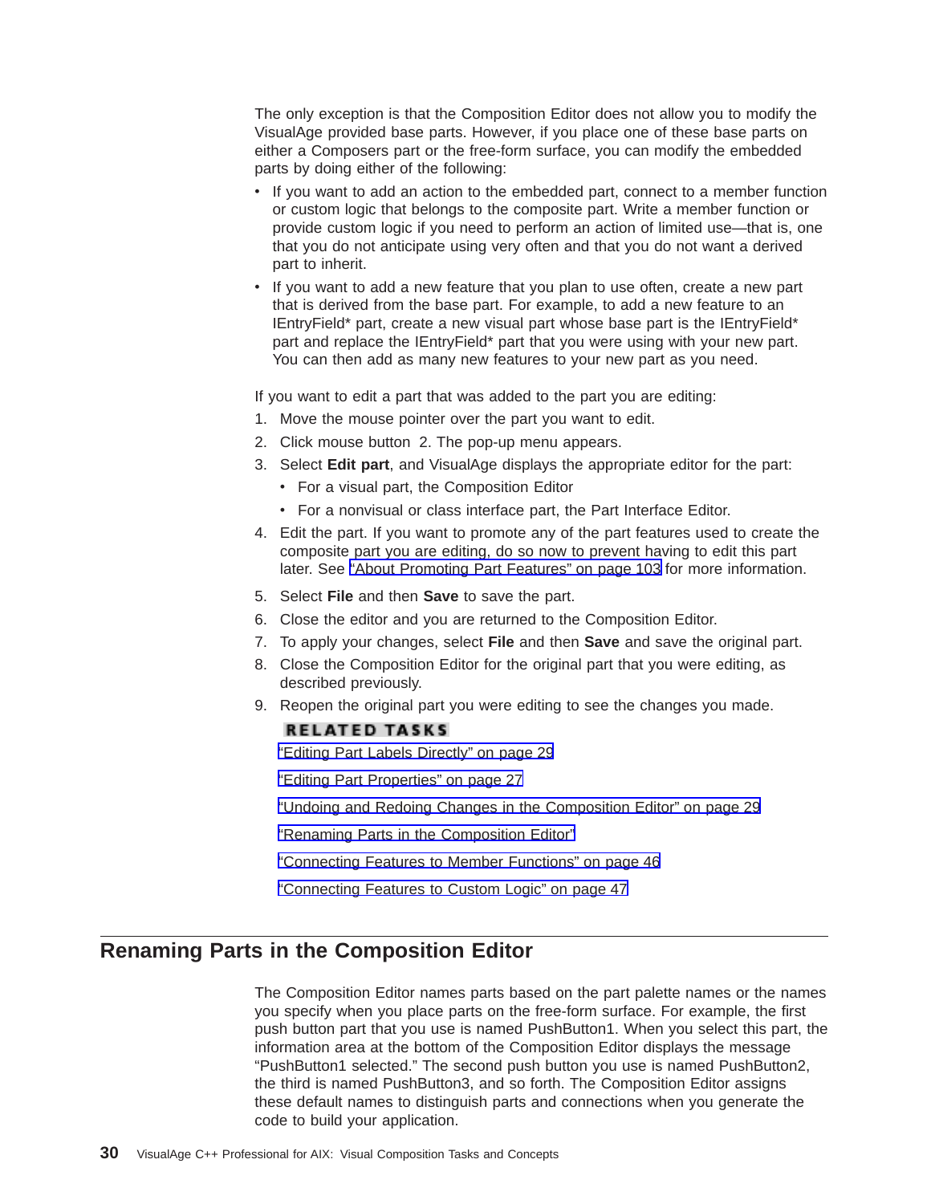The only exception is that the Composition Editor does not allow you to modify the VisualAge provided base parts. However, if you place one of these base parts on either a Composers part or the free-form surface, you can modify the embedded parts by doing either of the following:

- If you want to add an action to the embedded part, connect to a member function or custom logic that belongs to the composite part. Write a member function or provide custom logic if you need to perform an action of limited use—that is, one that you do not anticipate using very often and that you do not want a derived part to inherit.
- If you want to add a new feature that you plan to use often, create a new part that is derived from the base part. For example, to add a new feature to an IEntryField* part, create a new visual part whose base part is the IEntryField* part and replace the IEntryField* part that you were using with your new part. You can then add as many new features to your new part as you need.

If you want to edit a part that was added to the part you are editing:

1. Move the mouse pointer over the part you want to edit.
2. Click mouse button 2. The pop-up menu appears.
3. Select **Edit part**, and VisualAge displays the appropriate editor for the part:
   - For a visual part, the Composition Editor
   - For a nonvisual or class interface part, the Part Interface Editor.
4. Edit the part. If you want to promote any of the part features used to create the composite part you are editing, do so now to prevent having to edit this part later. See "About Promoting Part Features" on page 103 for more information.
5. Select **File** and then **Save** to save the part.
6. Close the editor and you are returned to the Composition Editor.
7. To apply your changes, select **File** and then **Save** and save the original part.
8. Close the Composition Editor for the original part that you were editing, as described previously.
9. Reopen the original part you were editing to see the changes you made.

**RELATED TASKS**

"Editing Part Labels Directly" on page 29

"Editing Part Properties" on page 27

"Undoing and Redoing Changes in the Composition Editor" on page 29

"Renaming Parts in the Composition Editor"

"Connecting Features to Member Functions" on page 46

"Connecting Features to Custom Logic" on page 47

## Renaming Parts in the Composition Editor

The Composition Editor names parts based on the part palette names or the names you specify when you place parts on the free-form surface. For example, the first push button part that you use is named PushButton1. When you select this part, the information area at the bottom of the Composition Editor displays the message "PushButton1 selected." The second push button you use is named PushButton2, the third is named PushButton3, and so forth. The Composition Editor assigns these default names to distinguish parts and connections when you generate the code to build your application.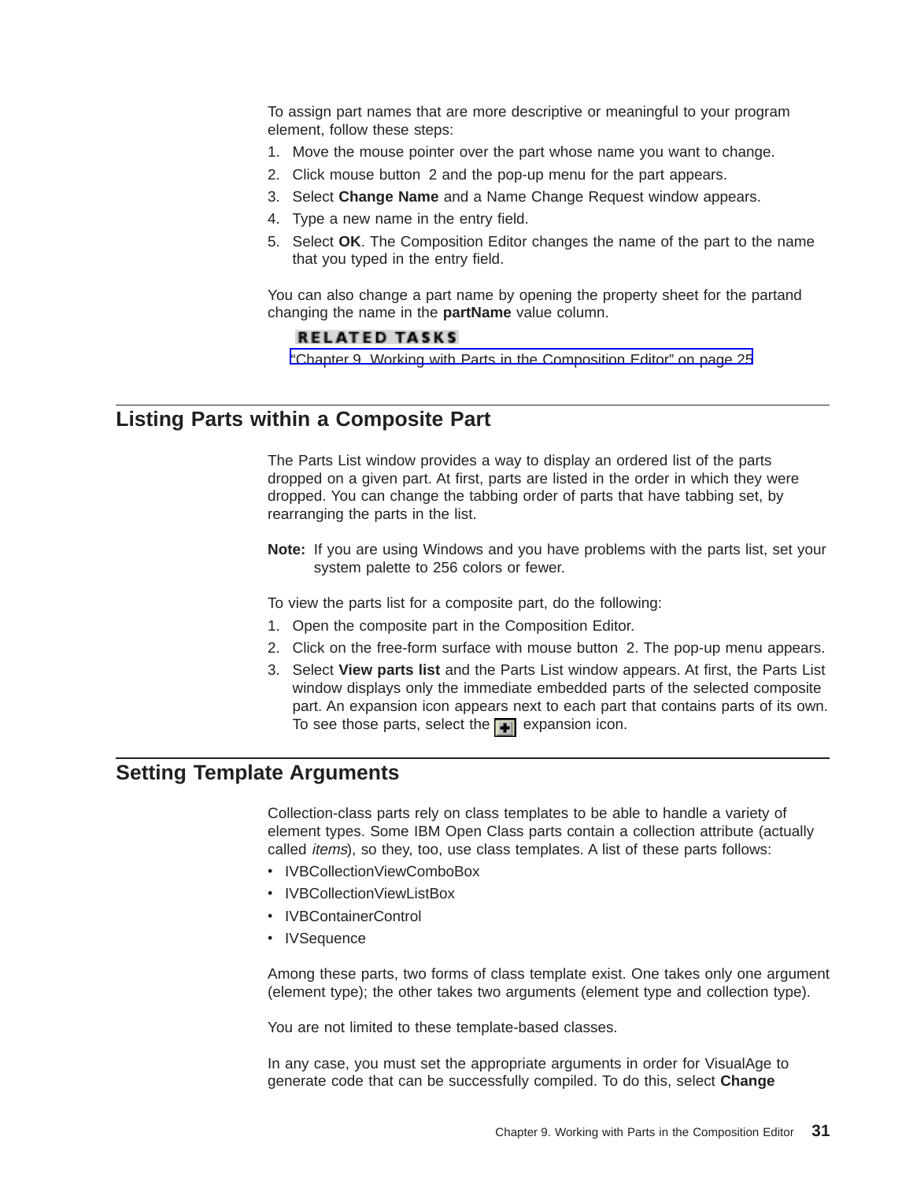To assign part names that are more descriptive or meaningful to your program element, follow these steps:

1. Move the mouse pointer over the part whose name you want to change.
2. Click mouse button 2 and the pop-up menu for the part appears.
3. Select **Change Name** and a Name Change Request window appears.
4. Type a new name in the entry field.
5. Select **OK**. The Composition Editor changes the name of the part to the name that you typed in the entry field.

You can also change a part name by opening the property sheet for the partand changing the name in the **partName** value column.

**RELATED TASKS**

"Chapter 9. Working with Parts in the Composition Editor" on page 25

## Listing Parts within a Composite Part

The Parts List window provides a way to display an ordered list of the parts dropped on a given part. At first, parts are listed in the order in which they were dropped. You can change the tabbing order of parts that have tabbing set, by rearranging the parts in the list.

**Note:** If you are using Windows and you have problems with the parts list, set your system palette to 256 colors or fewer.

To view the parts list for a composite part, do the following:

1. Open the composite part in the Composition Editor.
2. Click on the free-form surface with mouse button 2. The pop-up menu appears.
3. Select **View parts list** and the Parts List window appears. At first, the Parts List window displays only the immediate embedded parts of the selected composite part. An expansion icon appears next to each part that contains parts of its own. To see those parts, select the + expansion icon.

## Setting Template Arguments

Collection-class parts rely on class templates to be able to handle a variety of element types. Some IBM Open Class parts contain a collection attribute (actually called *items*), so they, too, use class templates. A list of these parts follows:

- IVBCollectionViewComboBox
- IVBCollectionViewListBox
- IVBContainerControl
- IVSequence

Among these parts, two forms of class template exist. One takes only one argument (element type); the other takes two arguments (element type and collection type).

You are not limited to these template-based classes.

In any case, you must set the appropriate arguments in order for VisualAge to generate code that can be successfully compiled. To do this, select **Change**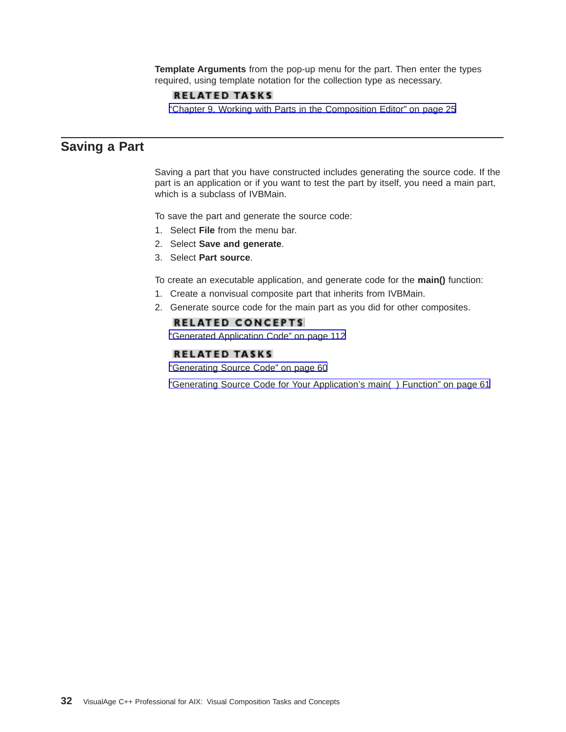**Template Arguments** from the pop-up menu for the part. Then enter the types required, using template notation for the collection type as necessary.

**RELATED TASKS**

"Chapter 9. Working with Parts in the Composition Editor" on page 25

## Saving a Part

Saving a part that you have constructed includes generating the source code. If the part is an application or if you want to test the part by itself, you need a main part, which is a subclass of IVBMain.

To save the part and generate the source code:

1. Select **File** from the menu bar.
2. Select **Save and generate**.
3. Select **Part source**.

To create an executable application, and generate code for the **main()** function:

1. Create a nonvisual composite part that inherits from IVBMain.
2. Generate source code for the main part as you did for other composites.

**RELATED CONCEPTS**

"Generated Application Code" on page 112

**RELATED TASKS**

"Generating Source Code" on page 60

"Generating Source Code for Your Application's main( ) Function" on page 61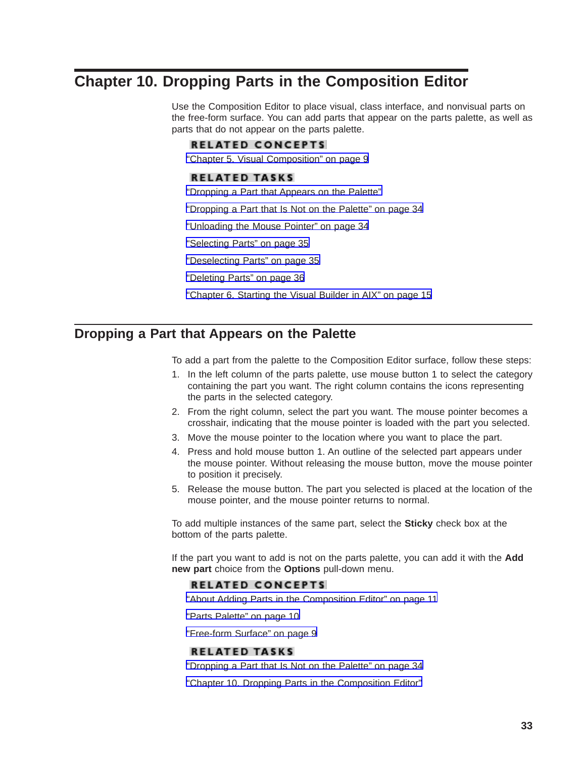# Chapter 10. Dropping Parts in the Composition Editor

Use the Composition Editor to place visual, class interface, and nonvisual parts on the free-form surface. You can add parts that appear on the parts palette, as well as parts that do not appear on the parts palette.

**RELATED CONCEPTS**

"Chapter 5. Visual Composition" on page 9

**RELATED TASKS**

"Dropping a Part that Appears on the Palette"

"Dropping a Part that Is Not on the Palette" on page 34

"Unloading the Mouse Pointer" on page 34

"Selecting Parts" on page 35

"Deselecting Parts" on page 35

"Deleting Parts" on page 36

"Chapter 6. Starting the Visual Builder in AIX" on page 15

## Dropping a Part that Appears on the Palette

To add a part from the palette to the Composition Editor surface, follow these steps:

1. In the left column of the parts palette, use mouse button 1 to select the category containing the part you want. The right column contains the icons representing the parts in the selected category.
2. From the right column, select the part you want. The mouse pointer becomes a crosshair, indicating that the mouse pointer is loaded with the part you selected.
3. Move the mouse pointer to the location where you want to place the part.
4. Press and hold mouse button 1. An outline of the selected part appears under the mouse pointer. Without releasing the mouse button, move the mouse pointer to position it precisely.
5. Release the mouse button. The part you selected is placed at the location of the mouse pointer, and the mouse pointer returns to normal.

To add multiple instances of the same part, select the **Sticky** check box at the bottom of the parts palette.

If the part you want to add is not on the parts palette, you can add it with the **Add new part** choice from the **Options** pull-down menu.

**RELATED CONCEPTS**

"About Adding Parts in the Composition Editor" on page 11

"Parts Palette" on page 10

"Free-form Surface" on page 9

**RELATED TASKS**

"Dropping a Part that Is Not on the Palette" on page 34

"Chapter 10. Dropping Parts in the Composition Editor"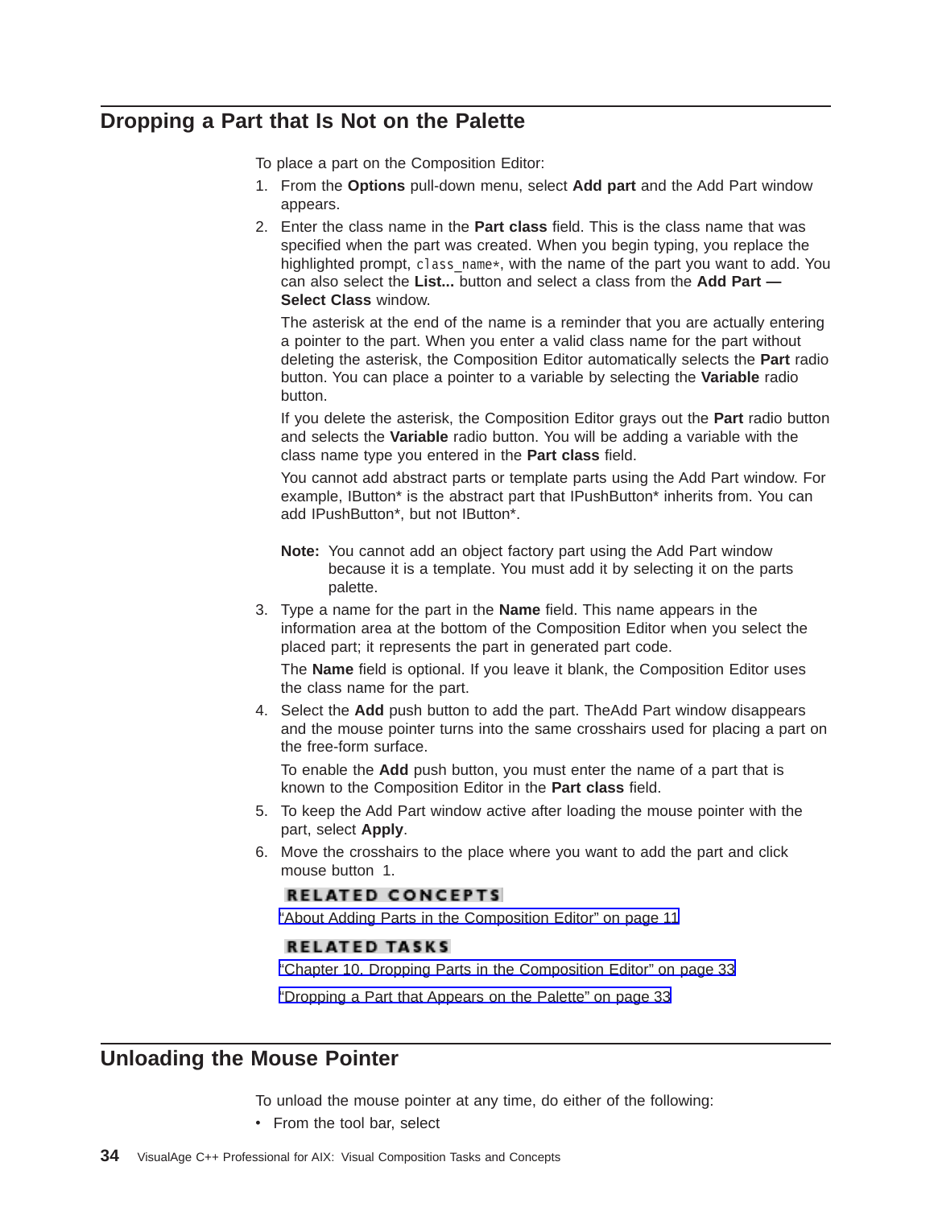## Dropping a Part that Is Not on the Palette

To place a part on the Composition Editor:

1. From the **Options** pull-down menu, select **Add part** and the Add Part window appears.
2. Enter the class name in the **Part class** field. This is the class name that was specified when the part was created. When you begin typing, you replace the highlighted prompt, `class_name*`, with the name of the part you want to add. You can also select the **List...** button and select a class from the **Add Part — Select Class** window.

   The asterisk at the end of the name is a reminder that you are actually entering a pointer to the part. When you enter a valid class name for the part without deleting the asterisk, the Composition Editor automatically selects the **Part** radio button. You can place a pointer to a variable by selecting the **Variable** radio button.

   If you delete the asterisk, the Composition Editor grays out the **Part** radio button and selects the **Variable** radio button. You will be adding a variable with the class name type you entered in the **Part class** field.

   You cannot add abstract parts or template parts using the Add Part window. For example, IButton* is the abstract part that IPushButton* inherits from. You can add IPushButton*, but not IButton*.

   **Note:** You cannot add an object factory part using the Add Part window because it is a template. You must add it by selecting it on the parts palette.
3. Type a name for the part in the **Name** field. This name appears in the information area at the bottom of the Composition Editor when you select the placed part; it represents the part in generated part code.

   The **Name** field is optional. If you leave it blank, the Composition Editor uses the class name for the part.
4. Select the **Add** push button to add the part. TheAdd Part window disappears and the mouse pointer turns into the same crosshairs used for placing a part on the free-form surface.

   To enable the **Add** push button, you must enter the name of a part that is known to the Composition Editor in the **Part class** field.
5. To keep the Add Part window active after loading the mouse pointer with the part, select **Apply**.
6. Move the crosshairs to the place where you want to add the part and click mouse button 1.

**RELATED CONCEPTS**

"About Adding Parts in the Composition Editor" on page 11

**RELATED TASKS**

"Chapter 10. Dropping Parts in the Composition Editor" on page 33

"Dropping a Part that Appears on the Palette" on page 33

## Unloading the Mouse Pointer

To unload the mouse pointer at any time, do either of the following:

- From the tool bar, select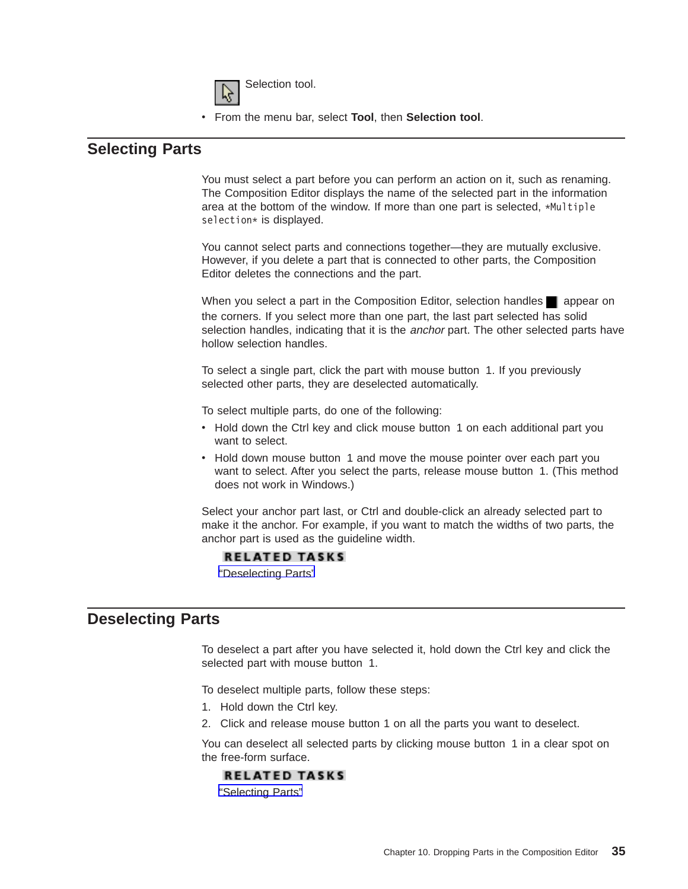Selection tool.

- From the menu bar, select **Tool**, then **Selection tool**.

## Selecting Parts

You must select a part before you can perform an action on it, such as renaming. The Composition Editor displays the name of the selected part in the information area at the bottom of the window. If more than one part is selected, `*Multiple selection*` is displayed.

You cannot select parts and connections together—they are mutually exclusive. However, if you delete a part that is connected to other parts, the Composition Editor deletes the connections and the part.

When you select a part in the Composition Editor, selection handles appear on the corners. If you select more than one part, the last part selected has solid selection handles, indicating that it is the *anchor* part. The other selected parts have hollow selection handles.

To select a single part, click the part with mouse button 1. If you previously selected other parts, they are deselected automatically.

To select multiple parts, do one of the following:

- Hold down the Ctrl key and click mouse button 1 on each additional part you want to select.
- Hold down mouse button 1 and move the mouse pointer over each part you want to select. After you select the parts, release mouse button 1. (This method does not work in Windows.)

Select your anchor part last, or Ctrl and double-click an already selected part to make it the anchor. For example, if you want to match the widths of two parts, the anchor part is used as the guideline width.

**RELATED TASKS**

"Deselecting Parts"

## Deselecting Parts

To deselect a part after you have selected it, hold down the Ctrl key and click the selected part with mouse button 1.

To deselect multiple parts, follow these steps:

1. Hold down the Ctrl key.
2. Click and release mouse button 1 on all the parts you want to deselect.

You can deselect all selected parts by clicking mouse button 1 in a clear spot on the free-form surface.

**RELATED TASKS**

"Selecting Parts"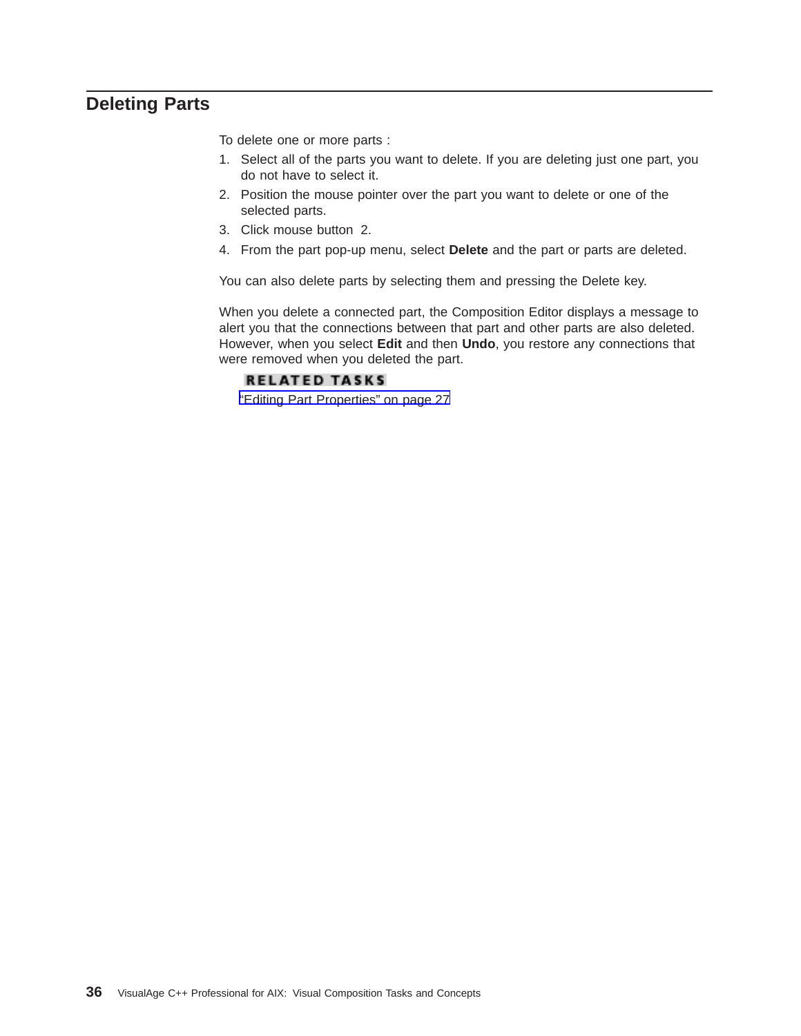## Deleting Parts

To delete one or more parts :

1. Select all of the parts you want to delete. If you are deleting just one part, you do not have to select it.
2. Position the mouse pointer over the part you want to delete or one of the selected parts.
3. Click mouse button 2.
4. From the part pop-up menu, select **Delete** and the part or parts are deleted.

You can also delete parts by selecting them and pressing the Delete key.

When you delete a connected part, the Composition Editor displays a message to alert you that the connections between that part and other parts are also deleted. However, when you select **Edit** and then **Undo**, you restore any connections that were removed when you deleted the part.

**RELATED TASKS**

"Editing Part Properties" on page 27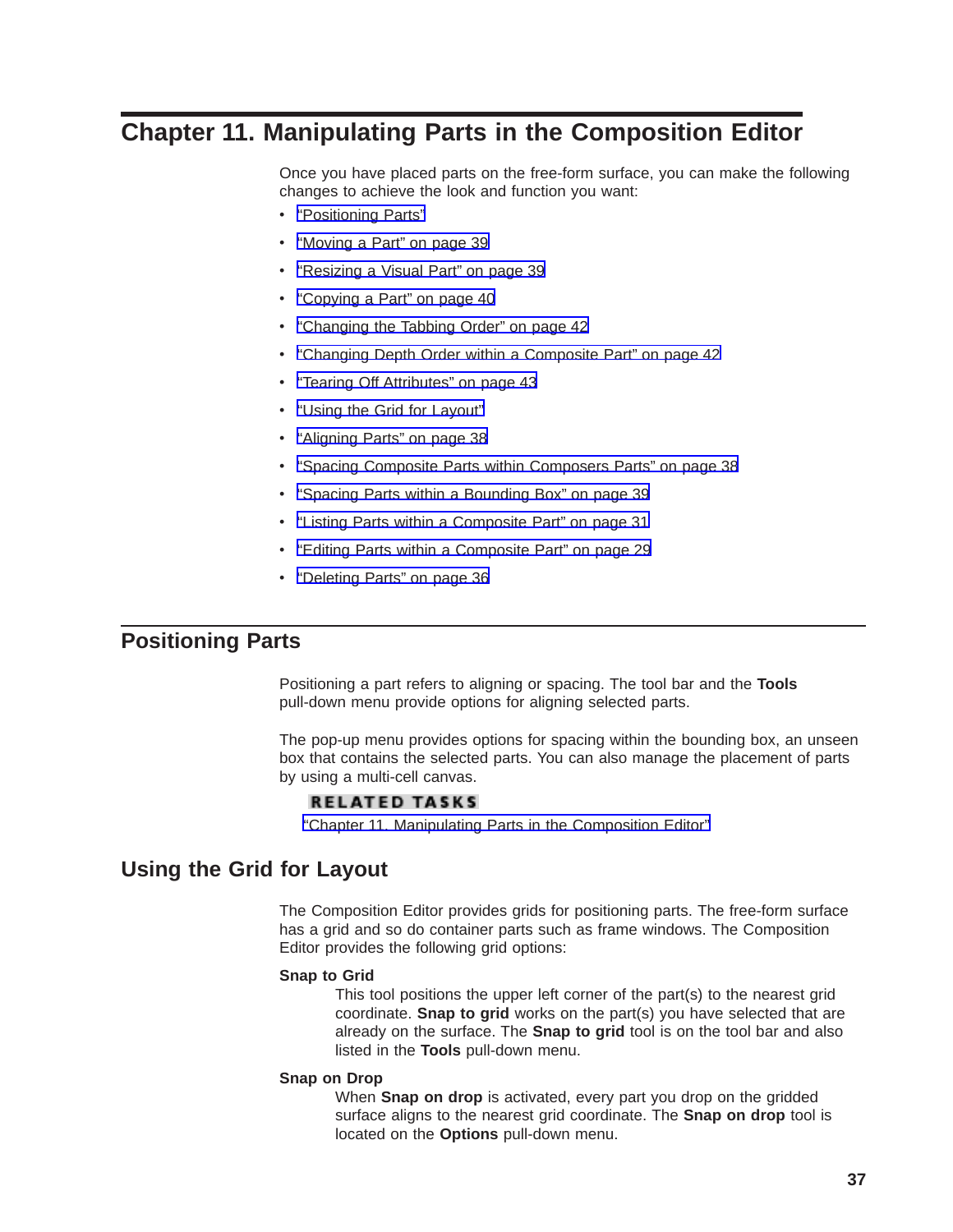# Chapter 11. Manipulating Parts in the Composition Editor

Once you have placed parts on the free-form surface, you can make the following changes to achieve the look and function you want:

- "Positioning Parts"
- "Moving a Part" on page 39
- "Resizing a Visual Part" on page 39
- "Copying a Part" on page 40
- "Changing the Tabbing Order" on page 42
- "Changing Depth Order within a Composite Part" on page 42
- "Tearing Off Attributes" on page 43
- "Using the Grid for Layout"
- "Aligning Parts" on page 38
- "Spacing Composite Parts within Composers Parts" on page 38
- "Spacing Parts within a Bounding Box" on page 39
- "Listing Parts within a Composite Part" on page 31
- "Editing Parts within a Composite Part" on page 29
- "Deleting Parts" on page 36

## Positioning Parts

Positioning a part refers to aligning or spacing. The tool bar and the **Tools** pull-down menu provide options for aligning selected parts.

The pop-up menu provides options for spacing within the bounding box, an unseen box that contains the selected parts. You can also manage the placement of parts by using a multi-cell canvas.

**RELATED TASKS**

"Chapter 11. Manipulating Parts in the Composition Editor"

## Using the Grid for Layout

The Composition Editor provides grids for positioning parts. The free-form surface has a grid and so do container parts such as frame windows. The Composition Editor provides the following grid options:

**Snap to Grid**
: This tool positions the upper left corner of the part(s) to the nearest grid coordinate. **Snap to grid** works on the part(s) you have selected that are already on the surface. The **Snap to grid** tool is on the tool bar and also listed in the **Tools** pull-down menu.

**Snap on Drop**
: When **Snap on drop** is activated, every part you drop on the gridded surface aligns to the nearest grid coordinate. The **Snap on drop** tool is located on the **Options** pull-down menu.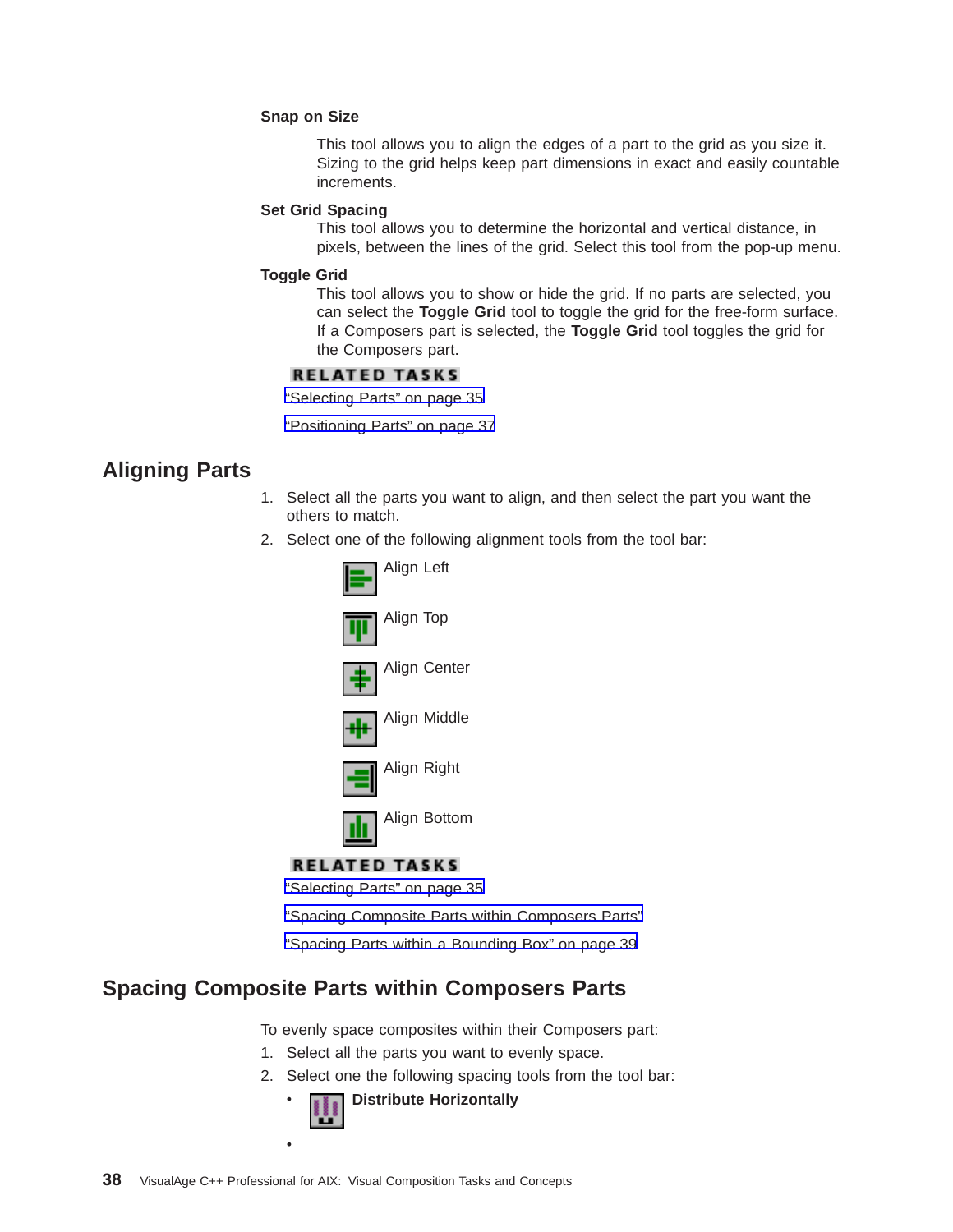**Snap on Size**

This tool allows you to align the edges of a part to the grid as you size it. Sizing to the grid helps keep part dimensions in exact and easily countable increments.

**Set Grid Spacing**

This tool allows you to determine the horizontal and vertical distance, in pixels, between the lines of the grid. Select this tool from the pop-up menu.

**Toggle Grid**

This tool allows you to show or hide the grid. If no parts are selected, you can select the **Toggle Grid** tool to toggle the grid for the free-form surface. If a Composers part is selected, the **Toggle Grid** tool toggles the grid for the Composers part.

**RELATED TASKS**

"Selecting Parts" on page 35

"Positioning Parts" on page 37

## Aligning Parts

1. Select all the parts you want to align, and then select the part you want the others to match.
2. Select one of the following alignment tools from the tool bar:

   Align Left

   Align Top

   Align Center

   Align Middle

   Align Right

   Align Bottom

**RELATED TASKS**

"Selecting Parts" on page 35

"Spacing Composite Parts within Composers Parts"

"Spacing Parts within a Bounding Box" on page 39

## Spacing Composite Parts within Composers Parts

To evenly space composites within their Composers part:

1. Select all the parts you want to evenly space.
2. Select one the following spacing tools from the tool bar:
   - **Distribute Horizontally**
   -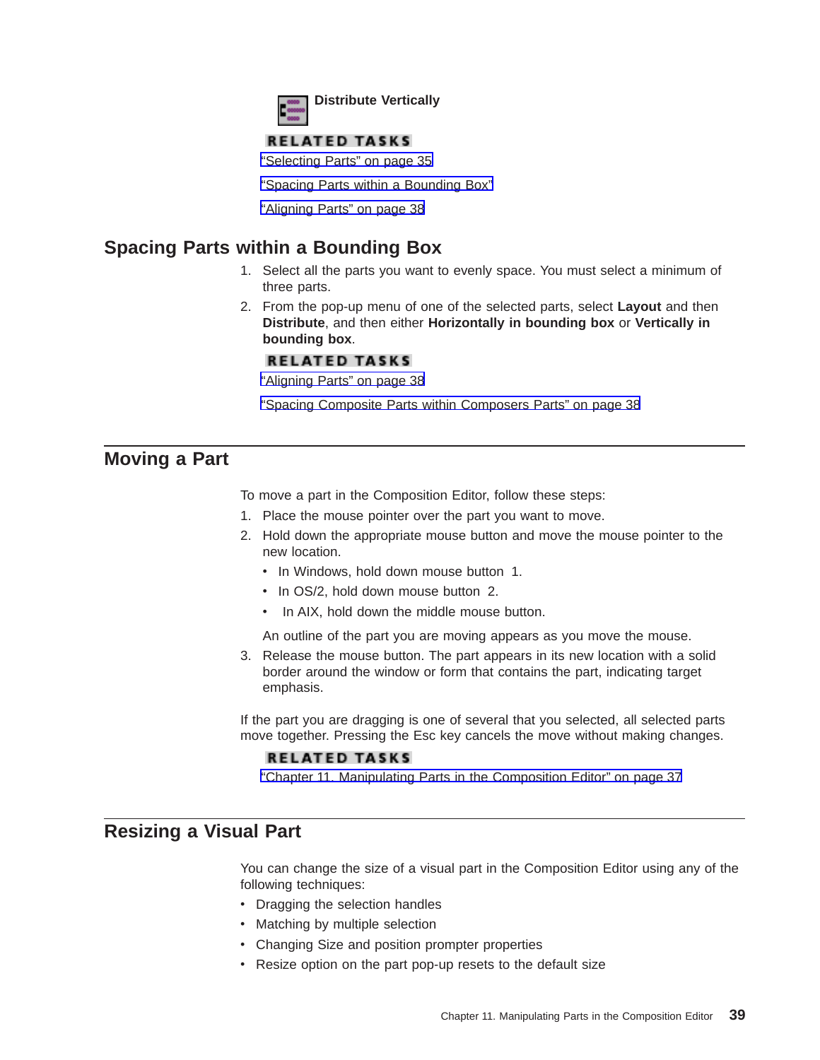**Distribute Vertically**

**RELATED TASKS**

"Selecting Parts" on page 35

"Spacing Parts within a Bounding Box"

"Aligning Parts" on page 38

## Spacing Parts within a Bounding Box

1. Select all the parts you want to evenly space. You must select a minimum of three parts.
2. From the pop-up menu of one of the selected parts, select **Layout** and then **Distribute**, and then either **Horizontally in bounding box** or **Vertically in bounding box**.

**RELATED TASKS**

"Aligning Parts" on page 38

"Spacing Composite Parts within Composers Parts" on page 38

## Moving a Part

To move a part in the Composition Editor, follow these steps:

1. Place the mouse pointer over the part you want to move.
2. Hold down the appropriate mouse button and move the mouse pointer to the new location.
   - In Windows, hold down mouse button 1.
   - In OS/2, hold down mouse button 2.
   - In AIX, hold down the middle mouse button.

   An outline of the part you are moving appears as you move the mouse.
3. Release the mouse button. The part appears in its new location with a solid border around the window or form that contains the part, indicating target emphasis.

If the part you are dragging is one of several that you selected, all selected parts move together. Pressing the Esc key cancels the move without making changes.

**RELATED TASKS**

"Chapter 11. Manipulating Parts in the Composition Editor" on page 37

## Resizing a Visual Part

You can change the size of a visual part in the Composition Editor using any of the following techniques:

- Dragging the selection handles
- Matching by multiple selection
- Changing Size and position prompter properties
- Resize option on the part pop-up resets to the default size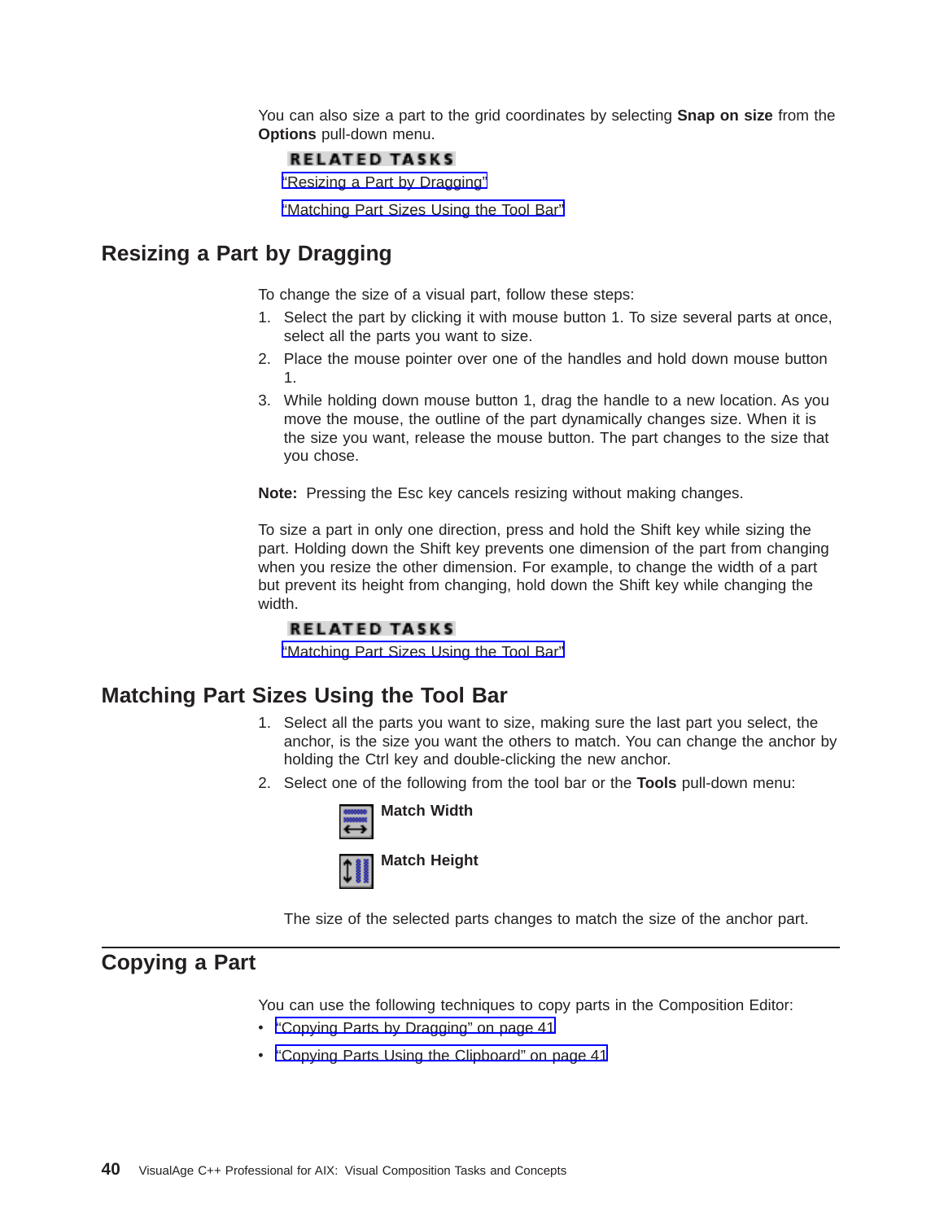You can also size a part to the grid coordinates by selecting **Snap on size** from the **Options** pull-down menu.

**RELATED TASKS**

"Resizing a Part by Dragging"

"Matching Part Sizes Using the Tool Bar"

## Resizing a Part by Dragging

To change the size of a visual part, follow these steps:

1. Select the part by clicking it with mouse button 1. To size several parts at once, select all the parts you want to size.
2. Place the mouse pointer over one of the handles and hold down mouse button 1.
3. While holding down mouse button 1, drag the handle to a new location. As you move the mouse, the outline of the part dynamically changes size. When it is the size you want, release the mouse button. The part changes to the size that you chose.

**Note:** Pressing the Esc key cancels resizing without making changes.

To size a part in only one direction, press and hold the Shift key while sizing the part. Holding down the Shift key prevents one dimension of the part from changing when you resize the other dimension. For example, to change the width of a part but prevent its height from changing, hold down the Shift key while changing the width.

**RELATED TASKS**

"Matching Part Sizes Using the Tool Bar"

## Matching Part Sizes Using the Tool Bar

1. Select all the parts you want to size, making sure the last part you select, the anchor, is the size you want the others to match. You can change the anchor by holding the Ctrl key and double-clicking the new anchor.
2. Select one of the following from the tool bar or the **Tools** pull-down menu:

   **Match Width**

   **Match Height**

   The size of the selected parts changes to match the size of the anchor part.

## Copying a Part

You can use the following techniques to copy parts in the Composition Editor:

- "Copying Parts by Dragging" on page 41
- "Copying Parts Using the Clipboard" on page 41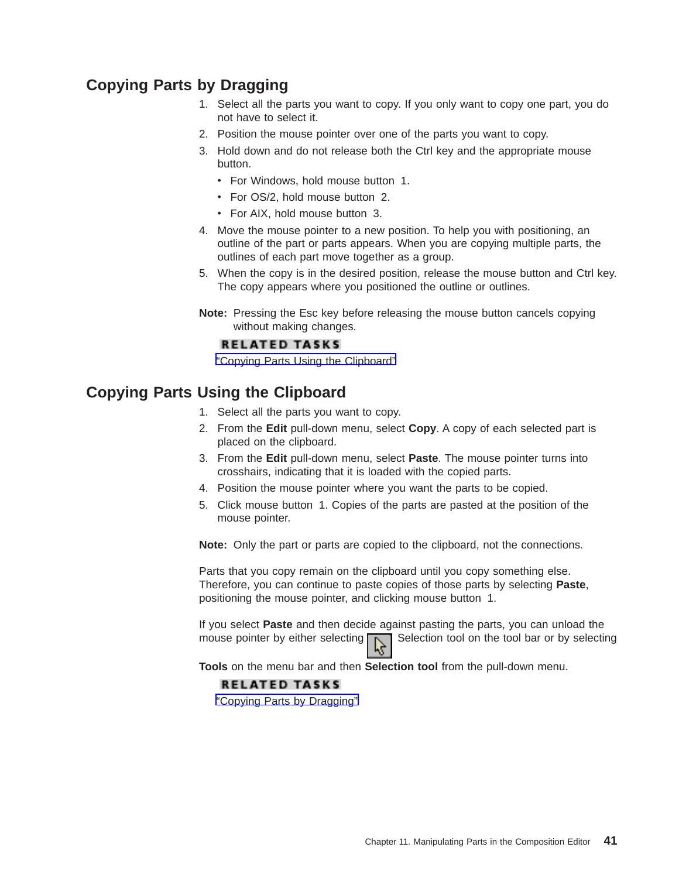## Copying Parts by Dragging

1. Select all the parts you want to copy. If you only want to copy one part, you do not have to select it.
2. Position the mouse pointer over one of the parts you want to copy.
3. Hold down and do not release both the Ctrl key and the appropriate mouse button.
   - For Windows, hold mouse button 1.
   - For OS/2, hold mouse button 2.
   - For AIX, hold mouse button 3.
4. Move the mouse pointer to a new position. To help you with positioning, an outline of the part or parts appears. When you are copying multiple parts, the outlines of each part move together as a group.
5. When the copy is in the desired position, release the mouse button and Ctrl key. The copy appears where you positioned the outline or outlines.

**Note:** Pressing the Esc key before releasing the mouse button cancels copying without making changes.

**RELATED TASKS**

"Copying Parts Using the Clipboard"

## Copying Parts Using the Clipboard

1. Select all the parts you want to copy.
2. From the **Edit** pull-down menu, select **Copy**. A copy of each selected part is placed on the clipboard.
3. From the **Edit** pull-down menu, select **Paste**. The mouse pointer turns into crosshairs, indicating that it is loaded with the copied parts.
4. Position the mouse pointer where you want the parts to be copied.
5. Click mouse button 1. Copies of the parts are pasted at the position of the mouse pointer.

**Note:** Only the part or parts are copied to the clipboard, not the connections.

Parts that you copy remain on the clipboard until you copy something else. Therefore, you can continue to paste copies of those parts by selecting **Paste**, positioning the mouse pointer, and clicking mouse button 1.

If you select **Paste** and then decide against pasting the parts, you can unload the mouse pointer by either selecting Selection tool on the tool bar or by selecting **Tools** on the menu bar and then **Selection tool** from the pull-down menu.

**RELATED TASKS**

"Copying Parts by Dragging"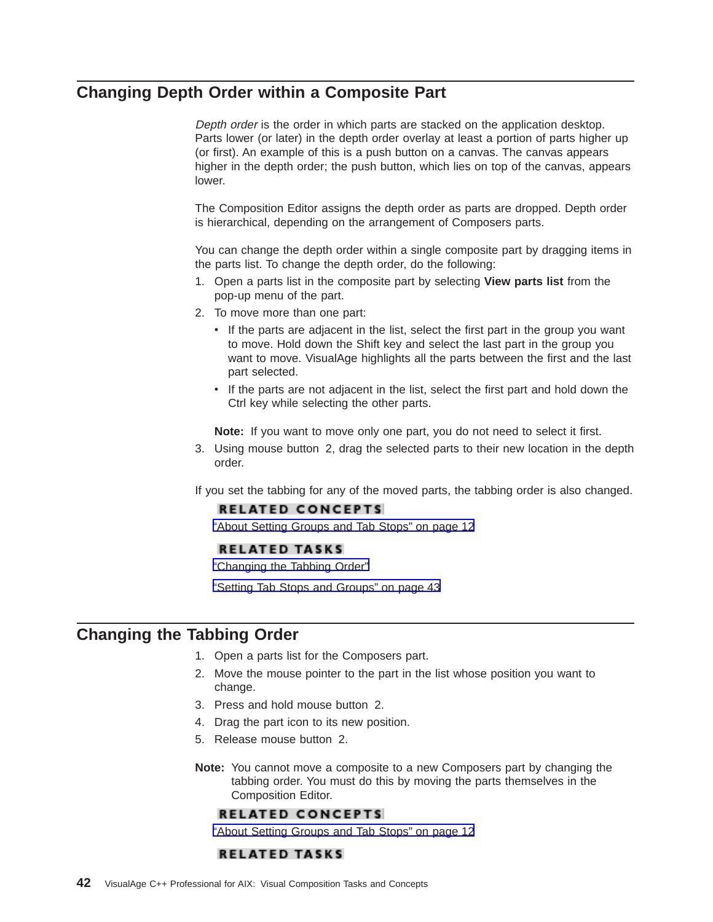## Changing Depth Order within a Composite Part

*Depth order* is the order in which parts are stacked on the application desktop. Parts lower (or later) in the depth order overlay at least a portion of parts higher up (or first). An example of this is a push button on a canvas. The canvas appears higher in the depth order; the push button, which lies on top of the canvas, appears lower.

The Composition Editor assigns the depth order as parts are dropped. Depth order is hierarchical, depending on the arrangement of Composers parts.

You can change the depth order within a single composite part by dragging items in the parts list. To change the depth order, do the following:

1. Open a parts list in the composite part by selecting **View parts list** from the pop-up menu of the part.
2. To move more than one part:
   - If the parts are adjacent in the list, select the first part in the group you want to move. Hold down the Shift key and select the last part in the group you want to move. VisualAge highlights all the parts between the first and the last part selected.
   - If the parts are not adjacent in the list, select the first part and hold down the Ctrl key while selecting the other parts.

   **Note:** If you want to move only one part, you do not need to select it first.
3. Using mouse button 2, drag the selected parts to their new location in the depth order.

If you set the tabbing for any of the moved parts, the tabbing order is also changed.

**RELATED CONCEPTS**

"About Setting Groups and Tab Stops" on page 12

**RELATED TASKS**

"Changing the Tabbing Order"

"Setting Tab Stops and Groups" on page 43

## Changing the Tabbing Order

1. Open a parts list for the Composers part.
2. Move the mouse pointer to the part in the list whose position you want to change.
3. Press and hold mouse button 2.
4. Drag the part icon to its new position.
5. Release mouse button 2.

**Note:** You cannot move a composite to a new Composers part by changing the tabbing order. You must do this by moving the parts themselves in the Composition Editor.

**RELATED CONCEPTS**

"About Setting Groups and Tab Stops" on page 12

**RELATED TASKS**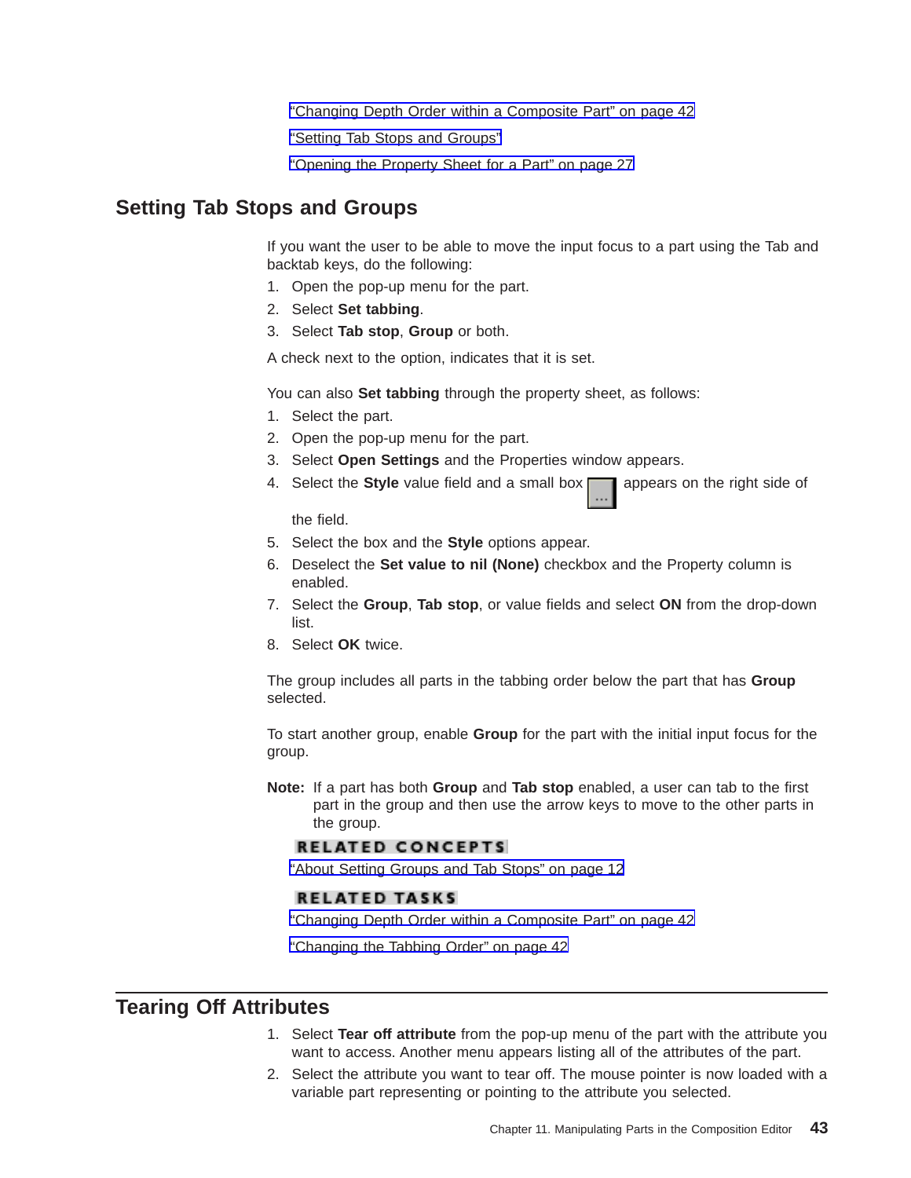"Changing Depth Order within a Composite Part" on page 42

"Setting Tab Stops and Groups"

"Opening the Property Sheet for a Part" on page 27

## Setting Tab Stops and Groups

If you want the user to be able to move the input focus to a part using the Tab and backtab keys, do the following:

1. Open the pop-up menu for the part.
2. Select **Set tabbing**.
3. Select **Tab stop**, **Group** or both.

A check next to the option, indicates that it is set.

You can also **Set tabbing** through the property sheet, as follows:

1. Select the part.
2. Open the pop-up menu for the part.
3. Select **Open Settings** and the Properties window appears.
4. Select the **Style** value field and a small box [...] appears on the right side of the field.
5. Select the box and the **Style** options appear.
6. Deselect the **Set value to nil (None)** checkbox and the Property column is enabled.
7. Select the **Group**, **Tab stop**, or value fields and select **ON** from the drop-down list.
8. Select **OK** twice.

The group includes all parts in the tabbing order below the part that has **Group** selected.

To start another group, enable **Group** for the part with the initial input focus for the group.

**Note:** If a part has both **Group** and **Tab stop** enabled, a user can tab to the first part in the group and then use the arrow keys to move to the other parts in the group.

**RELATED CONCEPTS**

"About Setting Groups and Tab Stops" on page 12

**RELATED TASKS**

"Changing Depth Order within a Composite Part" on page 42

"Changing the Tabbing Order" on page 42

## Tearing Off Attributes

1. Select **Tear off attribute** from the pop-up menu of the part with the attribute you want to access. Another menu appears listing all of the attributes of the part.
2. Select the attribute you want to tear off. The mouse pointer is now loaded with a variable part representing or pointing to the attribute you selected.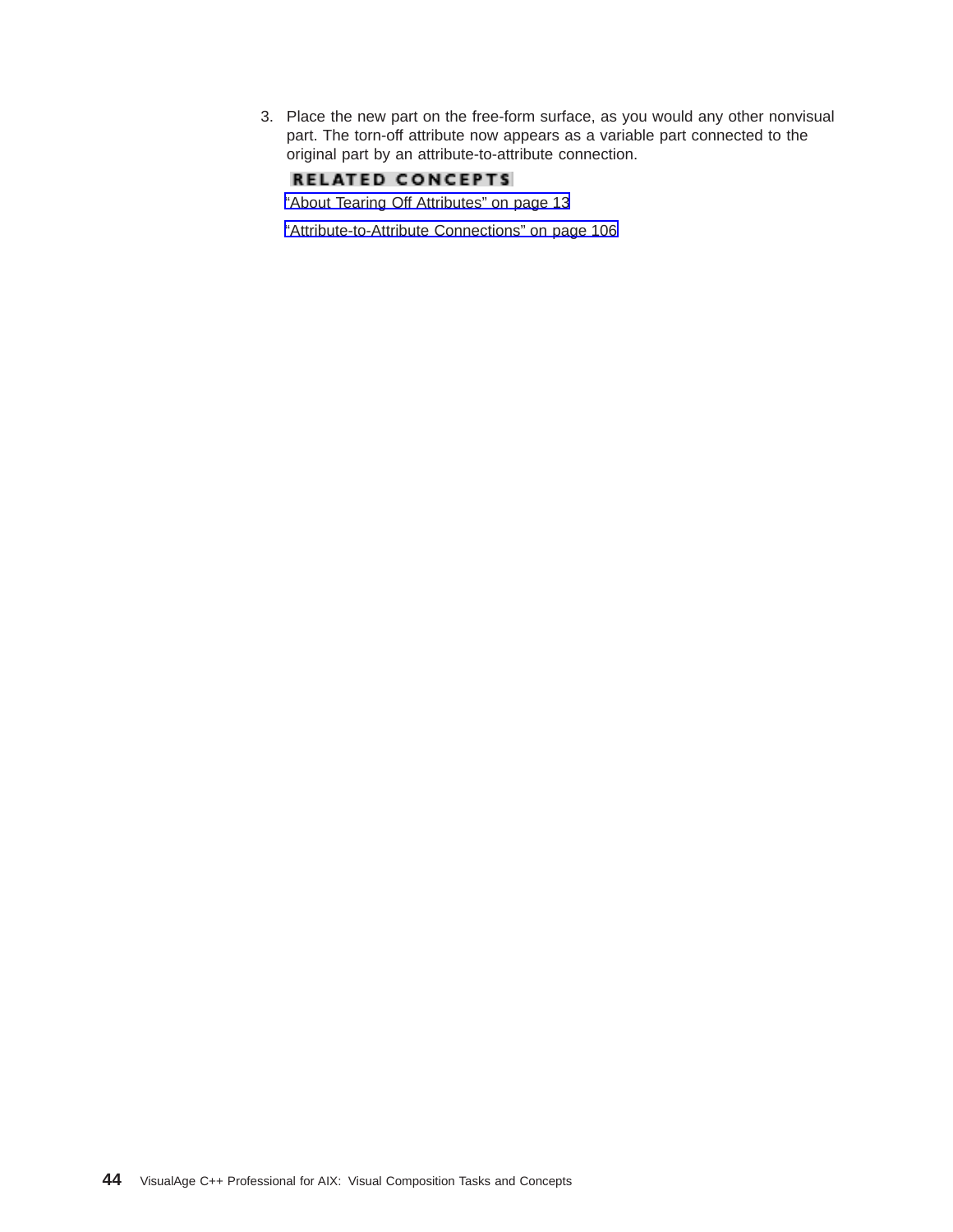3. Place the new part on the free-form surface, as you would any other nonvisual part. The torn-off attribute now appears as a variable part connected to the original part by an attribute-to-attribute connection.

**RELATED CONCEPTS**

"About Tearing Off Attributes" on page 13

"Attribute-to-Attribute Connections" on page 106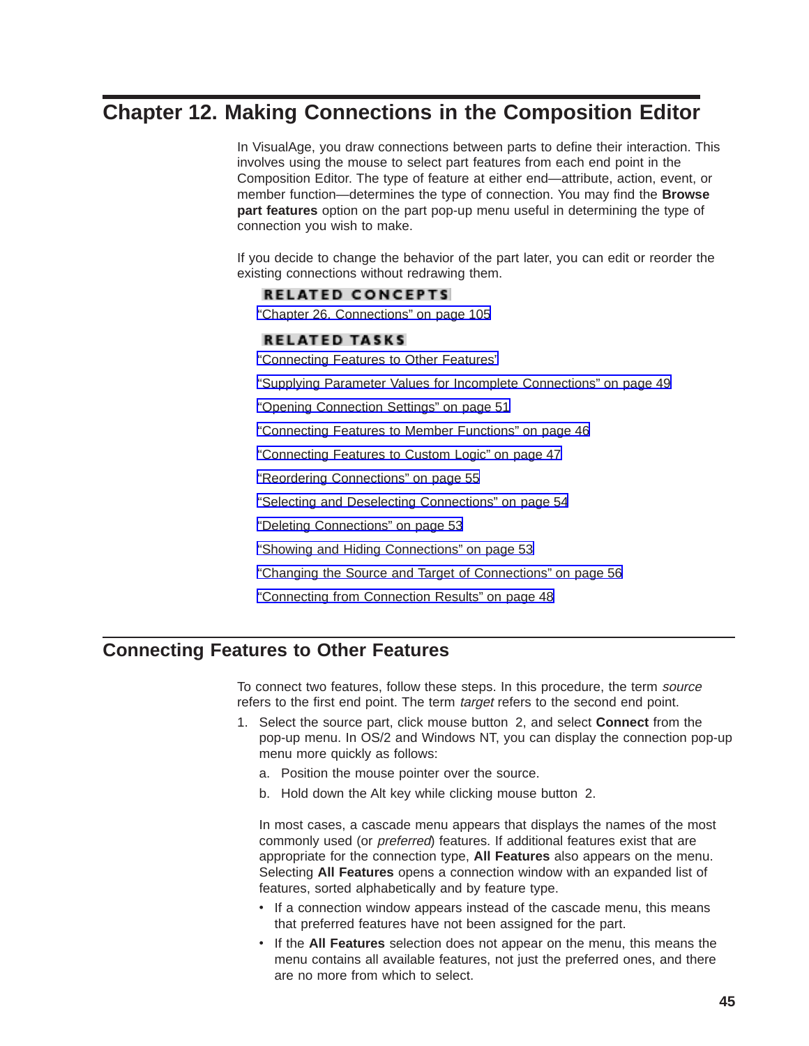# Chapter 12. Making Connections in the Composition Editor

In VisualAge, you draw connections between parts to define their interaction. This involves using the mouse to select part features from each end point in the Composition Editor. The type of feature at either end—attribute, action, event, or member function—determines the type of connection. You may find the **Browse part features** option on the part pop-up menu useful in determining the type of connection you wish to make.

If you decide to change the behavior of the part later, you can edit or reorder the existing connections without redrawing them.

**RELATED CONCEPTS**

"Chapter 26. Connections" on page 105

**RELATED TASKS**

"Connecting Features to Other Features"

"Supplying Parameter Values for Incomplete Connections" on page 49

"Opening Connection Settings" on page 51

"Connecting Features to Member Functions" on page 46

"Connecting Features to Custom Logic" on page 47

"Reordering Connections" on page 55

"Selecting and Deselecting Connections" on page 54

"Deleting Connections" on page 53

"Showing and Hiding Connections" on page 53

"Changing the Source and Target of Connections" on page 56

"Connecting from Connection Results" on page 48

## Connecting Features to Other Features

To connect two features, follow these steps. In this procedure, the term *source* refers to the first end point. The term *target* refers to the second end point.

1. Select the source part, click mouse button 2, and select **Connect** from the pop-up menu. In OS/2 and Windows NT, you can display the connection pop-up menu more quickly as follows:

   a. Position the mouse pointer over the source.

   b. Hold down the Alt key while clicking mouse button 2.

   In most cases, a cascade menu appears that displays the names of the most commonly used (or *preferred*) features. If additional features exist that are appropriate for the connection type, **All Features** also appears on the menu. Selecting **All Features** opens a connection window with an expanded list of features, sorted alphabetically and by feature type.

   - If a connection window appears instead of the cascade menu, this means that preferred features have not been assigned for the part.
   - If the **All Features** selection does not appear on the menu, this means the menu contains all available features, not just the preferred ones, and there are no more from which to select.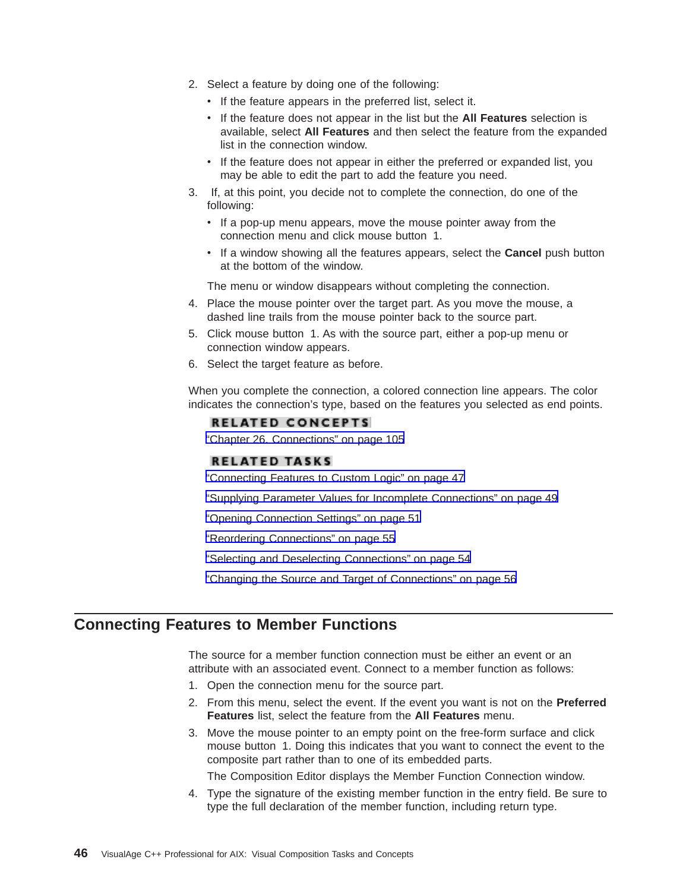2. Select a feature by doing one of the following:
   - If the feature appears in the preferred list, select it.
   - If the feature does not appear in the list but the **All Features** selection is available, select **All Features** and then select the feature from the expanded list in the connection window.
   - If the feature does not appear in either the preferred or expanded list, you may be able to edit the part to add the feature you need.
3. If, at this point, you decide not to complete the connection, do one of the following:
   - If a pop-up menu appears, move the mouse pointer away from the connection menu and click mouse button 1.
   - If a window showing all the features appears, select the **Cancel** push button at the bottom of the window.

   The menu or window disappears without completing the connection.
4. Place the mouse pointer over the target part. As you move the mouse, a dashed line trails from the mouse pointer back to the source part.
5. Click mouse button 1. As with the source part, either a pop-up menu or connection window appears.
6. Select the target feature as before.

When you complete the connection, a colored connection line appears. The color indicates the connection's type, based on the features you selected as end points.

**RELATED CONCEPTS**

"Chapter 26. Connections" on page 105

**RELATED TASKS**

"Connecting Features to Custom Logic" on page 47

"Supplying Parameter Values for Incomplete Connections" on page 49

"Opening Connection Settings" on page 51

"Reordering Connections" on page 55

"Selecting and Deselecting Connections" on page 54

"Changing the Source and Target of Connections" on page 56

## Connecting Features to Member Functions

The source for a member function connection must be either an event or an attribute with an associated event. Connect to a member function as follows:

1. Open the connection menu for the source part.
2. From this menu, select the event. If the event you want is not on the **Preferred Features** list, select the feature from the **All Features** menu.
3. Move the mouse pointer to an empty point on the free-form surface and click mouse button 1. Doing this indicates that you want to connect the event to the composite part rather than to one of its embedded parts.

   The Composition Editor displays the Member Function Connection window.
4. Type the signature of the existing member function in the entry field. Be sure to type the full declaration of the member function, including return type.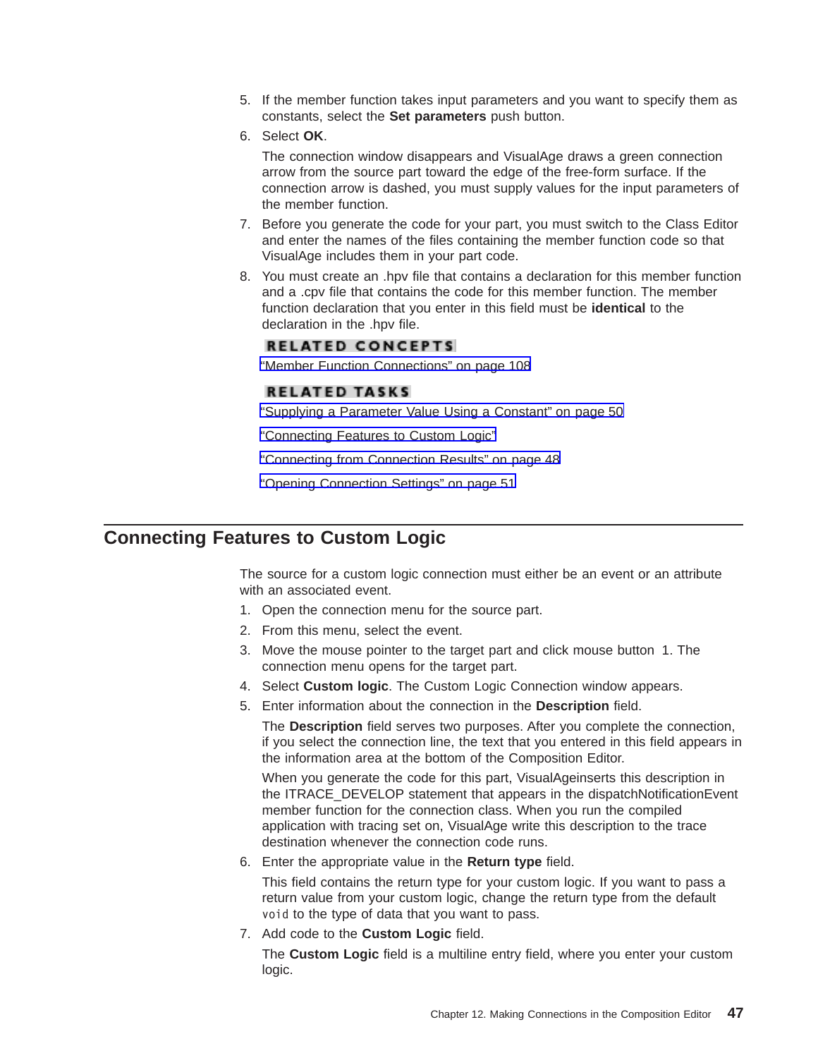5. If the member function takes input parameters and you want to specify them as constants, select the **Set parameters** push button.
6. Select **OK**.

   The connection window disappears and VisualAge draws a green connection arrow from the source part toward the edge of the free-form surface. If the connection arrow is dashed, you must supply values for the input parameters of the member function.
7. Before you generate the code for your part, you must switch to the Class Editor and enter the names of the files containing the member function code so that VisualAge includes them in your part code.
8. You must create an .hpv file that contains a declaration for this member function and a .cpv file that contains the code for this member function. The member function declaration that you enter in this field must be **identical** to the declaration in the .hpv file.

**RELATED CONCEPTS**

"Member Function Connections" on page 108

**RELATED TASKS**

"Supplying a Parameter Value Using a Constant" on page 50

"Connecting Features to Custom Logic"

"Connecting from Connection Results" on page 48

"Opening Connection Settings" on page 51

## Connecting Features to Custom Logic

The source for a custom logic connection must either be an event or an attribute with an associated event.

1. Open the connection menu for the source part.
2. From this menu, select the event.
3. Move the mouse pointer to the target part and click mouse button 1. The connection menu opens for the target part.
4. Select **Custom logic**. The Custom Logic Connection window appears.
5. Enter information about the connection in the **Description** field.

   The **Description** field serves two purposes. After you complete the connection, if you select the connection line, the text that you entered in this field appears in the information area at the bottom of the Composition Editor.

   When you generate the code for this part, VisualAgeinserts this description in the ITRACE_DEVELOP statement that appears in the dispatchNotificationEvent member function for the connection class. When you run the compiled application with tracing set on, VisualAge write this description to the trace destination whenever the connection code runs.
6. Enter the appropriate value in the **Return type** field.

   This field contains the return type for your custom logic. If you want to pass a return value from your custom logic, change the return type from the default `void` to the type of data that you want to pass.
7. Add code to the **Custom Logic** field.

   The **Custom Logic** field is a multiline entry field, where you enter your custom logic.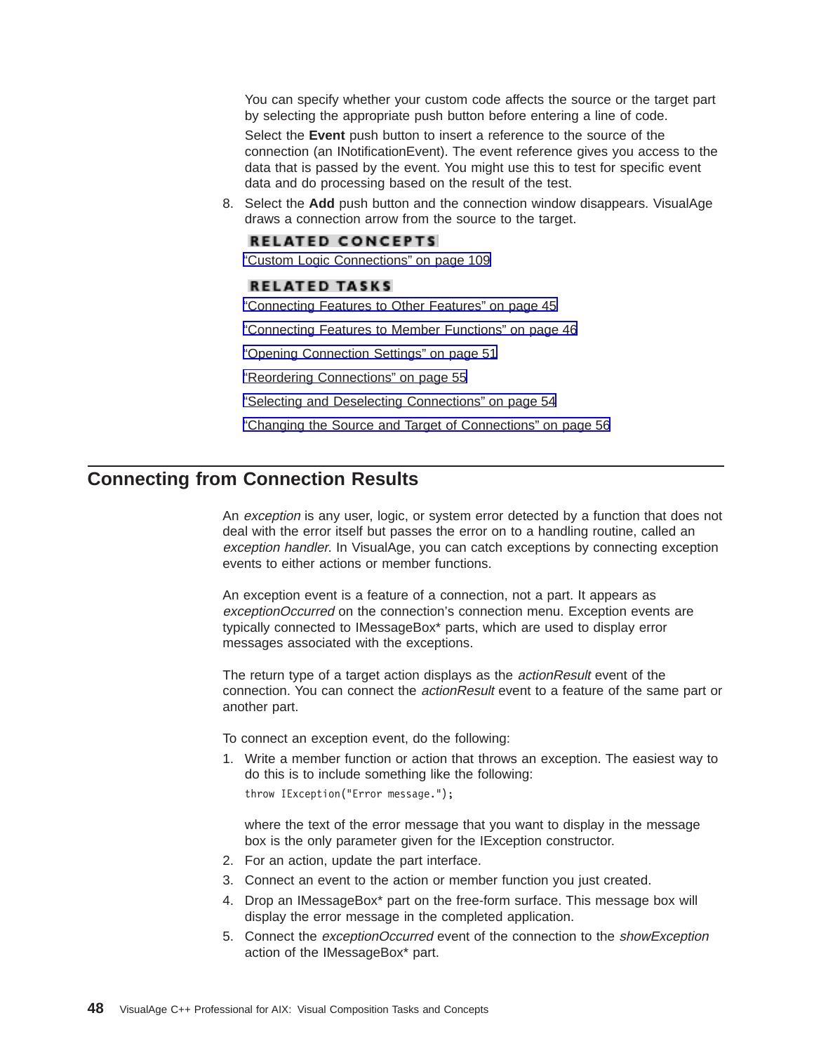You can specify whether your custom code affects the source or the target part by selecting the appropriate push button before entering a line of code.

Select the **Event** push button to insert a reference to the source of the connection (an INotificationEvent). The event reference gives you access to the data that is passed by the event. You might use this to test for specific event data and do processing based on the result of the test.

8. Select the **Add** push button and the connection window disappears. VisualAge draws a connection arrow from the source to the target.

**RELATED CONCEPTS**

"Custom Logic Connections" on page 109

**RELATED TASKS**

"Connecting Features to Other Features" on page 45

"Connecting Features to Member Functions" on page 46

"Opening Connection Settings" on page 51

"Reordering Connections" on page 55

"Selecting and Deselecting Connections" on page 54

"Changing the Source and Target of Connections" on page 56

## Connecting from Connection Results

An *exception* is any user, logic, or system error detected by a function that does not deal with the error itself but passes the error on to a handling routine, called an *exception handler*. In VisualAge, you can catch exceptions by connecting exception events to either actions or member functions.

An exception event is a feature of a connection, not a part. It appears as *exceptionOccurred* on the connection's connection menu. Exception events are typically connected to IMessageBox* parts, which are used to display error messages associated with the exceptions.

The return type of a target action displays as the *actionResult* event of the connection. You can connect the *actionResult* event to a feature of the same part or another part.

To connect an exception event, do the following:

1. Write a member function or action that throws an exception. The easiest way to do this is to include something like the following:

   ```
   throw IException("Error message.");
   ```

   where the text of the error message that you want to display in the message box is the only parameter given for the IException constructor.
2. For an action, update the part interface.
3. Connect an event to the action or member function you just created.
4. Drop an IMessageBox* part on the free-form surface. This message box will display the error message in the completed application.
5. Connect the *exceptionOccurred* event of the connection to the *showException* action of the IMessageBox* part.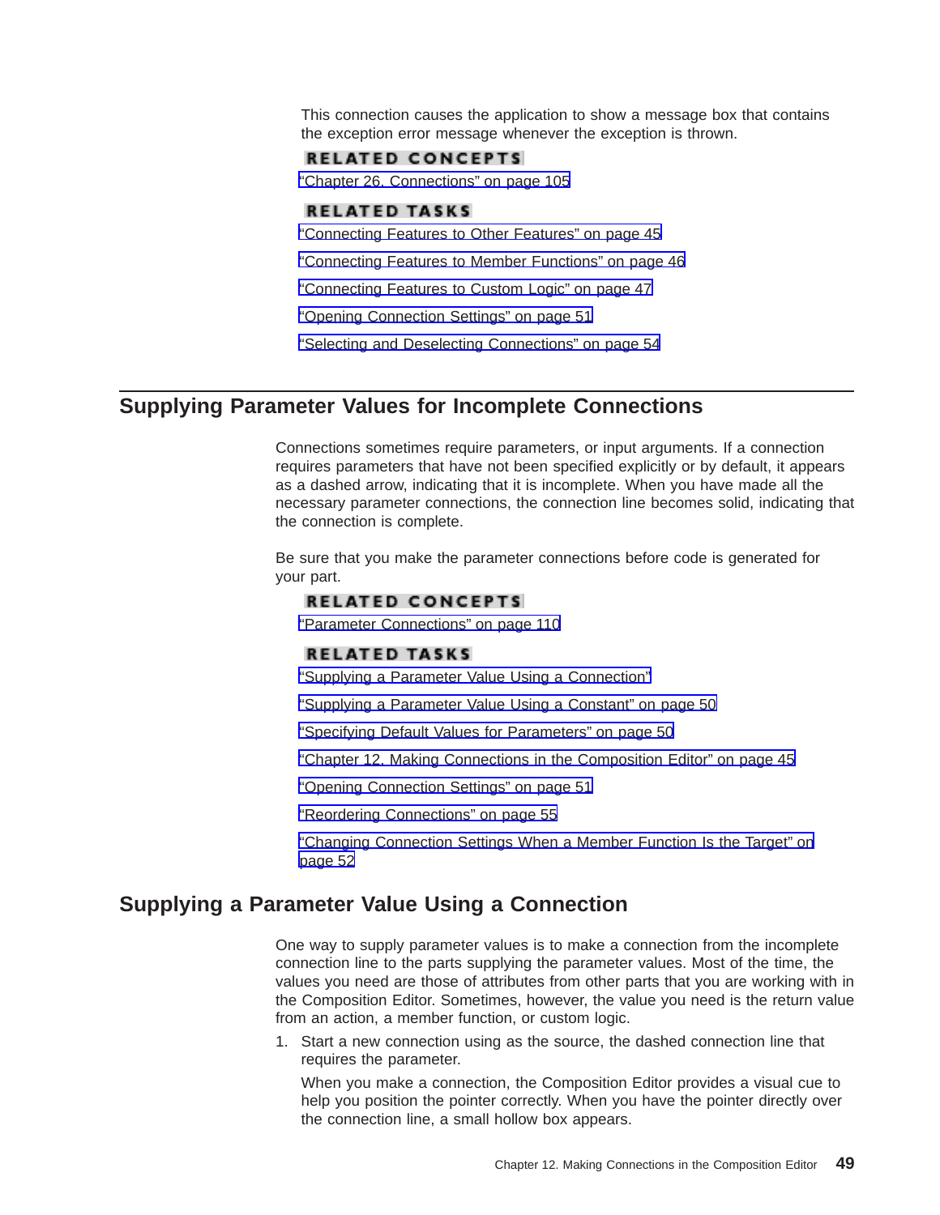This connection causes the application to show a message box that contains the exception error message whenever the exception is thrown.

**RELATED CONCEPTS**

"Chapter 26. Connections" on page 105

**RELATED TASKS**

"Connecting Features to Other Features" on page 45

"Connecting Features to Member Functions" on page 46

"Connecting Features to Custom Logic" on page 47

"Opening Connection Settings" on page 51

"Selecting and Deselecting Connections" on page 54

## Supplying Parameter Values for Incomplete Connections

Connections sometimes require parameters, or input arguments. If a connection requires parameters that have not been specified explicitly or by default, it appears as a dashed arrow, indicating that it is incomplete. When you have made all the necessary parameter connections, the connection line becomes solid, indicating that the connection is complete.

Be sure that you make the parameter connections before code is generated for your part.

**RELATED CONCEPTS**

"Parameter Connections" on page 110

**RELATED TASKS**

"Supplying a Parameter Value Using a Connection"

"Supplying a Parameter Value Using a Constant" on page 50

"Specifying Default Values for Parameters" on page 50

"Chapter 12. Making Connections in the Composition Editor" on page 45

"Opening Connection Settings" on page 51

"Reordering Connections" on page 55

"Changing Connection Settings When a Member Function Is the Target" on page 52

## Supplying a Parameter Value Using a Connection

One way to supply parameter values is to make a connection from the incomplete connection line to the parts supplying the parameter values. Most of the time, the values you need are those of attributes from other parts that you are working with in the Composition Editor. Sometimes, however, the value you need is the return value from an action, a member function, or custom logic.

1. Start a new connection using as the source, the dashed connection line that requires the parameter.

   When you make a connection, the Composition Editor provides a visual cue to help you position the pointer correctly. When you have the pointer directly over the connection line, a small hollow box appears.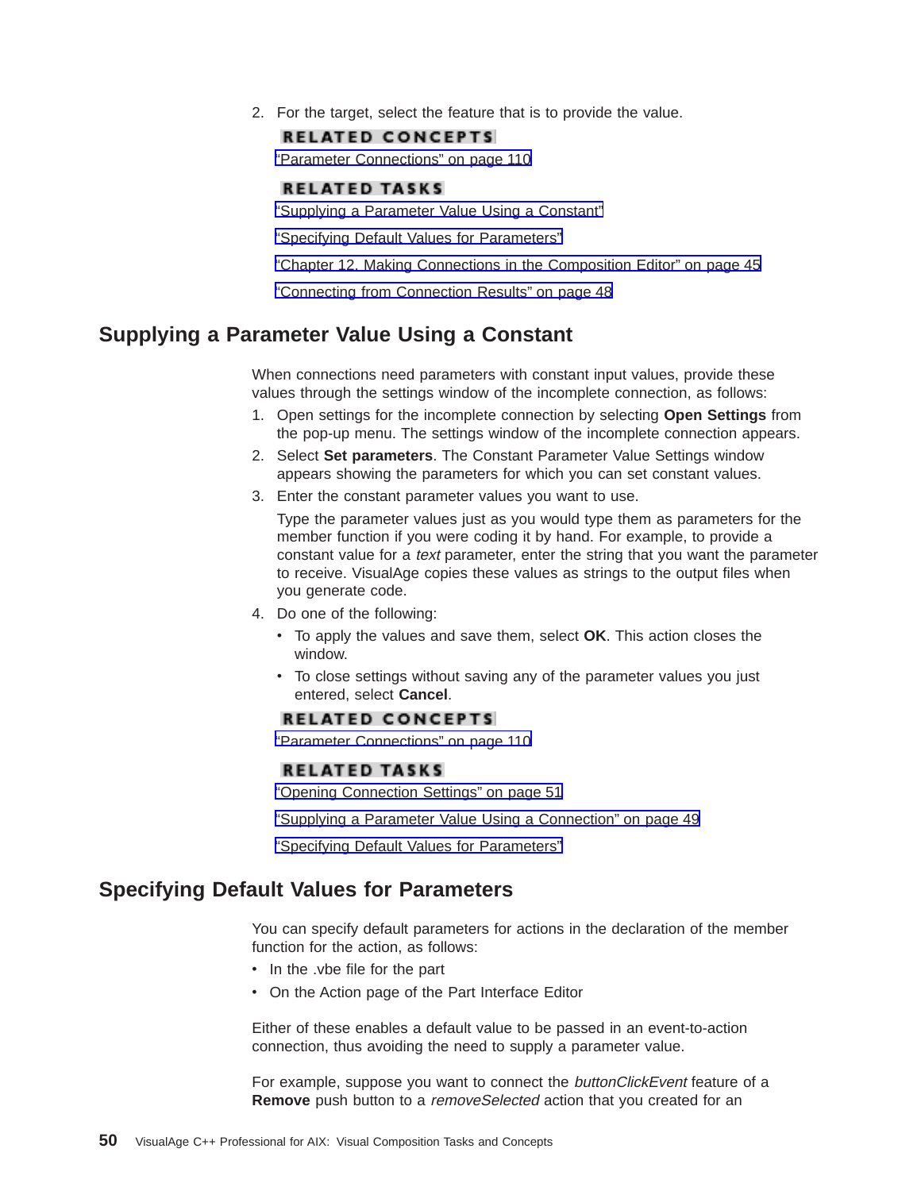2. For the target, select the feature that is to provide the value.

**RELATED CONCEPTS**

"Parameter Connections" on page 110

**RELATED TASKS**

"Supplying a Parameter Value Using a Constant"

"Specifying Default Values for Parameters"

"Chapter 12. Making Connections in the Composition Editor" on page 45

"Connecting from Connection Results" on page 48

## Supplying a Parameter Value Using a Constant

When connections need parameters with constant input values, provide these values through the settings window of the incomplete connection, as follows:

1. Open settings for the incomplete connection by selecting **Open Settings** from the pop-up menu. The settings window of the incomplete connection appears.
2. Select **Set parameters**. The Constant Parameter Value Settings window appears showing the parameters for which you can set constant values.
3. Enter the constant parameter values you want to use.

   Type the parameter values just as you would type them as parameters for the member function if you were coding it by hand. For example, to provide a constant value for a *text* parameter, enter the string that you want the parameter to receive. VisualAge copies these values as strings to the output files when you generate code.
4. Do one of the following:
   - To apply the values and save them, select **OK**. This action closes the window.
   - To close settings without saving any of the parameter values you just entered, select **Cancel**.

**RELATED CONCEPTS**

"Parameter Connections" on page 110

**RELATED TASKS**

"Opening Connection Settings" on page 51

"Supplying a Parameter Value Using a Connection" on page 49

"Specifying Default Values for Parameters"

## Specifying Default Values for Parameters

You can specify default parameters for actions in the declaration of the member function for the action, as follows:

- In the .vbe file for the part
- On the Action page of the Part Interface Editor

Either of these enables a default value to be passed in an event-to-action connection, thus avoiding the need to supply a parameter value.

For example, suppose you want to connect the *buttonClickEvent* feature of a **Remove** push button to a *removeSelected* action that you created for an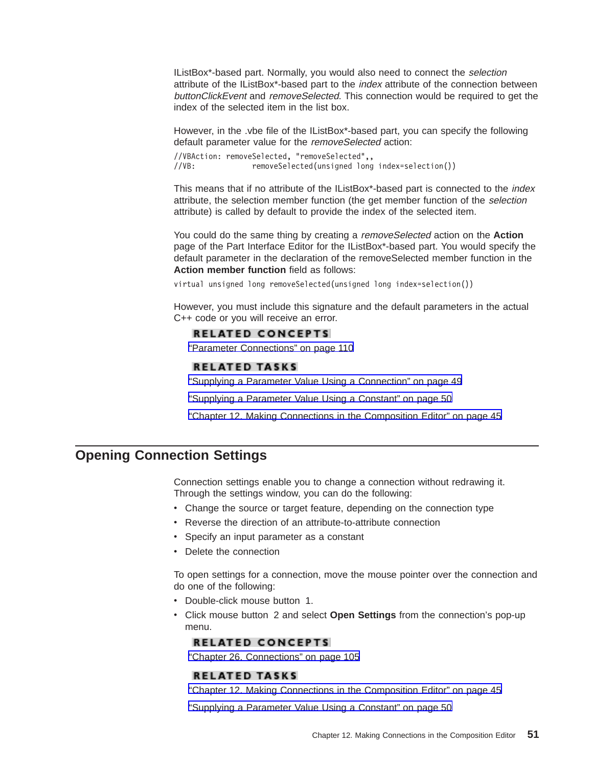IListBox*-based part. Normally, you would also need to connect the *selection* attribute of the IListBox*-based part to the *index* attribute of the connection between *buttonClickEvent* and *removeSelected*. This connection would be required to get the index of the selected item in the list box.

However, in the .vbe file of the IListBox*-based part, you can specify the following default parameter value for the *removeSelected* action:

```
//VBAction: removeSelected, "removeSelected",,
//VB:           removeSelected(unsigned long index=selection())
```

This means that if no attribute of the IListBox*-based part is connected to the *index* attribute, the selection member function (the get member function of the *selection* attribute) is called by default to provide the index of the selected item.

You could do the same thing by creating a *removeSelected* action on the **Action** page of the Part Interface Editor for the IListBox*-based part. You would specify the default parameter in the declaration of the removeSelected member function in the **Action member function** field as follows:

```
virtual unsigned long removeSelected(unsigned long index=selection())
```

However, you must include this signature and the default parameters in the actual C++ code or you will receive an error.

**RELATED CONCEPTS**

"Parameter Connections" on page 110

**RELATED TASKS**

"Supplying a Parameter Value Using a Connection" on page 49

"Supplying a Parameter Value Using a Constant" on page 50

"Chapter 12. Making Connections in the Composition Editor" on page 45

## Opening Connection Settings

Connection settings enable you to change a connection without redrawing it. Through the settings window, you can do the following:

- Change the source or target feature, depending on the connection type
- Reverse the direction of an attribute-to-attribute connection
- Specify an input parameter as a constant
- Delete the connection

To open settings for a connection, move the mouse pointer over the connection and do one of the following:

- Double-click mouse button 1.
- Click mouse button 2 and select **Open Settings** from the connection's pop-up menu.

**RELATED CONCEPTS**

"Chapter 26. Connections" on page 105

**RELATED TASKS**

"Chapter 12. Making Connections in the Composition Editor" on page 45

"Supplying a Parameter Value Using a Constant" on page 50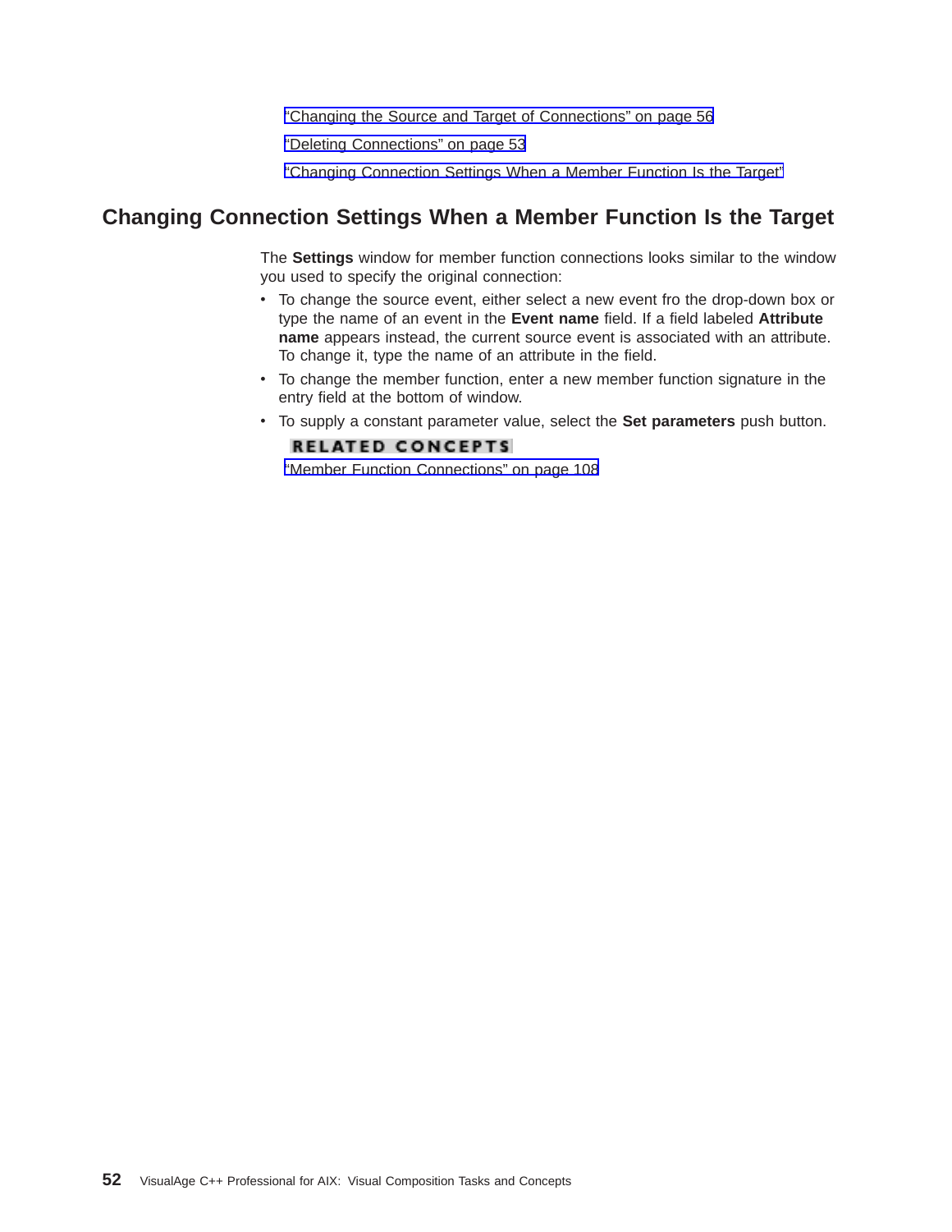"Changing the Source and Target of Connections" on page 56

"Deleting Connections" on page 53

"Changing Connection Settings When a Member Function Is the Target"

## Changing Connection Settings When a Member Function Is the Target

The **Settings** window for member function connections looks similar to the window you used to specify the original connection:

- To change the source event, either select a new event fro the drop-down box or type the name of an event in the **Event name** field. If a field labeled **Attribute name** appears instead, the current source event is associated with an attribute. To change it, type the name of an attribute in the field.
- To change the member function, enter a new member function signature in the entry field at the bottom of window.
- To supply a constant parameter value, select the **Set parameters** push button.

**RELATED CONCEPTS**

"Member Function Connections" on page 108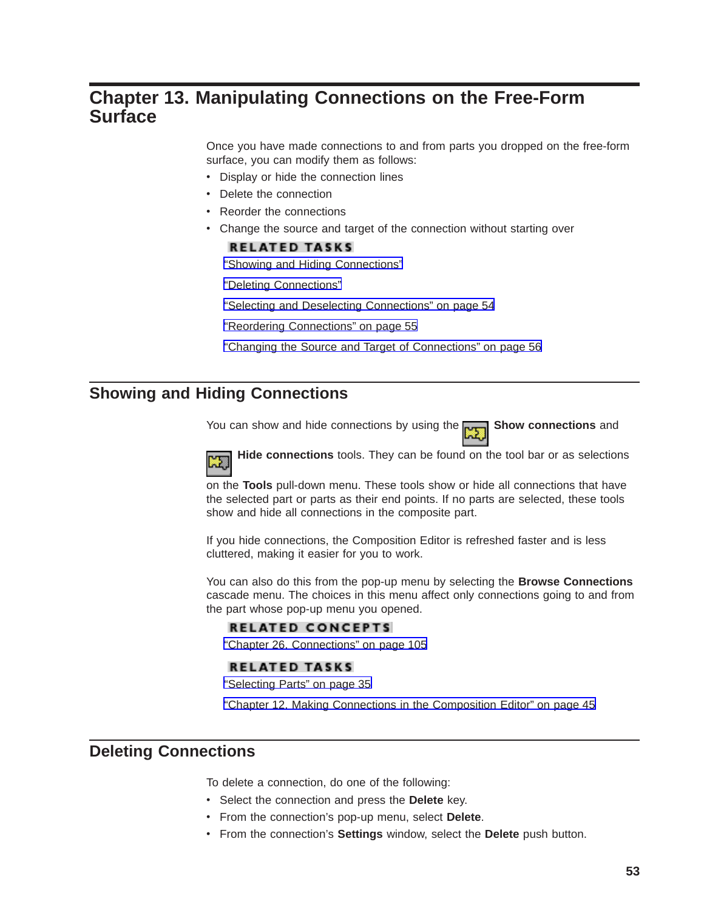# Chapter 13. Manipulating Connections on the Free-Form Surface

Once you have made connections to and from parts you dropped on the free-form surface, you can modify them as follows:

- Display or hide the connection lines
- Delete the connection
- Reorder the connections
- Change the source and target of the connection without starting over

**RELATED TASKS**

"Showing and Hiding Connections"

"Deleting Connections"

"Selecting and Deselecting Connections" on page 54

"Reordering Connections" on page 55

"Changing the Source and Target of Connections" on page 56

## Showing and Hiding Connections

You can show and hide connections by using the **Show connections** and **Hide connections** tools. They can be found on the tool bar or as selections on the **Tools** pull-down menu. These tools show or hide all connections that have the selected part or parts as their end points. If no parts are selected, these tools show and hide all connections in the composite part.

If you hide connections, the Composition Editor is refreshed faster and is less cluttered, making it easier for you to work.

You can also do this from the pop-up menu by selecting the **Browse Connections** cascade menu. The choices in this menu affect only connections going to and from the part whose pop-up menu you opened.

**RELATED CONCEPTS**

"Chapter 26. Connections" on page 105

**RELATED TASKS**

"Selecting Parts" on page 35

"Chapter 12. Making Connections in the Composition Editor" on page 45

## Deleting Connections

To delete a connection, do one of the following:

- Select the connection and press the **Delete** key.
- From the connection's pop-up menu, select **Delete**.
- From the connection's **Settings** window, select the **Delete** push button.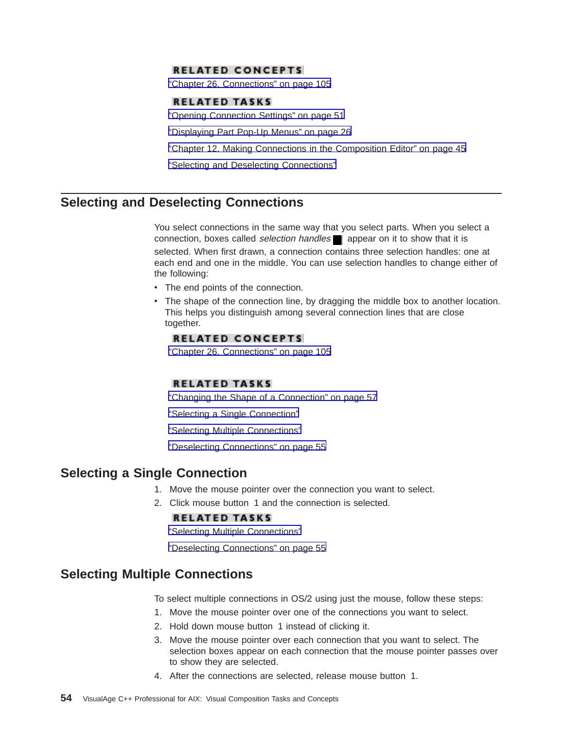**RELATED CONCEPTS**

"Chapter 26. Connections" on page 105

**RELATED TASKS**

"Opening Connection Settings" on page 51

"Displaying Part Pop-Up Menus" on page 26

"Chapter 12. Making Connections in the Composition Editor" on page 45

"Selecting and Deselecting Connections"

## Selecting and Deselecting Connections

You select connections in the same way that you select parts. When you select a connection, boxes called *selection handles* ■ appear on it to show that it is selected. When first drawn, a connection contains three selection handles: one at each end and one in the middle. You can use selection handles to change either of the following:

- The end points of the connection.
- The shape of the connection line, by dragging the middle box to another location. This helps you distinguish among several connection lines that are close together.

**RELATED CONCEPTS**

"Chapter 26. Connections" on page 105

**RELATED TASKS**

"Changing the Shape of a Connection" on page 57

"Selecting a Single Connection"

"Selecting Multiple Connections"

"Deselecting Connections" on page 55

## Selecting a Single Connection

1. Move the mouse pointer over the connection you want to select.
2. Click mouse button 1 and the connection is selected.

**RELATED TASKS**

"Selecting Multiple Connections"

"Deselecting Connections" on page 55

## Selecting Multiple Connections

To select multiple connections in OS/2 using just the mouse, follow these steps:

1. Move the mouse pointer over one of the connections you want to select.
2. Hold down mouse button 1 instead of clicking it.
3. Move the mouse pointer over each connection that you want to select. The selection boxes appear on each connection that the mouse pointer passes over to show they are selected.
4. After the connections are selected, release mouse button 1.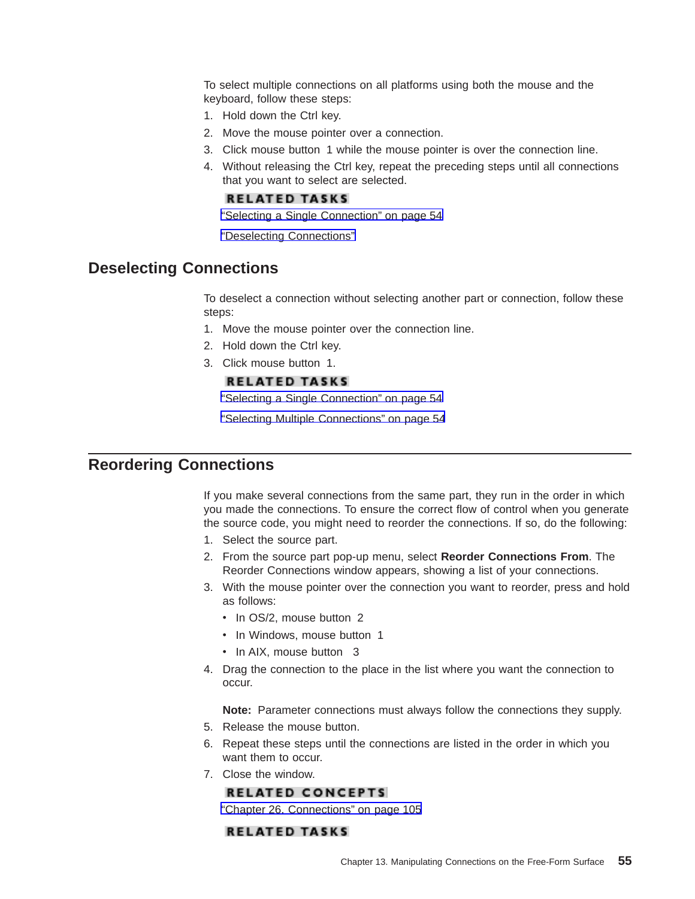To select multiple connections on all platforms using both the mouse and the keyboard, follow these steps:

1. Hold down the Ctrl key.
2. Move the mouse pointer over a connection.
3. Click mouse button 1 while the mouse pointer is over the connection line.
4. Without releasing the Ctrl key, repeat the preceding steps until all connections that you want to select are selected.

**RELATED TASKS**

"Selecting a Single Connection" on page 54

"Deselecting Connections"

## Deselecting Connections

To deselect a connection without selecting another part or connection, follow these steps:

1. Move the mouse pointer over the connection line.
2. Hold down the Ctrl key.
3. Click mouse button 1.

**RELATED TASKS**

"Selecting a Single Connection" on page 54

"Selecting Multiple Connections" on page 54

## Reordering Connections

If you make several connections from the same part, they run in the order in which you made the connections. To ensure the correct flow of control when you generate the source code, you might need to reorder the connections. If so, do the following:

1. Select the source part.
2. From the source part pop-up menu, select **Reorder Connections From**. The Reorder Connections window appears, showing a list of your connections.
3. With the mouse pointer over the connection you want to reorder, press and hold as follows:
   - In OS/2, mouse button 2
   - In Windows, mouse button 1
   - In AIX, mouse button 3
4. Drag the connection to the place in the list where you want the connection to occur.

   **Note:** Parameter connections must always follow the connections they supply.
5. Release the mouse button.
6. Repeat these steps until the connections are listed in the order in which you want them to occur.
7. Close the window.

**RELATED CONCEPTS**

"Chapter 26. Connections" on page 105

**RELATED TASKS**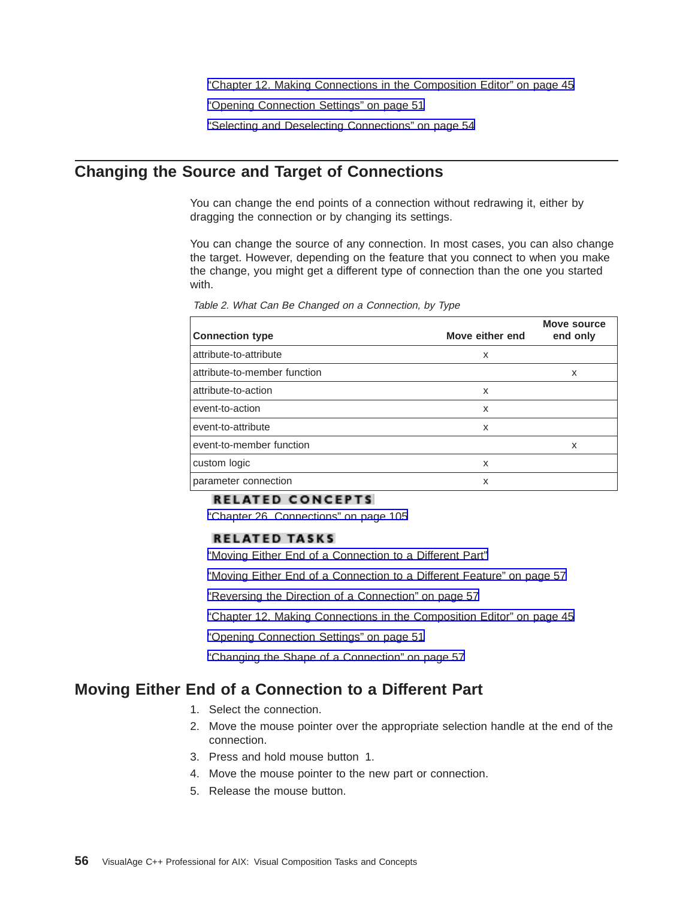"Chapter 12. Making Connections in the Composition Editor" on page 45

"Opening Connection Settings" on page 51

"Selecting and Deselecting Connections" on page 54

## Changing the Source and Target of Connections

You can change the end points of a connection without redrawing it, either by dragging the connection or by changing its settings.

You can change the source of any connection. In most cases, you can also change the target. However, depending on the feature that you connect to when you make the change, you might get a different type of connection than the one you started with.

*Table 2. What Can Be Changed on a Connection, by Type*

| Connection type | Move either end | Move source end only |
|---|---|---|
| attribute-to-attribute | x | |
| attribute-to-member function | | x |
| attribute-to-action | x | |
| event-to-action | x | |
| event-to-attribute | x | |
| event-to-member function | | x |
| custom logic | x | |
| parameter connection | x | |

**RELATED CONCEPTS**

"Chapter 26. Connections" on page 105

**RELATED TASKS**

"Moving Either End of a Connection to a Different Part"

"Moving Either End of a Connection to a Different Feature" on page 57

"Reversing the Direction of a Connection" on page 57

"Chapter 12. Making Connections in the Composition Editor" on page 45

"Opening Connection Settings" on page 51

"Changing the Shape of a Connection" on page 57

## Moving Either End of a Connection to a Different Part

1. Select the connection.
2. Move the mouse pointer over the appropriate selection handle at the end of the connection.
3. Press and hold mouse button 1.
4. Move the mouse pointer to the new part or connection.
5. Release the mouse button.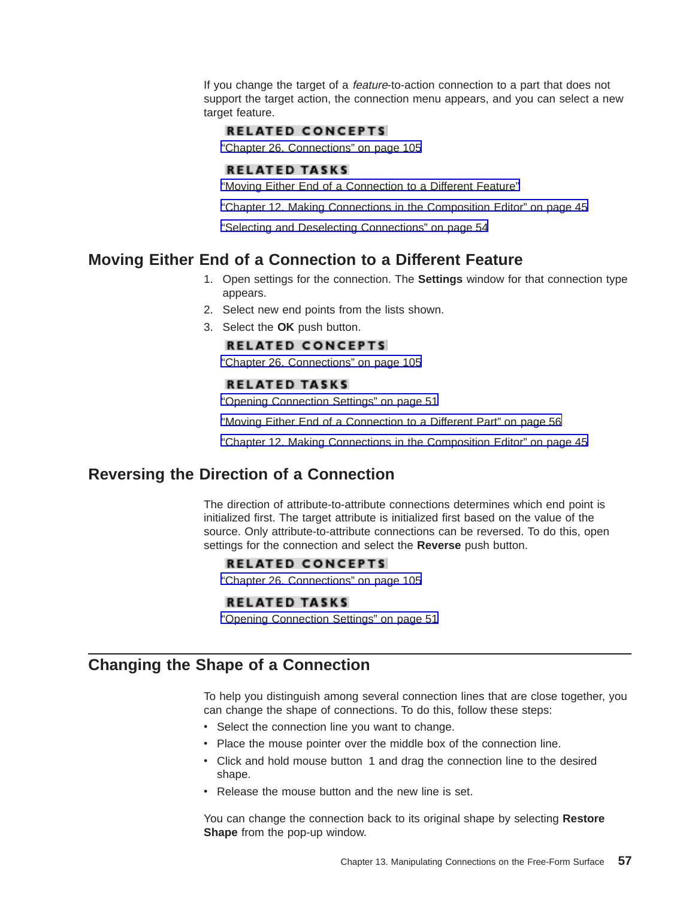If you change the target of a *feature*-to-action connection to a part that does not support the target action, the connection menu appears, and you can select a new target feature.

**RELATED CONCEPTS**

"Chapter 26. Connections" on page 105

**RELATED TASKS**

"Moving Either End of a Connection to a Different Feature"

"Chapter 12. Making Connections in the Composition Editor" on page 45

"Selecting and Deselecting Connections" on page 54

## Moving Either End of a Connection to a Different Feature

1. Open settings for the connection. The **Settings** window for that connection type appears.
2. Select new end points from the lists shown.
3. Select the **OK** push button.

**RELATED CONCEPTS**

"Chapter 26. Connections" on page 105

**RELATED TASKS**

"Opening Connection Settings" on page 51

"Moving Either End of a Connection to a Different Part" on page 56

"Chapter 12. Making Connections in the Composition Editor" on page 45

## Reversing the Direction of a Connection

The direction of attribute-to-attribute connections determines which end point is initialized first. The target attribute is initialized first based on the value of the source. Only attribute-to-attribute connections can be reversed. To do this, open settings for the connection and select the **Reverse** push button.

**RELATED CONCEPTS**

"Chapter 26. Connections" on page 105

**RELATED TASKS**

"Opening Connection Settings" on page 51

## Changing the Shape of a Connection

To help you distinguish among several connection lines that are close together, you can change the shape of connections. To do this, follow these steps:

- Select the connection line you want to change.
- Place the mouse pointer over the middle box of the connection line.
- Click and hold mouse button 1 and drag the connection line to the desired shape.
- Release the mouse button and the new line is set.

You can change the connection back to its original shape by selecting **Restore Shape** from the pop-up window.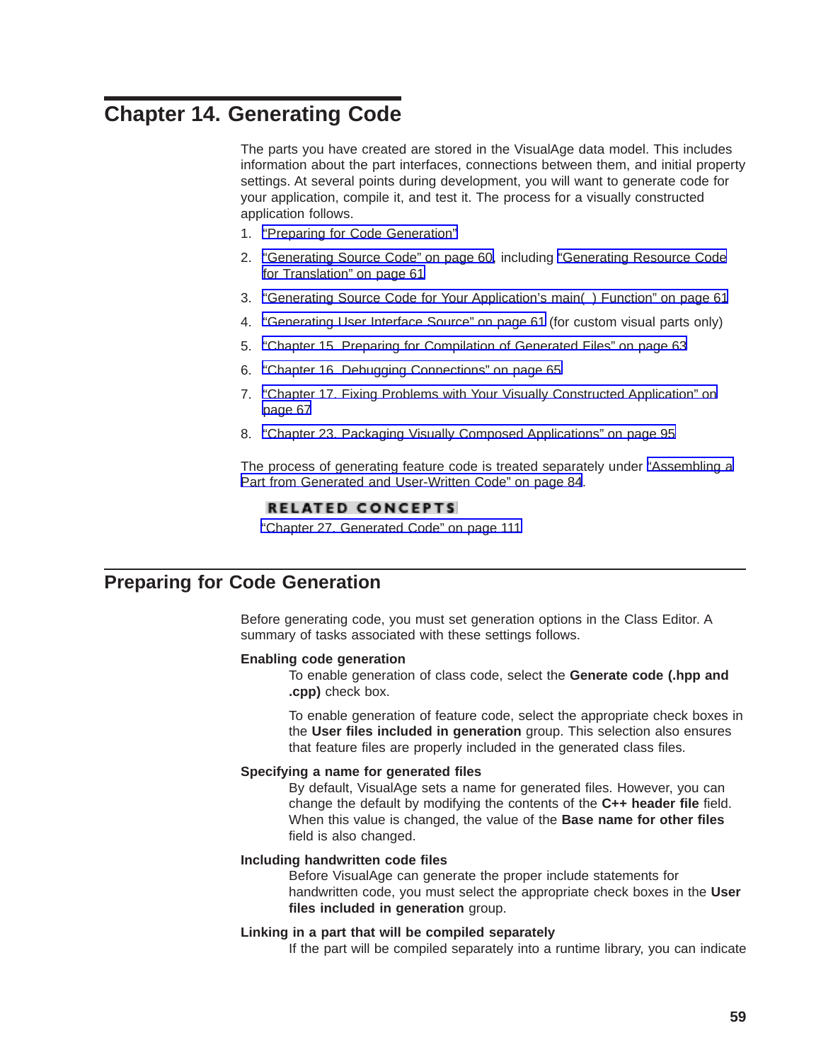# Chapter 14. Generating Code

The parts you have created are stored in the VisualAge data model. This includes information about the part interfaces, connections between them, and initial property settings. At several points during development, you will want to generate code for your application, compile it, and test it. The process for a visually constructed application follows.

1. "Preparing for Code Generation"
2. "Generating Source Code" on page 60, including "Generating Resource Code for Translation" on page 61
3. "Generating Source Code for Your Application's main( ) Function" on page 61
4. "Generating User Interface Source" on page 61 (for custom visual parts only)
5. "Chapter 15. Preparing for Compilation of Generated Files" on page 63
6. "Chapter 16. Debugging Connections" on page 65
7. "Chapter 17. Fixing Problems with Your Visually Constructed Application" on page 67
8. "Chapter 23. Packaging Visually Composed Applications" on page 95

The process of generating feature code is treated separately under "Assembling a Part from Generated and User-Written Code" on page 84.

**RELATED CONCEPTS**

"Chapter 27. Generated Code" on page 111

## Preparing for Code Generation

Before generating code, you must set generation options in the Class Editor. A summary of tasks associated with these settings follows.

**Enabling code generation**

To enable generation of class code, select the **Generate code (.hpp and .cpp)** check box.

To enable generation of feature code, select the appropriate check boxes in the **User files included in generation** group. This selection also ensures that feature files are properly included in the generated class files.

**Specifying a name for generated files**

By default, VisualAge sets a name for generated files. However, you can change the default by modifying the contents of the **C++ header file** field. When this value is changed, the value of the **Base name for other files** field is also changed.

**Including handwritten code files**

Before VisualAge can generate the proper include statements for handwritten code, you must select the appropriate check boxes in the **User files included in generation** group.

**Linking in a part that will be compiled separately**

If the part will be compiled separately into a runtime library, you can indicate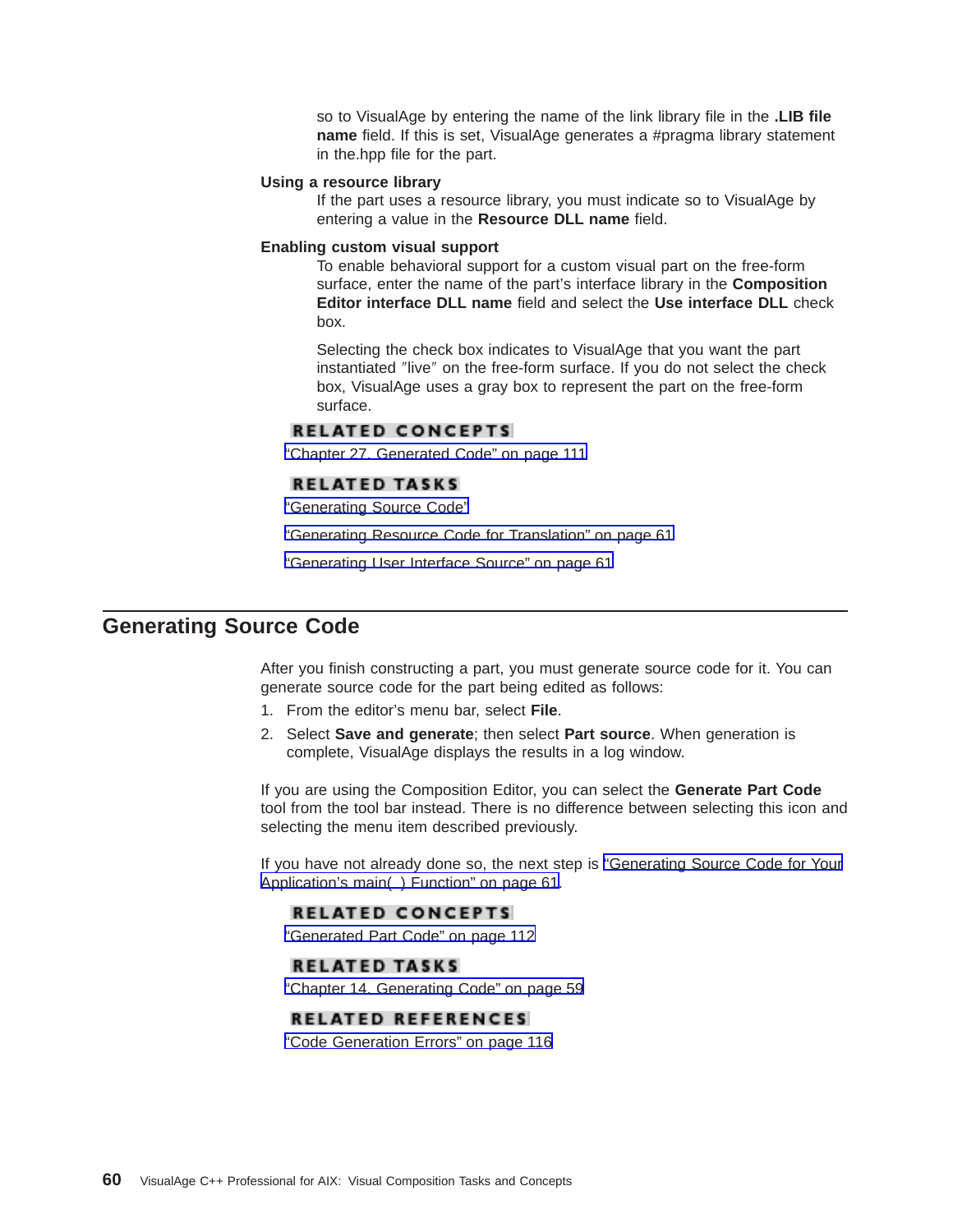so to VisualAge by entering the name of the link library file in the **.LIB file name** field. If this is set, VisualAge generates a #pragma library statement in the.hpp file for the part.

**Using a resource library**

If the part uses a resource library, you must indicate so to VisualAge by entering a value in the **Resource DLL name** field.

**Enabling custom visual support**

To enable behavioral support for a custom visual part on the free-form surface, enter the name of the part's interface library in the **Composition Editor interface DLL name** field and select the **Use interface DLL** check box.

Selecting the check box indicates to VisualAge that you want the part instantiated ″live″ on the free-form surface. If you do not select the check box, VisualAge uses a gray box to represent the part on the free-form surface.

**RELATED CONCEPTS**

"Chapter 27. Generated Code" on page 111

**RELATED TASKS**

"Generating Source Code"

"Generating Resource Code for Translation" on page 61

"Generating User Interface Source" on page 61

## Generating Source Code

After you finish constructing a part, you must generate source code for it. You can generate source code for the part being edited as follows:

1. From the editor's menu bar, select **File**.
2. Select **Save and generate**; then select **Part source**. When generation is complete, VisualAge displays the results in a log window.

If you are using the Composition Editor, you can select the **Generate Part Code** tool from the tool bar instead. There is no difference between selecting this icon and selecting the menu item described previously.

If you have not already done so, the next step is "Generating Source Code for Your Application's main( ) Function" on page 61.

**RELATED CONCEPTS**

"Generated Part Code" on page 112

**RELATED TASKS**

"Chapter 14. Generating Code" on page 59

**RELATED REFERENCES**

"Code Generation Errors" on page 116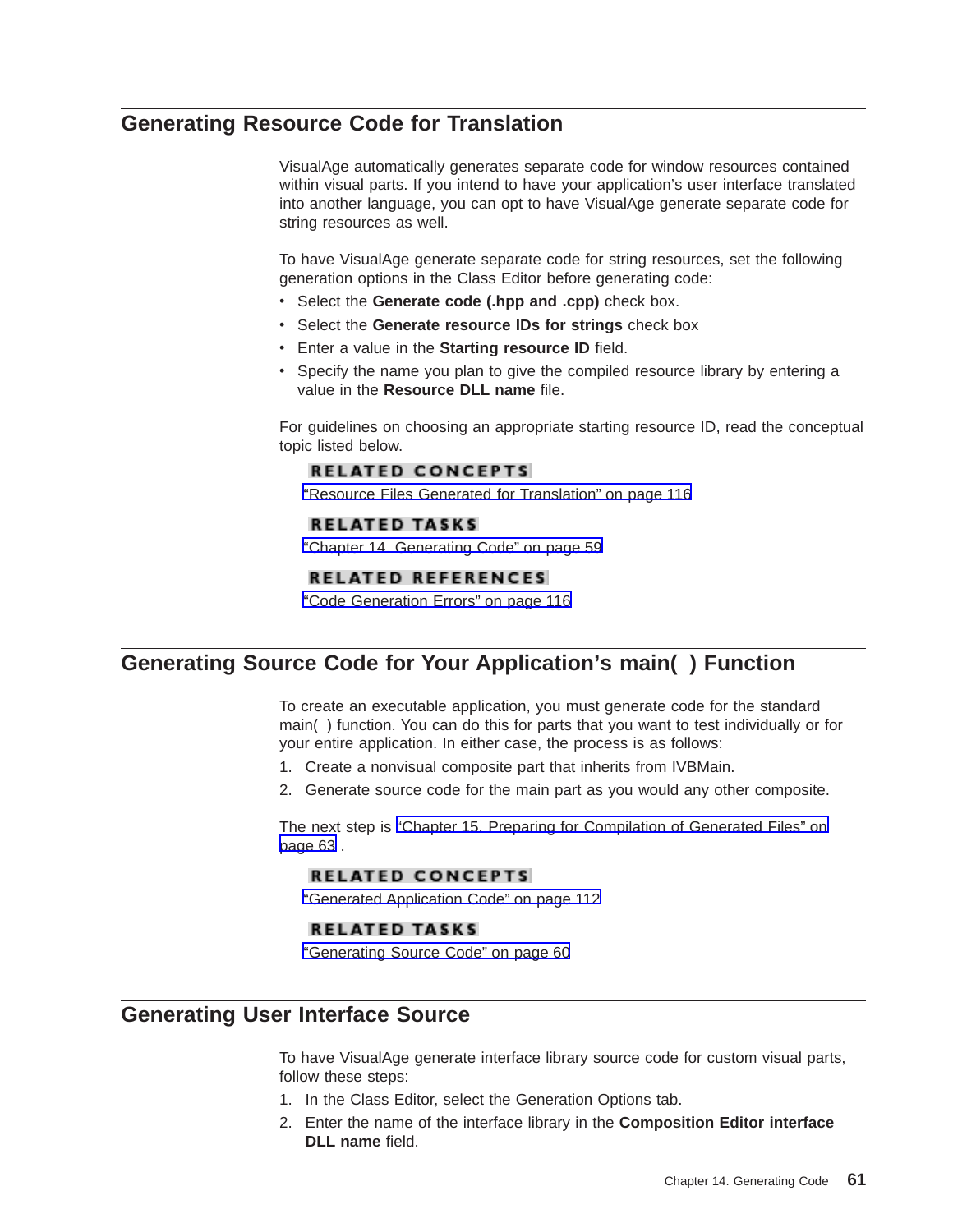## Generating Resource Code for Translation

VisualAge automatically generates separate code for window resources contained within visual parts. If you intend to have your application's user interface translated into another language, you can opt to have VisualAge generate separate code for string resources as well.

To have VisualAge generate separate code for string resources, set the following generation options in the Class Editor before generating code:

- Select the **Generate code (.hpp and .cpp)** check box.
- Select the **Generate resource IDs for strings** check box
- Enter a value in the **Starting resource ID** field.
- Specify the name you plan to give the compiled resource library by entering a value in the **Resource DLL name** file.

For guidelines on choosing an appropriate starting resource ID, read the conceptual topic listed below.

**RELATED CONCEPTS**

"Resource Files Generated for Translation" on page 116

**RELATED TASKS**

"Chapter 14. Generating Code" on page 59

**RELATED REFERENCES**

"Code Generation Errors" on page 116

## Generating Source Code for Your Application's main( ) Function

To create an executable application, you must generate code for the standard main( ) function. You can do this for parts that you want to test individually or for your entire application. In either case, the process is as follows:

1. Create a nonvisual composite part that inherits from IVBMain.
2. Generate source code for the main part as you would any other composite.

The next step is "Chapter 15. Preparing for Compilation of Generated Files" on page 63 .

**RELATED CONCEPTS**

"Generated Application Code" on page 112

**RELATED TASKS**

"Generating Source Code" on page 60

## Generating User Interface Source

To have VisualAge generate interface library source code for custom visual parts, follow these steps:

1. In the Class Editor, select the Generation Options tab.
2. Enter the name of the interface library in the **Composition Editor interface DLL name** field.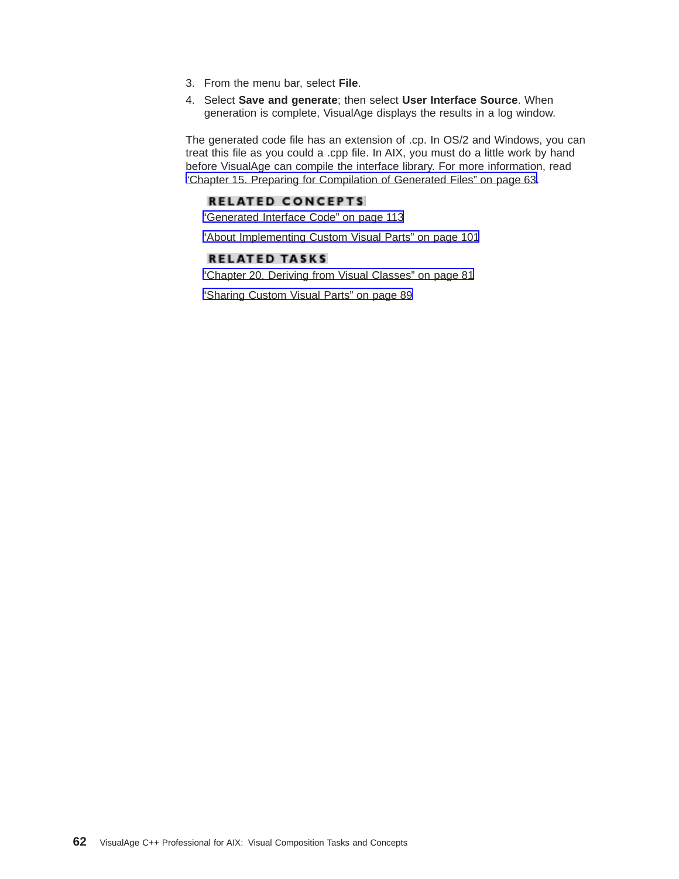3. From the menu bar, select **File**.
4. Select **Save and generate**; then select **User Interface Source**. When generation is complete, VisualAge displays the results in a log window.

The generated code file has an extension of .cp. In OS/2 and Windows, you can treat this file as you could a .cpp file. In AIX, you must do a little work by hand before VisualAge can compile the interface library. For more information, read "Chapter 15. Preparing for Compilation of Generated Files" on page 63.

**RELATED CONCEPTS**

"Generated Interface Code" on page 113

"About Implementing Custom Visual Parts" on page 101

**RELATED TASKS**

"Chapter 20. Deriving from Visual Classes" on page 81

"Sharing Custom Visual Parts" on page 89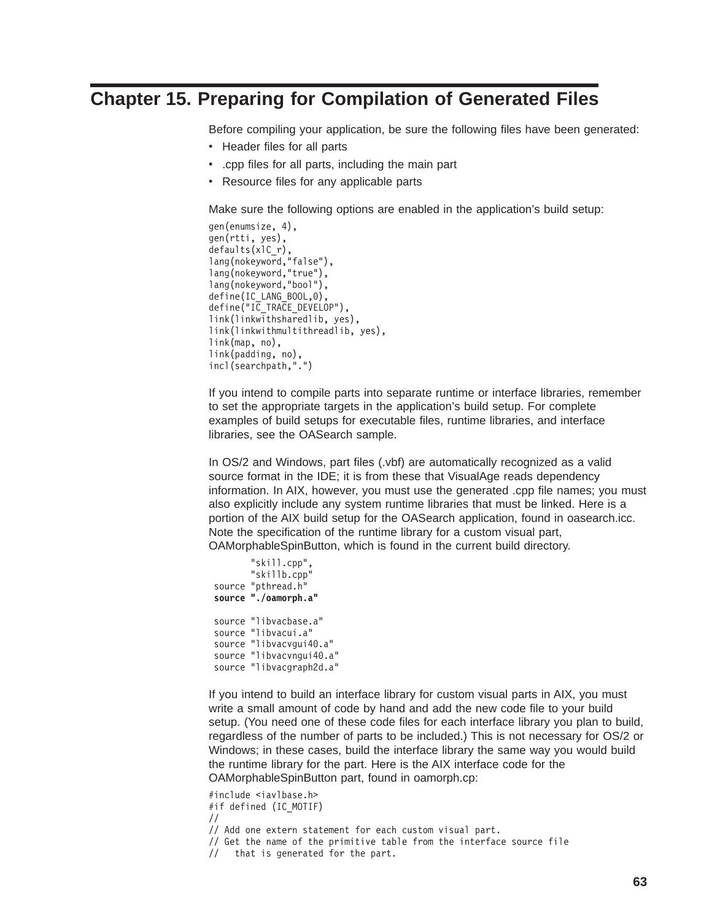# Chapter 15. Preparing for Compilation of Generated Files

Before compiling your application, be sure the following files have been generated:

- Header files for all parts
- .cpp files for all parts, including the main part
- Resource files for any applicable parts

Make sure the following options are enabled in the application's build setup:

```
gen(enumsize, 4),
gen(rtti, yes),
defaults(xlC_r),
lang(nokeyword,"false"),
lang(nokeyword,"true"),
lang(nokeyword,"bool"),
define(IC_LANG_BOOL,0),
define("IC_TRACE_DEVELOP"),
link(linkwithsharedlib, yes),
link(linkwithmultithreadlib, yes),
link(map, no),
link(padding, no),
incl(searchpath,".")
```

If you intend to compile parts into separate runtime or interface libraries, remember to set the appropriate targets in the application's build setup. For complete examples of build setups for executable files, runtime libraries, and interface libraries, see the OASearch sample.

In OS/2 and Windows, part files (.vbf) are automatically recognized as a valid source format in the IDE; it is from these that VisualAge reads dependency information. In AIX, however, you must use the generated .cpp file names; you must also explicitly include any system runtime libraries that must be linked. Here is a portion of the AIX build setup for the OASearch application, found in oasearch.icc. Note the specification of the runtime library for a custom visual part, OAMorphableSpinButton, which is found in the current build directory.

```
       "skill.cpp",
       "skillb.cpp"
 source "pthread.h"
 source "./oamorph.a"

 source "libvacbase.a"
 source "libvacui.a"
 source "libvacvgui40.a"
 source "libvacvngui40.a"
 source "libvacgraph2d.a"
```

If you intend to build an interface library for custom visual parts in AIX, you must write a small amount of code by hand and add the new code file to your build setup. (You need one of these code files for each interface library you plan to build, regardless of the number of parts to be included.) This is not necessary for OS/2 or Windows; in these cases, build the interface library the same way you would build the runtime library for the part. Here is the AIX interface code for the OAMorphableSpinButton part, found in oamorph.cp:

```
#include <iavlbase.h>
#if defined (IC_MOTIF)
//
// Add one extern statement for each custom visual part.
// Get the name of the primitive table from the interface source file
//   that is generated for the part.
```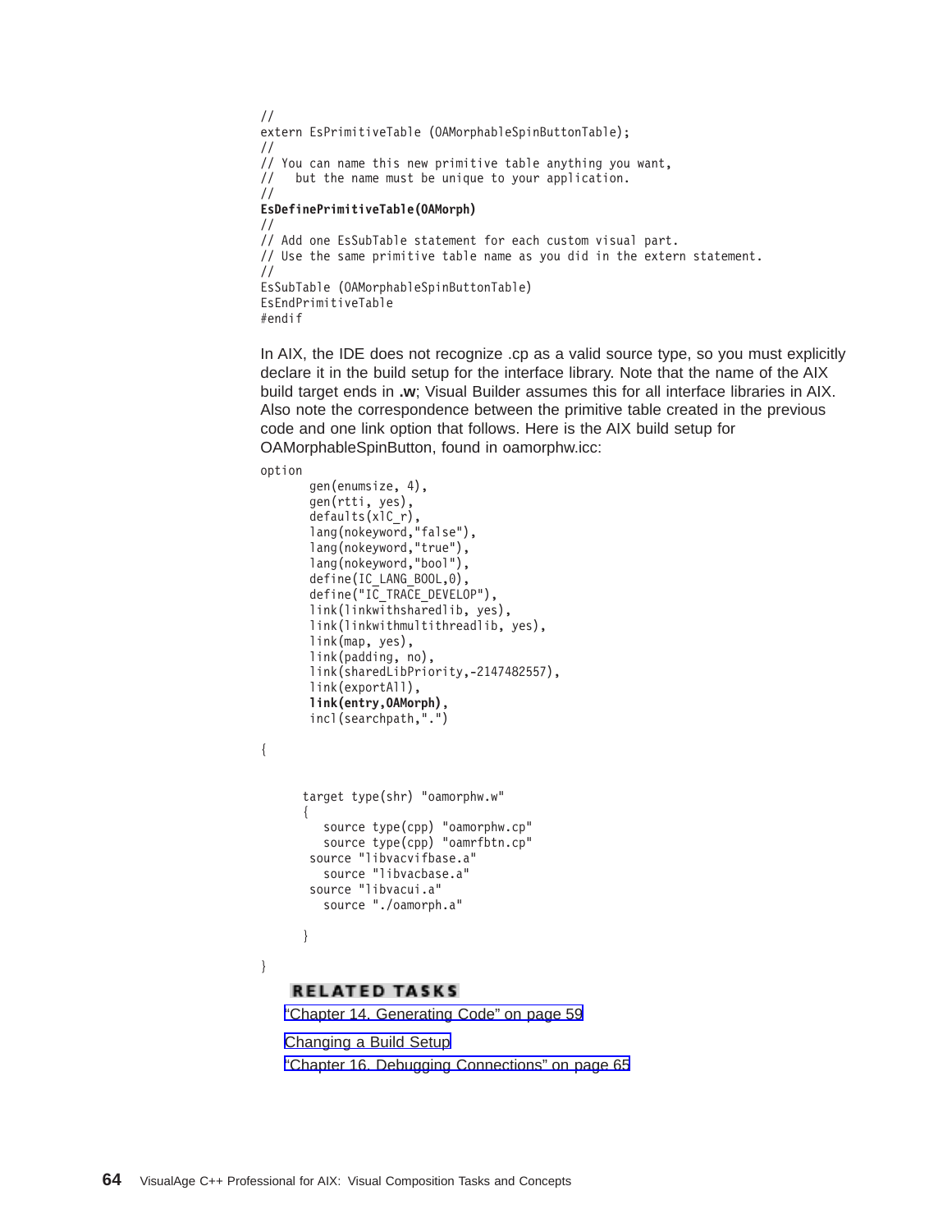```
//
extern EsPrimitiveTable (OAMorphableSpinButtonTable);
//
// You can name this new primitive table anything you want,
//   but the name must be unique to your application.
//
EsDefinePrimitiveTable(OAMorph)
//
// Add one EsSubTable statement for each custom visual part.
// Use the same primitive table name as you did in the extern statement.
//
EsSubTable (OAMorphableSpinButtonTable)
EsEndPrimitiveTable
#endif
```

In AIX, the IDE does not recognize .cp as a valid source type, so you must explicitly declare it in the build setup for the interface library. Note that the name of the AIX build target ends in **.w**; Visual Builder assumes this for all interface libraries in AIX. Also note the correspondence between the primitive table created in the previous code and one link option that follows. Here is the AIX build setup for OAMorphableSpinButton, found in oamorphw.icc:

```
option
       gen(enumsize, 4),
       gen(rtti, yes),
       defaults(xlC_r),
       lang(nokeyword,"false"),
       lang(nokeyword,"true"),
       lang(nokeyword,"bool"),
       define(IC_LANG_BOOL,0),
       define("IC_TRACE_DEVELOP"),
       link(linkwithsharedlib, yes),
       link(linkwithmultithreadlib, yes),
       link(map, yes),
       link(padding, no),
       link(sharedLibPriority,-2147482557),
       link(exportAll),
       link(entry,OAMorph),
       incl(searchpath,".")

{


      target type(shr) "oamorphw.w"
      {
         source type(cpp) "oamorphw.cp"
         source type(cpp) "oamrfbtn.cp"
       source "libvacvifbase.a"
         source "libvacbase.a"
       source "libvacui.a"
         source "./oamorph.a"

      }

}
```

**RELATED TASKS**

"Chapter 14. Generating Code" on page 59

Changing a Build Setup

"Chapter 16. Debugging Connections" on page 65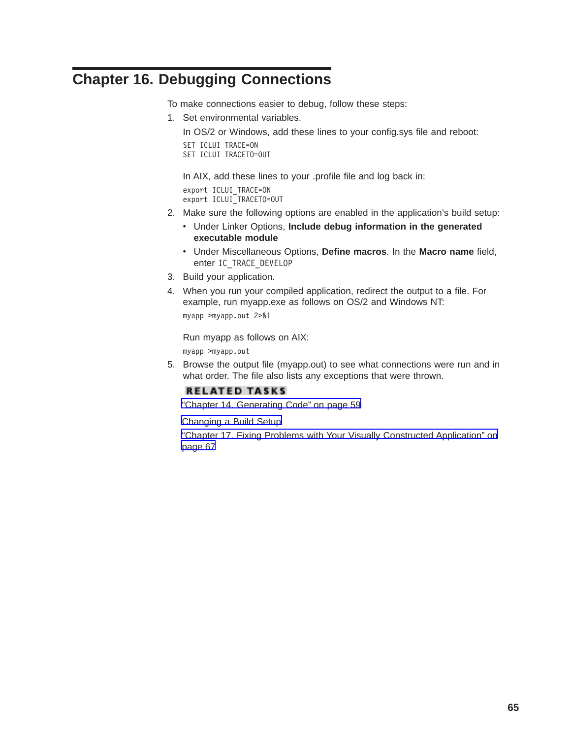# Chapter 16. Debugging Connections

To make connections easier to debug, follow these steps:

1. Set environmental variables.

   In OS/2 or Windows, add these lines to your config.sys file and reboot:

   ```
   SET ICLUI TRACE=ON
   SET ICLUI TRACETO=OUT
   ```

   In AIX, add these lines to your .profile file and log back in:

   ```
   export ICLUI_TRACE=ON
   export ICLUI_TRACETO=OUT
   ```

2. Make sure the following options are enabled in the application's build setup:
   - Under Linker Options, **Include debug information in the generated executable module**
   - Under Miscellaneous Options, **Define macros**. In the **Macro name** field, enter `IC_TRACE_DEVELOP`
3. Build your application.
4. When you run your compiled application, redirect the output to a file. For example, run myapp.exe as follows on OS/2 and Windows NT:

   ```
   myapp >myapp.out 2>&1
   ```

   Run myapp as follows on AIX:

   ```
   myapp >myapp.out
   ```

5. Browse the output file (myapp.out) to see what connections were run and in what order. The file also lists any exceptions that were thrown.

**RELATED TASKS**

"Chapter 14. Generating Code" on page 59

Changing a Build Setup

"Chapter 17. Fixing Problems with Your Visually Constructed Application" on page 67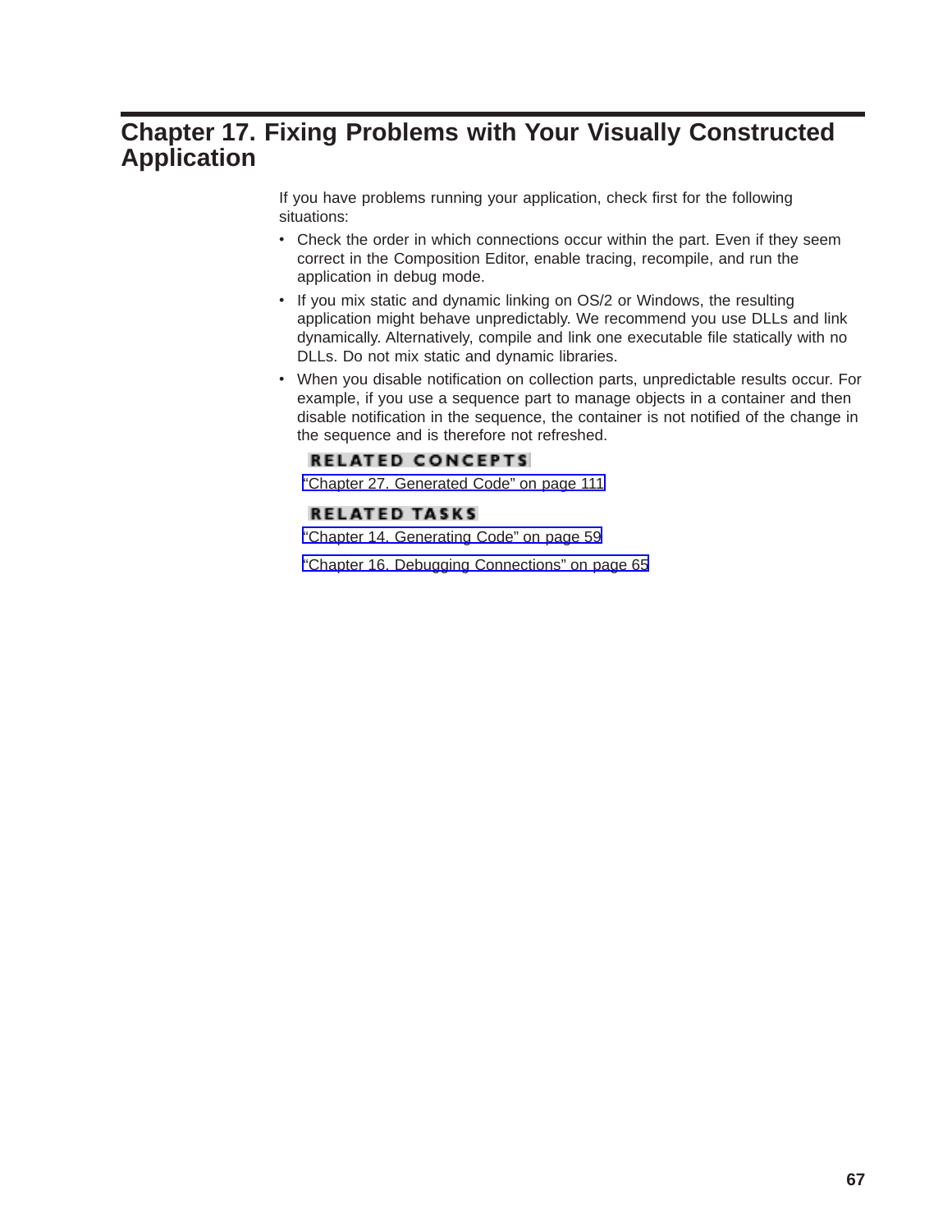# Chapter 17. Fixing Problems with Your Visually Constructed Application

If you have problems running your application, check first for the following situations:

- Check the order in which connections occur within the part. Even if they seem correct in the Composition Editor, enable tracing, recompile, and run the application in debug mode.
- If you mix static and dynamic linking on OS/2 or Windows, the resulting application might behave unpredictably. We recommend you use DLLs and link dynamically. Alternatively, compile and link one executable file statically with no DLLs. Do not mix static and dynamic libraries.
- When you disable notification on collection parts, unpredictable results occur. For example, if you use a sequence part to manage objects in a container and then disable notification in the sequence, the container is not notified of the change in the sequence and is therefore not refreshed.

**RELATED CONCEPTS**

"Chapter 27. Generated Code" on page 111

**RELATED TASKS**

"Chapter 14. Generating Code" on page 59

"Chapter 16. Debugging Connections" on page 65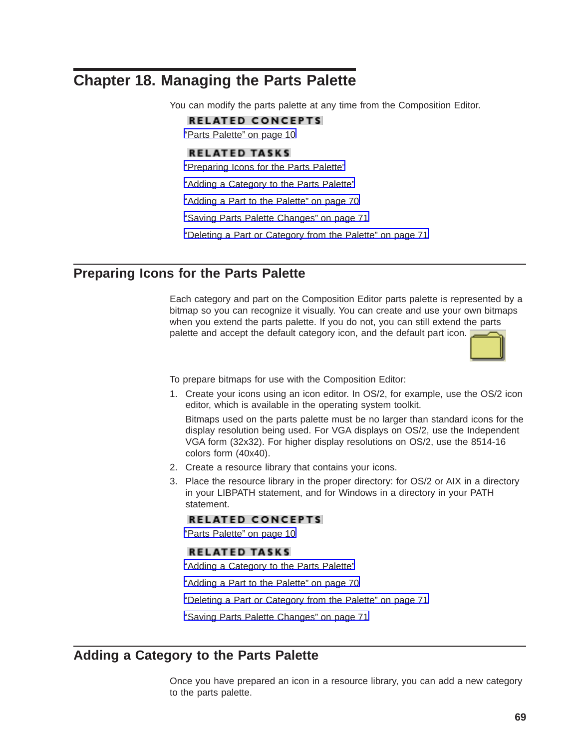# Chapter 18. Managing the Parts Palette

You can modify the parts palette at any time from the Composition Editor.

**RELATED CONCEPTS**

"Parts Palette" on page 10

**RELATED TASKS**

"Preparing Icons for the Parts Palette"

"Adding a Category to the Parts Palette"

"Adding a Part to the Palette" on page 70

"Saving Parts Palette Changes" on page 71

"Deleting a Part or Category from the Palette" on page 71

## Preparing Icons for the Parts Palette

Each category and part on the Composition Editor parts palette is represented by a bitmap so you can recognize it visually. You can create and use your own bitmaps when you extend the parts palette. If you do not, you can still extend the parts palette and accept the default category icon, and the default part icon.

To prepare bitmaps for use with the Composition Editor:

1. Create your icons using an icon editor. In OS/2, for example, use the OS/2 icon editor, which is available in the operating system toolkit.

   Bitmaps used on the parts palette must be no larger than standard icons for the display resolution being used. For VGA displays on OS/2, use the Independent VGA form (32x32). For higher display resolutions on OS/2, use the 8514-16 colors form (40x40).
2. Create a resource library that contains your icons.
3. Place the resource library in the proper directory: for OS/2 or AIX in a directory in your LIBPATH statement, and for Windows in a directory in your PATH statement.

**RELATED CONCEPTS**

"Parts Palette" on page 10

**RELATED TASKS**

"Adding a Category to the Parts Palette"

"Adding a Part to the Palette" on page 70

"Deleting a Part or Category from the Palette" on page 71

"Saving Parts Palette Changes" on page 71

## Adding a Category to the Parts Palette

Once you have prepared an icon in a resource library, you can add a new category to the parts palette.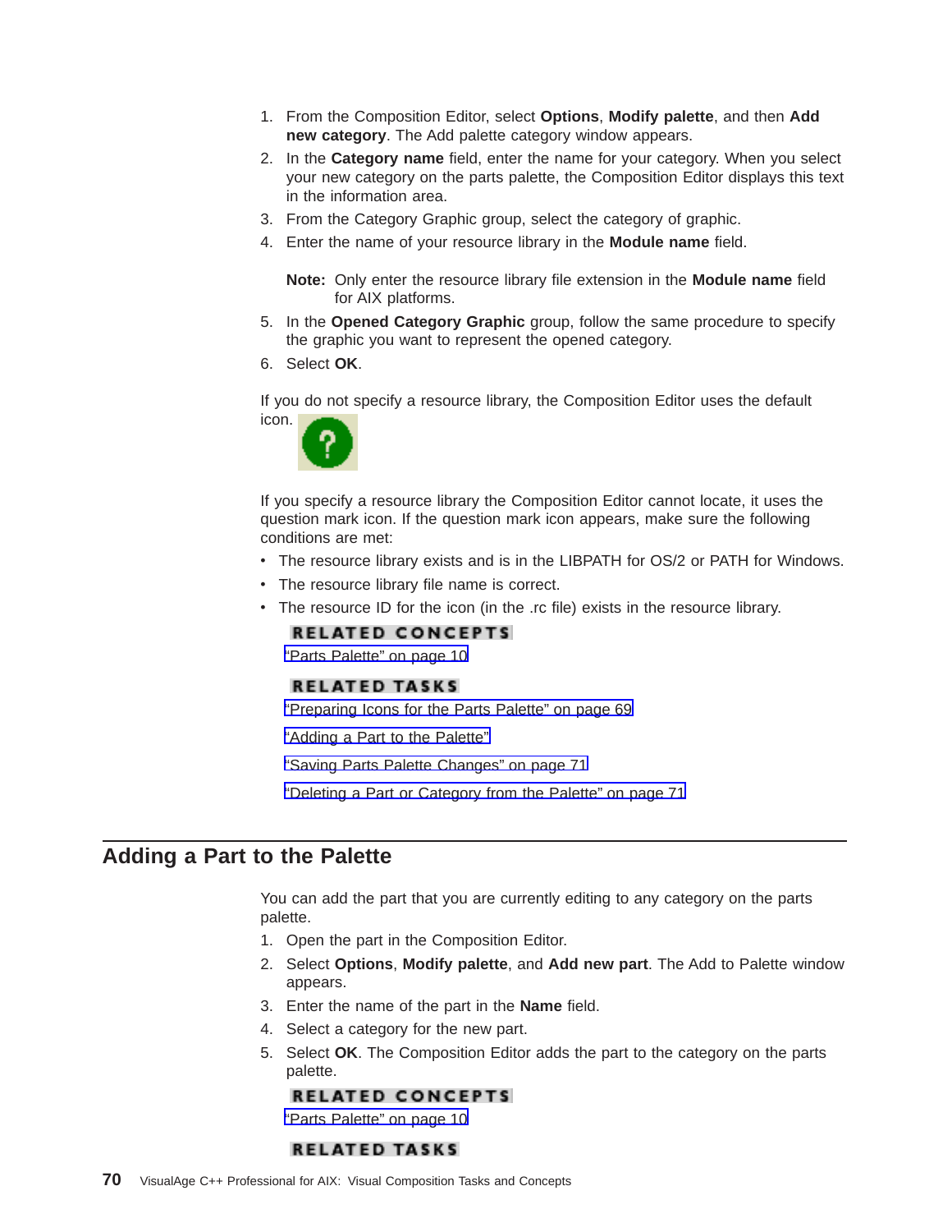1. From the Composition Editor, select **Options**, **Modify palette**, and then **Add new category**. The Add palette category window appears.
2. In the **Category name** field, enter the name for your category. When you select your new category on the parts palette, the Composition Editor displays this text in the information area.
3. From the Category Graphic group, select the category of graphic.
4. Enter the name of your resource library in the **Module name** field.

   **Note:** Only enter the resource library file extension in the **Module name** field for AIX platforms.
5. In the **Opened Category Graphic** group, follow the same procedure to specify the graphic you want to represent the opened category.
6. Select **OK**.

If you do not specify a resource library, the Composition Editor uses the default icon.

If you specify a resource library the Composition Editor cannot locate, it uses the question mark icon. If the question mark icon appears, make sure the following conditions are met:

- The resource library exists and is in the LIBPATH for OS/2 or PATH for Windows.
- The resource library file name is correct.
- The resource ID for the icon (in the .rc file) exists in the resource library.

**RELATED CONCEPTS**

"Parts Palette" on page 10

**RELATED TASKS**

"Preparing Icons for the Parts Palette" on page 69

"Adding a Part to the Palette"

"Saving Parts Palette Changes" on page 71

"Deleting a Part or Category from the Palette" on page 71

## Adding a Part to the Palette

You can add the part that you are currently editing to any category on the parts palette.

1. Open the part in the Composition Editor.
2. Select **Options**, **Modify palette**, and **Add new part**. The Add to Palette window appears.
3. Enter the name of the part in the **Name** field.
4. Select a category for the new part.
5. Select **OK**. The Composition Editor adds the part to the category on the parts palette.

**RELATED CONCEPTS**

"Parts Palette" on page 10

**RELATED TASKS**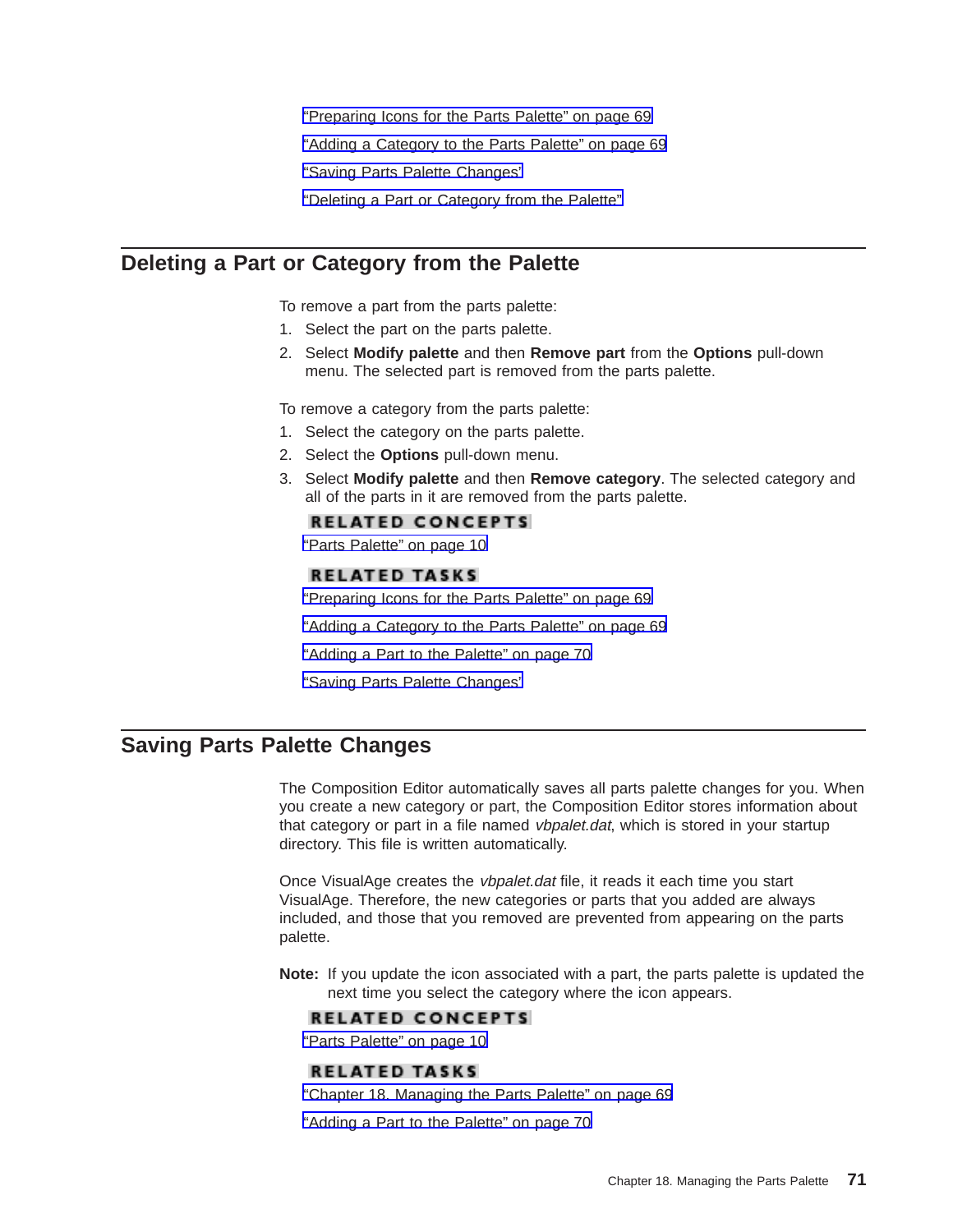"Preparing Icons for the Parts Palette" on page 69

"Adding a Category to the Parts Palette" on page 69

"Saving Parts Palette Changes"

"Deleting a Part or Category from the Palette"

## Deleting a Part or Category from the Palette

To remove a part from the parts palette:

1. Select the part on the parts palette.
2. Select **Modify palette** and then **Remove part** from the **Options** pull-down menu. The selected part is removed from the parts palette.

To remove a category from the parts palette:

1. Select the category on the parts palette.
2. Select the **Options** pull-down menu.
3. Select **Modify palette** and then **Remove category**. The selected category and all of the parts in it are removed from the parts palette.

**RELATED CONCEPTS**

"Parts Palette" on page 10

**RELATED TASKS**

"Preparing Icons for the Parts Palette" on page 69

"Adding a Category to the Parts Palette" on page 69

"Adding a Part to the Palette" on page 70

"Saving Parts Palette Changes"

## Saving Parts Palette Changes

The Composition Editor automatically saves all parts palette changes for you. When you create a new category or part, the Composition Editor stores information about that category or part in a file named *vbpalet.dat*, which is stored in your startup directory. This file is written automatically.

Once VisualAge creates the *vbpalet.dat* file, it reads it each time you start VisualAge. Therefore, the new categories or parts that you added are always included, and those that you removed are prevented from appearing on the parts palette.

**Note:** If you update the icon associated with a part, the parts palette is updated the next time you select the category where the icon appears.

**RELATED CONCEPTS**

"Parts Palette" on page 10

**RELATED TASKS**

"Chapter 18. Managing the Parts Palette" on page 69

"Adding a Part to the Palette" on page 70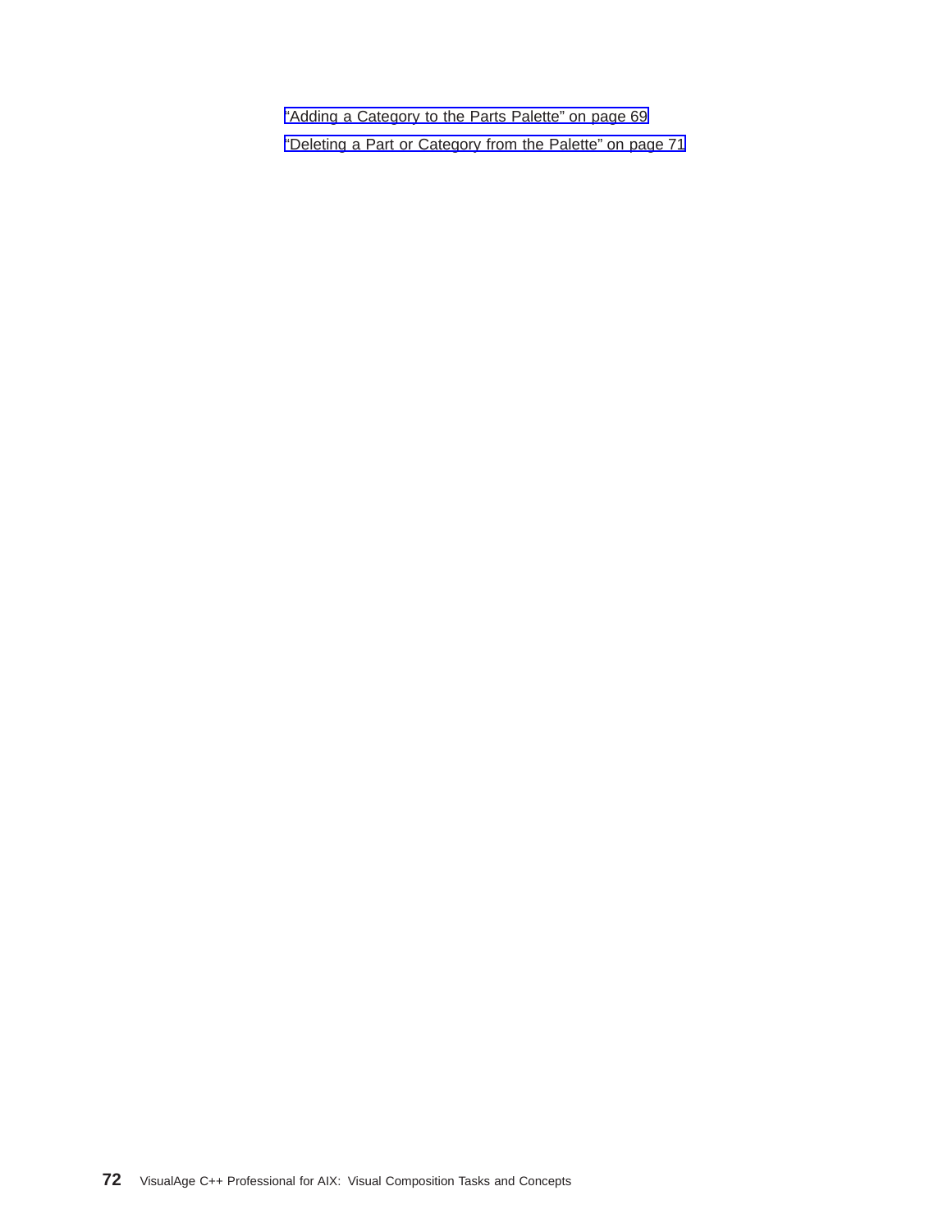"Adding a Category to the Parts Palette" on page 69

"Deleting a Part or Category from the Palette" on page 71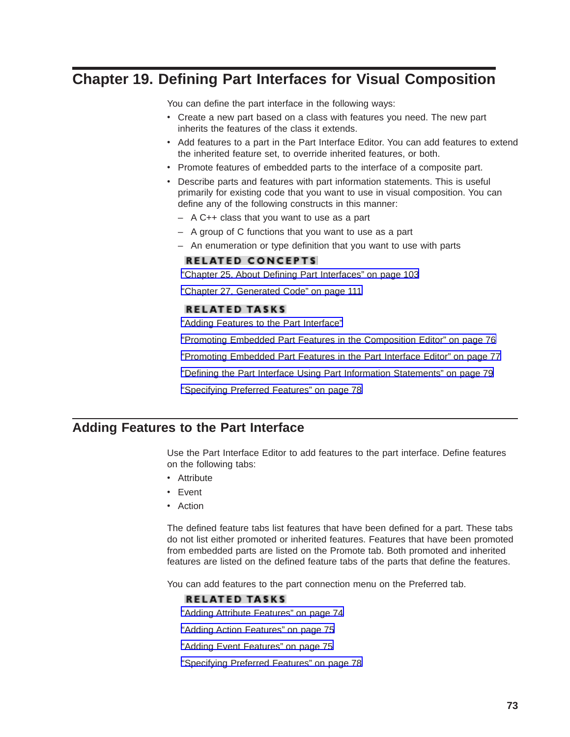# Chapter 19. Defining Part Interfaces for Visual Composition

You can define the part interface in the following ways:

- Create a new part based on a class with features you need. The new part inherits the features of the class it extends.
- Add features to a part in the Part Interface Editor. You can add features to extend the inherited feature set, to override inherited features, or both.
- Promote features of embedded parts to the interface of a composite part.
- Describe parts and features with part information statements. This is useful primarily for existing code that you want to use in visual composition. You can define any of the following constructs in this manner:
  - A C++ class that you want to use as a part
  - A group of C functions that you want to use as a part
  - An enumeration or type definition that you want to use with parts

**RELATED CONCEPTS**

"Chapter 25. About Defining Part Interfaces" on page 103

"Chapter 27. Generated Code" on page 111

**RELATED TASKS**

"Adding Features to the Part Interface"

"Promoting Embedded Part Features in the Composition Editor" on page 76

"Promoting Embedded Part Features in the Part Interface Editor" on page 77

"Defining the Part Interface Using Part Information Statements" on page 79

"Specifying Preferred Features" on page 78

## Adding Features to the Part Interface

Use the Part Interface Editor to add features to the part interface. Define features on the following tabs:

- Attribute
- Event
- Action

The defined feature tabs list features that have been defined for a part. These tabs do not list either promoted or inherited features. Features that have been promoted from embedded parts are listed on the Promote tab. Both promoted and inherited features are listed on the defined feature tabs of the parts that define the features.

You can add features to the part connection menu on the Preferred tab.

**RELATED TASKS**

"Adding Attribute Features" on page 74

"Adding Action Features" on page 75

"Adding Event Features" on page 75

"Specifying Preferred Features" on page 78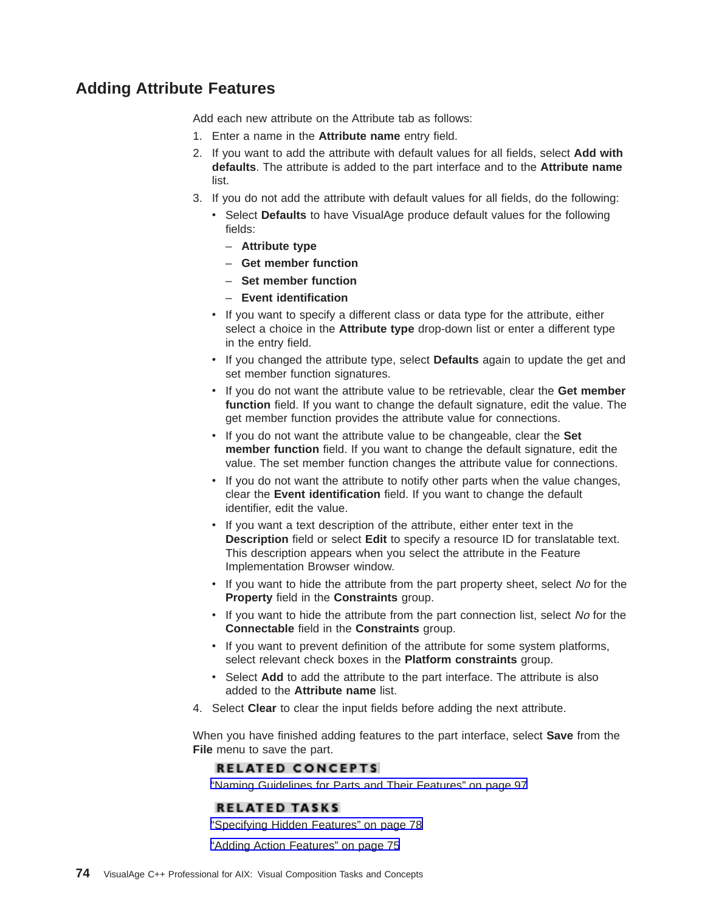## Adding Attribute Features

Add each new attribute on the Attribute tab as follows:

1. Enter a name in the **Attribute name** entry field.
2. If you want to add the attribute with default values for all fields, select **Add with defaults**. The attribute is added to the part interface and to the **Attribute name** list.
3. If you do not add the attribute with default values for all fields, do the following:
   - Select **Defaults** to have VisualAge produce default values for the following fields:
     - **Attribute type**
     - **Get member function**
     - **Set member function**
     - **Event identification**
   - If you want to specify a different class or data type for the attribute, either select a choice in the **Attribute type** drop-down list or enter a different type in the entry field.
   - If you changed the attribute type, select **Defaults** again to update the get and set member function signatures.
   - If you do not want the attribute value to be retrievable, clear the **Get member function** field. If you want to change the default signature, edit the value. The get member function provides the attribute value for connections.
   - If you do not want the attribute value to be changeable, clear the **Set member function** field. If you want to change the default signature, edit the value. The set member function changes the attribute value for connections.
   - If you do not want the attribute to notify other parts when the value changes, clear the **Event identification** field. If you want to change the default identifier, edit the value.
   - If you want a text description of the attribute, either enter text in the **Description** field or select **Edit** to specify a resource ID for translatable text. This description appears when you select the attribute in the Feature Implementation Browser window.
   - If you want to hide the attribute from the part property sheet, select *No* for the **Property** field in the **Constraints** group.
   - If you want to hide the attribute from the part connection list, select *No* for the **Connectable** field in the **Constraints** group.
   - If you want to prevent definition of the attribute for some system platforms, select relevant check boxes in the **Platform constraints** group.
   - Select **Add** to add the attribute to the part interface. The attribute is also added to the **Attribute name** list.
4. Select **Clear** to clear the input fields before adding the next attribute.

When you have finished adding features to the part interface, select **Save** from the **File** menu to save the part.

**RELATED CONCEPTS**

"Naming Guidelines for Parts and Their Features" on page 97

**RELATED TASKS**

"Specifying Hidden Features" on page 78

"Adding Action Features" on page 75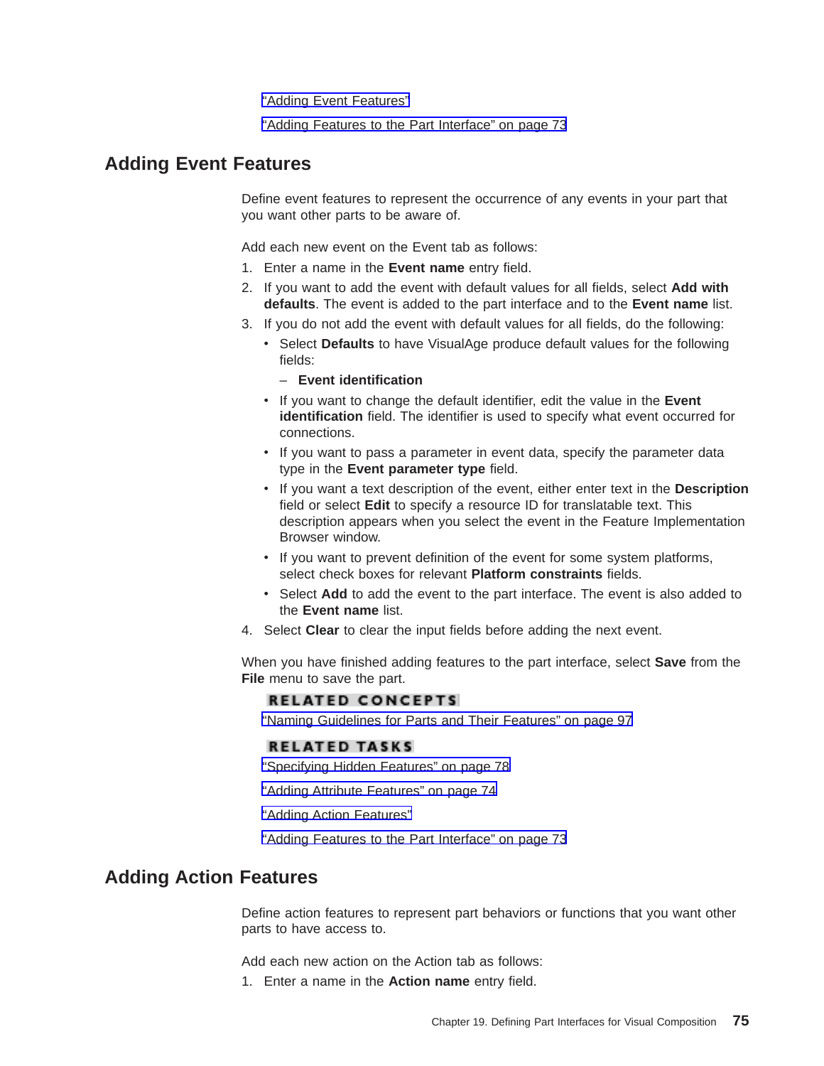"Adding Event Features"

"Adding Features to the Part Interface" on page 73

## Adding Event Features

Define event features to represent the occurrence of any events in your part that you want other parts to be aware of.

Add each new event on the Event tab as follows:

1. Enter a name in the **Event name** entry field.
2. If you want to add the event with default values for all fields, select **Add with defaults**. The event is added to the part interface and to the **Event name** list.
3. If you do not add the event with default values for all fields, do the following:
   - Select **Defaults** to have VisualAge produce default values for the following fields:
     – **Event identification**
   - If you want to change the default identifier, edit the value in the **Event identification** field. The identifier is used to specify what event occurred for connections.
   - If you want to pass a parameter in event data, specify the parameter data type in the **Event parameter type** field.
   - If you want a text description of the event, either enter text in the **Description** field or select **Edit** to specify a resource ID for translatable text. This description appears when you select the event in the Feature Implementation Browser window.
   - If you want to prevent definition of the event for some system platforms, select check boxes for relevant **Platform constraints** fields.
   - Select **Add** to add the event to the part interface. The event is also added to the **Event name** list.
4. Select **Clear** to clear the input fields before adding the next event.

When you have finished adding features to the part interface, select **Save** from the **File** menu to save the part.

**RELATED CONCEPTS**

"Naming Guidelines for Parts and Their Features" on page 97

**RELATED TASKS**

"Specifying Hidden Features" on page 78

"Adding Attribute Features" on page 74

"Adding Action Features"

"Adding Features to the Part Interface" on page 73

## Adding Action Features

Define action features to represent part behaviors or functions that you want other parts to have access to.

Add each new action on the Action tab as follows:

1. Enter a name in the **Action name** entry field.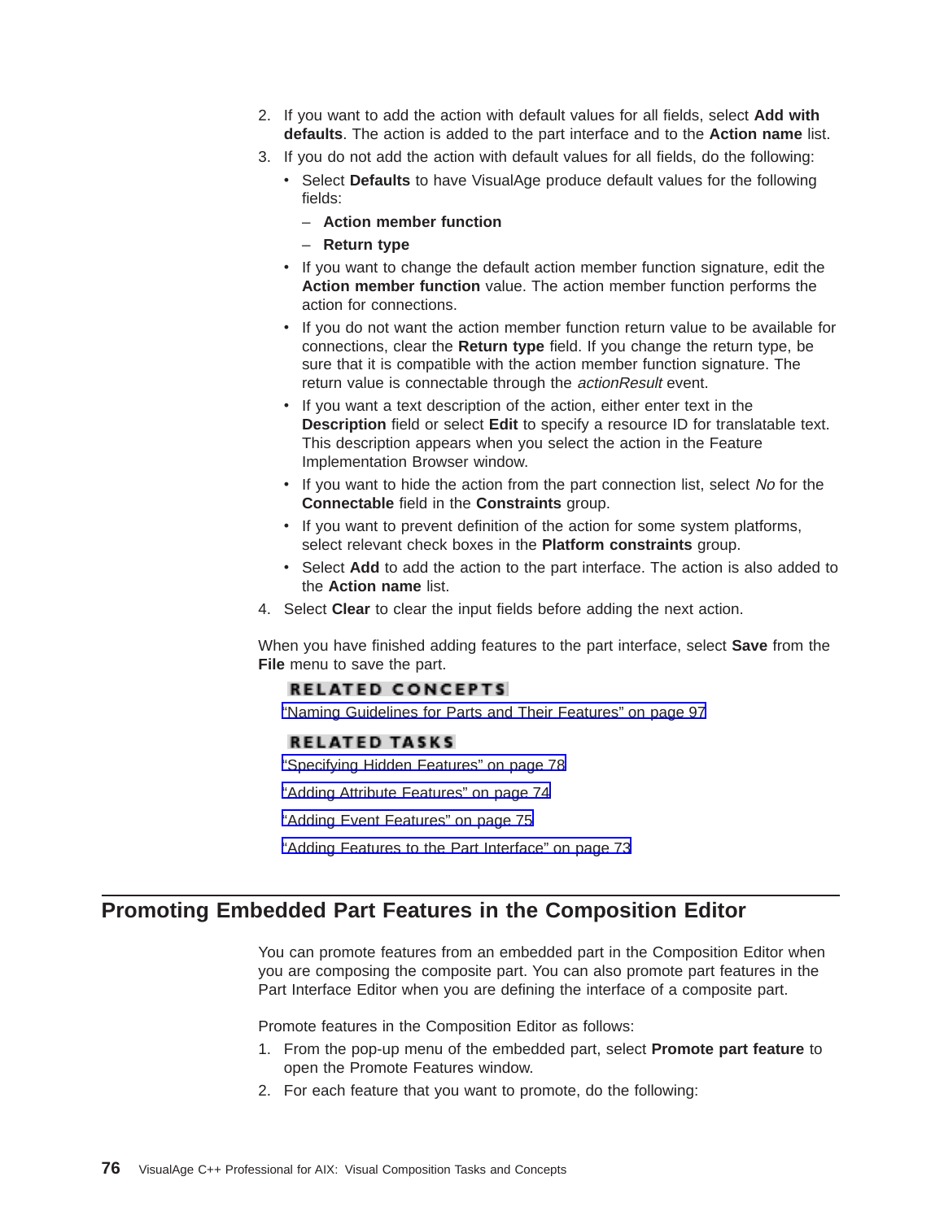2. If you want to add the action with default values for all fields, select **Add with defaults**. The action is added to the part interface and to the **Action name** list.
3. If you do not add the action with default values for all fields, do the following:
   - Select **Defaults** to have VisualAge produce default values for the following fields:
     – **Action member function**
     – **Return type**
   - If you want to change the default action member function signature, edit the **Action member function** value. The action member function performs the action for connections.
   - If you do not want the action member function return value to be available for connections, clear the **Return type** field. If you change the return type, be sure that it is compatible with the action member function signature. The return value is connectable through the *actionResult* event.
   - If you want a text description of the action, either enter text in the **Description** field or select **Edit** to specify a resource ID for translatable text. This description appears when you select the action in the Feature Implementation Browser window.
   - If you want to hide the action from the part connection list, select *No* for the **Connectable** field in the **Constraints** group.
   - If you want to prevent definition of the action for some system platforms, select relevant check boxes in the **Platform constraints** group.
   - Select **Add** to add the action to the part interface. The action is also added to the **Action name** list.
4. Select **Clear** to clear the input fields before adding the next action.

When you have finished adding features to the part interface, select **Save** from the **File** menu to save the part.

**RELATED CONCEPTS**

"Naming Guidelines for Parts and Their Features" on page 97

**RELATED TASKS**

"Specifying Hidden Features" on page 78

"Adding Attribute Features" on page 74

"Adding Event Features" on page 75

"Adding Features to the Part Interface" on page 73

## Promoting Embedded Part Features in the Composition Editor

You can promote features from an embedded part in the Composition Editor when you are composing the composite part. You can also promote part features in the Part Interface Editor when you are defining the interface of a composite part.

Promote features in the Composition Editor as follows:

1. From the pop-up menu of the embedded part, select **Promote part feature** to open the Promote Features window.
2. For each feature that you want to promote, do the following: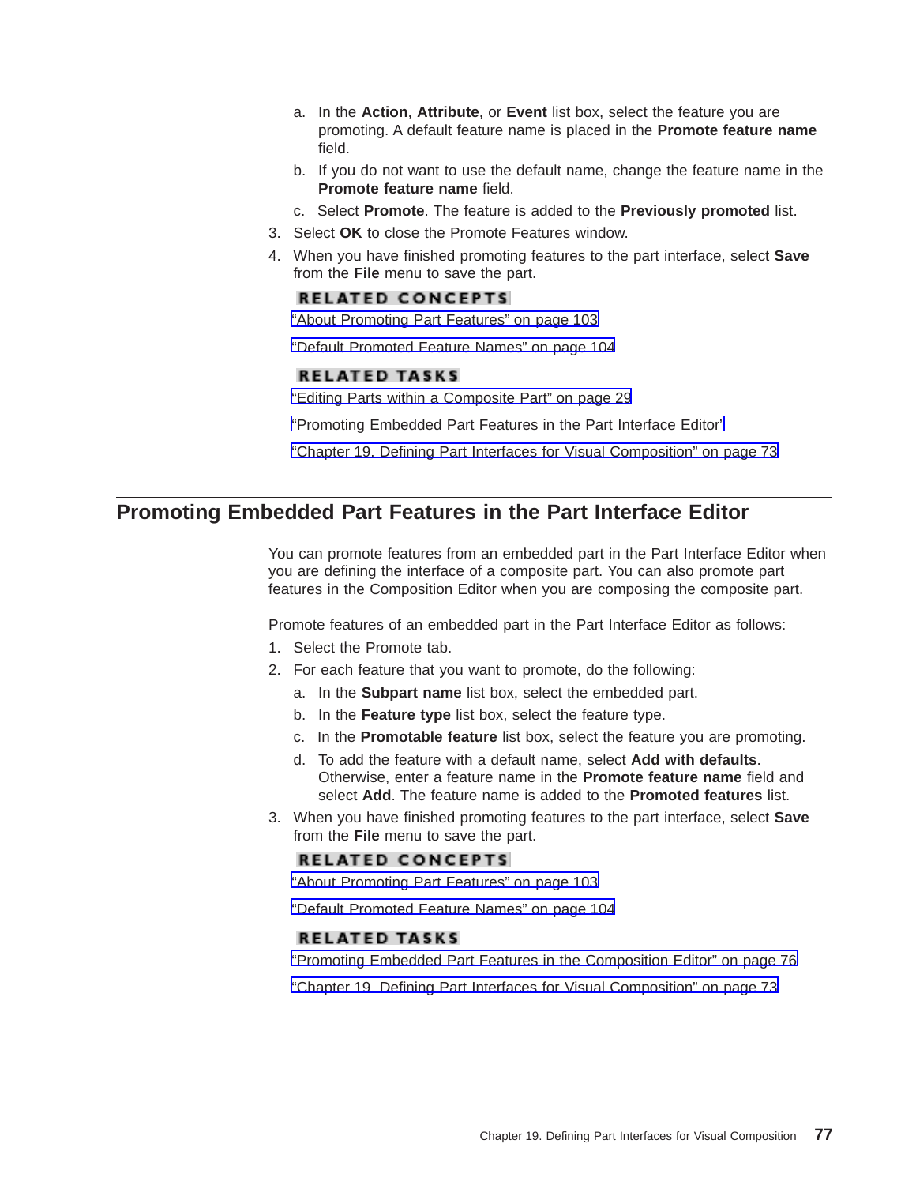a. In the **Action**, **Attribute**, or **Event** list box, select the feature you are promoting. A default feature name is placed in the **Promote feature name** field.
   b. If you do not want to use the default name, change the feature name in the **Promote feature name** field.
   c. Select **Promote**. The feature is added to the **Previously promoted** list.
3. Select **OK** to close the Promote Features window.
4. When you have finished promoting features to the part interface, select **Save** from the **File** menu to save the part.

**RELATED CONCEPTS**

"About Promoting Part Features" on page 103

"Default Promoted Feature Names" on page 104

**RELATED TASKS**

"Editing Parts within a Composite Part" on page 29

"Promoting Embedded Part Features in the Part Interface Editor"

"Chapter 19. Defining Part Interfaces for Visual Composition" on page 73

## Promoting Embedded Part Features in the Part Interface Editor

You can promote features from an embedded part in the Part Interface Editor when you are defining the interface of a composite part. You can also promote part features in the Composition Editor when you are composing the composite part.

Promote features of an embedded part in the Part Interface Editor as follows:

1. Select the Promote tab.
2. For each feature that you want to promote, do the following:
   a. In the **Subpart name** list box, select the embedded part.
   b. In the **Feature type** list box, select the feature type.
   c. In the **Promotable feature** list box, select the feature you are promoting.
   d. To add the feature with a default name, select **Add with defaults**. Otherwise, enter a feature name in the **Promote feature name** field and select **Add**. The feature name is added to the **Promoted features** list.
3. When you have finished promoting features to the part interface, select **Save** from the **File** menu to save the part.

**RELATED CONCEPTS**

"About Promoting Part Features" on page 103

"Default Promoted Feature Names" on page 104

**RELATED TASKS**

"Promoting Embedded Part Features in the Composition Editor" on page 76

"Chapter 19. Defining Part Interfaces for Visual Composition" on page 73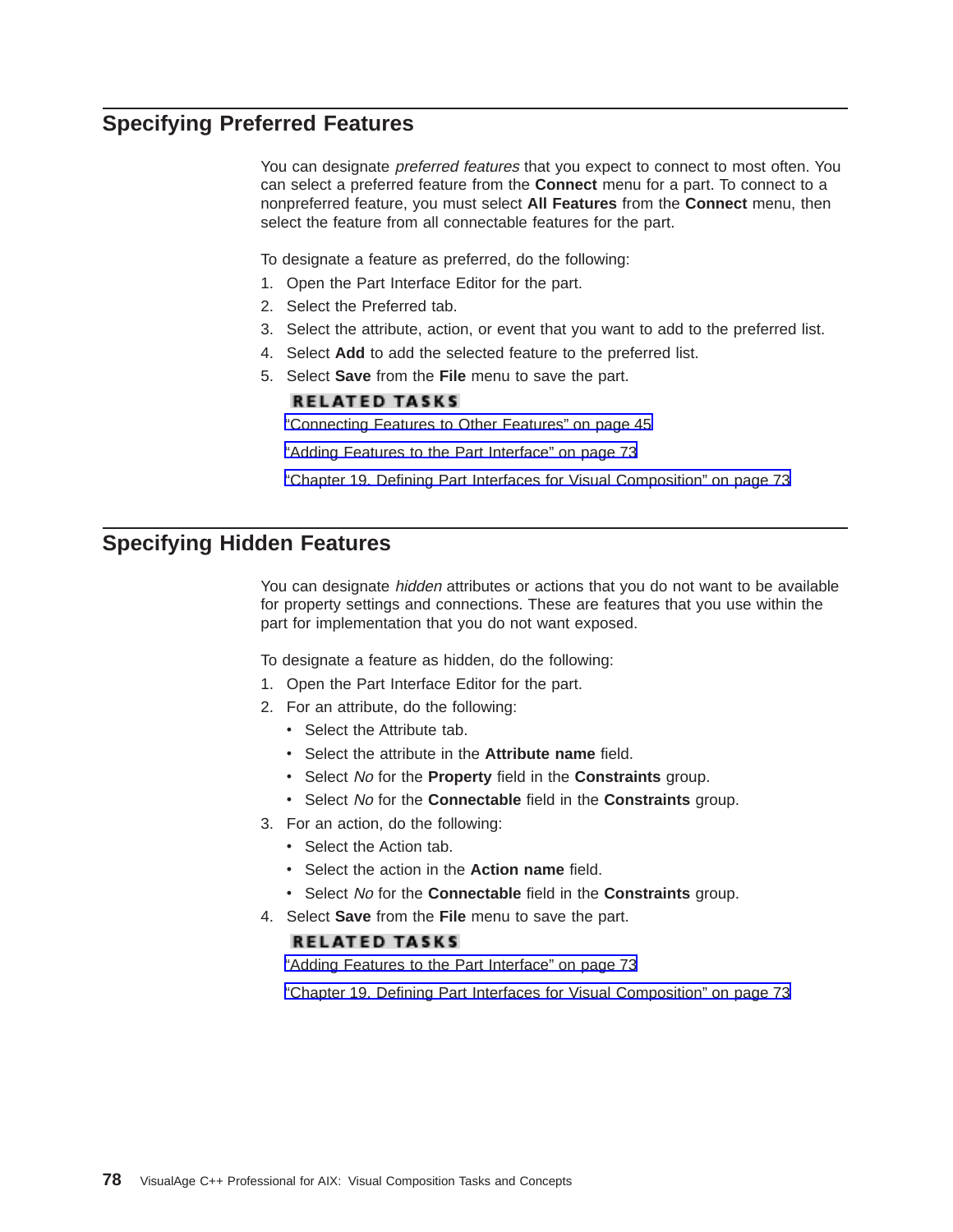## Specifying Preferred Features

You can designate *preferred features* that you expect to connect to most often. You can select a preferred feature from the **Connect** menu for a part. To connect to a nonpreferred feature, you must select **All Features** from the **Connect** menu, then select the feature from all connectable features for the part.

To designate a feature as preferred, do the following:

1. Open the Part Interface Editor for the part.
2. Select the Preferred tab.
3. Select the attribute, action, or event that you want to add to the preferred list.
4. Select **Add** to add the selected feature to the preferred list.
5. Select **Save** from the **File** menu to save the part.

**RELATED TASKS**

"Connecting Features to Other Features" on page 45

"Adding Features to the Part Interface" on page 73

"Chapter 19. Defining Part Interfaces for Visual Composition" on page 73

## Specifying Hidden Features

You can designate *hidden* attributes or actions that you do not want to be available for property settings and connections. These are features that you use within the part for implementation that you do not want exposed.

To designate a feature as hidden, do the following:

1. Open the Part Interface Editor for the part.
2. For an attribute, do the following:
   - Select the Attribute tab.
   - Select the attribute in the **Attribute name** field.
   - Select *No* for the **Property** field in the **Constraints** group.
   - Select *No* for the **Connectable** field in the **Constraints** group.
3. For an action, do the following:
   - Select the Action tab.
   - Select the action in the **Action name** field.
   - Select *No* for the **Connectable** field in the **Constraints** group.
4. Select **Save** from the **File** menu to save the part.

**RELATED TASKS**

"Adding Features to the Part Interface" on page 73

"Chapter 19. Defining Part Interfaces for Visual Composition" on page 73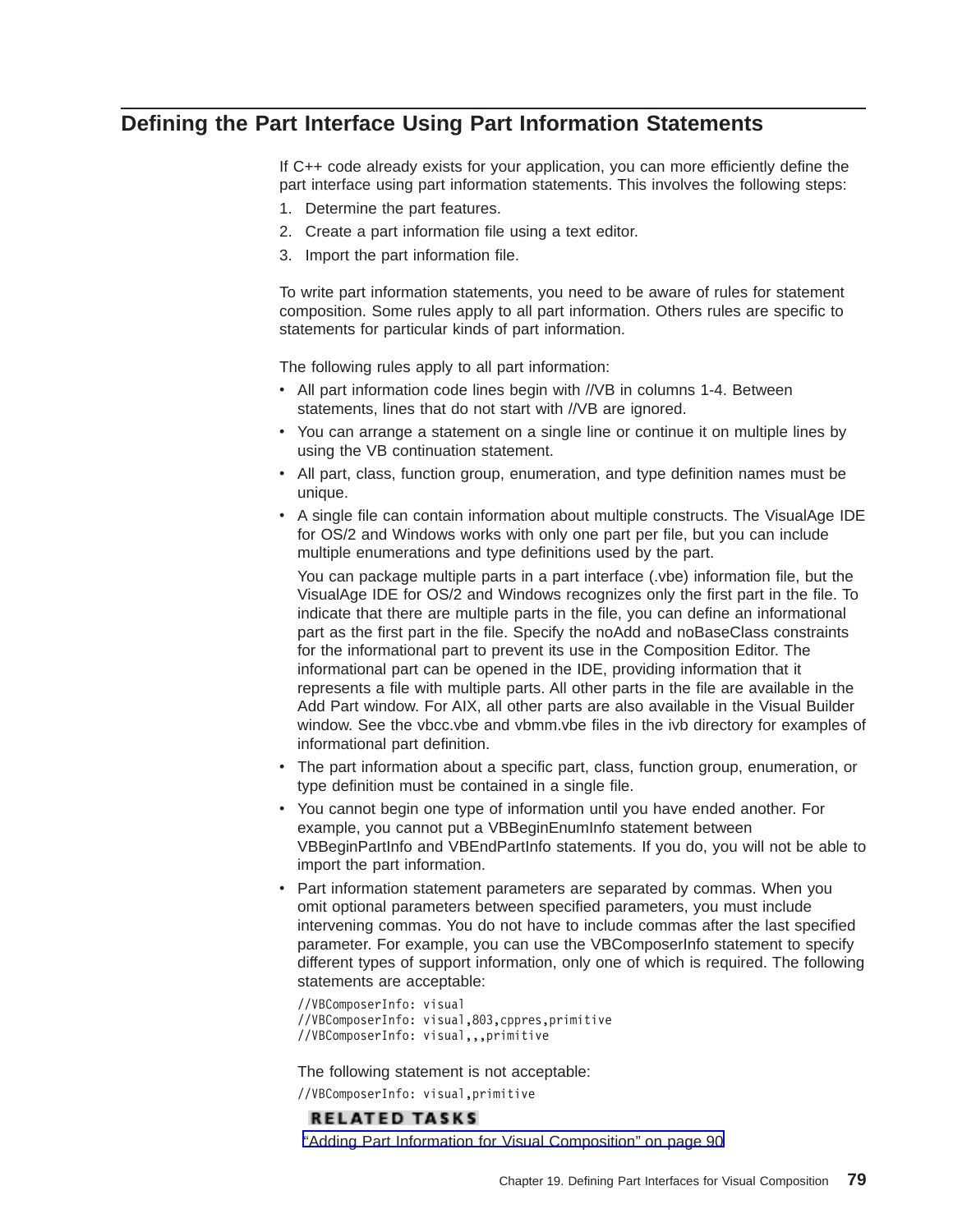## Defining the Part Interface Using Part Information Statements

If C++ code already exists for your application, you can more efficiently define the part interface using part information statements. This involves the following steps:

1. Determine the part features.
2. Create a part information file using a text editor.
3. Import the part information file.

To write part information statements, you need to be aware of rules for statement composition. Some rules apply to all part information. Others rules are specific to statements for particular kinds of part information.

The following rules apply to all part information:

- All part information code lines begin with //VB in columns 1-4. Between statements, lines that do not start with //VB are ignored.
- You can arrange a statement on a single line or continue it on multiple lines by using the VB continuation statement.
- All part, class, function group, enumeration, and type definition names must be unique.
- A single file can contain information about multiple constructs. The VisualAge IDE for OS/2 and Windows works with only one part per file, but you can include multiple enumerations and type definitions used by the part.

  You can package multiple parts in a part interface (.vbe) information file, but the VisualAge IDE for OS/2 and Windows recognizes only the first part in the file. To indicate that there are multiple parts in the file, you can define an informational part as the first part in the file. Specify the noAdd and noBaseClass constraints for the informational part to prevent its use in the Composition Editor. The informational part can be opened in the IDE, providing information that it represents a file with multiple parts. All other parts in the file are available in the Add Part window. For AIX, all other parts are also available in the Visual Builder window. See the vbcc.vbe and vbmm.vbe files in the ivb directory for examples of informational part definition.
- The part information about a specific part, class, function group, enumeration, or type definition must be contained in a single file.
- You cannot begin one type of information until you have ended another. For example, you cannot put a VBBeginEnumInfo statement between VBBeginPartInfo and VBEndPartInfo statements. If you do, you will not be able to import the part information.
- Part information statement parameters are separated by commas. When you omit optional parameters between specified parameters, you must include intervening commas. You do not have to include commas after the last specified parameter. For example, you can use the VBComposerInfo statement to specify different types of support information, only one of which is required. The following statements are acceptable:

  ```
  //VBComposerInfo: visual
  //VBComposerInfo: visual,803,cppres,primitive
  //VBComposerInfo: visual,,,primitive
  ```

  The following statement is not acceptable:

  ```
  //VBComposerInfo: visual,primitive
  ```

**RELATED TASKS**

"Adding Part Information for Visual Composition" on page 90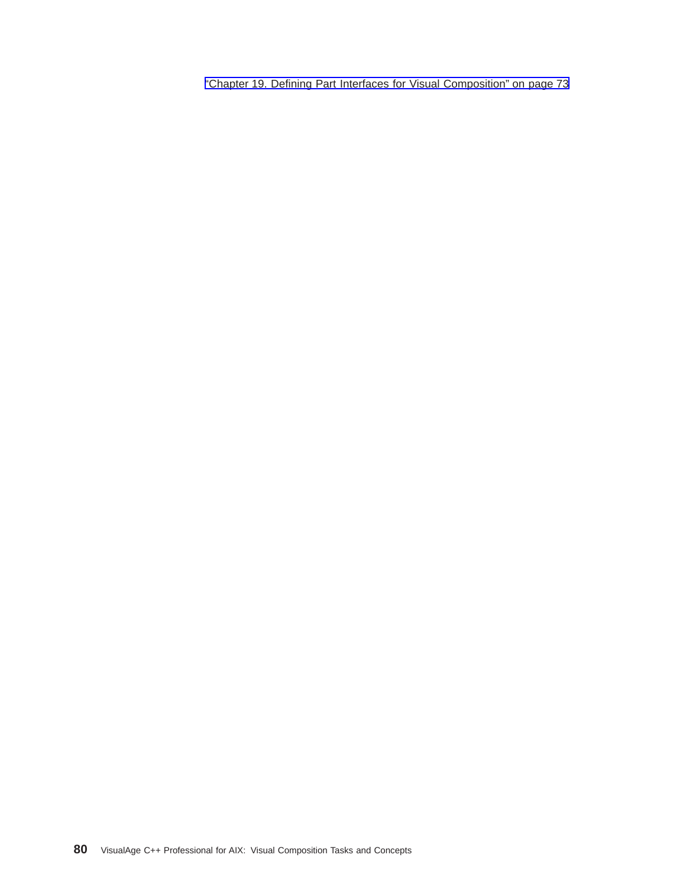"Chapter 19. Defining Part Interfaces for Visual Composition" on page 73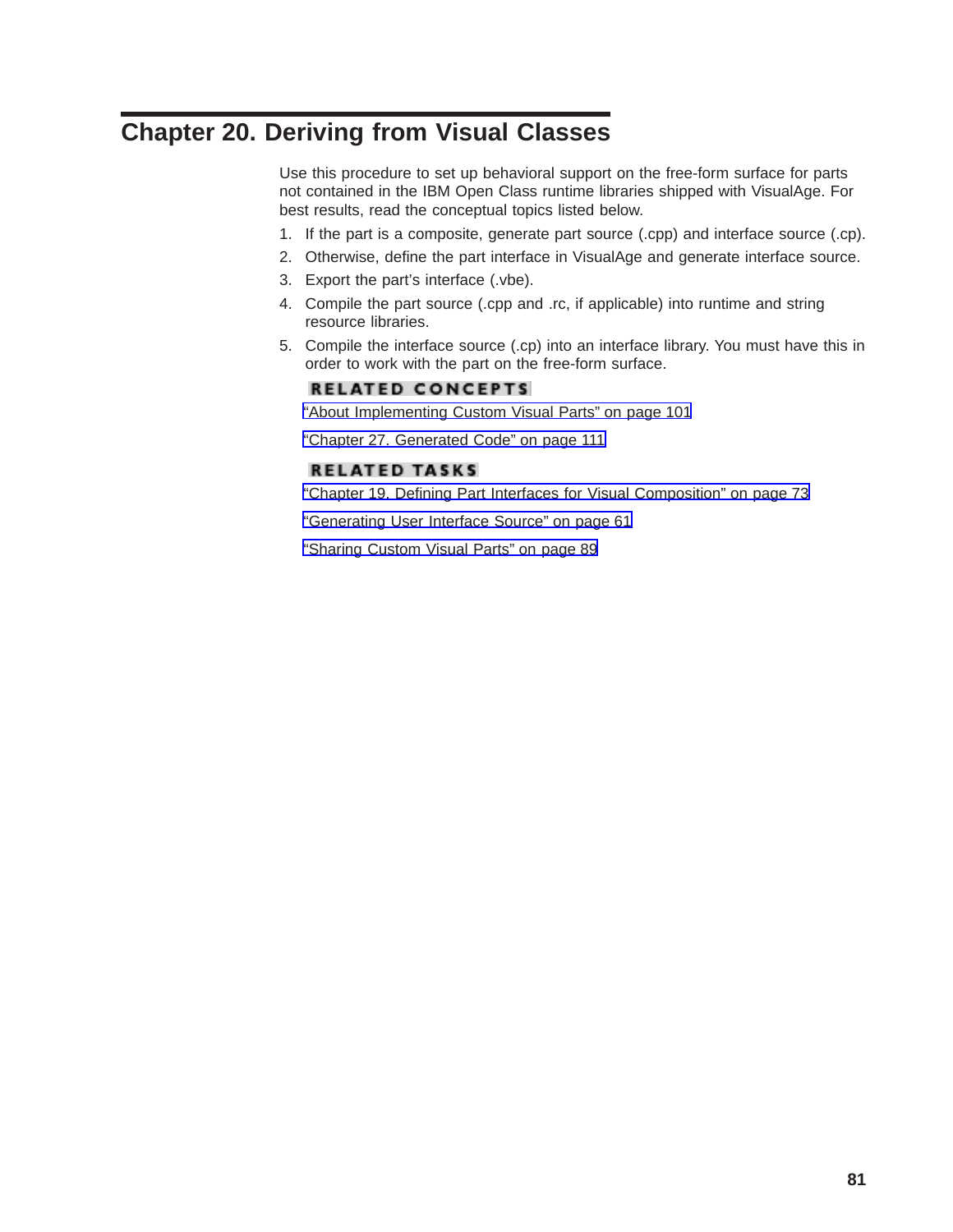# Chapter 20. Deriving from Visual Classes

Use this procedure to set up behavioral support on the free-form surface for parts not contained in the IBM Open Class runtime libraries shipped with VisualAge. For best results, read the conceptual topics listed below.

1. If the part is a composite, generate part source (.cpp) and interface source (.cp).
2. Otherwise, define the part interface in VisualAge and generate interface source.
3. Export the part's interface (.vbe).
4. Compile the part source (.cpp and .rc, if applicable) into runtime and string resource libraries.
5. Compile the interface source (.cp) into an interface library. You must have this in order to work with the part on the free-form surface.

**RELATED CONCEPTS**

"About Implementing Custom Visual Parts" on page 101

"Chapter 27. Generated Code" on page 111

**RELATED TASKS**

"Chapter 19. Defining Part Interfaces for Visual Composition" on page 73

"Generating User Interface Source" on page 61

"Sharing Custom Visual Parts" on page 89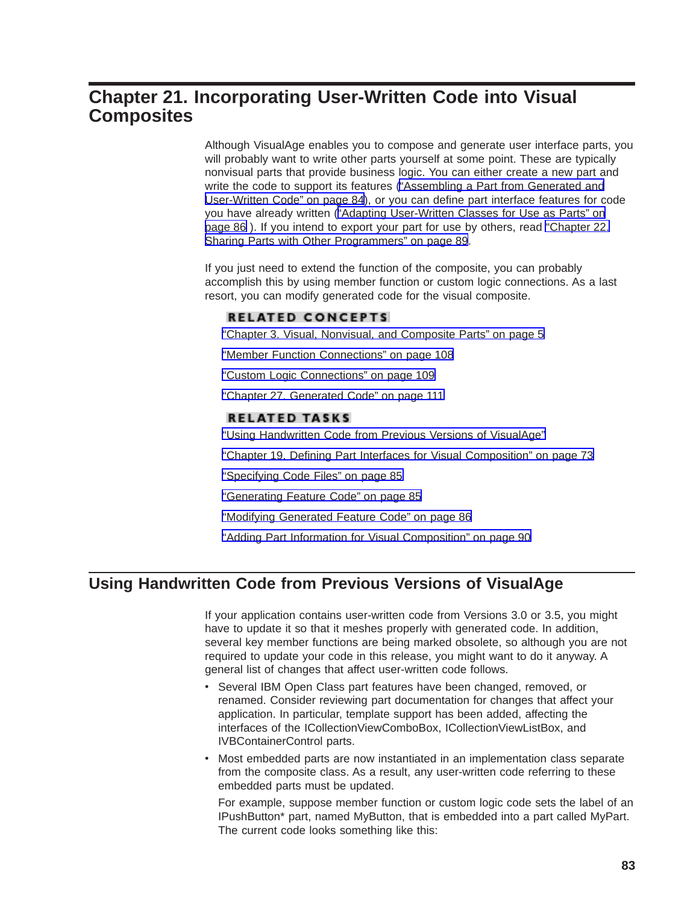# Chapter 21. Incorporating User-Written Code into Visual Composites

Although VisualAge enables you to compose and generate user interface parts, you will probably want to write other parts yourself at some point. These are typically nonvisual parts that provide business logic. You can either create a new part and write the code to support its features ("Assembling a Part from Generated and User-Written Code" on page 84), or you can define part interface features for code you have already written ("Adapting User-Written Classes for Use as Parts" on page 86 ). If you intend to export your part for use by others, read "Chapter 22. Sharing Parts with Other Programmers" on page 89.

If you just need to extend the function of the composite, you can probably accomplish this by using member function or custom logic connections. As a last resort, you can modify generated code for the visual composite.

**RELATED CONCEPTS**

"Chapter 3. Visual, Nonvisual, and Composite Parts" on page 5

"Member Function Connections" on page 108

"Custom Logic Connections" on page 109

"Chapter 27. Generated Code" on page 111

**RELATED TASKS**

"Using Handwritten Code from Previous Versions of VisualAge"

"Chapter 19. Defining Part Interfaces for Visual Composition" on page 73

"Specifying Code Files" on page 85

"Generating Feature Code" on page 85

"Modifying Generated Feature Code" on page 86

"Adding Part Information for Visual Composition" on page 90

## Using Handwritten Code from Previous Versions of VisualAge

If your application contains user-written code from Versions 3.0 or 3.5, you might have to update it so that it meshes properly with generated code. In addition, several key member functions are being marked obsolete, so although you are not required to update your code in this release, you might want to do it anyway. A general list of changes that affect user-written code follows.

- Several IBM Open Class part features have been changed, removed, or renamed. Consider reviewing part documentation for changes that affect your application. In particular, template support has been added, affecting the interfaces of the ICollectionViewComboBox, ICollectionViewListBox, and IVBContainerControl parts.
- Most embedded parts are now instantiated in an implementation class separate from the composite class. As a result, any user-written code referring to these embedded parts must be updated.

  For example, suppose member function or custom logic code sets the label of an IPushButton* part, named MyButton, that is embedded into a part called MyPart. The current code looks something like this: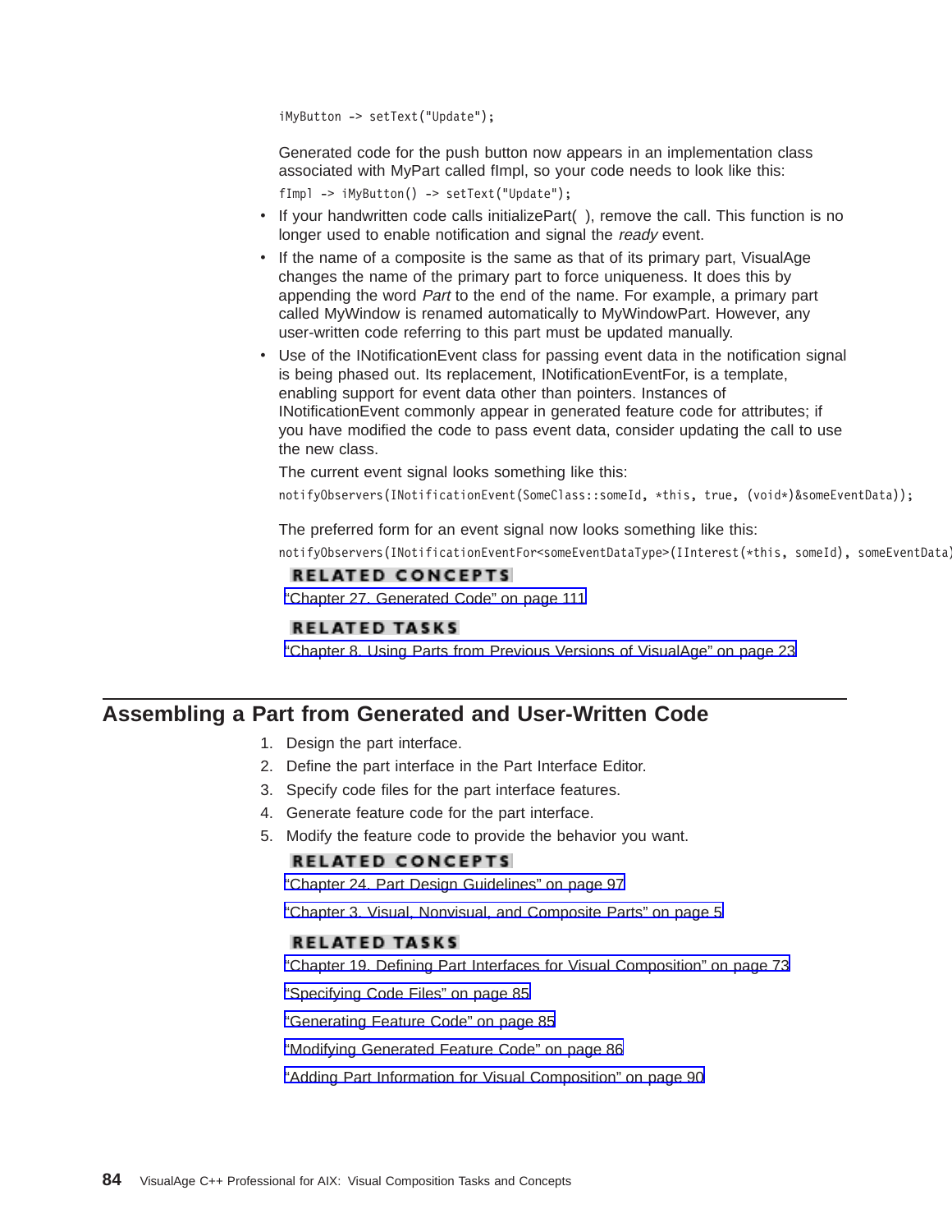```
iMyButton -> setText("Update");
```

Generated code for the push button now appears in an implementation class associated with MyPart called fImpl, so your code needs to look like this:

```
fImpl -> iMyButton() -> setText("Update");
```

- If your handwritten code calls initializePart( ), remove the call. This function is no longer used to enable notification and signal the *ready* event.
- If the name of a composite is the same as that of its primary part, VisualAge changes the name of the primary part to force uniqueness. It does this by appending the word *Part* to the end of the name. For example, a primary part called MyWindow is renamed automatically to MyWindowPart. However, any user-written code referring to this part must be updated manually.
- Use of the INotificationEvent class for passing event data in the notification signal is being phased out. Its replacement, INotificationEventFor, is a template, enabling support for event data other than pointers. Instances of INotificationEvent commonly appear in generated feature code for attributes; if you have modified the code to pass event data, consider updating the call to use the new class.

  The current event signal looks something like this:

  ```
  notifyObservers(INotificationEvent(SomeClass::someId, *this, true, (void*)&someEventData));
  ```

  The preferred form for an event signal now looks something like this:

  ```
  notifyObservers(INotificationEventFor<someEventDataType>(IInterest(*this, someId), someEventData)
  ```

**RELATED CONCEPTS**

"Chapter 27. Generated Code" on page 111

**RELATED TASKS**

"Chapter 8. Using Parts from Previous Versions of VisualAge" on page 23

## Assembling a Part from Generated and User-Written Code

1. Design the part interface.
2. Define the part interface in the Part Interface Editor.
3. Specify code files for the part interface features.
4. Generate feature code for the part interface.
5. Modify the feature code to provide the behavior you want.

**RELATED CONCEPTS**

"Chapter 24. Part Design Guidelines" on page 97

"Chapter 3. Visual, Nonvisual, and Composite Parts" on page 5

**RELATED TASKS**

"Chapter 19. Defining Part Interfaces for Visual Composition" on page 73

"Specifying Code Files" on page 85

"Generating Feature Code" on page 85

"Modifying Generated Feature Code" on page 86

"Adding Part Information for Visual Composition" on page 90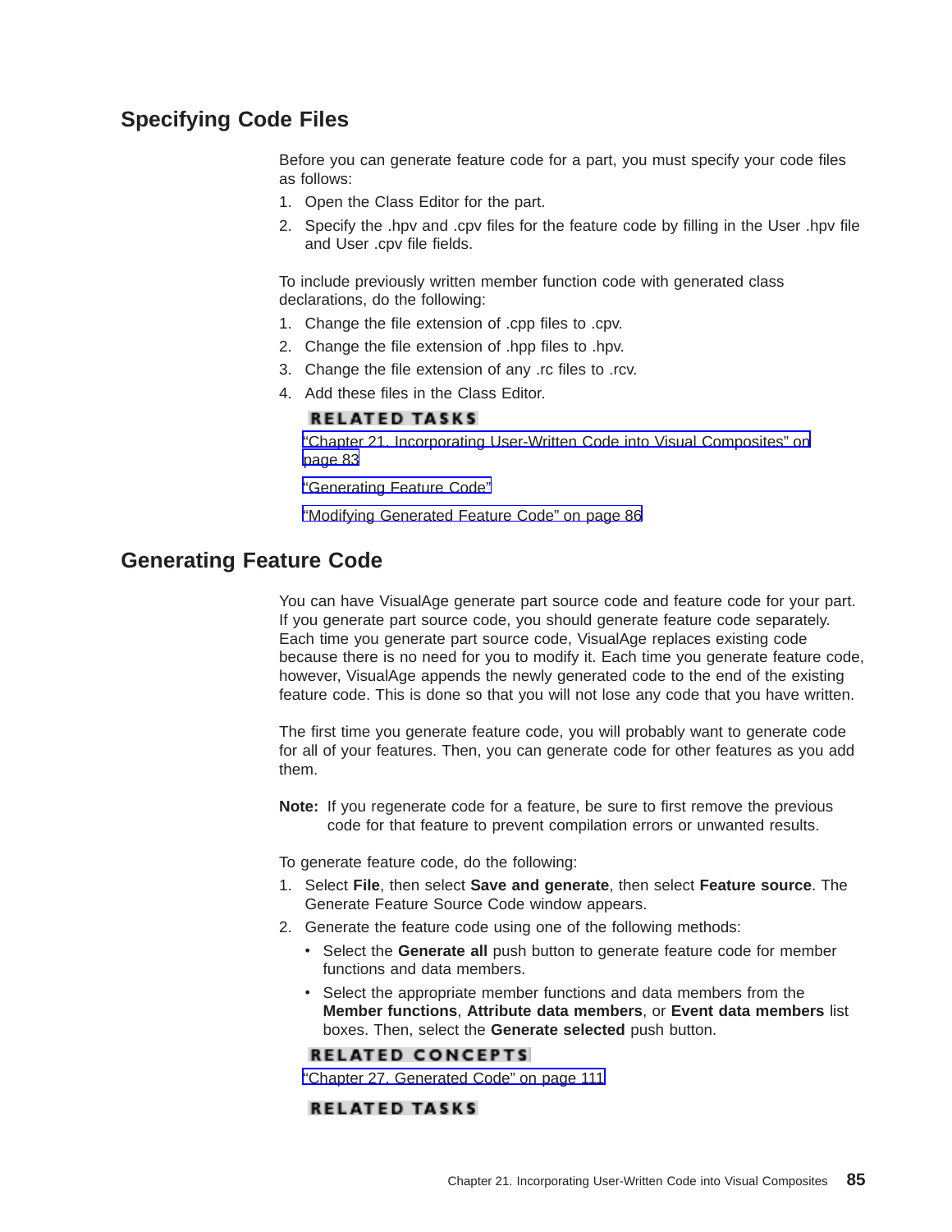## Specifying Code Files

Before you can generate feature code for a part, you must specify your code files as follows:

1. Open the Class Editor for the part.
2. Specify the .hpv and .cpv files for the feature code by filling in the User .hpv file and User .cpv file fields.

To include previously written member function code with generated class declarations, do the following:

1. Change the file extension of .cpp files to .cpv.
2. Change the file extension of .hpp files to .hpv.
3. Change the file extension of any .rc files to .rcv.
4. Add these files in the Class Editor.

**RELATED TASKS**

"Chapter 21. Incorporating User-Written Code into Visual Composites" on page 83

"Generating Feature Code"

"Modifying Generated Feature Code" on page 86

## Generating Feature Code

You can have VisualAge generate part source code and feature code for your part. If you generate part source code, you should generate feature code separately. Each time you generate part source code, VisualAge replaces existing code because there is no need for you to modify it. Each time you generate feature code, however, VisualAge appends the newly generated code to the end of the existing feature code. This is done so that you will not lose any code that you have written.

The first time you generate feature code, you will probably want to generate code for all of your features. Then, you can generate code for other features as you add them.

**Note:** If you regenerate code for a feature, be sure to first remove the previous code for that feature to prevent compilation errors or unwanted results.

To generate feature code, do the following:

1. Select **File**, then select **Save and generate**, then select **Feature source**. The Generate Feature Source Code window appears.
2. Generate the feature code using one of the following methods:
   - Select the **Generate all** push button to generate feature code for member functions and data members.
   - Select the appropriate member functions and data members from the **Member functions**, **Attribute data members**, or **Event data members** list boxes. Then, select the **Generate selected** push button.

**RELATED CONCEPTS**

"Chapter 27. Generated Code" on page 111

**RELATED TASKS**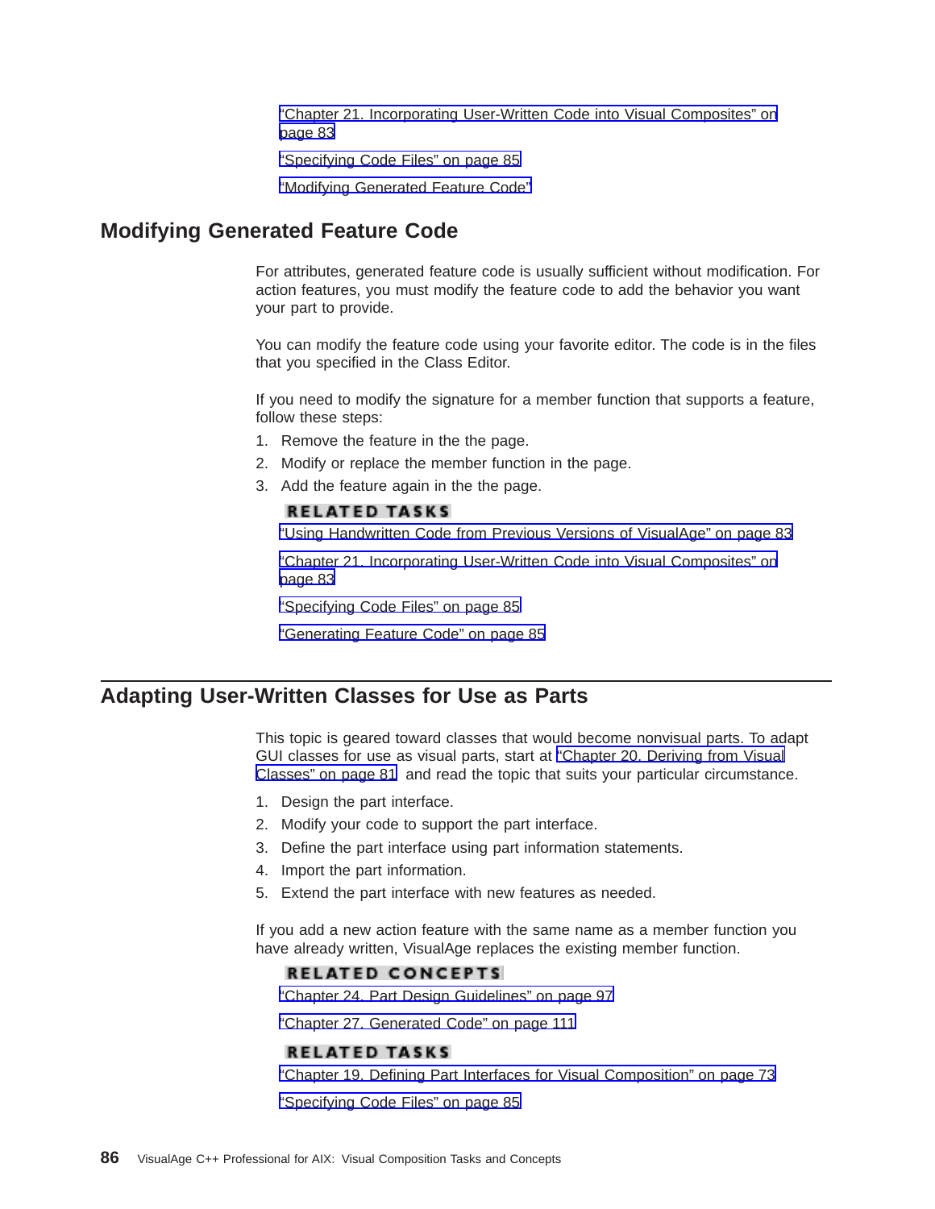"Chapter 21. Incorporating User-Written Code into Visual Composites" on page 83

"Specifying Code Files" on page 85

"Modifying Generated Feature Code"

## Modifying Generated Feature Code

For attributes, generated feature code is usually sufficient without modification. For action features, you must modify the feature code to add the behavior you want your part to provide.

You can modify the feature code using your favorite editor. The code is in the files that you specified in the Class Editor.

If you need to modify the signature for a member function that supports a feature, follow these steps:

1. Remove the feature in the the page.
2. Modify or replace the member function in the page.
3. Add the feature again in the the page.

**RELATED TASKS**

"Using Handwritten Code from Previous Versions of VisualAge" on page 83

"Chapter 21. Incorporating User-Written Code into Visual Composites" on page 83

"Specifying Code Files" on page 85

"Generating Feature Code" on page 85

## Adapting User-Written Classes for Use as Parts

This topic is geared toward classes that would become nonvisual parts. To adapt GUI classes for use as visual parts, start at "Chapter 20. Deriving from Visual Classes" on page 81 and read the topic that suits your particular circumstance.

1. Design the part interface.
2. Modify your code to support the part interface.
3. Define the part interface using part information statements.
4. Import the part information.
5. Extend the part interface with new features as needed.

If you add a new action feature with the same name as a member function you have already written, VisualAge replaces the existing member function.

**RELATED CONCEPTS**

"Chapter 24. Part Design Guidelines" on page 97

"Chapter 27. Generated Code" on page 111

**RELATED TASKS**

"Chapter 19. Defining Part Interfaces for Visual Composition" on page 73

"Specifying Code Files" on page 85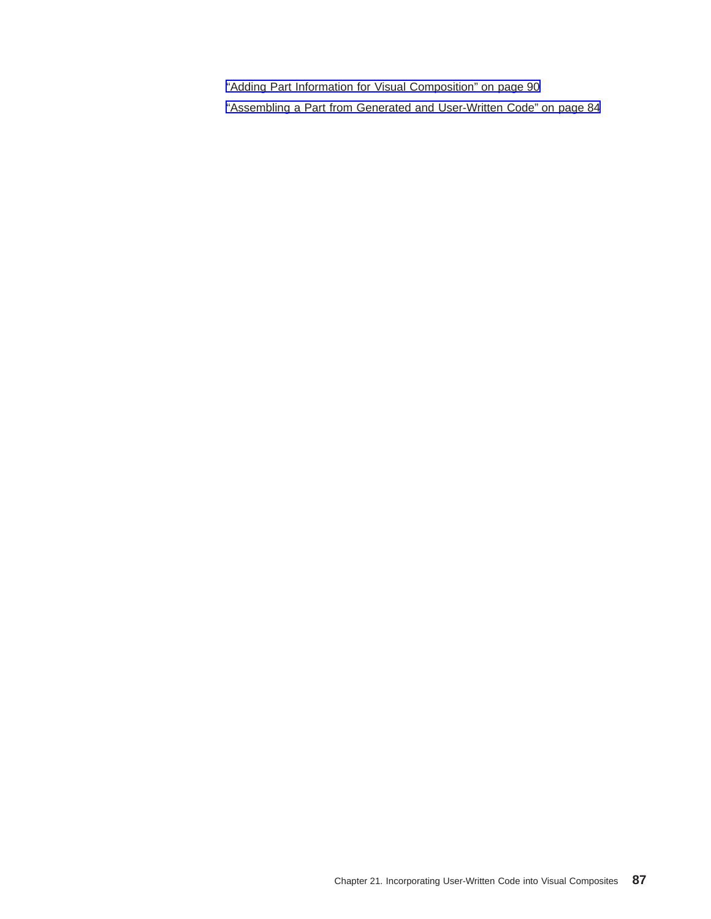“Adding Part Information for Visual Composition” on page 90

“Assembling a Part from Generated and User-Written Code” on page 84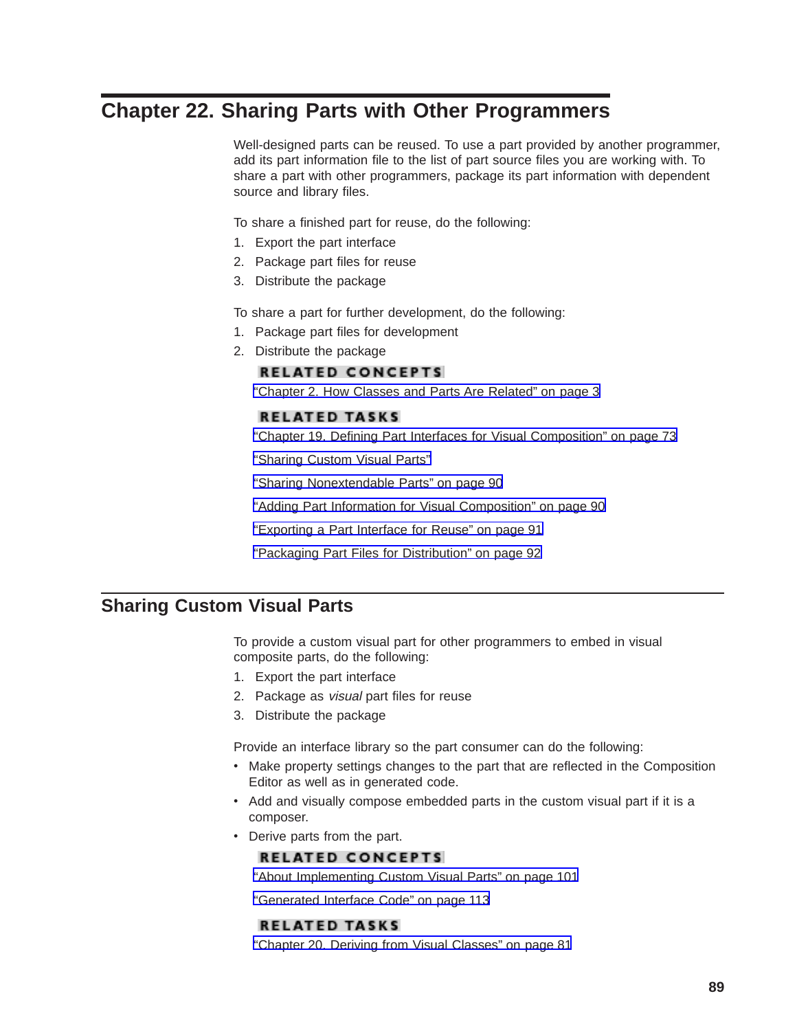# Chapter 22. Sharing Parts with Other Programmers

Well-designed parts can be reused. To use a part provided by another programmer, add its part information file to the list of part source files you are working with. To share a part with other programmers, package its part information with dependent source and library files.

To share a finished part for reuse, do the following:

1. Export the part interface
2. Package part files for reuse
3. Distribute the package

To share a part for further development, do the following:

1. Package part files for development
2. Distribute the package

**RELATED CONCEPTS**

"Chapter 2. How Classes and Parts Are Related" on page 3

**RELATED TASKS**

"Chapter 19. Defining Part Interfaces for Visual Composition" on page 73

"Sharing Custom Visual Parts"

"Sharing Nonextendable Parts" on page 90

"Adding Part Information for Visual Composition" on page 90

"Exporting a Part Interface for Reuse" on page 91

"Packaging Part Files for Distribution" on page 92

## Sharing Custom Visual Parts

To provide a custom visual part for other programmers to embed in visual composite parts, do the following:

1. Export the part interface
2. Package as *visual* part files for reuse
3. Distribute the package

Provide an interface library so the part consumer can do the following:

- Make property settings changes to the part that are reflected in the Composition Editor as well as in generated code.
- Add and visually compose embedded parts in the custom visual part if it is a composer.
- Derive parts from the part.

**RELATED CONCEPTS**

"About Implementing Custom Visual Parts" on page 101

"Generated Interface Code" on page 113

**RELATED TASKS**

"Chapter 20. Deriving from Visual Classes" on page 81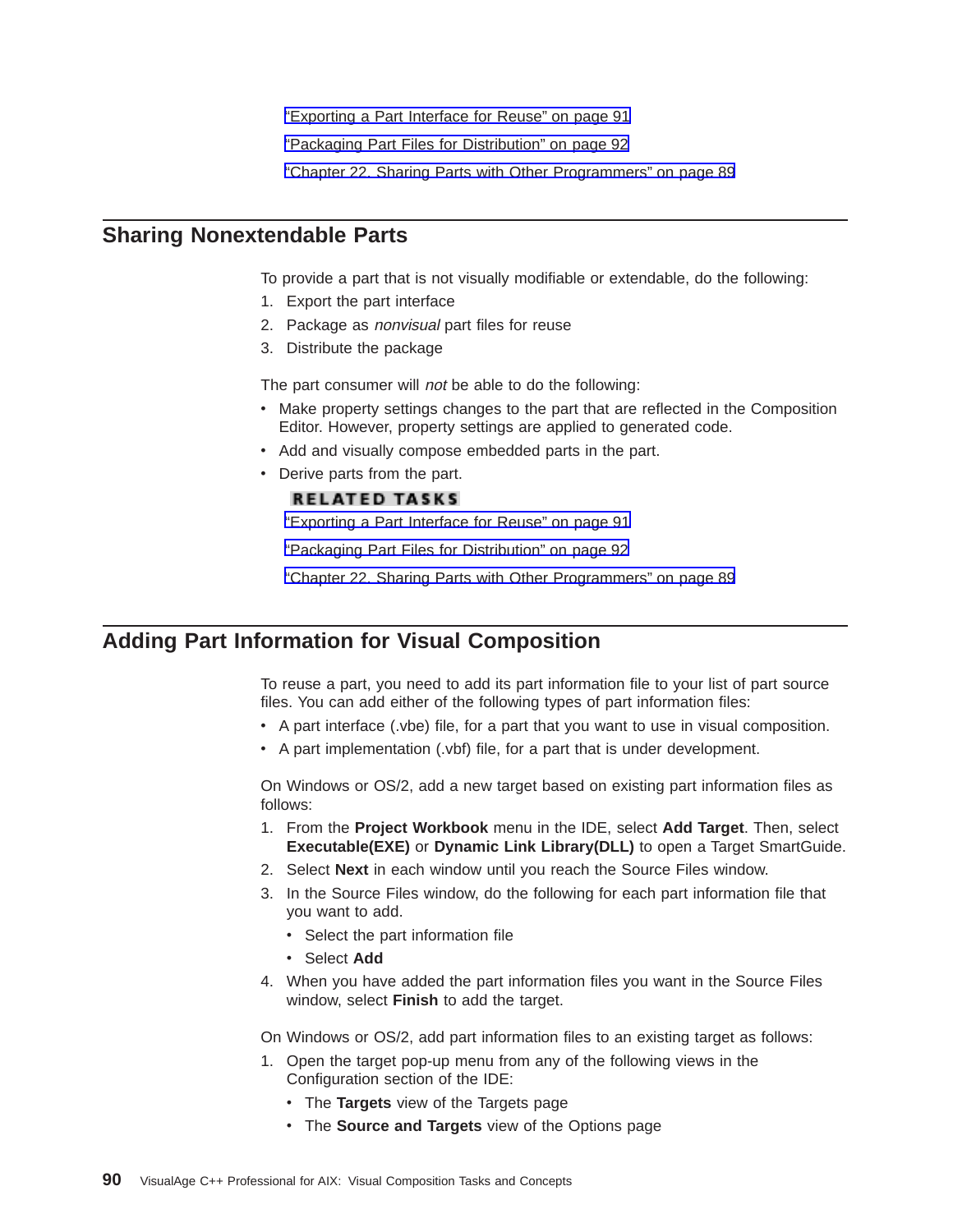“Exporting a Part Interface for Reuse” on page 91

“Packaging Part Files for Distribution” on page 92

“Chapter 22. Sharing Parts with Other Programmers” on page 89

## Sharing Nonextendable Parts

To provide a part that is not visually modifiable or extendable, do the following:

1. Export the part interface
2. Package as *nonvisual* part files for reuse
3. Distribute the package

The part consumer will *not* be able to do the following:

- Make property settings changes to the part that are reflected in the Composition Editor. However, property settings are applied to generated code.
- Add and visually compose embedded parts in the part.
- Derive parts from the part.

**RELATED TASKS**

“Exporting a Part Interface for Reuse” on page 91

“Packaging Part Files for Distribution” on page 92

“Chapter 22. Sharing Parts with Other Programmers” on page 89

## Adding Part Information for Visual Composition

To reuse a part, you need to add its part information file to your list of part source files. You can add either of the following types of part information files:

- A part interface (.vbe) file, for a part that you want to use in visual composition.
- A part implementation (.vbf) file, for a part that is under development.

On Windows or OS/2, add a new target based on existing part information files as follows:

1. From the **Project Workbook** menu in the IDE, select **Add Target**. Then, select **Executable(EXE)** or **Dynamic Link Library(DLL)** to open a Target SmartGuide.
2. Select **Next** in each window until you reach the Source Files window.
3. In the Source Files window, do the following for each part information file that you want to add.
   - Select the part information file
   - Select **Add**
4. When you have added the part information files you want in the Source Files window, select **Finish** to add the target.

On Windows or OS/2, add part information files to an existing target as follows:

1. Open the target pop-up menu from any of the following views in the Configuration section of the IDE:
   - The **Targets** view of the Targets page
   - The **Source and Targets** view of the Options page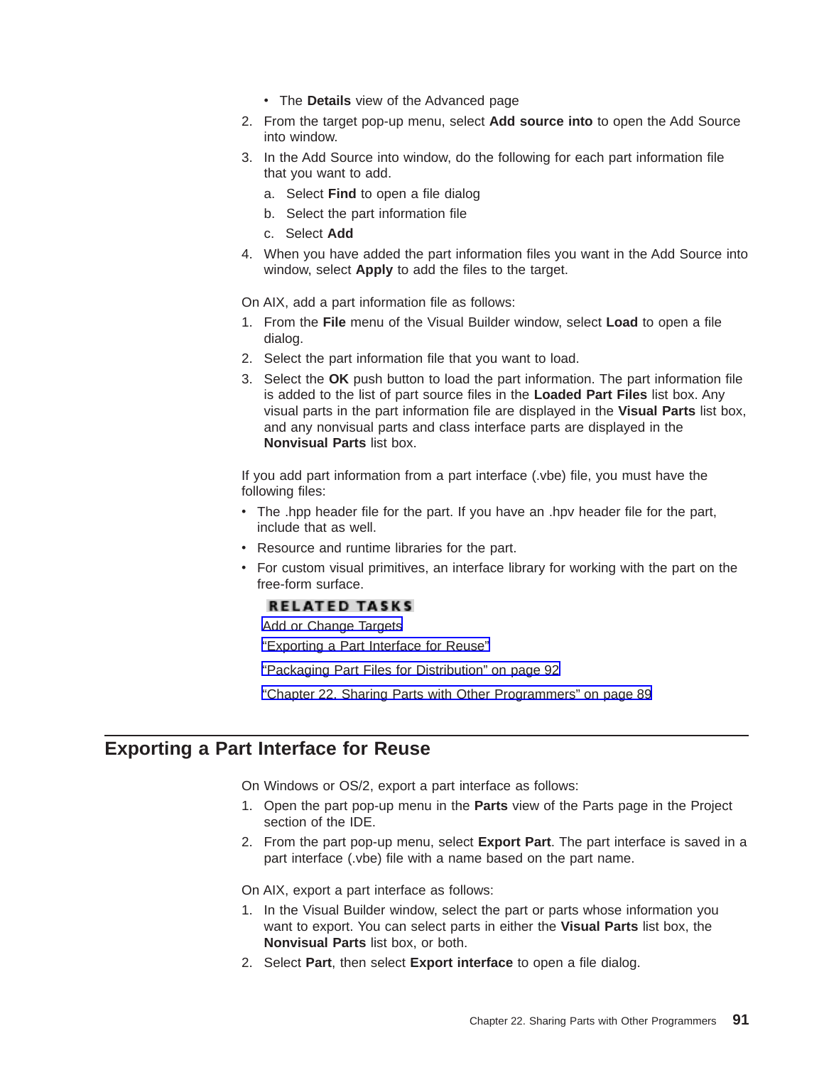- The **Details** view of the Advanced page

2. From the target pop-up menu, select **Add source into** to open the Add Source into window.
3. In the Add Source into window, do the following for each part information file that you want to add.
   a. Select **Find** to open a file dialog
   b. Select the part information file
   c. Select **Add**
4. When you have added the part information files you want in the Add Source into window, select **Apply** to add the files to the target.

On AIX, add a part information file as follows:

1. From the **File** menu of the Visual Builder window, select **Load** to open a file dialog.
2. Select the part information file that you want to load.
3. Select the **OK** push button to load the part information. The part information file is added to the list of part source files in the **Loaded Part Files** list box. Any visual parts in the part information file are displayed in the **Visual Parts** list box, and any nonvisual parts and class interface parts are displayed in the **Nonvisual Parts** list box.

If you add part information from a part interface (.vbe) file, you must have the following files:

- The .hpp header file for the part. If you have an .hpv header file for the part, include that as well.
- Resource and runtime libraries for the part.
- For custom visual primitives, an interface library for working with the part on the free-form surface.

**RELATED TASKS**

Add or Change Targets

“Exporting a Part Interface for Reuse”

“Packaging Part Files for Distribution” on page 92

“Chapter 22. Sharing Parts with Other Programmers” on page 89

## Exporting a Part Interface for Reuse

On Windows or OS/2, export a part interface as follows:

1. Open the part pop-up menu in the **Parts** view of the Parts page in the Project section of the IDE.
2. From the part pop-up menu, select **Export Part**. The part interface is saved in a part interface (.vbe) file with a name based on the part name.

On AIX, export a part interface as follows:

1. In the Visual Builder window, select the part or parts whose information you want to export. You can select parts in either the **Visual Parts** list box, the **Nonvisual Parts** list box, or both.
2. Select **Part**, then select **Export interface** to open a file dialog.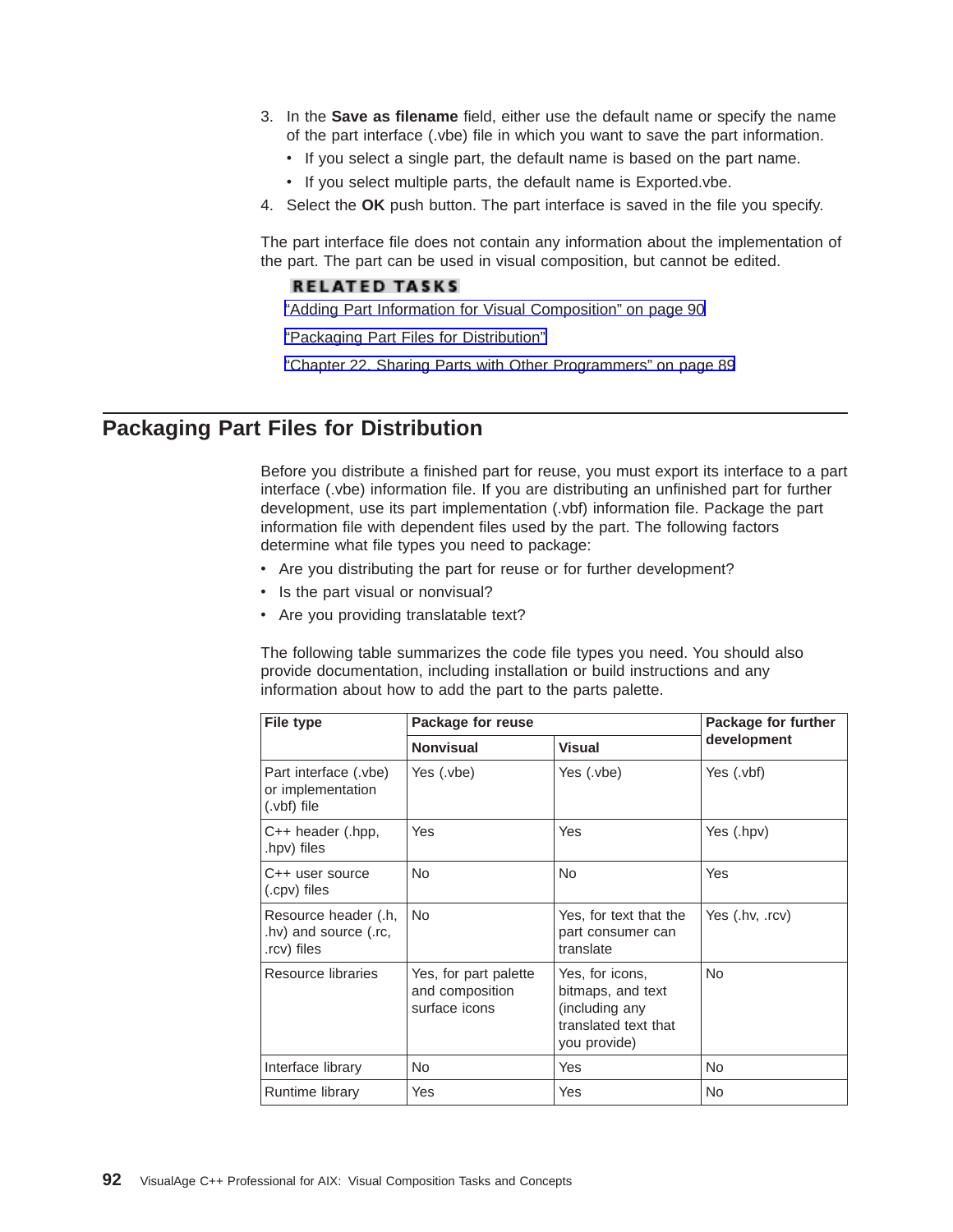3. In the **Save as filename** field, either use the default name or specify the name of the part interface (.vbe) file in which you want to save the part information.
   - If you select a single part, the default name is based on the part name.
   - If you select multiple parts, the default name is Exported.vbe.
4. Select the **OK** push button. The part interface is saved in the file you specify.

The part interface file does not contain any information about the implementation of the part. The part can be used in visual composition, but cannot be edited.

**RELATED TASKS**

"Adding Part Information for Visual Composition" on page 90

"Packaging Part Files for Distribution"

"Chapter 22. Sharing Parts with Other Programmers" on page 89

## Packaging Part Files for Distribution

Before you distribute a finished part for reuse, you must export its interface to a part interface (.vbe) information file. If you are distributing an unfinished part for further development, use its part implementation (.vbf) information file. Package the part information file with dependent files used by the part. The following factors determine what file types you need to package:

- Are you distributing the part for reuse or for further development?
- Is the part visual or nonvisual?
- Are you providing translatable text?

The following table summarizes the code file types you need. You should also provide documentation, including installation or build instructions and any information about how to add the part to the parts palette.

| File type | Package for reuse | | Package for further development |
|---|---|---|---|
| | **Nonvisual** | **Visual** | |
| Part interface (.vbe) or implementation (.vbf) file | Yes (.vbe) | Yes (.vbe) | Yes (.vbf) |
| C++ header (.hpp, .hpv) files | Yes | Yes | Yes (.hpv) |
| C++ user source (.cpv) files | No | No | Yes |
| Resource header (.h, .hv) and source (.rc, .rcv) files | No | Yes, for text that the part consumer can translate | Yes (.hv, .rcv) |
| Resource libraries | Yes, for part palette and composition surface icons | Yes, for icons, bitmaps, and text (including any translated text that you provide) | No |
| Interface library | No | Yes | No |
| Runtime library | Yes | Yes | No |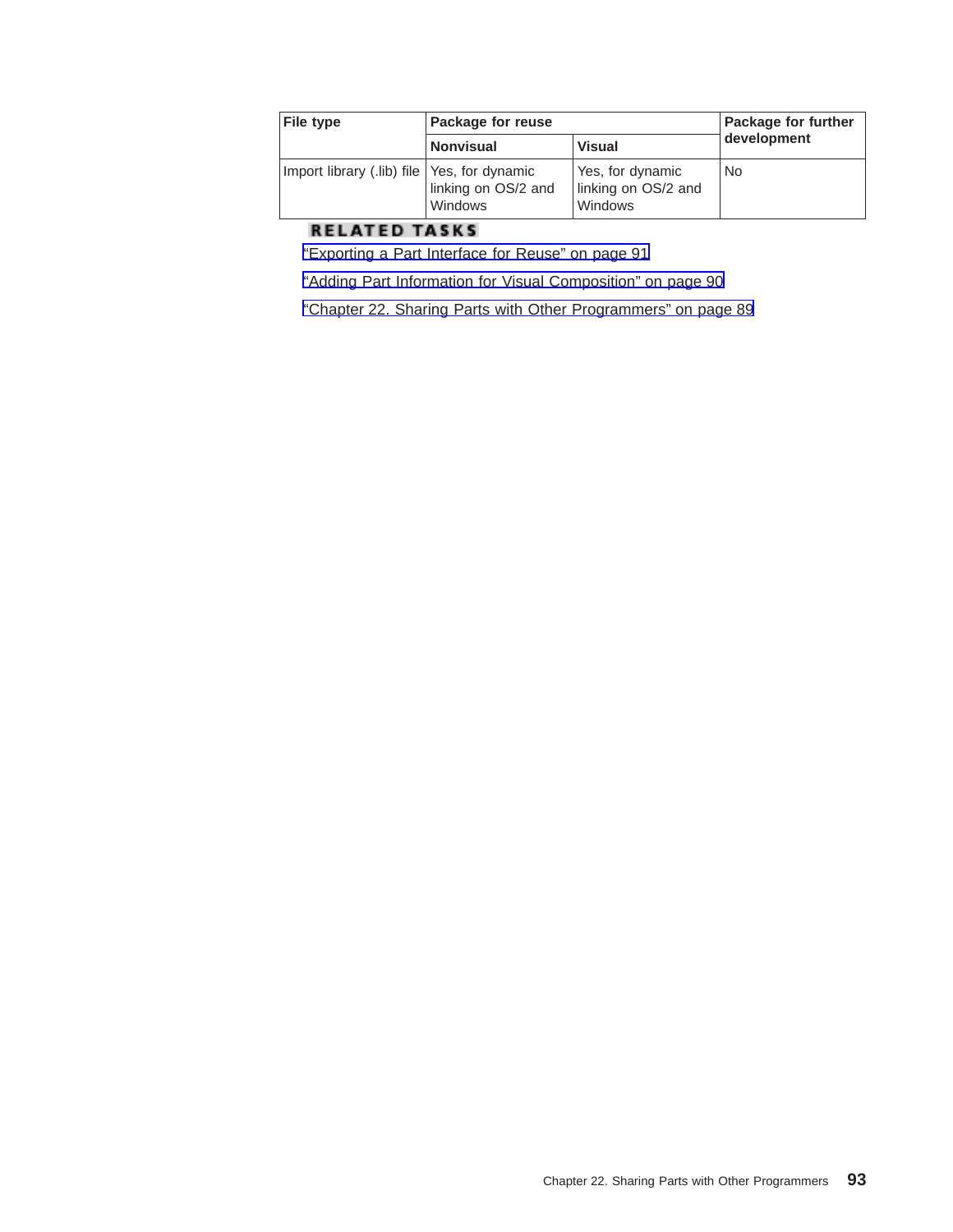| File type | Package for reuse | | Package for further development |
|---|---|---|---|
| | Nonvisual | Visual | |
| Import library (.lib) file | Yes, for dynamic linking on OS/2 and Windows | Yes, for dynamic linking on OS/2 and Windows | No |

**RELATED TASKS**

"Exporting a Part Interface for Reuse" on page 91

"Adding Part Information for Visual Composition" on page 90

"Chapter 22. Sharing Parts with Other Programmers" on page 89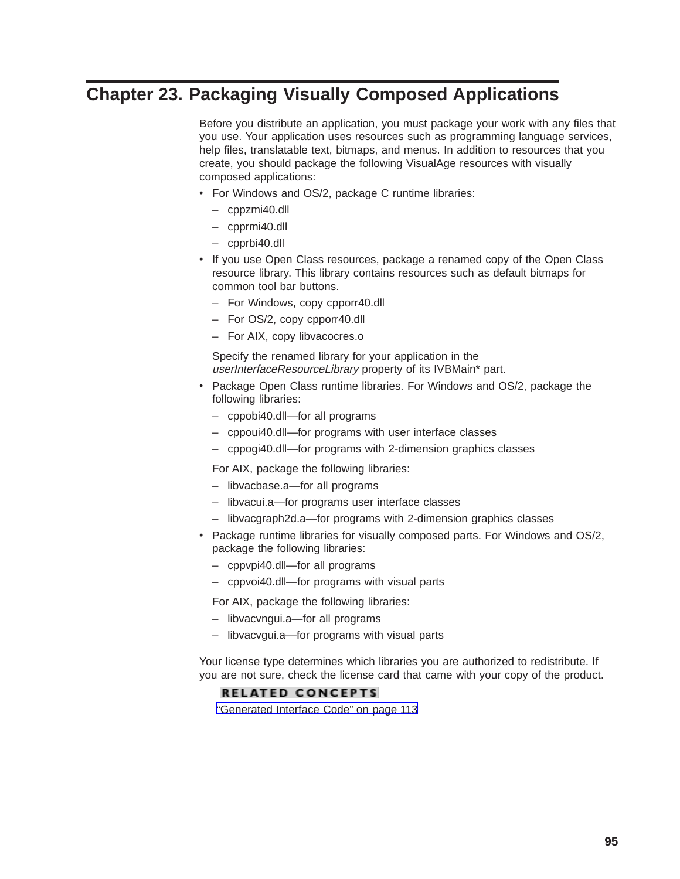# Chapter 23. Packaging Visually Composed Applications

Before you distribute an application, you must package your work with any files that you use. Your application uses resources such as programming language services, help files, translatable text, bitmaps, and menus. In addition to resources that you create, you should package the following VisualAge resources with visually composed applications:

- For Windows and OS/2, package C runtime libraries:
  - cppzmi40.dll
  - cpprmi40.dll
  - cpprbi40.dll
- If you use Open Class resources, package a renamed copy of the Open Class resource library. This library contains resources such as default bitmaps for common tool bar buttons.
  - For Windows, copy cpporr40.dll
  - For OS/2, copy cpporr40.dll
  - For AIX, copy libvacocres.o

  Specify the renamed library for your application in the *userInterfaceResourceLibrary* property of its IVBMain* part.
- Package Open Class runtime libraries. For Windows and OS/2, package the following libraries:
  - cppobi40.dll—for all programs
  - cppoui40.dll—for programs with user interface classes
  - cppogi40.dll—for programs with 2-dimension graphics classes

  For AIX, package the following libraries:
  - libvacbase.a—for all programs
  - libvacui.a—for programs user interface classes
  - libvacgraph2d.a—for programs with 2-dimension graphics classes
- Package runtime libraries for visually composed parts. For Windows and OS/2, package the following libraries:
  - cppvpi40.dll—for all programs
  - cppvoi40.dll—for programs with visual parts

  For AIX, package the following libraries:
  - libvacvngui.a—for all programs
  - libvacvgui.a—for programs with visual parts

Your license type determines which libraries you are authorized to redistribute. If you are not sure, check the license card that came with your copy of the product.

**RELATED CONCEPTS**

"Generated Interface Code" on page 113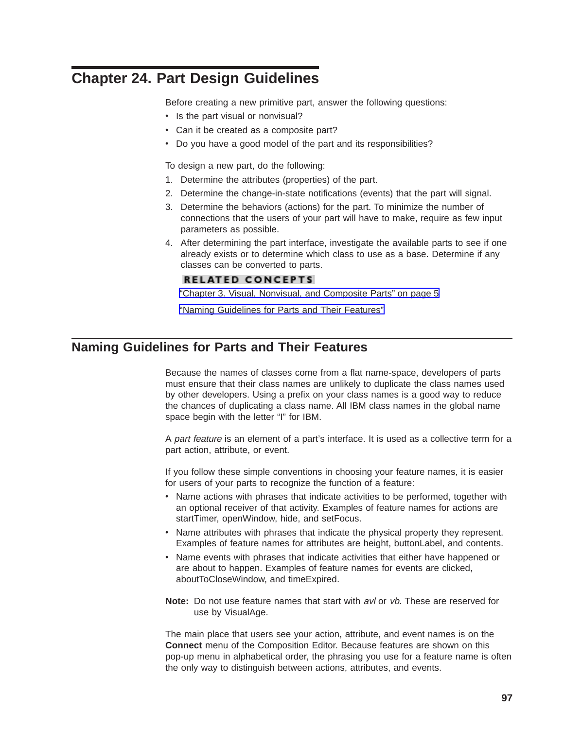# Chapter 24. Part Design Guidelines

Before creating a new primitive part, answer the following questions:

- Is the part visual or nonvisual?
- Can it be created as a composite part?
- Do you have a good model of the part and its responsibilities?

To design a new part, do the following:

1. Determine the attributes (properties) of the part.
2. Determine the change-in-state notifications (events) that the part will signal.
3. Determine the behaviors (actions) for the part. To minimize the number of connections that the users of your part will have to make, require as few input parameters as possible.
4. After determining the part interface, investigate the available parts to see if one already exists or to determine which class to use as a base. Determine if any classes can be converted to parts.

**RELATED CONCEPTS**

"Chapter 3. Visual, Nonvisual, and Composite Parts" on page 5

"Naming Guidelines for Parts and Their Features"

## Naming Guidelines for Parts and Their Features

Because the names of classes come from a flat name-space, developers of parts must ensure that their class names are unlikely to duplicate the class names used by other developers. Using a prefix on your class names is a good way to reduce the chances of duplicating a class name. All IBM class names in the global name space begin with the letter "I" for IBM.

A *part feature* is an element of a part's interface. It is used as a collective term for a part action, attribute, or event.

If you follow these simple conventions in choosing your feature names, it is easier for users of your parts to recognize the function of a feature:

- Name actions with phrases that indicate activities to be performed, together with an optional receiver of that activity. Examples of feature names for actions are startTimer, openWindow, hide, and setFocus.
- Name attributes with phrases that indicate the physical property they represent. Examples of feature names for attributes are height, buttonLabel, and contents.
- Name events with phrases that indicate activities that either have happened or are about to happen. Examples of feature names for events are clicked, aboutToCloseWindow, and timeExpired.

**Note:** Do not use feature names that start with *avl* or *vb*. These are reserved for use by VisualAge.

The main place that users see your action, attribute, and event names is on the **Connect** menu of the Composition Editor. Because features are shown on this pop-up menu in alphabetical order, the phrasing you use for a feature name is often the only way to distinguish between actions, attributes, and events.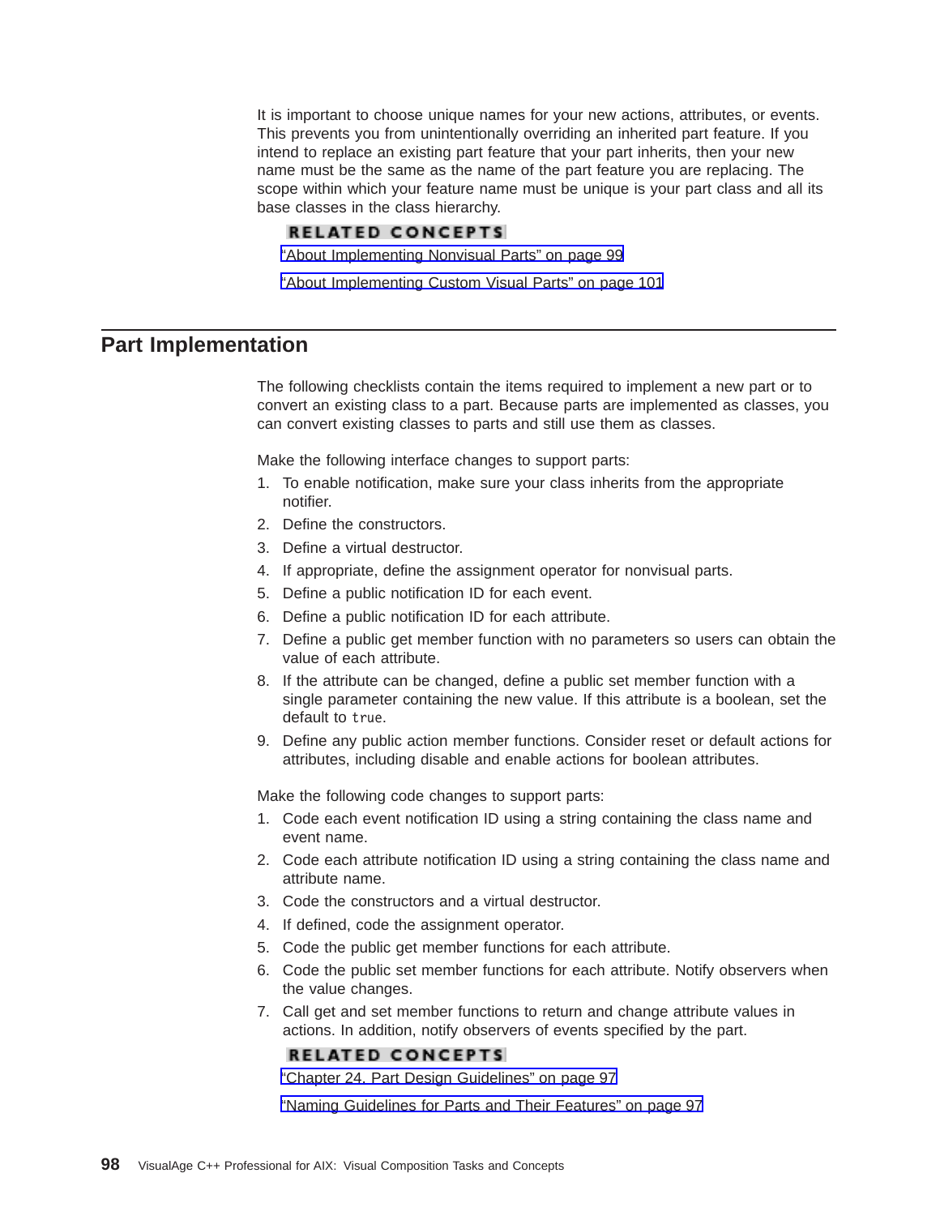It is important to choose unique names for your new actions, attributes, or events. This prevents you from unintentionally overriding an inherited part feature. If you intend to replace an existing part feature that your part inherits, then your new name must be the same as the name of the part feature you are replacing. The scope within which your feature name must be unique is your part class and all its base classes in the class hierarchy.

**RELATED CONCEPTS**

"About Implementing Nonvisual Parts" on page 99

"About Implementing Custom Visual Parts" on page 101

## Part Implementation

The following checklists contain the items required to implement a new part or to convert an existing class to a part. Because parts are implemented as classes, you can convert existing classes to parts and still use them as classes.

Make the following interface changes to support parts:

1. To enable notification, make sure your class inherits from the appropriate notifier.
2. Define the constructors.
3. Define a virtual destructor.
4. If appropriate, define the assignment operator for nonvisual parts.
5. Define a public notification ID for each event.
6. Define a public notification ID for each attribute.
7. Define a public get member function with no parameters so users can obtain the value of each attribute.
8. If the attribute can be changed, define a public set member function with a single parameter containing the new value. If this attribute is a boolean, set the default to `true`.
9. Define any public action member functions. Consider reset or default actions for attributes, including disable and enable actions for boolean attributes.

Make the following code changes to support parts:

1. Code each event notification ID using a string containing the class name and event name.
2. Code each attribute notification ID using a string containing the class name and attribute name.
3. Code the constructors and a virtual destructor.
4. If defined, code the assignment operator.
5. Code the public get member functions for each attribute.
6. Code the public set member functions for each attribute. Notify observers when the value changes.
7. Call get and set member functions to return and change attribute values in actions. In addition, notify observers of events specified by the part.

**RELATED CONCEPTS**

"Chapter 24. Part Design Guidelines" on page 97

"Naming Guidelines for Parts and Their Features" on page 97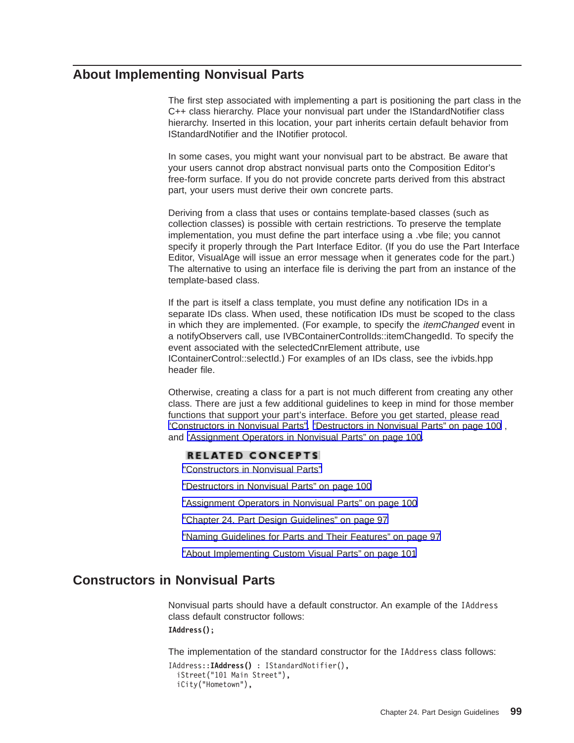## About Implementing Nonvisual Parts

The first step associated with implementing a part is positioning the part class in the C++ class hierarchy. Place your nonvisual part under the IStandardNotifier class hierarchy. Inserted in this location, your part inherits certain default behavior from IStandardNotifier and the INotifier protocol.

In some cases, you might want your nonvisual part to be abstract. Be aware that your users cannot drop abstract nonvisual parts onto the Composition Editor's free-form surface. If you do not provide concrete parts derived from this abstract part, your users must derive their own concrete parts.

Deriving from a class that uses or contains template-based classes (such as collection classes) is possible with certain restrictions. To preserve the template implementation, you must define the part interface using a .vbe file; you cannot specify it properly through the Part Interface Editor. (If you do use the Part Interface Editor, VisualAge will issue an error message when it generates code for the part.) The alternative to using an interface file is deriving the part from an instance of the template-based class.

If the part is itself a class template, you must define any notification IDs in a separate IDs class. When used, these notification IDs must be scoped to the class in which they are implemented. (For example, to specify the *itemChanged* event in a notifyObservers call, use IVBContainerControlIds::itemChangedId. To specify the event associated with the selectedCnrElement attribute, use IContainerControl::selectId.) For examples of an IDs class, see the ivbids.hpp header file.

Otherwise, creating a class for a part is not much different from creating any other class. There are just a few additional guidelines to keep in mind for those member functions that support your part's interface. Before you get started, please read "Constructors in Nonvisual Parts", "Destructors in Nonvisual Parts" on page 100 , and "Assignment Operators in Nonvisual Parts" on page 100.

**RELATED CONCEPTS**

"Constructors in Nonvisual Parts"

"Destructors in Nonvisual Parts" on page 100

"Assignment Operators in Nonvisual Parts" on page 100

"Chapter 24. Part Design Guidelines" on page 97

"Naming Guidelines for Parts and Their Features" on page 97

"About Implementing Custom Visual Parts" on page 101

## Constructors in Nonvisual Parts

Nonvisual parts should have a default constructor. An example of the `IAddress` class default constructor follows:

```
IAddress();
```

The implementation of the standard constructor for the `IAddress` class follows:

```
IAddress::IAddress() : IStandardNotifier(),
  iStreet("101 Main Street"),
  iCity("Hometown"),
```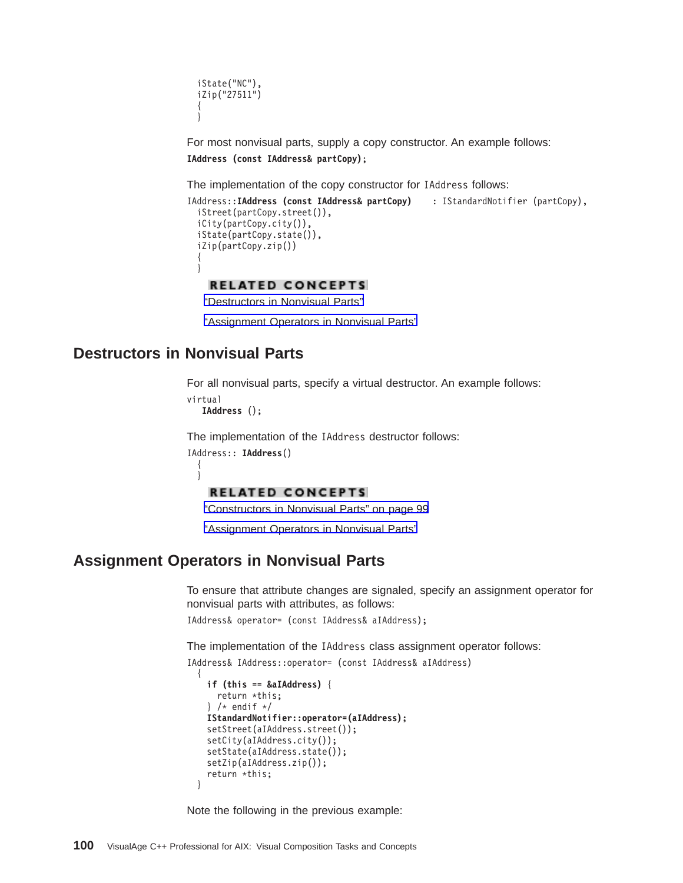```
  iState("NC"),
  iZip("27511")
  {
  }
```

For most nonvisual parts, supply a copy constructor. An example follows:

```
IAddress (const IAddress& partCopy);
```

The implementation of the copy constructor for IAddress follows:

```
IAddress::IAddress (const IAddress& partCopy)    : IStandardNotifier (partCopy),
  iStreet(partCopy.street()),
  iCity(partCopy.city()),
  iState(partCopy.state()),
  iZip(partCopy.zip())
  {
  }
```

**RELATED CONCEPTS**

"Destructors in Nonvisual Parts"

"Assignment Operators in Nonvisual Parts"

## Destructors in Nonvisual Parts

For all nonvisual parts, specify a virtual destructor. An example follows:

```
virtual
   IAddress ();
```

The implementation of the IAddress destructor follows:

```
IAddress:: IAddress()
  {
  }
```

**RELATED CONCEPTS**

"Constructors in Nonvisual Parts" on page 99

"Assignment Operators in Nonvisual Parts"

## Assignment Operators in Nonvisual Parts

To ensure that attribute changes are signaled, specify an assignment operator for nonvisual parts with attributes, as follows:

```
IAddress& operator= (const IAddress& aIAddress);
```

The implementation of the IAddress class assignment operator follows:

```
IAddress& IAddress::operator= (const IAddress& aIAddress)
  {
    if (this == &aIAddress) {
      return *this;
    } /* endif */
    IStandardNotifier::operator=(aIAddress);
    setStreet(aIAddress.street());
    setCity(aIAddress.city());
    setState(aIAddress.state());
    setZip(aIAddress.zip());
    return *this;
  }
```

Note the following in the previous example: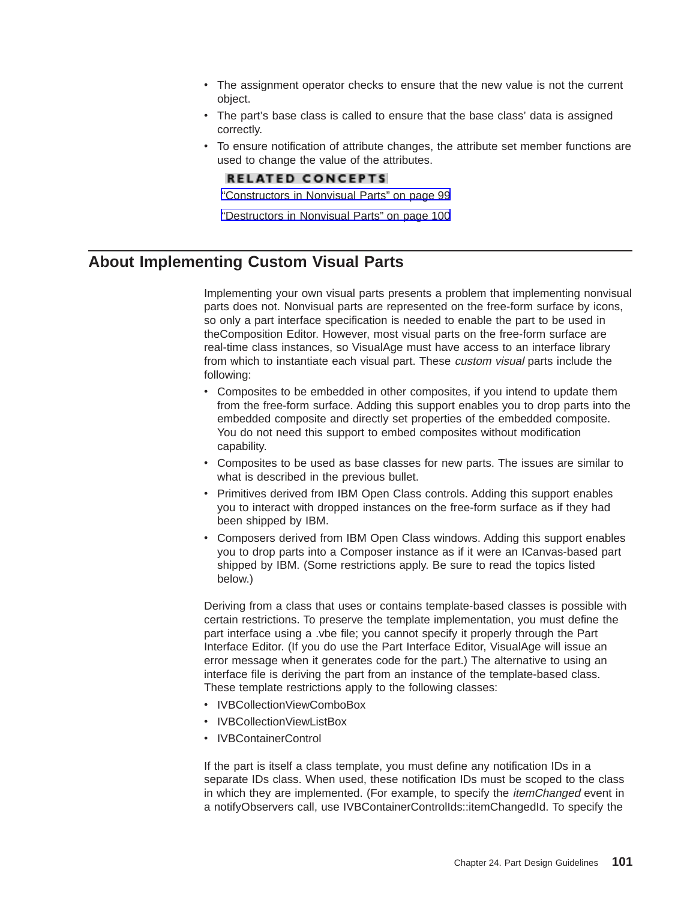- The assignment operator checks to ensure that the new value is not the current object.
- The part's base class is called to ensure that the base class' data is assigned correctly.
- To ensure notification of attribute changes, the attribute set member functions are used to change the value of the attributes.

**RELATED CONCEPTS**

"Constructors in Nonvisual Parts" on page 99

"Destructors in Nonvisual Parts" on page 100

## About Implementing Custom Visual Parts

Implementing your own visual parts presents a problem that implementing nonvisual parts does not. Nonvisual parts are represented on the free-form surface by icons, so only a part interface specification is needed to enable the part to be used in theComposition Editor. However, most visual parts on the free-form surface are real-time class instances, so VisualAge must have access to an interface library from which to instantiate each visual part. These *custom visual* parts include the following:

- Composites to be embedded in other composites, if you intend to update them from the free-form surface. Adding this support enables you to drop parts into the embedded composite and directly set properties of the embedded composite. You do not need this support to embed composites without modification capability.
- Composites to be used as base classes for new parts. The issues are similar to what is described in the previous bullet.
- Primitives derived from IBM Open Class controls. Adding this support enables you to interact with dropped instances on the free-form surface as if they had been shipped by IBM.
- Composers derived from IBM Open Class windows. Adding this support enables you to drop parts into a Composer instance as if it were an ICanvas-based part shipped by IBM. (Some restrictions apply. Be sure to read the topics listed below.)

Deriving from a class that uses or contains template-based classes is possible with certain restrictions. To preserve the template implementation, you must define the part interface using a .vbe file; you cannot specify it properly through the Part Interface Editor. (If you do use the Part Interface Editor, VisualAge will issue an error message when it generates code for the part.) The alternative to using an interface file is deriving the part from an instance of the template-based class. These template restrictions apply to the following classes:

- IVBCollectionViewComboBox
- IVBCollectionViewListBox
- IVBContainerControl

If the part is itself a class template, you must define any notification IDs in a separate IDs class. When used, these notification IDs must be scoped to the class in which they are implemented. (For example, to specify the *itemChanged* event in a notifyObservers call, use IVBContainerControlIds::itemChangedId. To specify the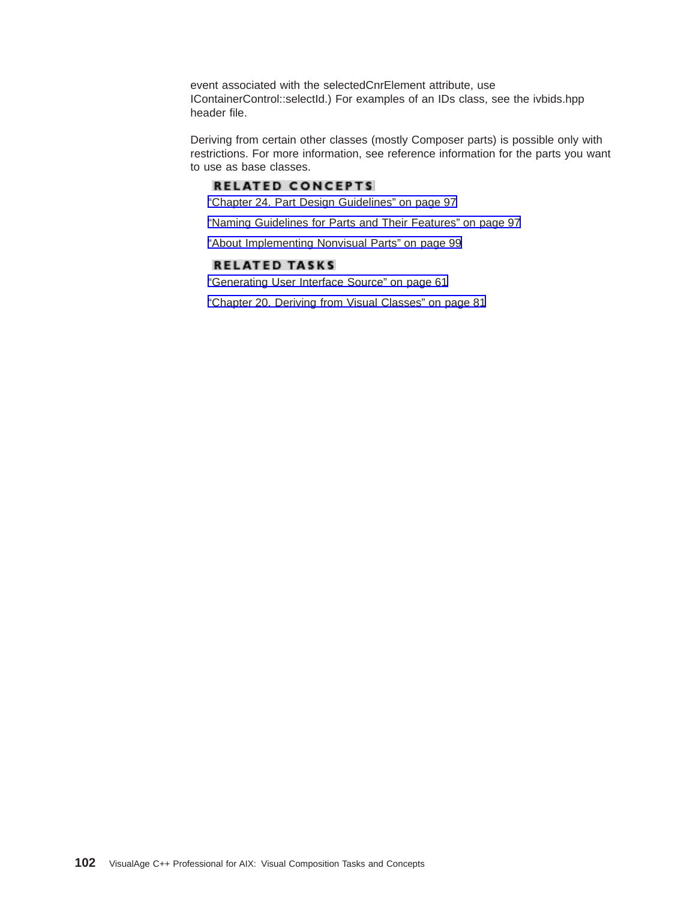event associated with the selectedCnrElement attribute, use IContainerControl::selectId.) For examples of an IDs class, see the ivbids.hpp header file.

Deriving from certain other classes (mostly Composer parts) is possible only with restrictions. For more information, see reference information for the parts you want to use as base classes.

**RELATED CONCEPTS**

"Chapter 24. Part Design Guidelines" on page 97

"Naming Guidelines for Parts and Their Features" on page 97

"About Implementing Nonvisual Parts" on page 99

**RELATED TASKS**

"Generating User Interface Source" on page 61

"Chapter 20. Deriving from Visual Classes" on page 81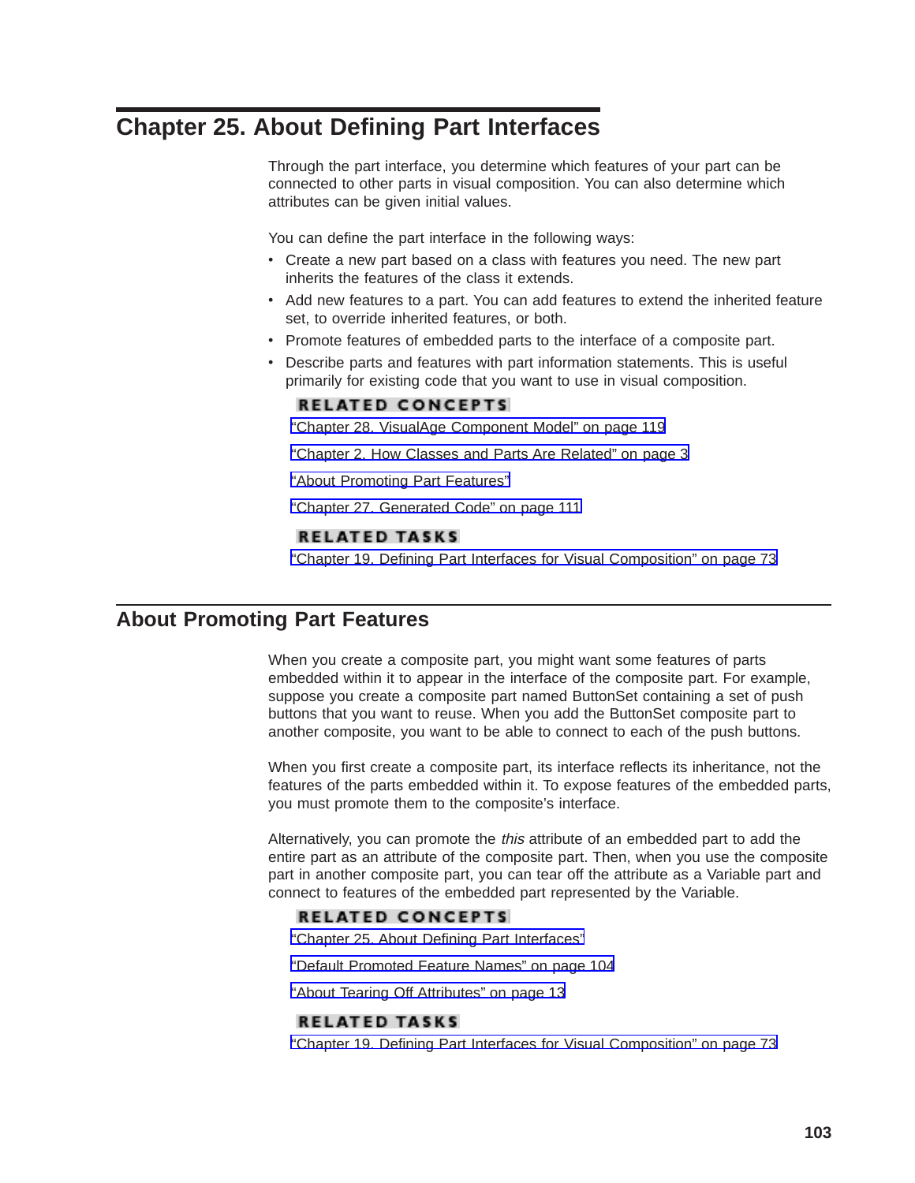# Chapter 25. About Defining Part Interfaces

Through the part interface, you determine which features of your part can be connected to other parts in visual composition. You can also determine which attributes can be given initial values.

You can define the part interface in the following ways:

- Create a new part based on a class with features you need. The new part inherits the features of the class it extends.
- Add new features to a part. You can add features to extend the inherited feature set, to override inherited features, or both.
- Promote features of embedded parts to the interface of a composite part.
- Describe parts and features with part information statements. This is useful primarily for existing code that you want to use in visual composition.

**RELATED CONCEPTS**

"Chapter 28. VisualAge Component Model" on page 119

"Chapter 2. How Classes and Parts Are Related" on page 3

"About Promoting Part Features"

"Chapter 27. Generated Code" on page 111

**RELATED TASKS**

"Chapter 19. Defining Part Interfaces for Visual Composition" on page 73

## About Promoting Part Features

When you create a composite part, you might want some features of parts embedded within it to appear in the interface of the composite part. For example, suppose you create a composite part named ButtonSet containing a set of push buttons that you want to reuse. When you add the ButtonSet composite part to another composite, you want to be able to connect to each of the push buttons.

When you first create a composite part, its interface reflects its inheritance, not the features of the parts embedded within it. To expose features of the embedded parts, you must promote them to the composite's interface.

Alternatively, you can promote the *this* attribute of an embedded part to add the entire part as an attribute of the composite part. Then, when you use the composite part in another composite part, you can tear off the attribute as a Variable part and connect to features of the embedded part represented by the Variable.

**RELATED CONCEPTS**

"Chapter 25. About Defining Part Interfaces"

"Default Promoted Feature Names" on page 104

"About Tearing Off Attributes" on page 13

**RELATED TASKS**

"Chapter 19. Defining Part Interfaces for Visual Composition" on page 73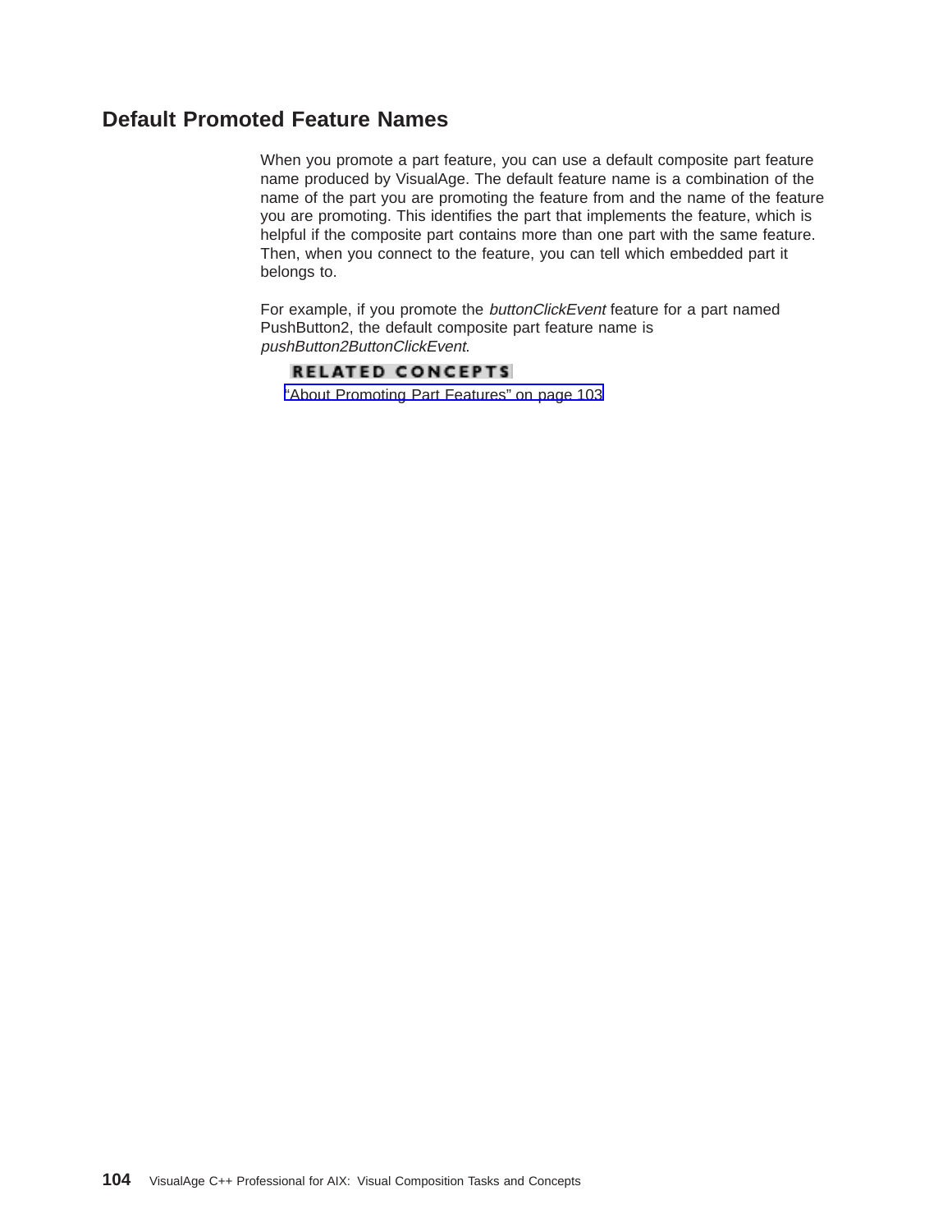## Default Promoted Feature Names

When you promote a part feature, you can use a default composite part feature name produced by VisualAge. The default feature name is a combination of the name of the part you are promoting the feature from and the name of the feature you are promoting. This identifies the part that implements the feature, which is helpful if the composite part contains more than one part with the same feature. Then, when you connect to the feature, you can tell which embedded part it belongs to.

For example, if you promote the *buttonClickEvent* feature for a part named PushButton2, the default composite part feature name is *pushButton2ButtonClickEvent*.

**RELATED CONCEPTS**

"About Promoting Part Features" on page 103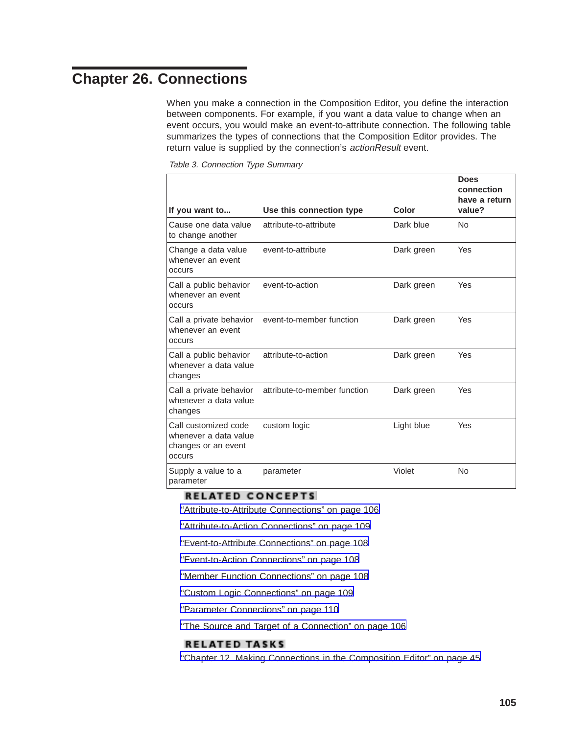# Chapter 26. Connections

When you make a connection in the Composition Editor, you define the interaction between components. For example, if you want a data value to change when an event occurs, you would make an event-to-attribute connection. The following table summarizes the types of connections that the Composition Editor provides. The return value is supplied by the connection's *actionResult* event.

*Table 3. Connection Type Summary*

| If you want to... | Use this connection type | Color | Does connection have a return value? |
|---|---|---|---|
| Cause one data value to change another | attribute-to-attribute | Dark blue | No |
| Change a data value whenever an event occurs | event-to-attribute | Dark green | Yes |
| Call a public behavior whenever an event occurs | event-to-action | Dark green | Yes |
| Call a private behavior whenever an event occurs | event-to-member function | Dark green | Yes |
| Call a public behavior whenever a data value changes | attribute-to-action | Dark green | Yes |
| Call a private behavior whenever a data value changes | attribute-to-member function | Dark green | Yes |
| Call customized code whenever a data value changes or an event occurs | custom logic | Light blue | Yes |
| Supply a value to a parameter | parameter | Violet | No |

**RELATED CONCEPTS**

"Attribute-to-Attribute Connections" on page 106

"Attribute-to-Action Connections" on page 109

"Event-to-Attribute Connections" on page 108

"Event-to-Action Connections" on page 108

"Member Function Connections" on page 108

"Custom Logic Connections" on page 109

"Parameter Connections" on page 110

"The Source and Target of a Connection" on page 106

**RELATED TASKS**

"Chapter 12. Making Connections in the Composition Editor" on page 45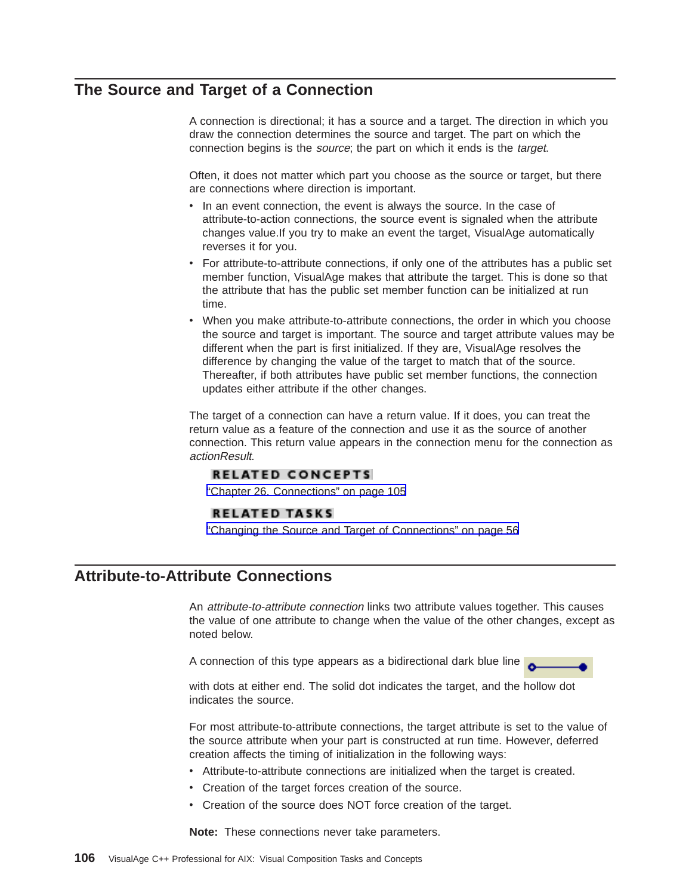## The Source and Target of a Connection

A connection is directional; it has a source and a target. The direction in which you draw the connection determines the source and target. The part on which the connection begins is the *source*; the part on which it ends is the *target*.

Often, it does not matter which part you choose as the source or target, but there are connections where direction is important.

- In an event connection, the event is always the source. In the case of attribute-to-action connections, the source event is signaled when the attribute changes value.If you try to make an event the target, VisualAge automatically reverses it for you.
- For attribute-to-attribute connections, if only one of the attributes has a public set member function, VisualAge makes that attribute the target. This is done so that the attribute that has the public set member function can be initialized at run time.
- When you make attribute-to-attribute connections, the order in which you choose the source and target is important. The source and target attribute values may be different when the part is first initialized. If they are, VisualAge resolves the difference by changing the value of the target to match that of the source. Thereafter, if both attributes have public set member functions, the connection updates either attribute if the other changes.

The target of a connection can have a return value. If it does, you can treat the return value as a feature of the connection and use it as the source of another connection. This return value appears in the connection menu for the connection as *actionResult*.

**RELATED CONCEPTS**

"Chapter 26. Connections" on page 105

**RELATED TASKS**

"Changing the Source and Target of Connections" on page 56

## Attribute-to-Attribute Connections

An *attribute-to-attribute connection* links two attribute values together. This causes the value of one attribute to change when the value of the other changes, except as noted below.

A connection of this type appears as a bidirectional dark blue line with dots at either end. The solid dot indicates the target, and the hollow dot indicates the source.

For most attribute-to-attribute connections, the target attribute is set to the value of the source attribute when your part is constructed at run time. However, deferred creation affects the timing of initialization in the following ways:

- Attribute-to-attribute connections are initialized when the target is created.
- Creation of the target forces creation of the source.
- Creation of the source does NOT force creation of the target.

**Note:** These connections never take parameters.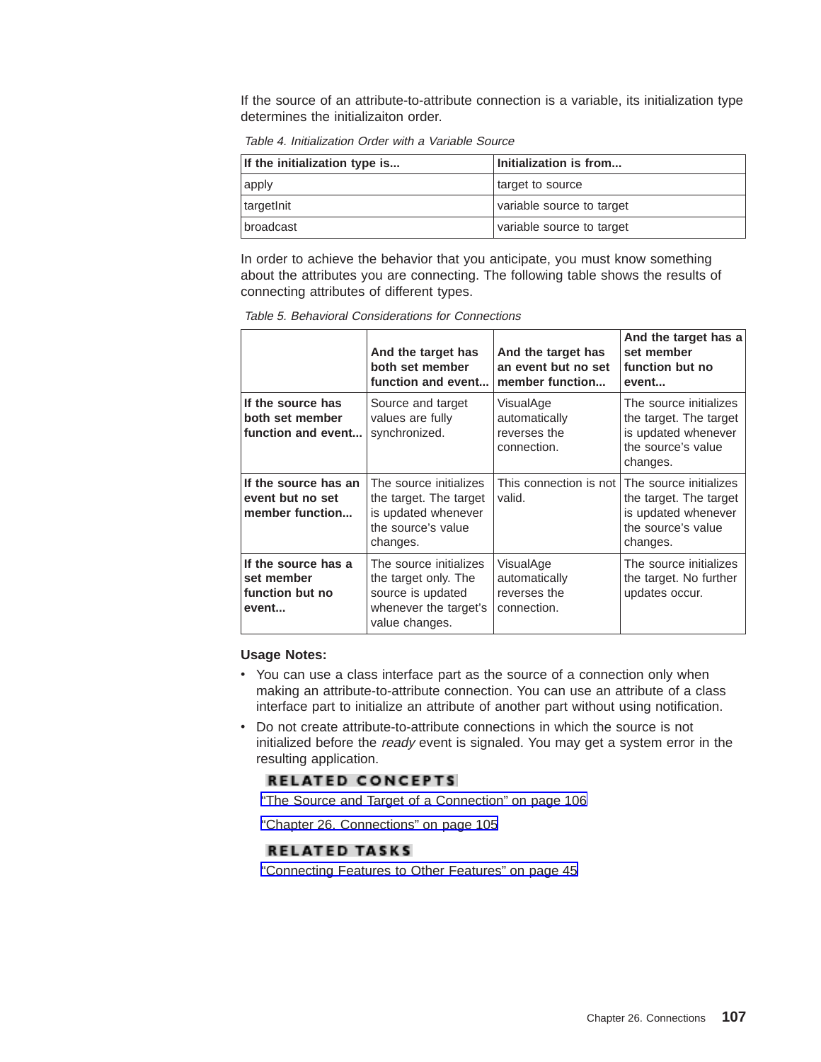If the source of an attribute-to-attribute connection is a variable, its initialization type determines the initializaiton order.

Table 4. Initialization Order with a Variable Source

| If the initialization type is... | Initialization is from... |
| --- | --- |
| apply | target to source |
| targetInit | variable source to target |
| broadcast | variable source to target |

In order to achieve the behavior that you anticipate, you must know something about the attributes you are connecting. The following table shows the results of connecting attributes of different types.

Table 5. Behavioral Considerations for Connections

| | And the target has both set member function and event... | And the target has an event but no set member function... | And the target has a set member function but no event... |
| --- | --- | --- | --- |
| **If the source has both set member function and event...** | Source and target values are fully synchronized. | VisualAge automatically reverses the connection. | The source initializes the target. The target is updated whenever the source's value changes. |
| **If the source has an event but no set member function...** | The source initializes the target. The target is updated whenever the source's value changes. | This connection is not valid. | The source initializes the target. The target is updated whenever the source's value changes. |
| **If the source has a set member function but no event...** | The source initializes the target only. The source is updated whenever the target's value changes. | VisualAge automatically reverses the connection. | The source initializes the target. No further updates occur. |

**Usage Notes:**

- You can use a class interface part as the source of a connection only when making an attribute-to-attribute connection. You can use an attribute of a class interface part to initialize an attribute of another part without using notification.
- Do not create attribute-to-attribute connections in which the source is not initialized before the *ready* event is signaled. You may get a system error in the resulting application.

**RELATED CONCEPTS**

"The Source and Target of a Connection" on page 106

"Chapter 26. Connections" on page 105

**RELATED TASKS**

"Connecting Features to Other Features" on page 45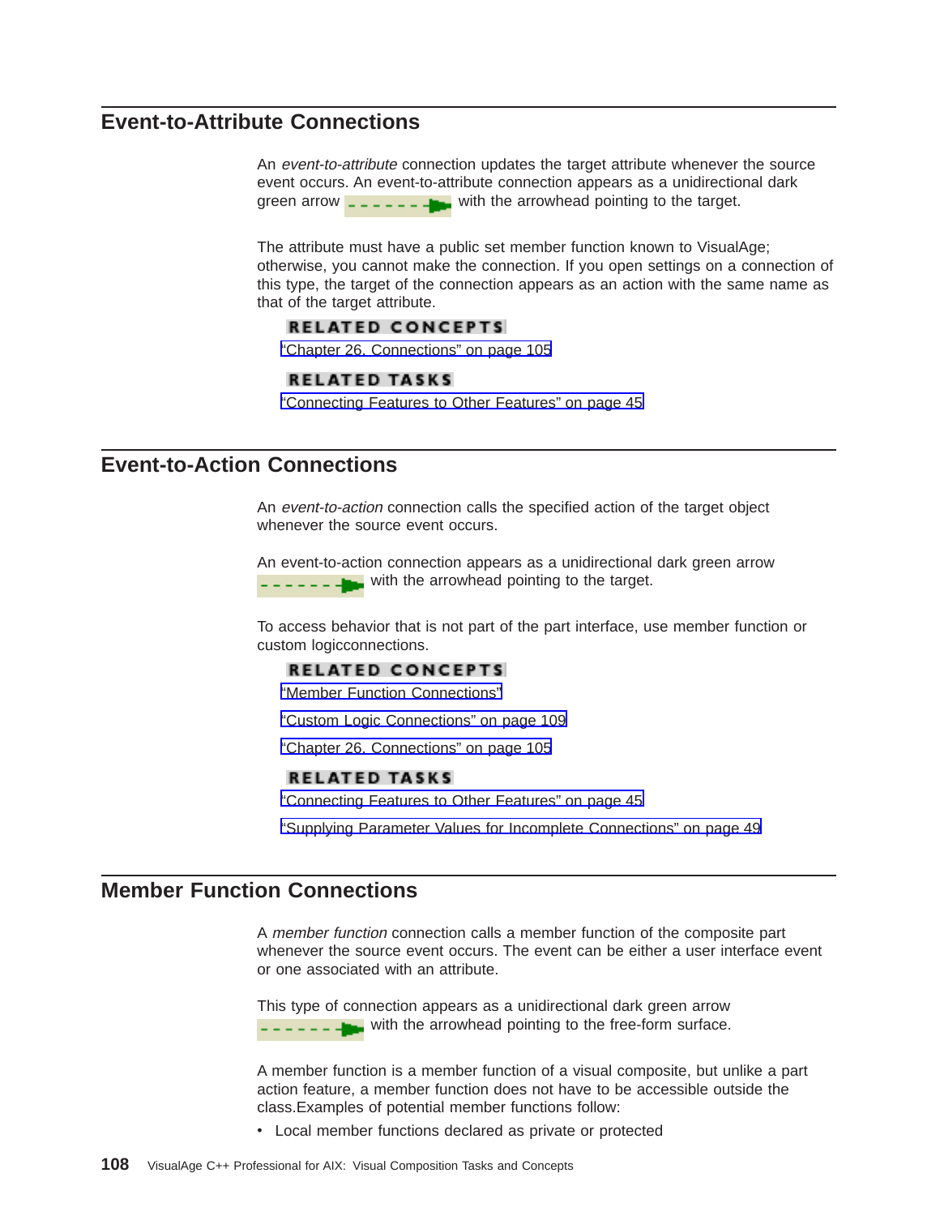## Event-to-Attribute Connections

An *event-to-attribute* connection updates the target attribute whenever the source event occurs. An event-to-attribute connection appears as a unidirectional dark green arrow with the arrowhead pointing to the target.

The attribute must have a public set member function known to VisualAge; otherwise, you cannot make the connection. If you open settings on a connection of this type, the target of the connection appears as an action with the same name as that of the target attribute.

**RELATED CONCEPTS**

"Chapter 26. Connections" on page 105

**RELATED TASKS**

"Connecting Features to Other Features" on page 45

## Event-to-Action Connections

An *event-to-action* connection calls the specified action of the target object whenever the source event occurs.

An event-to-action connection appears as a unidirectional dark green arrow with the arrowhead pointing to the target.

To access behavior that is not part of the part interface, use member function or custom logicconnections.

**RELATED CONCEPTS**

"Member Function Connections"

"Custom Logic Connections" on page 109

"Chapter 26. Connections" on page 105

**RELATED TASKS**

"Connecting Features to Other Features" on page 45

"Supplying Parameter Values for Incomplete Connections" on page 49

## Member Function Connections

A *member function* connection calls a member function of the composite part whenever the source event occurs. The event can be either a user interface event or one associated with an attribute.

This type of connection appears as a unidirectional dark green arrow with the arrowhead pointing to the free-form surface.

A member function is a member function of a visual composite, but unlike a part action feature, a member function does not have to be accessible outside the class.Examples of potential member functions follow:

- Local member functions declared as private or protected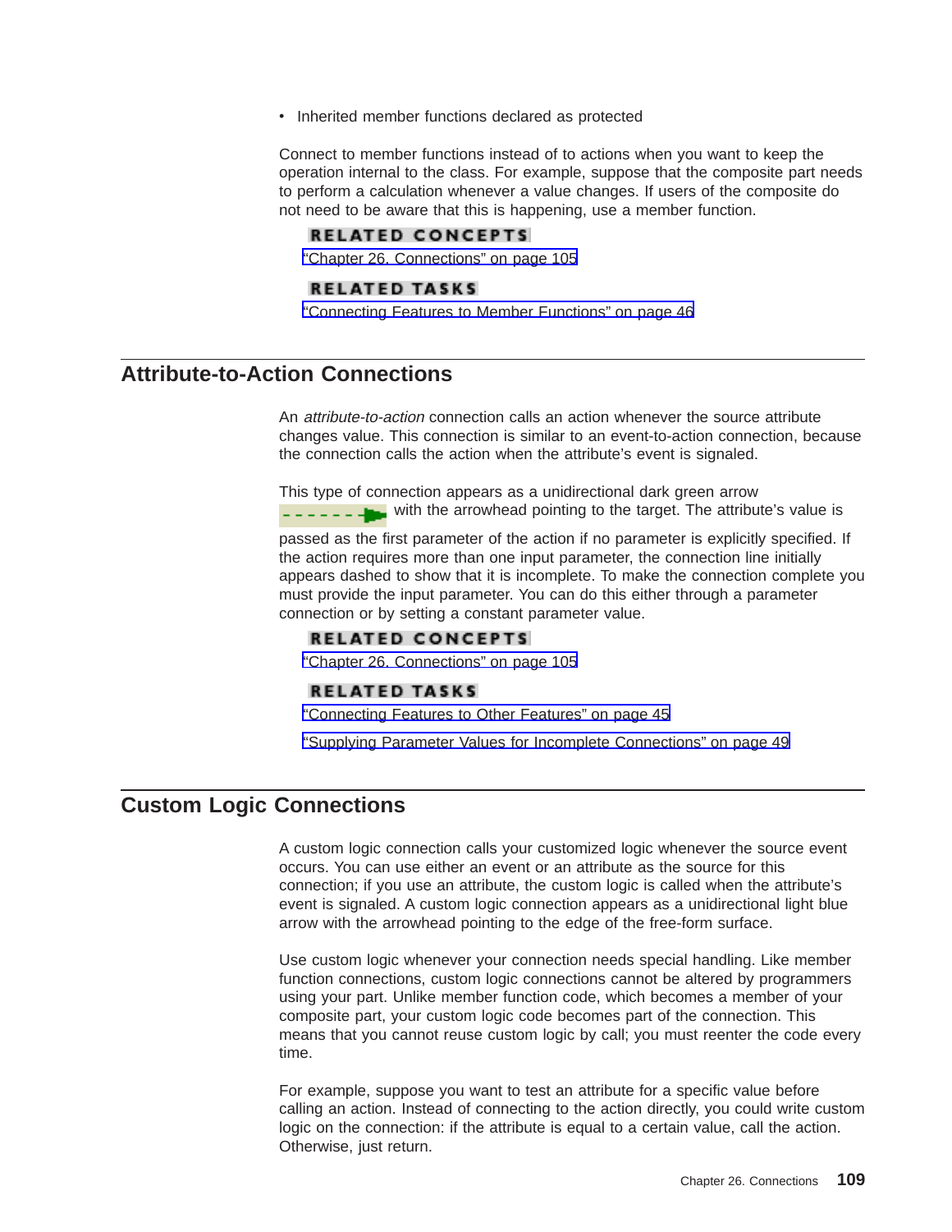- Inherited member functions declared as protected

Connect to member functions instead of to actions when you want to keep the operation internal to the class. For example, suppose that the composite part needs to perform a calculation whenever a value changes. If users of the composite do not need to be aware that this is happening, use a member function.

**RELATED CONCEPTS**

"Chapter 26. Connections" on page 105

**RELATED TASKS**

"Connecting Features to Member Functions" on page 46

## Attribute-to-Action Connections

An *attribute-to-action* connection calls an action whenever the source attribute changes value. This connection is similar to an event-to-action connection, because the connection calls the action when the attribute's event is signaled.

This type of connection appears as a unidirectional dark green arrow with the arrowhead pointing to the target. The attribute's value is passed as the first parameter of the action if no parameter is explicitly specified. If the action requires more than one input parameter, the connection line initially appears dashed to show that it is incomplete. To make the connection complete you must provide the input parameter. You can do this either through a parameter connection or by setting a constant parameter value.

**RELATED CONCEPTS**

"Chapter 26. Connections" on page 105

**RELATED TASKS**

"Connecting Features to Other Features" on page 45

"Supplying Parameter Values for Incomplete Connections" on page 49

## Custom Logic Connections

A custom logic connection calls your customized logic whenever the source event occurs. You can use either an event or an attribute as the source for this connection; if you use an attribute, the custom logic is called when the attribute's event is signaled. A custom logic connection appears as a unidirectional light blue arrow with the arrowhead pointing to the edge of the free-form surface.

Use custom logic whenever your connection needs special handling. Like member function connections, custom logic connections cannot be altered by programmers using your part. Unlike member function code, which becomes a member of your composite part, your custom logic code becomes part of the connection. This means that you cannot reuse custom logic by call; you must reenter the code every time.

For example, suppose you want to test an attribute for a specific value before calling an action. Instead of connecting to the action directly, you could write custom logic on the connection: if the attribute is equal to a certain value, call the action. Otherwise, just return.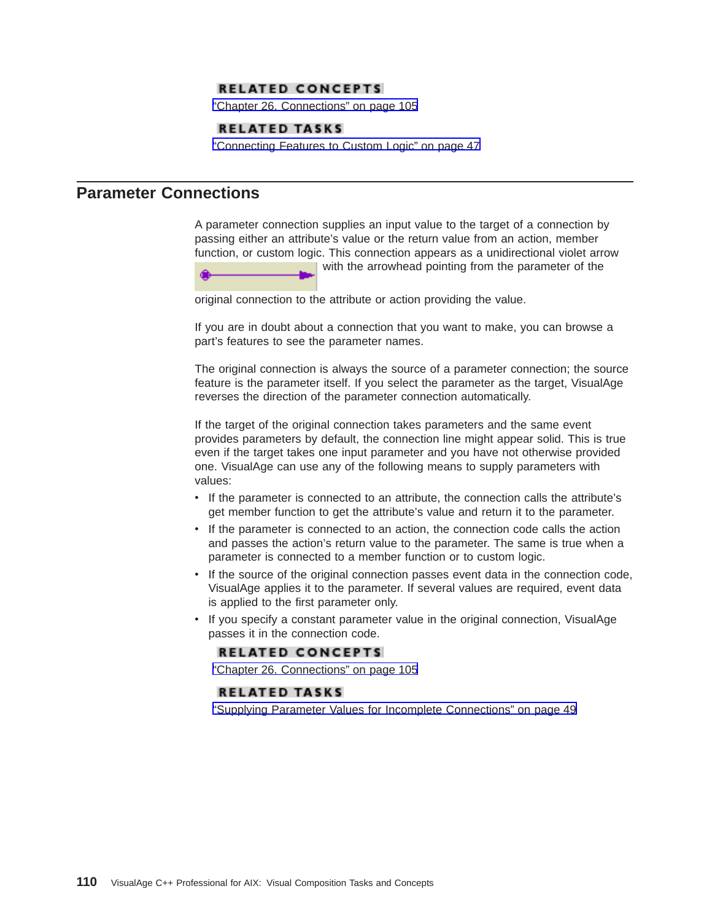**RELATED CONCEPTS**

"Chapter 26. Connections" on page 105

**RELATED TASKS**

"Connecting Features to Custom Logic" on page 47

## Parameter Connections

A parameter connection supplies an input value to the target of a connection by passing either an attribute's value or the return value from an action, member function, or custom logic. This connection appears as a unidirectional violet arrow with the arrowhead pointing from the parameter of the original connection to the attribute or action providing the value.

If you are in doubt about a connection that you want to make, you can browse a part's features to see the parameter names.

The original connection is always the source of a parameter connection; the source feature is the parameter itself. If you select the parameter as the target, VisualAge reverses the direction of the parameter connection automatically.

If the target of the original connection takes parameters and the same event provides parameters by default, the connection line might appear solid. This is true even if the target takes one input parameter and you have not otherwise provided one. VisualAge can use any of the following means to supply parameters with values:

- If the parameter is connected to an attribute, the connection calls the attribute's get member function to get the attribute's value and return it to the parameter.
- If the parameter is connected to an action, the connection code calls the action and passes the action's return value to the parameter. The same is true when a parameter is connected to a member function or to custom logic.
- If the source of the original connection passes event data in the connection code, VisualAge applies it to the parameter. If several values are required, event data is applied to the first parameter only.
- If you specify a constant parameter value in the original connection, VisualAge passes it in the connection code.

**RELATED CONCEPTS**

"Chapter 26. Connections" on page 105

**RELATED TASKS**

"Supplying Parameter Values for Incomplete Connections" on page 49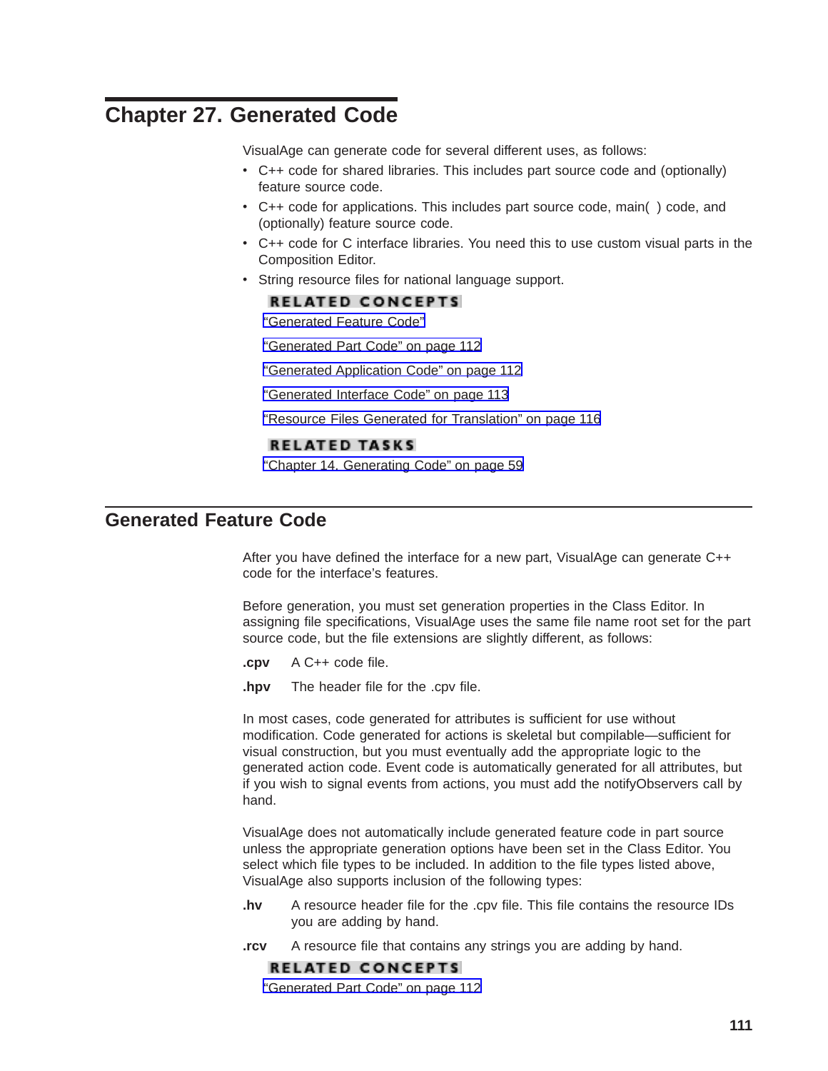# Chapter 27. Generated Code

VisualAge can generate code for several different uses, as follows:

- C++ code for shared libraries. This includes part source code and (optionally) feature source code.
- C++ code for applications. This includes part source code, main( ) code, and (optionally) feature source code.
- C++ code for C interface libraries. You need this to use custom visual parts in the Composition Editor.
- String resource files for national language support.

**RELATED CONCEPTS**

"Generated Feature Code"

"Generated Part Code" on page 112

"Generated Application Code" on page 112

"Generated Interface Code" on page 113

"Resource Files Generated for Translation" on page 116

**RELATED TASKS**

"Chapter 14. Generating Code" on page 59

## Generated Feature Code

After you have defined the interface for a new part, VisualAge can generate C++ code for the interface's features.

Before generation, you must set generation properties in the Class Editor. In assigning file specifications, VisualAge uses the same file name root set for the part source code, but the file extensions are slightly different, as follows:

**.cpv** A C++ code file.

**.hpv** The header file for the .cpv file.

In most cases, code generated for attributes is sufficient for use without modification. Code generated for actions is skeletal but compilable—sufficient for visual construction, but you must eventually add the appropriate logic to the generated action code. Event code is automatically generated for all attributes, but if you wish to signal events from actions, you must add the notifyObservers call by hand.

VisualAge does not automatically include generated feature code in part source unless the appropriate generation options have been set in the Class Editor. You select which file types to be included. In addition to the file types listed above, VisualAge also supports inclusion of the following types:

**.hv** A resource header file for the .cpv file. This file contains the resource IDs you are adding by hand.

**.rcv** A resource file that contains any strings you are adding by hand.

**RELATED CONCEPTS**

"Generated Part Code" on page 112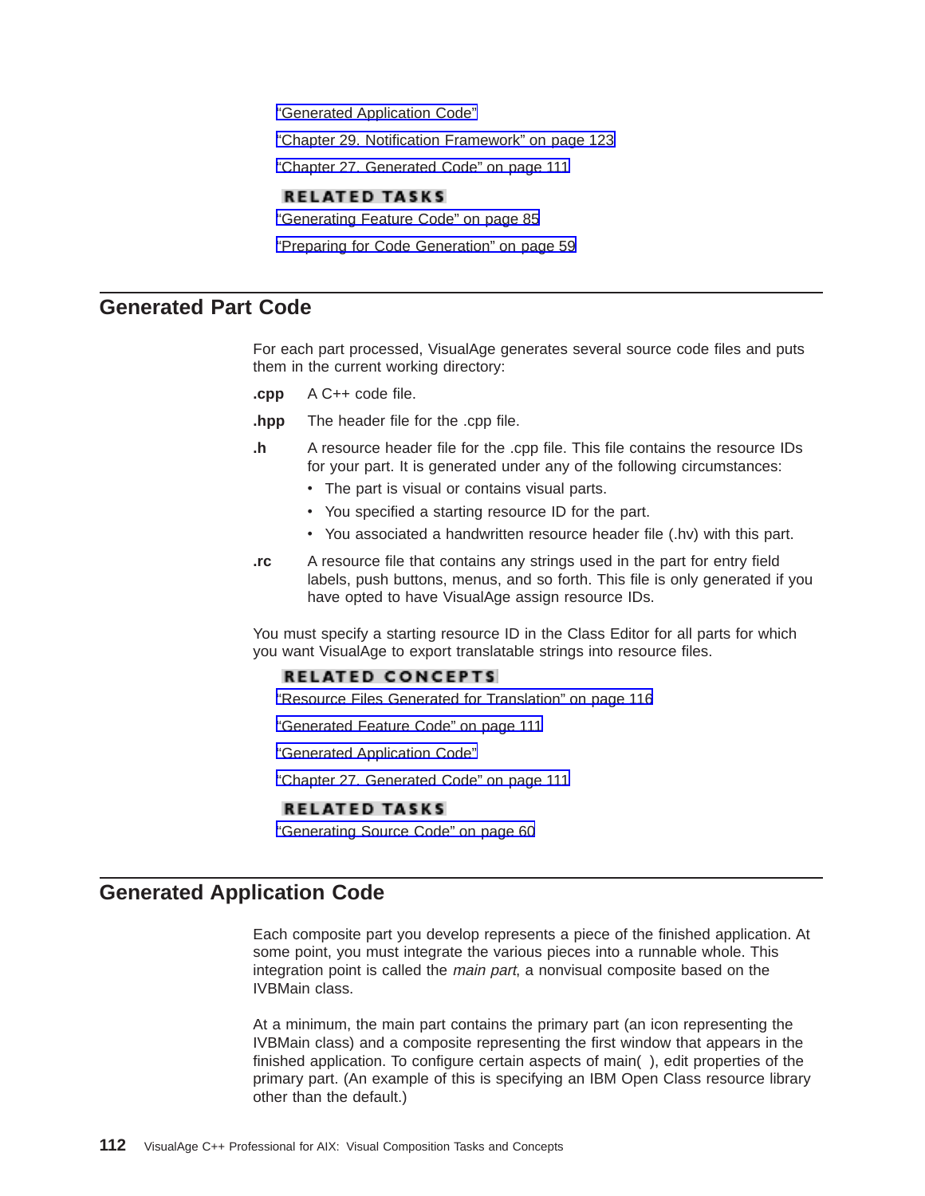"Generated Application Code"

"Chapter 29. Notification Framework" on page 123

"Chapter 27. Generated Code" on page 111

**RELATED TASKS**

"Generating Feature Code" on page 85

"Preparing for Code Generation" on page 59

## Generated Part Code

For each part processed, VisualAge generates several source code files and puts them in the current working directory:

**.cpp**
A C++ code file.

**.hpp**
The header file for the .cpp file.

**.h**
A resource header file for the .cpp file. This file contains the resource IDs for your part. It is generated under any of the following circumstances:

- The part is visual or contains visual parts.
- You specified a starting resource ID for the part.
- You associated a handwritten resource header file (.hv) with this part.

**.rc**
A resource file that contains any strings used in the part for entry field labels, push buttons, menus, and so forth. This file is only generated if you have opted to have VisualAge assign resource IDs.

You must specify a starting resource ID in the Class Editor for all parts for which you want VisualAge to export translatable strings into resource files.

**RELATED CONCEPTS**

"Resource Files Generated for Translation" on page 116

"Generated Feature Code" on page 111

"Generated Application Code"

"Chapter 27. Generated Code" on page 111

**RELATED TASKS**

"Generating Source Code" on page 60

## Generated Application Code

Each composite part you develop represents a piece of the finished application. At some point, you must integrate the various pieces into a runnable whole. This integration point is called the *main part*, a nonvisual composite based on the IVBMain class.

At a minimum, the main part contains the primary part (an icon representing the IVBMain class) and a composite representing the first window that appears in the finished application. To configure certain aspects of main( ), edit properties of the primary part. (An example of this is specifying an IBM Open Class resource library other than the default.)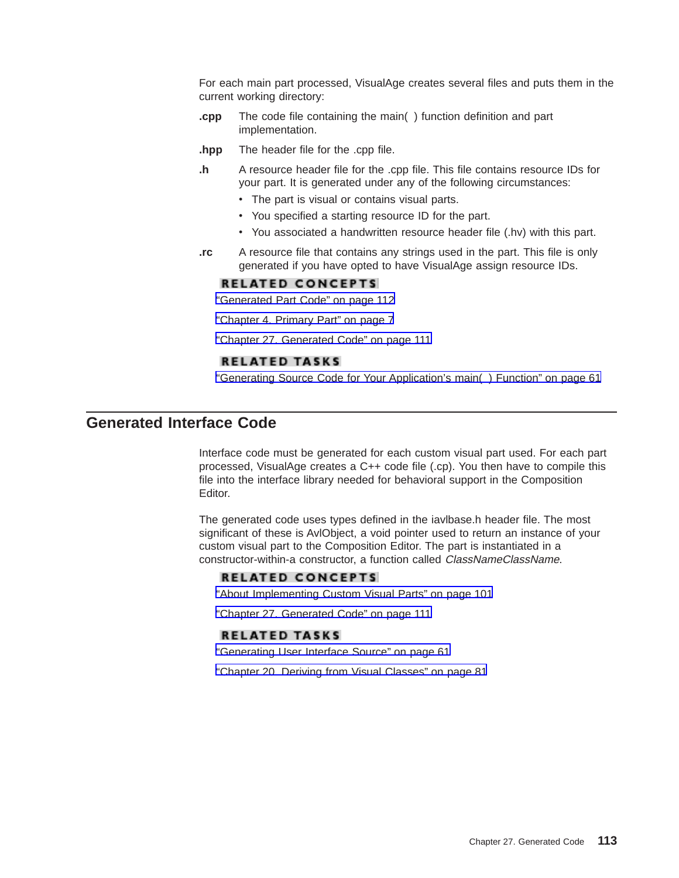For each main part processed, VisualAge creates several files and puts them in the current working directory:

**.cpp** The code file containing the main( ) function definition and part implementation.

**.hpp** The header file for the .cpp file.

**.h** A resource header file for the .cpp file. This file contains resource IDs for your part. It is generated under any of the following circumstances:

- The part is visual or contains visual parts.
- You specified a starting resource ID for the part.
- You associated a handwritten resource header file (.hv) with this part.

**.rc** A resource file that contains any strings used in the part. This file is only generated if you have opted to have VisualAge assign resource IDs.

**RELATED CONCEPTS**

"Generated Part Code" on page 112

"Chapter 4. Primary Part" on page 7

"Chapter 27. Generated Code" on page 111

**RELATED TASKS**

"Generating Source Code for Your Application's main( ) Function" on page 61

## Generated Interface Code

Interface code must be generated for each custom visual part used. For each part processed, VisualAge creates a C++ code file (.cp). You then have to compile this file into the interface library needed for behavioral support in the Composition Editor.

The generated code uses types defined in the iavlbase.h header file. The most significant of these is AvlObject, a void pointer used to return an instance of your custom visual part to the Composition Editor. The part is instantiated in a constructor-within-a constructor, a function called *ClassNameClassName*.

**RELATED CONCEPTS**

"About Implementing Custom Visual Parts" on page 101

"Chapter 27. Generated Code" on page 111

**RELATED TASKS**

"Generating User Interface Source" on page 61

"Chapter 20. Deriving from Visual Classes" on page 81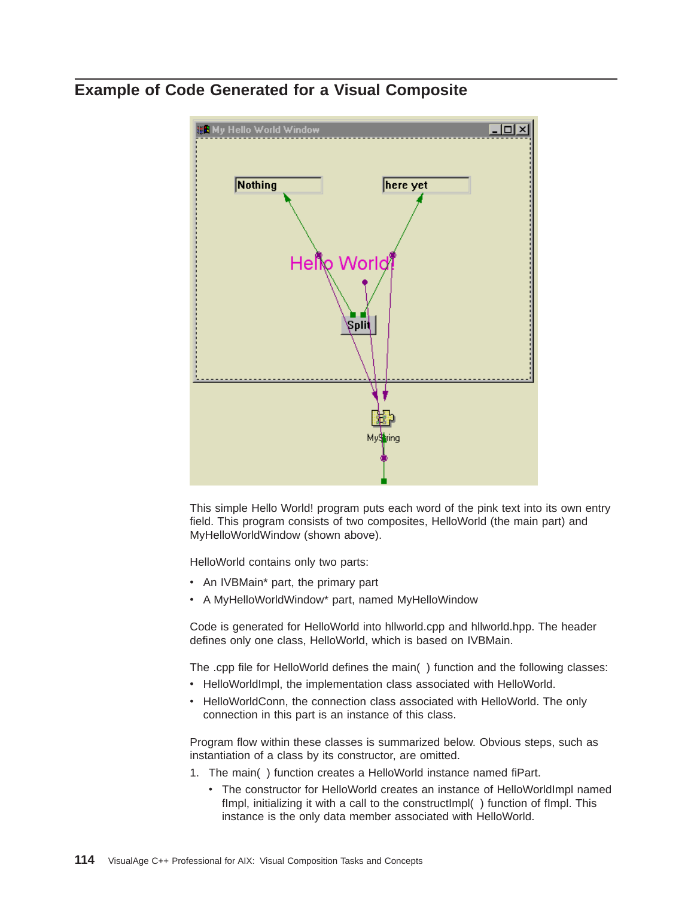## Example of Code Generated for a Visual Composite

This simple Hello World! program puts each word of the pink text into its own entry field. This program consists of two composites, HelloWorld (the main part) and MyHelloWorldWindow (shown above).

HelloWorld contains only two parts:

- An IVBMain* part, the primary part
- A MyHelloWorldWindow* part, named MyHelloWindow

Code is generated for HelloWorld into hllworld.cpp and hllworld.hpp. The header defines only one class, HelloWorld, which is based on IVBMain.

The .cpp file for HelloWorld defines the main( ) function and the following classes:

- HelloWorldImpl, the implementation class associated with HelloWorld.
- HelloWorldConn, the connection class associated with HelloWorld. The only connection in this part is an instance of this class.

Program flow within these classes is summarized below. Obvious steps, such as instantiation of a class by its constructor, are omitted.

1. The main( ) function creates a HelloWorld instance named fiPart.
   - The constructor for HelloWorld creates an instance of HelloWorldImpl named fImpl, initializing it with a call to the constructImpl( ) function of fImpl. This instance is the only data member associated with HelloWorld.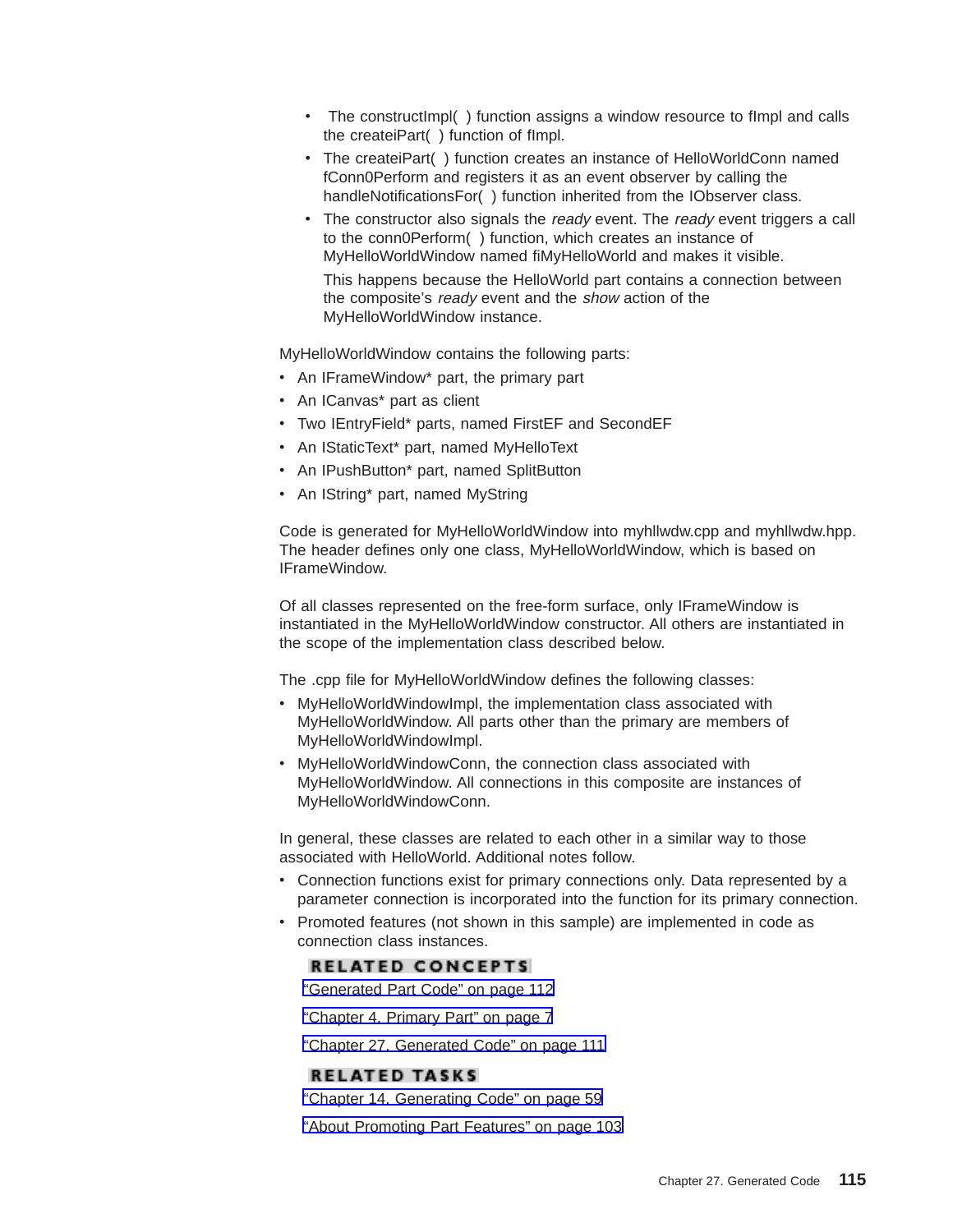- The constructImpl( ) function assigns a window resource to fImpl and calls the createiPart( ) function of fImpl.
- The createiPart( ) function creates an instance of HelloWorldConn named fConn0Perform and registers it as an event observer by calling the handleNotificationsFor( ) function inherited from the IObserver class.
- The constructor also signals the *ready* event. The *ready* event triggers a call to the conn0Perform( ) function, which creates an instance of MyHelloWorldWindow named fiMyHelloWorld and makes it visible.

  This happens because the HelloWorld part contains a connection between the composite's *ready* event and the *show* action of the MyHelloWorldWindow instance.

MyHelloWorldWindow contains the following parts:

- An IFrameWindow* part, the primary part
- An ICanvas* part as client
- Two IEntryField* parts, named FirstEF and SecondEF
- An IStaticText* part, named MyHelloText
- An IPushButton* part, named SplitButton
- An IString* part, named MyString

Code is generated for MyHelloWorldWindow into myhllwdw.cpp and myhllwdw.hpp. The header defines only one class, MyHelloWorldWindow, which is based on IFrameWindow.

Of all classes represented on the free-form surface, only IFrameWindow is instantiated in the MyHelloWorldWindow constructor. All others are instantiated in the scope of the implementation class described below.

The .cpp file for MyHelloWorldWindow defines the following classes:

- MyHelloWorldWindowImpl, the implementation class associated with MyHelloWorldWindow. All parts other than the primary are members of MyHelloWorldWindowImpl.
- MyHelloWorldWindowConn, the connection class associated with MyHelloWorldWindow. All connections in this composite are instances of MyHelloWorldWindowConn.

In general, these classes are related to each other in a similar way to those associated with HelloWorld. Additional notes follow.

- Connection functions exist for primary connections only. Data represented by a parameter connection is incorporated into the function for its primary connection.
- Promoted features (not shown in this sample) are implemented in code as connection class instances.

**RELATED CONCEPTS**

"Generated Part Code" on page 112

"Chapter 4. Primary Part" on page 7

"Chapter 27. Generated Code" on page 111

**RELATED TASKS**

"Chapter 14. Generating Code" on page 59

"About Promoting Part Features" on page 103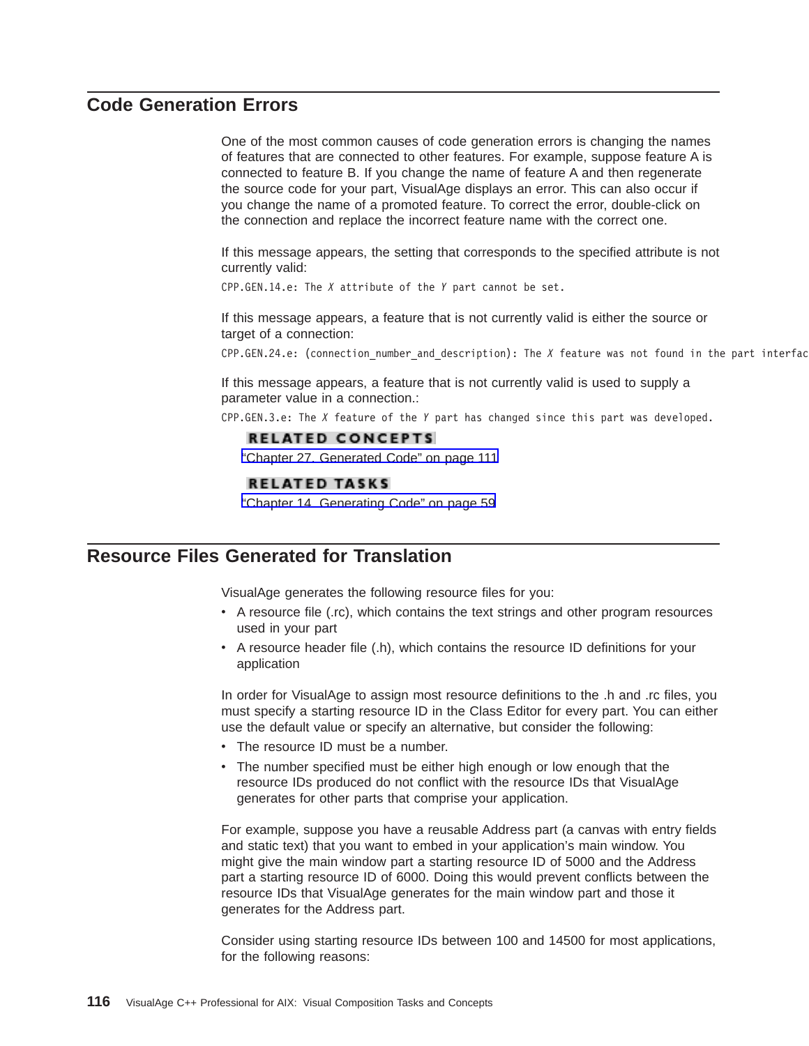## Code Generation Errors

One of the most common causes of code generation errors is changing the names of features that are connected to other features. For example, suppose feature A is connected to feature B. If you change the name of feature A and then regenerate the source code for your part, VisualAge displays an error. This can also occur if you change the name of a promoted feature. To correct the error, double-click on the connection and replace the incorrect feature name with the correct one.

If this message appears, the setting that corresponds to the specified attribute is not currently valid:

```
CPP.GEN.14.e: The X attribute of the Y part cannot be set.
```

If this message appears, a feature that is not currently valid is either the source or target of a connection:

```
CPP.GEN.24.e: (connection_number_and_description): The X feature was not found in the part interfac
```

If this message appears, a feature that is not currently valid is used to supply a parameter value in a connection.:

```
CPP.GEN.3.e: The X feature of the Y part has changed since this part was developed.
```

**RELATED CONCEPTS**

"Chapter 27. Generated Code" on page 111

**RELATED TASKS**

"Chapter 14. Generating Code" on page 59

## Resource Files Generated for Translation

VisualAge generates the following resource files for you:

- A resource file (.rc), which contains the text strings and other program resources used in your part
- A resource header file (.h), which contains the resource ID definitions for your application

In order for VisualAge to assign most resource definitions to the .h and .rc files, you must specify a starting resource ID in the Class Editor for every part. You can either use the default value or specify an alternative, but consider the following:

- The resource ID must be a number.
- The number specified must be either high enough or low enough that the resource IDs produced do not conflict with the resource IDs that VisualAge generates for other parts that comprise your application.

For example, suppose you have a reusable Address part (a canvas with entry fields and static text) that you want to embed in your application's main window. You might give the main window part a starting resource ID of 5000 and the Address part a starting resource ID of 6000. Doing this would prevent conflicts between the resource IDs that VisualAge generates for the main window part and those it generates for the Address part.

Consider using starting resource IDs between 100 and 14500 for most applications, for the following reasons: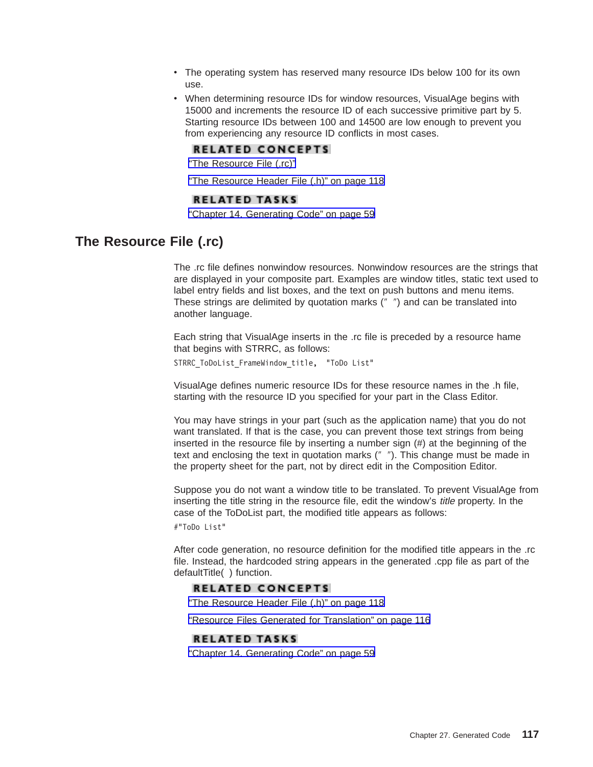- The operating system has reserved many resource IDs below 100 for its own use.
- When determining resource IDs for window resources, VisualAge begins with 15000 and increments the resource ID of each successive primitive part by 5. Starting resource IDs between 100 and 14500 are low enough to prevent you from experiencing any resource ID conflicts in most cases.

**RELATED CONCEPTS**

"The Resource File (.rc)"

"The Resource Header File (.h)" on page 118

**RELATED TASKS**

"Chapter 14. Generating Code" on page 59

## The Resource File (.rc)

The .rc file defines nonwindow resources. Nonwindow resources are the strings that are displayed in your composite part. Examples are window titles, static text used to label entry fields and list boxes, and the text on push buttons and menu items. These strings are delimited by quotation marks (" ") and can be translated into another language.

Each string that VisualAge inserts in the .rc file is preceded by a resource hame that begins with STRRC, as follows:

```
STRRC_ToDoList_FrameWindow_title,  "ToDo List"
```

VisualAge defines numeric resource IDs for these resource names in the .h file, starting with the resource ID you specified for your part in the Class Editor.

You may have strings in your part (such as the application name) that you do not want translated. If that is the case, you can prevent those text strings from being inserted in the resource file by inserting a number sign (#) at the beginning of the text and enclosing the text in quotation marks (" "). This change must be made in the property sheet for the part, not by direct edit in the Composition Editor.

Suppose you do not want a window title to be translated. To prevent VisualAge from inserting the title string in the resource file, edit the window's *title* property. In the case of the ToDoList part, the modified title appears as follows:

```
#"ToDo List"
```

After code generation, no resource definition for the modified title appears in the .rc file. Instead, the hardcoded string appears in the generated .cpp file as part of the defaultTitle( ) function.

**RELATED CONCEPTS**

"The Resource Header File (.h)" on page 118

"Resource Files Generated for Translation" on page 116

**RELATED TASKS**

"Chapter 14. Generating Code" on page 59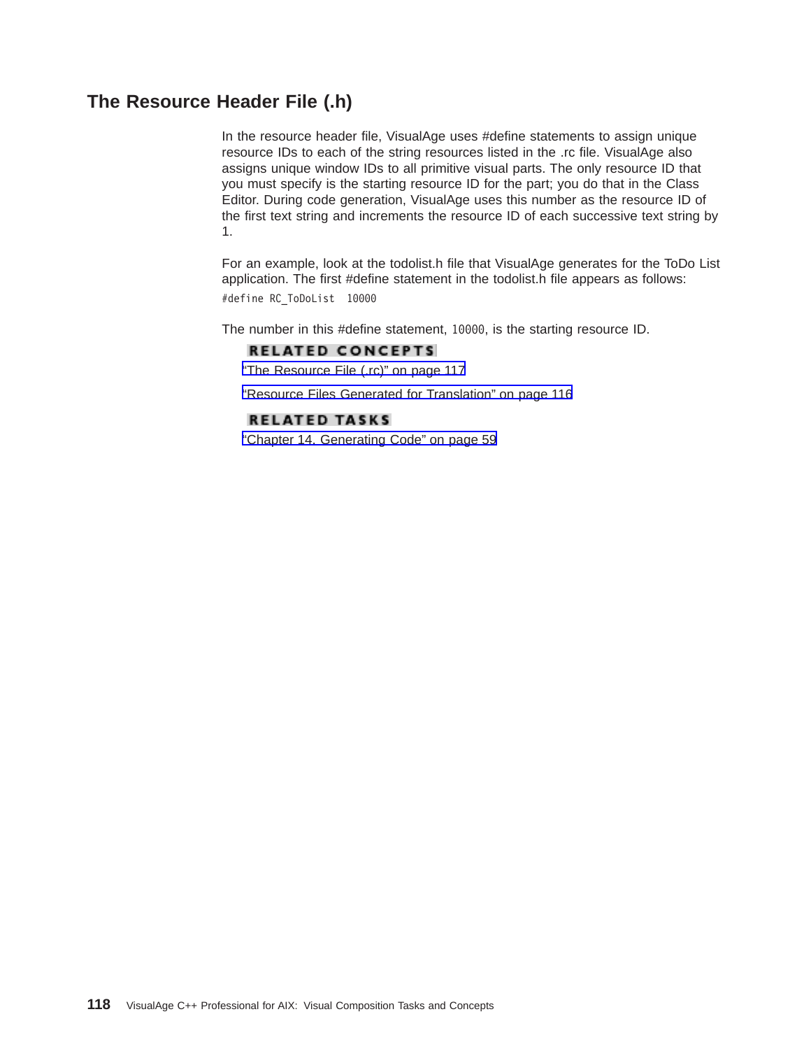## The Resource Header File (.h)

In the resource header file, VisualAge uses #define statements to assign unique resource IDs to each of the string resources listed in the .rc file. VisualAge also assigns unique window IDs to all primitive visual parts. The only resource ID that you must specify is the starting resource ID for the part; you do that in the Class Editor. During code generation, VisualAge uses this number as the resource ID of the first text string and increments the resource ID of each successive text string by 1.

For an example, look at the todolist.h file that VisualAge generates for the ToDo List application. The first #define statement in the todolist.h file appears as follows:

```
#define RC_ToDoList  10000
```

The number in this #define statement, `10000`, is the starting resource ID.

**RELATED CONCEPTS**

"The Resource File (.rc)" on page 117

"Resource Files Generated for Translation" on page 116

**RELATED TASKS**

"Chapter 14. Generating Code" on page 59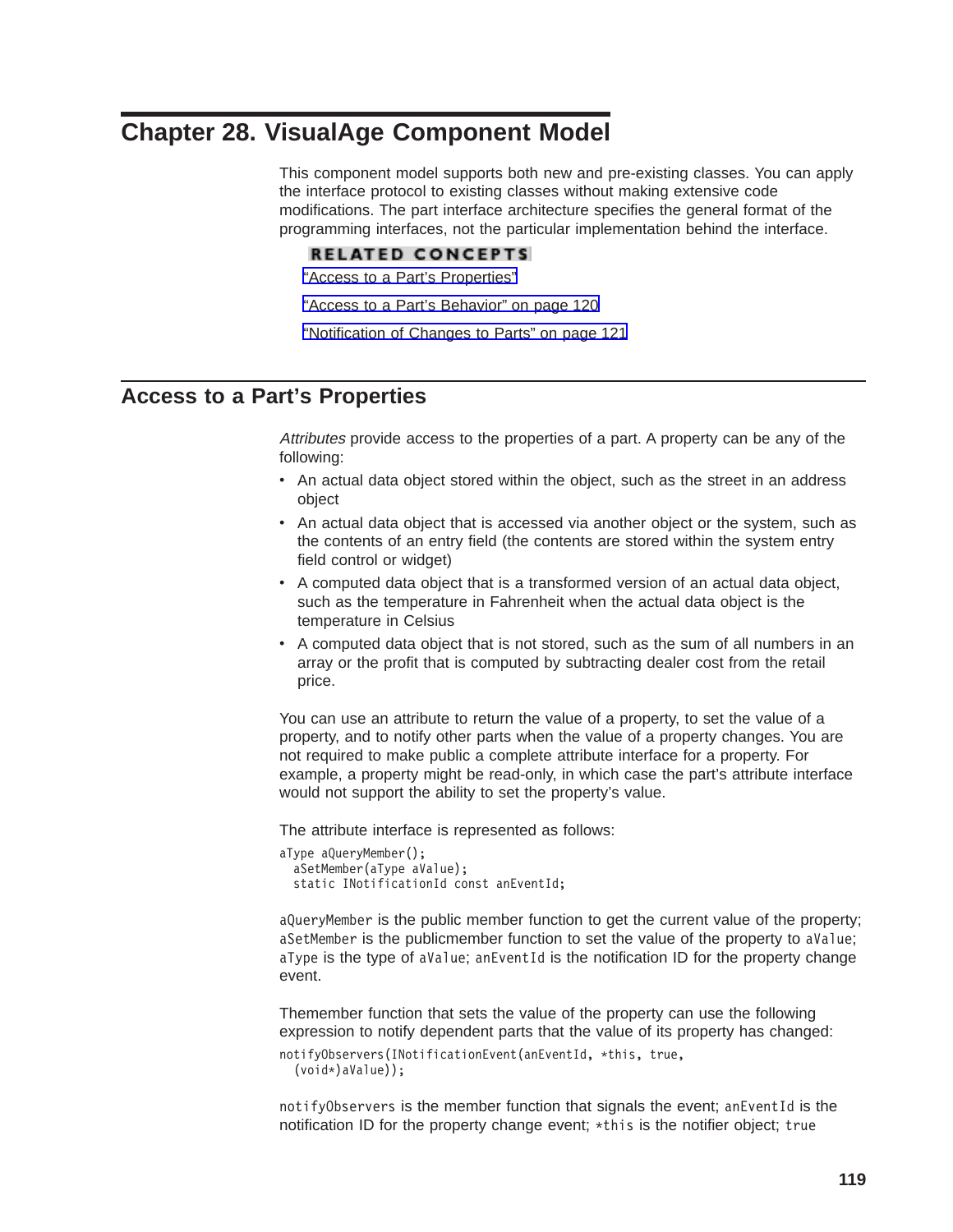# Chapter 28. VisualAge Component Model

This component model supports both new and pre-existing classes. You can apply the interface protocol to existing classes without making extensive code modifications. The part interface architecture specifies the general format of the programming interfaces, not the particular implementation behind the interface.

**RELATED CONCEPTS**

"Access to a Part's Properties"

"Access to a Part's Behavior" on page 120

"Notification of Changes to Parts" on page 121

## Access to a Part's Properties

*Attributes* provide access to the properties of a part. A property can be any of the following:

- An actual data object stored within the object, such as the street in an address object
- An actual data object that is accessed via another object or the system, such as the contents of an entry field (the contents are stored within the system entry field control or widget)
- A computed data object that is a transformed version of an actual data object, such as the temperature in Fahrenheit when the actual data object is the temperature in Celsius
- A computed data object that is not stored, such as the sum of all numbers in an array or the profit that is computed by subtracting dealer cost from the retail price.

You can use an attribute to return the value of a property, to set the value of a property, and to notify other parts when the value of a property changes. You are not required to make public a complete attribute interface for a property. For example, a property might be read-only, in which case the part's attribute interface would not support the ability to set the property's value.

The attribute interface is represented as follows:

```
aType aQueryMember();
  aSetMember(aType aValue);
  static INotificationId const anEventId;
```

`aQueryMember` is the public member function to get the current value of the property; `aSetMember` is the publicmember function to set the value of the property to `aValue`; `aType` is the type of `aValue`; `anEventId` is the notification ID for the property change event.

Themember function that sets the value of the property can use the following expression to notify dependent parts that the value of its property has changed:

```
notifyObservers(INotificationEvent(anEventId, *this, true,
  (void*)aValue));
```

`notifyObservers` is the member function that signals the event; `anEventId` is the notification ID for the property change event; `*this` is the notifier object; `true`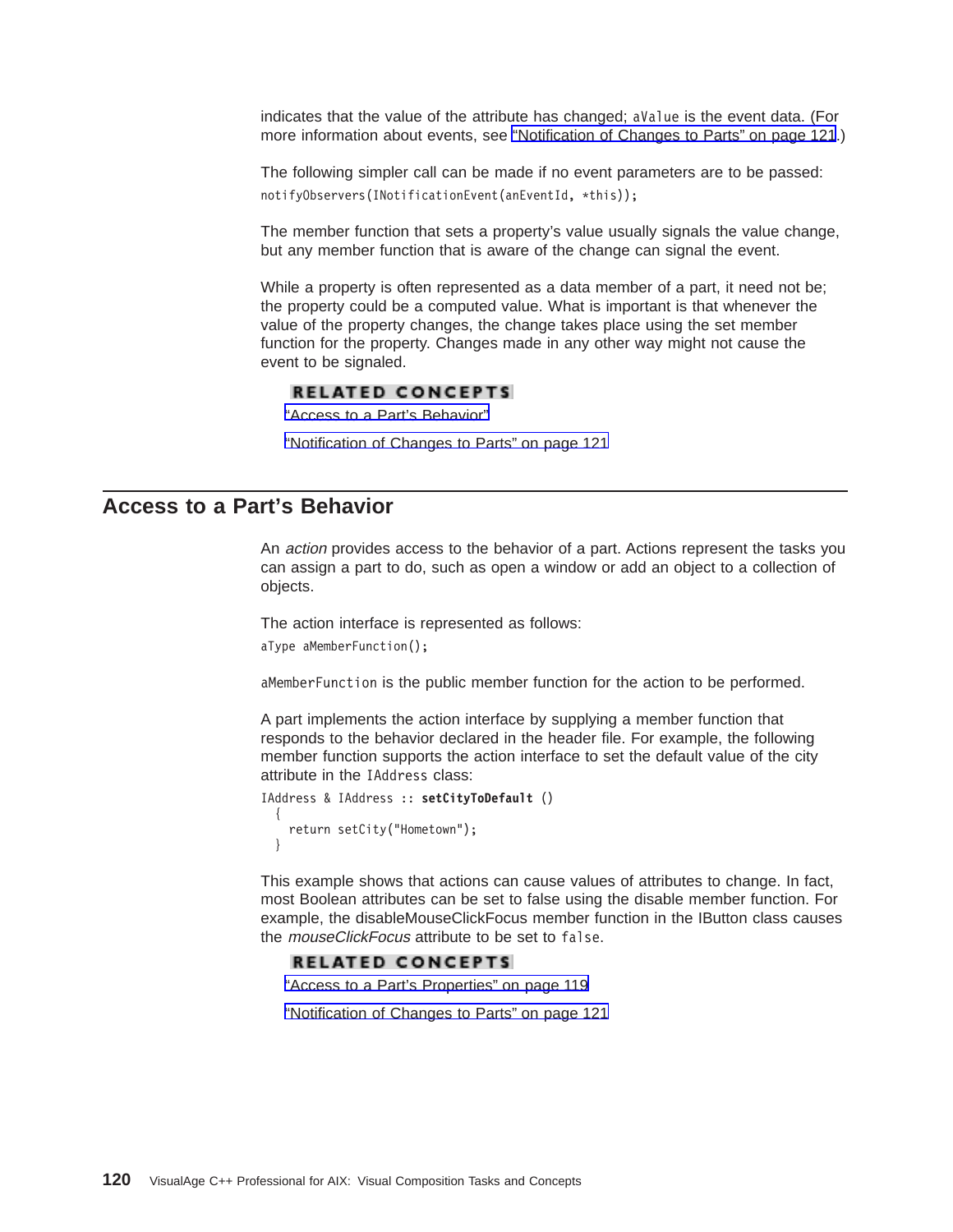indicates that the value of the attribute has changed; `aValue` is the event data. (For more information about events, see "Notification of Changes to Parts" on page 121.)

The following simpler call can be made if no event parameters are to be passed:

```
notifyObservers(INotificationEvent(anEventId, *this));
```

The member function that sets a property's value usually signals the value change, but any member function that is aware of the change can signal the event.

While a property is often represented as a data member of a part, it need not be; the property could be a computed value. What is important is that whenever the value of the property changes, the change takes place using the set member function for the property. Changes made in any other way might not cause the event to be signaled.

**RELATED CONCEPTS**

"Access to a Part's Behavior"

"Notification of Changes to Parts" on page 121

## Access to a Part's Behavior

An *action* provides access to the behavior of a part. Actions represent the tasks you can assign a part to do, such as open a window or add an object to a collection of objects.

The action interface is represented as follows:

```
aType aMemberFunction();
```

`aMemberFunction` is the public member function for the action to be performed.

A part implements the action interface by supplying a member function that responds to the behavior declared in the header file. For example, the following member function supports the action interface to set the default value of the city attribute in the `IAddress` class:

```
IAddress & IAddress :: setCityToDefault ()
  {
    return setCity("Hometown");
  }
```

This example shows that actions can cause values of attributes to change. In fact, most Boolean attributes can be set to false using the disable member function. For example, the disableMouseClickFocus member function in the IButton class causes the *mouseClickFocus* attribute to be set to `false`.

**RELATED CONCEPTS**

"Access to a Part's Properties" on page 119

"Notification of Changes to Parts" on page 121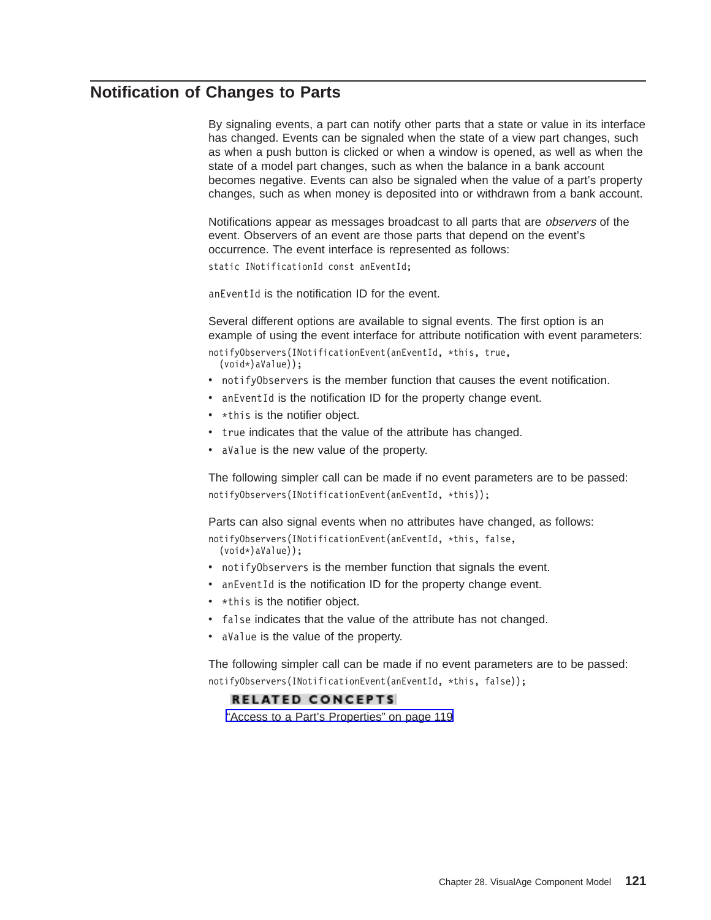## Notification of Changes to Parts

By signaling events, a part can notify other parts that a state or value in its interface has changed. Events can be signaled when the state of a view part changes, such as when a push button is clicked or when a window is opened, as well as when the state of a model part changes, such as when the balance in a bank account becomes negative. Events can also be signaled when the value of a part's property changes, such as when money is deposited into or withdrawn from a bank account.

Notifications appear as messages broadcast to all parts that are *observers* of the event. Observers of an event are those parts that depend on the event's occurrence. The event interface is represented as follows:

```
static INotificationId const anEventId;
```

`anEventId` is the notification ID for the event.

Several different options are available to signal events. The first option is an example of using the event interface for attribute notification with event parameters:

```
notifyObservers(INotificationEvent(anEventId, *this, true,
  (void*)aValue));
```

- `notifyObservers` is the member function that causes the event notification.
- `anEventId` is the notification ID for the property change event.
- `*this` is the notifier object.
- `true` indicates that the value of the attribute has changed.
- `aValue` is the new value of the property.

The following simpler call can be made if no event parameters are to be passed:

```
notifyObservers(INotificationEvent(anEventId, *this));
```

Parts can also signal events when no attributes have changed, as follows:

```
notifyObservers(INotificationEvent(anEventId, *this, false,
  (void*)aValue));
```

- `notifyObservers` is the member function that signals the event.
- `anEventId` is the notification ID for the property change event.
- `*this` is the notifier object.
- `false` indicates that the value of the attribute has not changed.
- `aValue` is the value of the property.

The following simpler call can be made if no event parameters are to be passed:

```
notifyObservers(INotificationEvent(anEventId, *this, false));
```

**RELATED CONCEPTS**

"Access to a Part's Properties" on page 119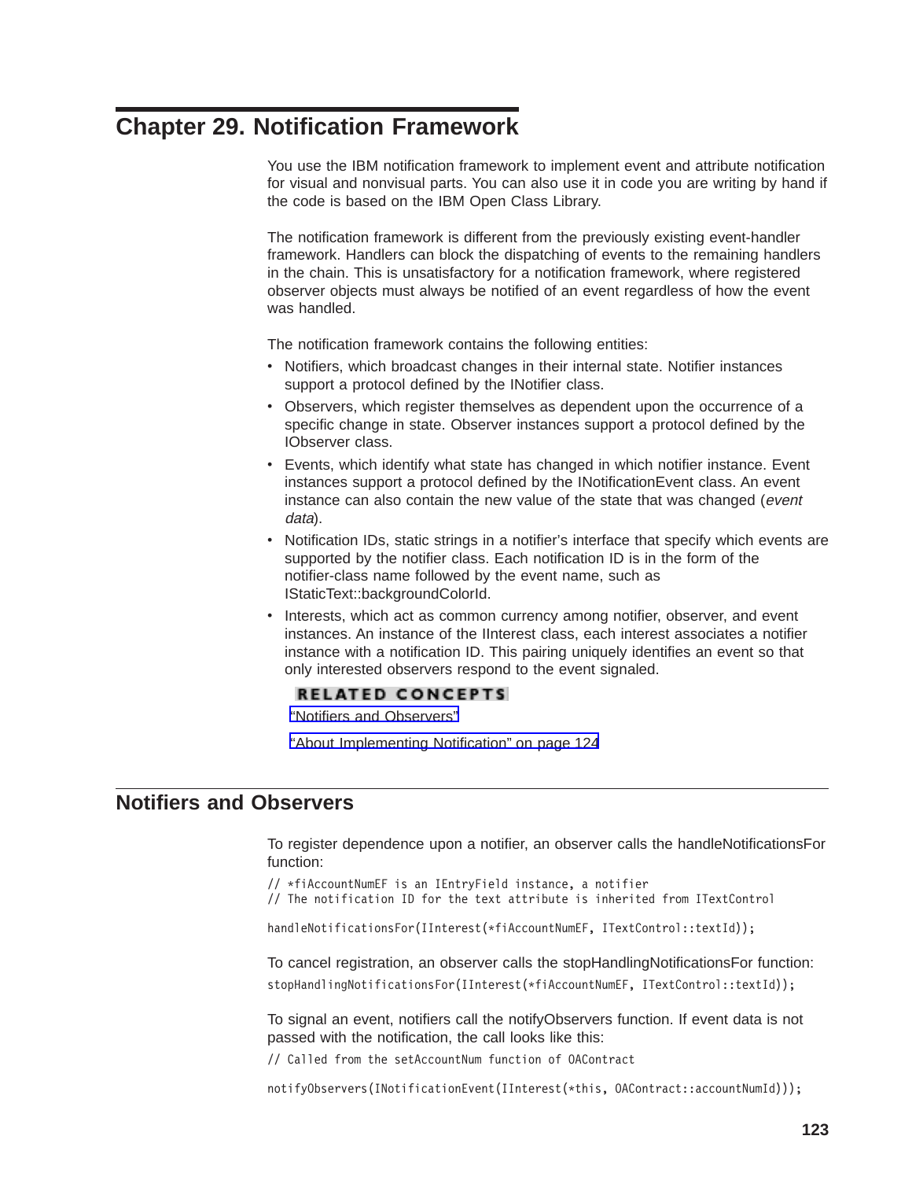# Chapter 29. Notification Framework

You use the IBM notification framework to implement event and attribute notification for visual and nonvisual parts. You can also use it in code you are writing by hand if the code is based on the IBM Open Class Library.

The notification framework is different from the previously existing event-handler framework. Handlers can block the dispatching of events to the remaining handlers in the chain. This is unsatisfactory for a notification framework, where registered observer objects must always be notified of an event regardless of how the event was handled.

The notification framework contains the following entities:

- Notifiers, which broadcast changes in their internal state. Notifier instances support a protocol defined by the INotifier class.
- Observers, which register themselves as dependent upon the occurrence of a specific change in state. Observer instances support a protocol defined by the IObserver class.
- Events, which identify what state has changed in which notifier instance. Event instances support a protocol defined by the INotificationEvent class. An event instance can also contain the new value of the state that was changed (*event data*).
- Notification IDs, static strings in a notifier's interface that specify which events are supported by the notifier class. Each notification ID is in the form of the notifier-class name followed by the event name, such as IStaticText::backgroundColorId.
- Interests, which act as common currency among notifier, observer, and event instances. An instance of the IInterest class, each interest associates a notifier instance with a notification ID. This pairing uniquely identifies an event so that only interested observers respond to the event signaled.

**RELATED CONCEPTS**

"Notifiers and Observers"

"About Implementing Notification" on page 124

## Notifiers and Observers

To register dependence upon a notifier, an observer calls the handleNotificationsFor function:

```
// *fiAccountNumEF is an IEntryField instance, a notifier
// The notification ID for the text attribute is inherited from ITextControl

handleNotificationsFor(IInterest(*fiAccountNumEF, ITextControl::textId));
```

To cancel registration, an observer calls the stopHandlingNotificationsFor function:

```
stopHandlingNotificationsFor(IInterest(*fiAccountNumEF, ITextControl::textId));
```

To signal an event, notifiers call the notifyObservers function. If event data is not passed with the notification, the call looks like this:

```
// Called from the setAccountNum function of OAContract

notifyObservers(INotificationEvent(IInterest(*this, OAContract::accountNumId)));
```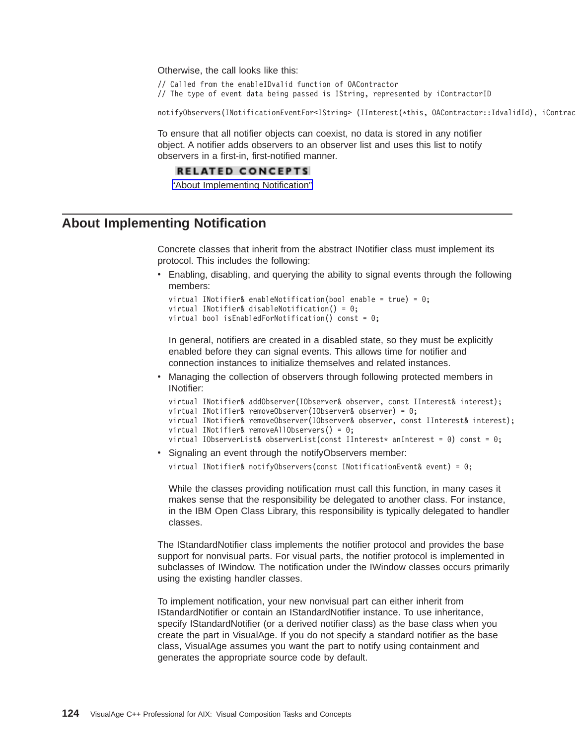Otherwise, the call looks like this:

```
// Called from the enableIDvalid function of OAContractor
// The type of event data being passed is IString, represented by iContractorID

notifyObservers(INotificationEventFor<IString> (IInterest(*this, OAContractor::IdvalidId), iContrac
```

To ensure that all notifier objects can coexist, no data is stored in any notifier object. A notifier adds observers to an observer list and uses this list to notify observers in a first-in, first-notified manner.

**RELATED CONCEPTS**

"About Implementing Notification"

## About Implementing Notification

Concrete classes that inherit from the abstract INotifier class must implement its protocol. This includes the following:

- Enabling, disabling, and querying the ability to signal events through the following members:

  ```
  virtual INotifier& enableNotification(bool enable = true) = 0;
  virtual INotifier& disableNotification() = 0;
  virtual bool isEnabledForNotification() const = 0;
  ```

  In general, notifiers are created in a disabled state, so they must be explicitly enabled before they can signal events. This allows time for notifier and connection instances to initialize themselves and related instances.

- Managing the collection of observers through following protected members in INotifier:

  ```
  virtual INotifier& addObserver(IObserver& observer, const IInterest& interest);
  virtual INotifier& removeObserver(IObserver& observer) = 0;
  virtual INotifier& removeObserver(IObserver& observer, const IInterest& interest);
  virtual INotifier& removeAllObservers() = 0;
  virtual IObserverList& observerList(const IInterest* anInterest = 0) const = 0;
  ```

- Signaling an event through the notifyObservers member:

  ```
  virtual INotifier& notifyObservers(const INotificationEvent& event) = 0;
  ```

  While the classes providing notification must call this function, in many cases it makes sense that the responsibility be delegated to another class. For instance, in the IBM Open Class Library, this responsibility is typically delegated to handler classes.

The IStandardNotifier class implements the notifier protocol and provides the base support for nonvisual parts. For visual parts, the notifier protocol is implemented in subclasses of IWindow. The notification under the IWindow classes occurs primarily using the existing handler classes.

To implement notification, your new nonvisual part can either inherit from IStandardNotifier or contain an IStandardNotifier instance. To use inheritance, specify IStandardNotifier (or a derived notifier class) as the base class when you create the part in VisualAge. If you do not specify a standard notifier as the base class, VisualAge assumes you want the part to notify using containment and generates the appropriate source code by default.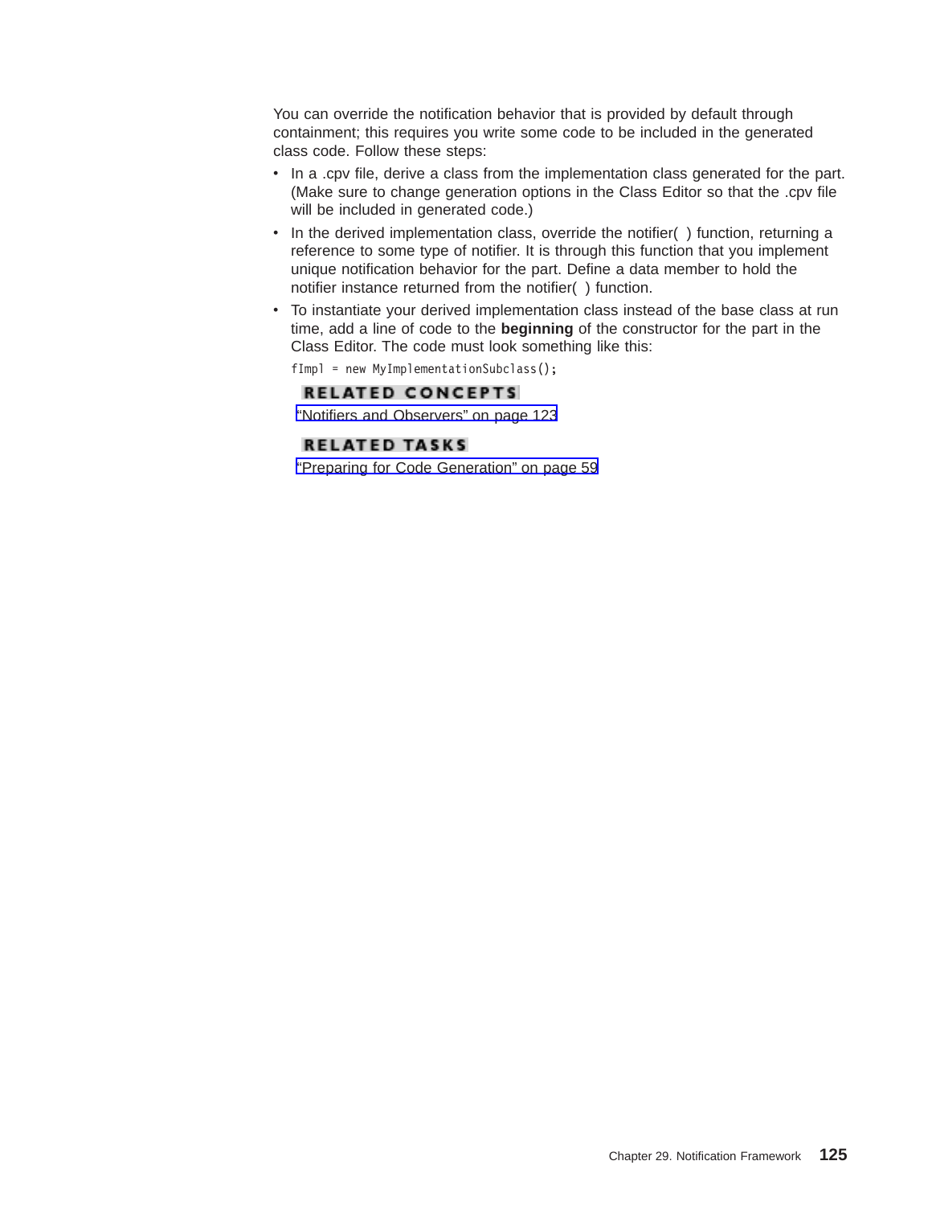You can override the notification behavior that is provided by default through containment; this requires you write some code to be included in the generated class code. Follow these steps:

- In a .cpv file, derive a class from the implementation class generated for the part. (Make sure to change generation options in the Class Editor so that the .cpv file will be included in generated code.)
- In the derived implementation class, override the notifier( ) function, returning a reference to some type of notifier. It is through this function that you implement unique notification behavior for the part. Define a data member to hold the notifier instance returned from the notifier( ) function.
- To instantiate your derived implementation class instead of the base class at run time, add a line of code to the **beginning** of the constructor for the part in the Class Editor. The code must look something like this:

```
fImpl = new MyImplementationSubclass();
```

**RELATED CONCEPTS**

"Notifiers and Observers" on page 123

**RELATED TASKS**

"Preparing for Code Generation" on page 59